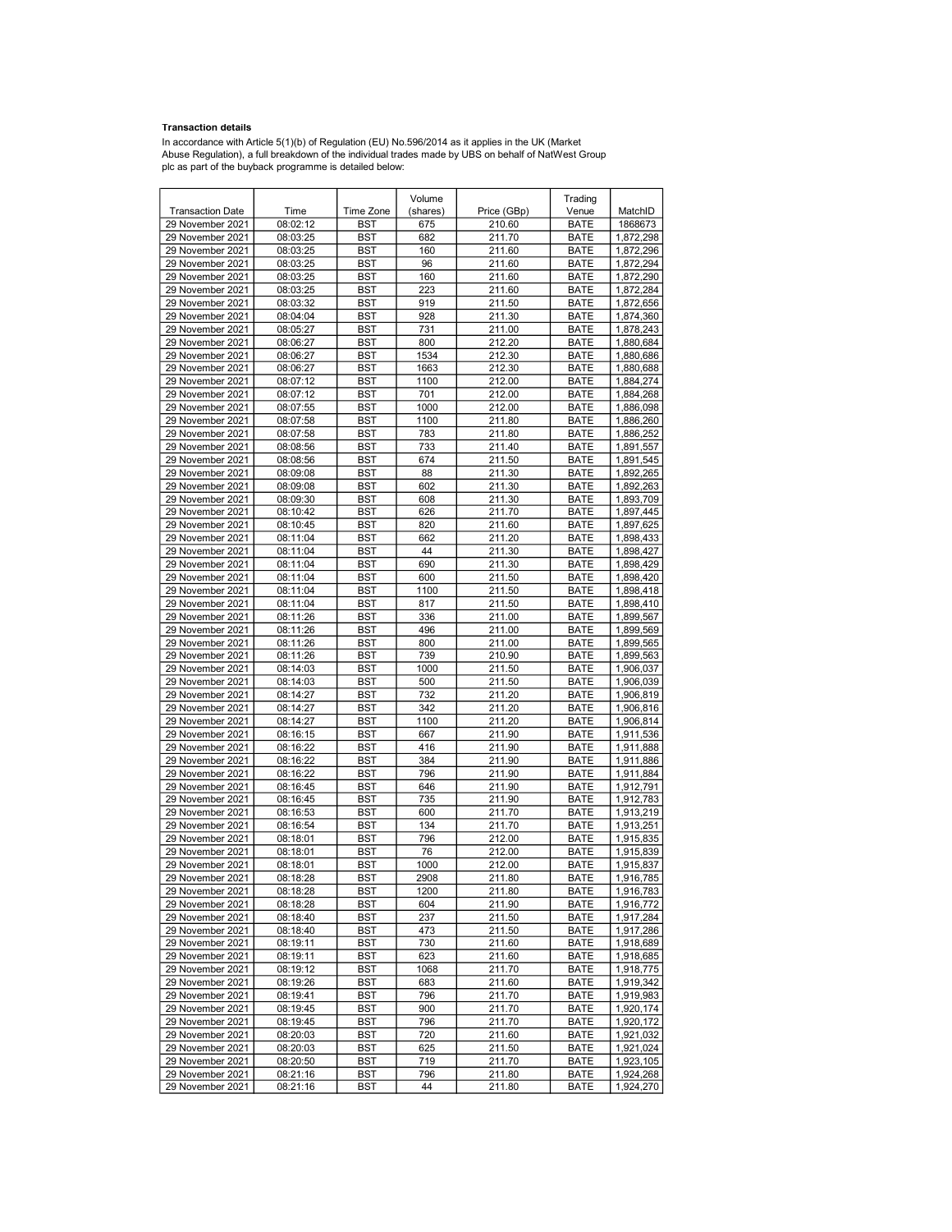**Transaction details**

In accordance with Article 5(1)(b) of Regulation (EU) No.596/2014 as it applies in the UK (Market Abuse Regulation), a full breakdown of the individual trades made by UBS on behalf of NatWest Group plc as part of the buyback programme is detailed below:

| Transaction Date | Time | Time Zone | Volume (shares) | Price (GBp) | Trading Venue | MatchID |
|---|---|---|---|---|---|---|
| 29 November 2021 | 08:02:12 | BST | 675 | 210.60 | BATE | 1868673 |
| 29 November 2021 | 08:03:25 | BST | 682 | 211.70 | BATE | 1,872,298 |
| 29 November 2021 | 08:03:25 | BST | 160 | 211.60 | BATE | 1,872,296 |
| 29 November 2021 | 08:03:25 | BST | 96 | 211.60 | BATE | 1,872,294 |
| 29 November 2021 | 08:03:25 | BST | 160 | 211.60 | BATE | 1,872,290 |
| 29 November 2021 | 08:03:25 | BST | 223 | 211.60 | BATE | 1,872,284 |
| 29 November 2021 | 08:03:32 | BST | 919 | 211.50 | BATE | 1,872,656 |
| 29 November 2021 | 08:04:04 | BST | 928 | 211.30 | BATE | 1,874,360 |
| 29 November 2021 | 08:05:27 | BST | 731 | 211.00 | BATE | 1,878,243 |
| 29 November 2021 | 08:06:27 | BST | 800 | 212.20 | BATE | 1,880,684 |
| 29 November 2021 | 08:06:27 | BST | 1534 | 212.30 | BATE | 1,880,686 |
| 29 November 2021 | 08:06:27 | BST | 1663 | 212.30 | BATE | 1,880,688 |
| 29 November 2021 | 08:07:12 | BST | 1100 | 212.00 | BATE | 1,884,274 |
| 29 November 2021 | 08:07:12 | BST | 701 | 212.00 | BATE | 1,884,268 |
| 29 November 2021 | 08:07:55 | BST | 1000 | 212.00 | BATE | 1,886,098 |
| 29 November 2021 | 08:07:58 | BST | 1100 | 211.80 | BATE | 1,886,260 |
| 29 November 2021 | 08:07:58 | BST | 783 | 211.80 | BATE | 1,886,252 |
| 29 November 2021 | 08:08:56 | BST | 733 | 211.40 | BATE | 1,891,557 |
| 29 November 2021 | 08:08:56 | BST | 674 | 211.50 | BATE | 1,891,545 |
| 29 November 2021 | 08:09:08 | BST | 88 | 211.30 | BATE | 1,892,265 |
| 29 November 2021 | 08:09:08 | BST | 602 | 211.30 | BATE | 1,892,263 |
| 29 November 2021 | 08:09:30 | BST | 608 | 211.30 | BATE | 1,893,709 |
| 29 November 2021 | 08:10:42 | BST | 626 | 211.70 | BATE | 1,897,445 |
| 29 November 2021 | 08:10:45 | BST | 820 | 211.60 | BATE | 1,897,625 |
| 29 November 2021 | 08:11:04 | BST | 662 | 211.20 | BATE | 1,898,433 |
| 29 November 2021 | 08:11:04 | BST | 44 | 211.30 | BATE | 1,898,427 |
| 29 November 2021 | 08:11:04 | BST | 690 | 211.30 | BATE | 1,898,429 |
| 29 November 2021 | 08:11:04 | BST | 600 | 211.50 | BATE | 1,898,420 |
| 29 November 2021 | 08:11:04 | BST | 1100 | 211.50 | BATE | 1,898,418 |
| 29 November 2021 | 08:11:04 | BST | 817 | 211.50 | BATE | 1,898,410 |
| 29 November 2021 | 08:11:26 | BST | 336 | 211.00 | BATE | 1,899,567 |
| 29 November 2021 | 08:11:26 | BST | 496 | 211.00 | BATE | 1,899,569 |
| 29 November 2021 | 08:11:26 | BST | 800 | 211.00 | BATE | 1,899,565 |
| 29 November 2021 | 08:11:26 | BST | 739 | 210.90 | BATE | 1,899,563 |
| 29 November 2021 | 08:14:03 | BST | 1000 | 211.50 | BATE | 1,906,037 |
| 29 November 2021 | 08:14:03 | BST | 500 | 211.50 | BATE | 1,906,039 |
| 29 November 2021 | 08:14:27 | BST | 732 | 211.20 | BATE | 1,906,819 |
| 29 November 2021 | 08:14:27 | BST | 342 | 211.20 | BATE | 1,906,816 |
| 29 November 2021 | 08:14:27 | BST | 1100 | 211.20 | BATE | 1,906,814 |
| 29 November 2021 | 08:16:15 | BST | 667 | 211.90 | BATE | 1,911,536 |
| 29 November 2021 | 08:16:22 | BST | 416 | 211.90 | BATE | 1,911,888 |
| 29 November 2021 | 08:16:22 | BST | 384 | 211.90 | BATE | 1,911,886 |
| 29 November 2021 | 08:16:22 | BST | 796 | 211.90 | BATE | 1,911,884 |
| 29 November 2021 | 08:16:45 | BST | 646 | 211.90 | BATE | 1,912,791 |
| 29 November 2021 | 08:16:45 | BST | 735 | 211.90 | BATE | 1,912,783 |
| 29 November 2021 | 08:16:53 | BST | 600 | 211.70 | BATE | 1,913,219 |
| 29 November 2021 | 08:16:54 | BST | 134 | 211.70 | BATE | 1,913,251 |
| 29 November 2021 | 08:18:01 | BST | 796 | 212.00 | BATE | 1,915,835 |
| 29 November 2021 | 08:18:01 | BST | 76 | 212.00 | BATE | 1,915,839 |
| 29 November 2021 | 08:18:01 | BST | 1000 | 212.00 | BATE | 1,915,837 |
| 29 November 2021 | 08:18:28 | BST | 2908 | 211.80 | BATE | 1,916,785 |
| 29 November 2021 | 08:18:28 | BST | 1200 | 211.80 | BATE | 1,916,783 |
| 29 November 2021 | 08:18:28 | BST | 604 | 211.90 | BATE | 1,916,772 |
| 29 November 2021 | 08:18:40 | BST | 237 | 211.50 | BATE | 1,917,284 |
| 29 November 2021 | 08:18:40 | BST | 473 | 211.50 | BATE | 1,917,286 |
| 29 November 2021 | 08:19:11 | BST | 730 | 211.60 | BATE | 1,918,689 |
| 29 November 2021 | 08:19:11 | BST | 623 | 211.60 | BATE | 1,918,685 |
| 29 November 2021 | 08:19:12 | BST | 1068 | 211.70 | BATE | 1,918,775 |
| 29 November 2021 | 08:19:26 | BST | 683 | 211.60 | BATE | 1,919,342 |
| 29 November 2021 | 08:19:41 | BST | 796 | 211.70 | BATE | 1,919,983 |
| 29 November 2021 | 08:19:45 | BST | 900 | 211.70 | BATE | 1,920,174 |
| 29 November 2021 | 08:19:45 | BST | 796 | 211.70 | BATE | 1,920,172 |
| 29 November 2021 | 08:20:03 | BST | 720 | 211.60 | BATE | 1,921,032 |
| 29 November 2021 | 08:20:03 | BST | 625 | 211.50 | BATE | 1,921,024 |
| 29 November 2021 | 08:20:50 | BST | 719 | 211.70 | BATE | 1,923,105 |
| 29 November 2021 | 08:21:16 | BST | 796 | 211.80 | BATE | 1,924,268 |
| 29 November 2021 | 08:21:16 | BST | 44 | 211.80 | BATE | 1,924,270 |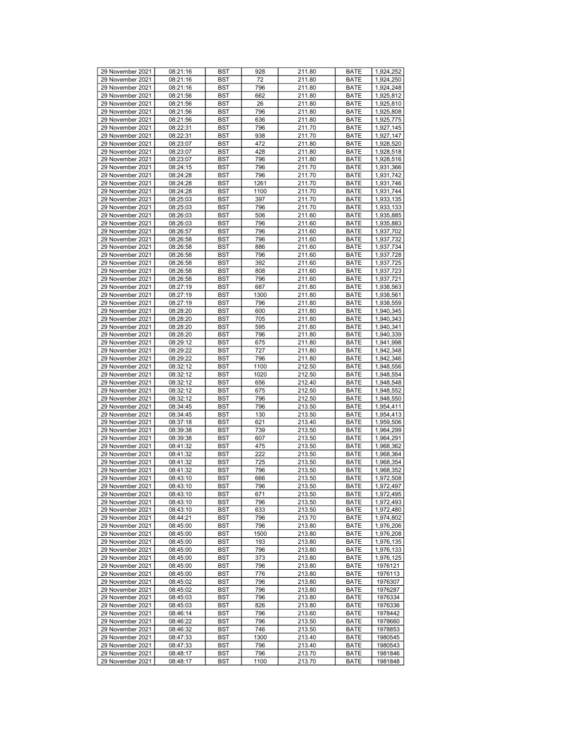| 29 November 2021 | 08:21:16 | BST | 928 | 211.80 | BATE | 1,924,252 |
|---|---|---|---|---|---|---|
| 29 November 2021 | 08:21:16 | BST | 72 | 211.80 | BATE | 1,924,250 |
| 29 November 2021 | 08:21:16 | BST | 796 | 211.80 | BATE | 1,924,248 |
| 29 November 2021 | 08:21:56 | BST | 662 | 211.80 | BATE | 1,925,812 |
| 29 November 2021 | 08:21:56 | BST | 26 | 211.80 | BATE | 1,925,810 |
| 29 November 2021 | 08:21:56 | BST | 796 | 211.80 | BATE | 1,925,808 |
| 29 November 2021 | 08:21:56 | BST | 636 | 211.80 | BATE | 1,925,775 |
| 29 November 2021 | 08:22:31 | BST | 796 | 211.70 | BATE | 1,927,145 |
| 29 November 2021 | 08:22:31 | BST | 938 | 211.70 | BATE | 1,927,147 |
| 29 November 2021 | 08:23:07 | BST | 472 | 211.80 | BATE | 1,928,520 |
| 29 November 2021 | 08:23:07 | BST | 428 | 211.80 | BATE | 1,928,518 |
| 29 November 2021 | 08:23:07 | BST | 796 | 211.80 | BATE | 1,928,516 |
| 29 November 2021 | 08:24:15 | BST | 796 | 211.70 | BATE | 1,931,366 |
| 29 November 2021 | 08:24:28 | BST | 796 | 211.70 | BATE | 1,931,742 |
| 29 November 2021 | 08:24:28 | BST | 1261 | 211.70 | BATE | 1,931,746 |
| 29 November 2021 | 08:24:28 | BST | 1100 | 211.70 | BATE | 1,931,744 |
| 29 November 2021 | 08:25:03 | BST | 397 | 211.70 | BATE | 1,933,135 |
| 29 November 2021 | 08:25:03 | BST | 796 | 211.70 | BATE | 1,933,133 |
| 29 November 2021 | 08:26:03 | BST | 506 | 211.60 | BATE | 1,935,885 |
| 29 November 2021 | 08:26:03 | BST | 796 | 211.60 | BATE | 1,935,883 |
| 29 November 2021 | 08:26:57 | BST | 796 | 211.60 | BATE | 1,937,702 |
| 29 November 2021 | 08:26:58 | BST | 796 | 211.60 | BATE | 1,937,732 |
| 29 November 2021 | 08:26:58 | BST | 886 | 211.60 | BATE | 1,937,734 |
| 29 November 2021 | 08:26:58 | BST | 796 | 211.60 | BATE | 1,937,728 |
| 29 November 2021 | 08:26:58 | BST | 392 | 211.60 | BATE | 1,937,725 |
| 29 November 2021 | 08:26:58 | BST | 808 | 211.60 | BATE | 1,937,723 |
| 29 November 2021 | 08:26:58 | BST | 796 | 211.60 | BATE | 1,937,721 |
| 29 November 2021 | 08:27:19 | BST | 687 | 211.80 | BATE | 1,938,563 |
| 29 November 2021 | 08:27:19 | BST | 1300 | 211.80 | BATE | 1,938,561 |
| 29 November 2021 | 08:27:19 | BST | 796 | 211.80 | BATE | 1,938,559 |
| 29 November 2021 | 08:28:20 | BST | 600 | 211.80 | BATE | 1,940,345 |
| 29 November 2021 | 08:28:20 | BST | 705 | 211.80 | BATE | 1,940,343 |
| 29 November 2021 | 08:28:20 | BST | 595 | 211.80 | BATE | 1,940,341 |
| 29 November 2021 | 08:28:20 | BST | 796 | 211.80 | BATE | 1,940,339 |
| 29 November 2021 | 08:29:12 | BST | 675 | 211.80 | BATE | 1,941,998 |
| 29 November 2021 | 08:29:22 | BST | 727 | 211.80 | BATE | 1,942,348 |
| 29 November 2021 | 08:29:22 | BST | 796 | 211.80 | BATE | 1,942,346 |
| 29 November 2021 | 08:32:12 | BST | 1100 | 212.50 | BATE | 1,948,556 |
| 29 November 2021 | 08:32:12 | BST | 1020 | 212.50 | BATE | 1,948,554 |
| 29 November 2021 | 08:32:12 | BST | 656 | 212.40 | BATE | 1,948,548 |
| 29 November 2021 | 08:32:12 | BST | 675 | 212.50 | BATE | 1,948,552 |
| 29 November 2021 | 08:32:12 | BST | 796 | 212.50 | BATE | 1,948,550 |
| 29 November 2021 | 08:34:45 | BST | 796 | 213.50 | BATE | 1,954,411 |
| 29 November 2021 | 08:34:45 | BST | 130 | 213.50 | BATE | 1,954,413 |
| 29 November 2021 | 08:37:18 | BST | 621 | 213.40 | BATE | 1,959,506 |
| 29 November 2021 | 08:39:38 | BST | 739 | 213.50 | BATE | 1,964,299 |
| 29 November 2021 | 08:39:38 | BST | 607 | 213.50 | BATE | 1,964,291 |
| 29 November 2021 | 08:41:32 | BST | 475 | 213.50 | BATE | 1,968,362 |
| 29 November 2021 | 08:41:32 | BST | 222 | 213.50 | BATE | 1,968,364 |
| 29 November 2021 | 08:41:32 | BST | 725 | 213.50 | BATE | 1,968,354 |
| 29 November 2021 | 08:41:32 | BST | 796 | 213.50 | BATE | 1,968,352 |
| 29 November 2021 | 08:43:10 | BST | 666 | 213.50 | BATE | 1,972,508 |
| 29 November 2021 | 08:43:10 | BST | 796 | 213.50 | BATE | 1,972,497 |
| 29 November 2021 | 08:43:10 | BST | 671 | 213.50 | BATE | 1,972,495 |
| 29 November 2021 | 08:43:10 | BST | 796 | 213.50 | BATE | 1,972,493 |
| 29 November 2021 | 08:43:10 | BST | 633 | 213.50 | BATE | 1,972,480 |
| 29 November 2021 | 08:44:21 | BST | 796 | 213.70 | BATE | 1,974,802 |
| 29 November 2021 | 08:45:00 | BST | 796 | 213.80 | BATE | 1,976,206 |
| 29 November 2021 | 08:45:00 | BST | 1500 | 213.80 | BATE | 1,976,208 |
| 29 November 2021 | 08:45:00 | BST | 193 | 213.80 | BATE | 1,976,135 |
| 29 November 2021 | 08:45:00 | BST | 796 | 213.80 | BATE | 1,976,133 |
| 29 November 2021 | 08:45:00 | BST | 373 | 213.80 | BATE | 1,976,125 |
| 29 November 2021 | 08:45:00 | BST | 796 | 213.80 | BATE | 1976121 |
| 29 November 2021 | 08:45:00 | BST | 776 | 213.80 | BATE | 1976113 |
| 29 November 2021 | 08:45:02 | BST | 796 | 213.80 | BATE | 1976307 |
| 29 November 2021 | 08:45:02 | BST | 796 | 213.80 | BATE | 1976287 |
| 29 November 2021 | 08:45:03 | BST | 796 | 213.80 | BATE | 1976334 |
| 29 November 2021 | 08:45:03 | BST | 826 | 213.80 | BATE | 1976336 |
| 29 November 2021 | 08:46:14 | BST | 796 | 213.60 | BATE | 1978442 |
| 29 November 2021 | 08:46:22 | BST | 796 | 213.50 | BATE | 1978660 |
| 29 November 2021 | 08:46:32 | BST | 746 | 213.50 | BATE | 1978853 |
| 29 November 2021 | 08:47:33 | BST | 1300 | 213.40 | BATE | 1980545 |
| 29 November 2021 | 08:47:33 | BST | 796 | 213.40 | BATE | 1980543 |
| 29 November 2021 | 08:48:17 | BST | 796 | 213.70 | BATE | 1981846 |
| 29 November 2021 | 08:48:17 | BST | 1100 | 213.70 | BATE | 1981848 |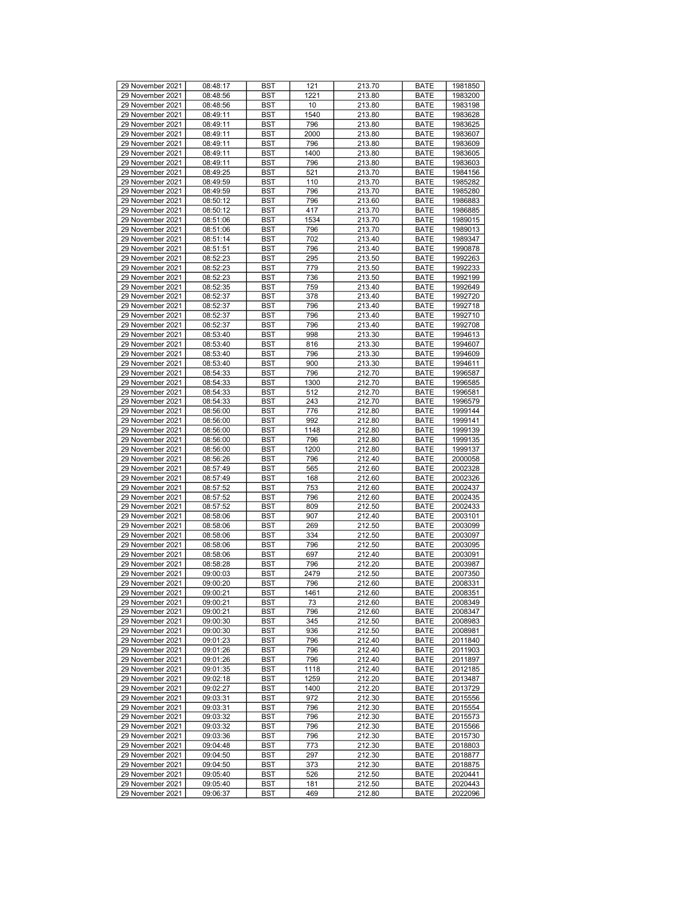| 29 November 2021 | 08:48:17 | BST | 121 | 213.70 | BATE | 1981850 |
|---|---|---|---|---|---|---|
| 29 November 2021 | 08:48:56 | BST | 1221 | 213.80 | BATE | 1983200 |
| 29 November 2021 | 08:48:56 | BST | 10 | 213.80 | BATE | 1983198 |
| 29 November 2021 | 08:49:11 | BST | 1540 | 213.80 | BATE | 1983628 |
| 29 November 2021 | 08:49:11 | BST | 796 | 213.80 | BATE | 1983625 |
| 29 November 2021 | 08:49:11 | BST | 2000 | 213.80 | BATE | 1983607 |
| 29 November 2021 | 08:49:11 | BST | 796 | 213.80 | BATE | 1983609 |
| 29 November 2021 | 08:49:11 | BST | 1400 | 213.80 | BATE | 1983605 |
| 29 November 2021 | 08:49:11 | BST | 796 | 213.80 | BATE | 1983603 |
| 29 November 2021 | 08:49:25 | BST | 521 | 213.70 | BATE | 1984156 |
| 29 November 2021 | 08:49:59 | BST | 110 | 213.70 | BATE | 1985282 |
| 29 November 2021 | 08:49:59 | BST | 796 | 213.70 | BATE | 1985280 |
| 29 November 2021 | 08:50:12 | BST | 796 | 213.60 | BATE | 1986883 |
| 29 November 2021 | 08:50:12 | BST | 417 | 213.70 | BATE | 1986885 |
| 29 November 2021 | 08:51:06 | BST | 1534 | 213.70 | BATE | 1989015 |
| 29 November 2021 | 08:51:06 | BST | 796 | 213.70 | BATE | 1989013 |
| 29 November 2021 | 08:51:14 | BST | 702 | 213.40 | BATE | 1989347 |
| 29 November 2021 | 08:51:51 | BST | 796 | 213.40 | BATE | 1990878 |
| 29 November 2021 | 08:52:23 | BST | 295 | 213.50 | BATE | 1992263 |
| 29 November 2021 | 08:52:23 | BST | 779 | 213.50 | BATE | 1992233 |
| 29 November 2021 | 08:52:23 | BST | 736 | 213.50 | BATE | 1992199 |
| 29 November 2021 | 08:52:35 | BST | 759 | 213.40 | BATE | 1992649 |
| 29 November 2021 | 08:52:37 | BST | 378 | 213.40 | BATE | 1992720 |
| 29 November 2021 | 08:52:37 | BST | 796 | 213.40 | BATE | 1992718 |
| 29 November 2021 | 08:52:37 | BST | 796 | 213.40 | BATE | 1992710 |
| 29 November 2021 | 08:52:37 | BST | 796 | 213.40 | BATE | 1992708 |
| 29 November 2021 | 08:53:40 | BST | 998 | 213.30 | BATE | 1994613 |
| 29 November 2021 | 08:53:40 | BST | 816 | 213.30 | BATE | 1994607 |
| 29 November 2021 | 08:53:40 | BST | 796 | 213.30 | BATE | 1994609 |
| 29 November 2021 | 08:53:40 | BST | 900 | 213.30 | BATE | 1994611 |
| 29 November 2021 | 08:54:33 | BST | 796 | 212.70 | BATE | 1996587 |
| 29 November 2021 | 08:54:33 | BST | 1300 | 212.70 | BATE | 1996585 |
| 29 November 2021 | 08:54:33 | BST | 512 | 212.70 | BATE | 1996581 |
| 29 November 2021 | 08:54:33 | BST | 243 | 212.70 | BATE | 1996579 |
| 29 November 2021 | 08:56:00 | BST | 776 | 212.80 | BATE | 1999144 |
| 29 November 2021 | 08:56:00 | BST | 992 | 212.80 | BATE | 1999141 |
| 29 November 2021 | 08:56:00 | BST | 1148 | 212.80 | BATE | 1999139 |
| 29 November 2021 | 08:56:00 | BST | 796 | 212.80 | BATE | 1999135 |
| 29 November 2021 | 08:56:00 | BST | 1200 | 212.80 | BATE | 1999137 |
| 29 November 2021 | 08:56:26 | BST | 796 | 212.40 | BATE | 2000058 |
| 29 November 2021 | 08:57:49 | BST | 565 | 212.60 | BATE | 2002328 |
| 29 November 2021 | 08:57:49 | BST | 168 | 212.60 | BATE | 2002326 |
| 29 November 2021 | 08:57:52 | BST | 753 | 212.60 | BATE | 2002437 |
| 29 November 2021 | 08:57:52 | BST | 796 | 212.60 | BATE | 2002435 |
| 29 November 2021 | 08:57:52 | BST | 809 | 212.50 | BATE | 2002433 |
| 29 November 2021 | 08:58:06 | BST | 907 | 212.40 | BATE | 2003101 |
| 29 November 2021 | 08:58:06 | BST | 269 | 212.50 | BATE | 2003099 |
| 29 November 2021 | 08:58:06 | BST | 334 | 212.50 | BATE | 2003097 |
| 29 November 2021 | 08:58:06 | BST | 796 | 212.50 | BATE | 2003095 |
| 29 November 2021 | 08:58:06 | BST | 697 | 212.40 | BATE | 2003091 |
| 29 November 2021 | 08:58:28 | BST | 796 | 212.20 | BATE | 2003987 |
| 29 November 2021 | 09:00:03 | BST | 2479 | 212.50 | BATE | 2007350 |
| 29 November 2021 | 09:00:20 | BST | 796 | 212.60 | BATE | 2008331 |
| 29 November 2021 | 09:00:21 | BST | 1461 | 212.60 | BATE | 2008351 |
| 29 November 2021 | 09:00:21 | BST | 73 | 212.60 | BATE | 2008349 |
| 29 November 2021 | 09:00:21 | BST | 796 | 212.60 | BATE | 2008347 |
| 29 November 2021 | 09:00:30 | BST | 345 | 212.50 | BATE | 2008983 |
| 29 November 2021 | 09:00:30 | BST | 936 | 212.50 | BATE | 2008981 |
| 29 November 2021 | 09:01:23 | BST | 796 | 212.40 | BATE | 2011840 |
| 29 November 2021 | 09:01:26 | BST | 796 | 212.40 | BATE | 2011903 |
| 29 November 2021 | 09:01:26 | BST | 796 | 212.40 | BATE | 2011897 |
| 29 November 2021 | 09:01:35 | BST | 1118 | 212.40 | BATE | 2012185 |
| 29 November 2021 | 09:02:18 | BST | 1259 | 212.20 | BATE | 2013487 |
| 29 November 2021 | 09:02:27 | BST | 1400 | 212.20 | BATE | 2013729 |
| 29 November 2021 | 09:03:31 | BST | 972 | 212.30 | BATE | 2015556 |
| 29 November 2021 | 09:03:31 | BST | 796 | 212.30 | BATE | 2015554 |
| 29 November 2021 | 09:03:32 | BST | 796 | 212.30 | BATE | 2015573 |
| 29 November 2021 | 09:03:32 | BST | 796 | 212.30 | BATE | 2015566 |
| 29 November 2021 | 09:03:36 | BST | 796 | 212.30 | BATE | 2015730 |
| 29 November 2021 | 09:04:48 | BST | 773 | 212.30 | BATE | 2018803 |
| 29 November 2021 | 09:04:50 | BST | 297 | 212.30 | BATE | 2018877 |
| 29 November 2021 | 09:04:50 | BST | 373 | 212.30 | BATE | 2018875 |
| 29 November 2021 | 09:05:40 | BST | 526 | 212.50 | BATE | 2020441 |
| 29 November 2021 | 09:05:40 | BST | 181 | 212.50 | BATE | 2020443 |
| 29 November 2021 | 09:06:37 | BST | 469 | 212.80 | BATE | 2022096 |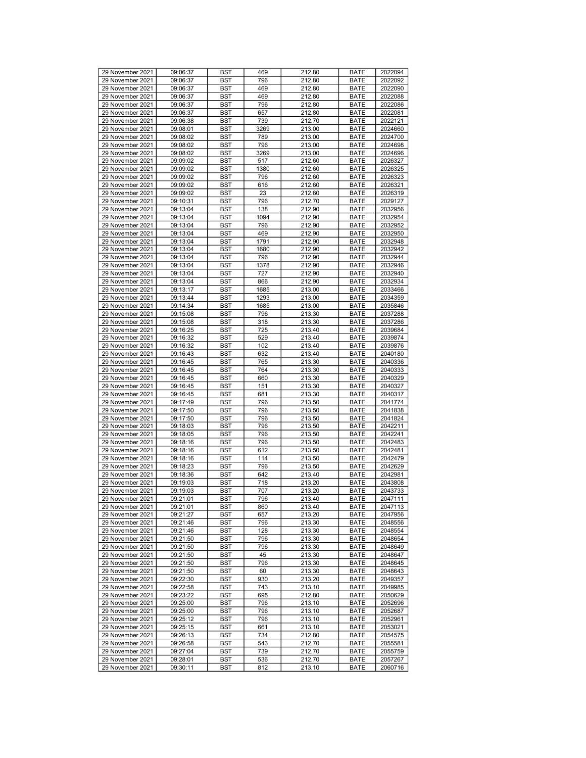| 29 November 2021 | 09:06:37 | BST | 469 | 212.80 | BATE | 2022094 |
|---|---|---|---|---|---|---|
| 29 November 2021 | 09:06:37 | BST | 796 | 212.80 | BATE | 2022092 |
| 29 November 2021 | 09:06:37 | BST | 469 | 212.80 | BATE | 2022090 |
| 29 November 2021 | 09:06:37 | BST | 469 | 212.80 | BATE | 2022088 |
| 29 November 2021 | 09:06:37 | BST | 796 | 212.80 | BATE | 2022086 |
| 29 November 2021 | 09:06:37 | BST | 657 | 212.80 | BATE | 2022081 |
| 29 November 2021 | 09:06:38 | BST | 739 | 212.70 | BATE | 2022121 |
| 29 November 2021 | 09:08:01 | BST | 3269 | 213.00 | BATE | 2024660 |
| 29 November 2021 | 09:08:02 | BST | 789 | 213.00 | BATE | 2024700 |
| 29 November 2021 | 09:08:02 | BST | 796 | 213.00 | BATE | 2024698 |
| 29 November 2021 | 09:08:02 | BST | 3269 | 213.00 | BATE | 2024696 |
| 29 November 2021 | 09:09:02 | BST | 517 | 212.60 | BATE | 2026327 |
| 29 November 2021 | 09:09:02 | BST | 1380 | 212.60 | BATE | 2026325 |
| 29 November 2021 | 09:09:02 | BST | 796 | 212.60 | BATE | 2026323 |
| 29 November 2021 | 09:09:02 | BST | 616 | 212.60 | BATE | 2026321 |
| 29 November 2021 | 09:09:02 | BST | 23 | 212.60 | BATE | 2026319 |
| 29 November 2021 | 09:10:31 | BST | 796 | 212.70 | BATE | 2029127 |
| 29 November 2021 | 09:13:04 | BST | 138 | 212.90 | BATE | 2032956 |
| 29 November 2021 | 09:13:04 | BST | 1094 | 212.90 | BATE | 2032954 |
| 29 November 2021 | 09:13:04 | BST | 796 | 212.90 | BATE | 2032952 |
| 29 November 2021 | 09:13:04 | BST | 469 | 212.90 | BATE | 2032950 |
| 29 November 2021 | 09:13:04 | BST | 1791 | 212.90 | BATE | 2032948 |
| 29 November 2021 | 09:13:04 | BST | 1680 | 212.90 | BATE | 2032942 |
| 29 November 2021 | 09:13:04 | BST | 796 | 212.90 | BATE | 2032944 |
| 29 November 2021 | 09:13:04 | BST | 1378 | 212.90 | BATE | 2032946 |
| 29 November 2021 | 09:13:04 | BST | 727 | 212.90 | BATE | 2032940 |
| 29 November 2021 | 09:13:04 | BST | 866 | 212.90 | BATE | 2032934 |
| 29 November 2021 | 09:13:17 | BST | 1685 | 213.00 | BATE | 2033466 |
| 29 November 2021 | 09:13:44 | BST | 1293 | 213.00 | BATE | 2034359 |
| 29 November 2021 | 09:14:34 | BST | 1685 | 213.00 | BATE | 2035846 |
| 29 November 2021 | 09:15:08 | BST | 796 | 213.30 | BATE | 2037288 |
| 29 November 2021 | 09:15:08 | BST | 318 | 213.30 | BATE | 2037286 |
| 29 November 2021 | 09:16:25 | BST | 725 | 213.40 | BATE | 2039684 |
| 29 November 2021 | 09:16:32 | BST | 529 | 213.40 | BATE | 2039874 |
| 29 November 2021 | 09:16:32 | BST | 102 | 213.40 | BATE | 2039876 |
| 29 November 2021 | 09:16:43 | BST | 632 | 213.40 | BATE | 2040180 |
| 29 November 2021 | 09:16:45 | BST | 765 | 213.30 | BATE | 2040336 |
| 29 November 2021 | 09:16:45 | BST | 764 | 213.30 | BATE | 2040333 |
| 29 November 2021 | 09:16:45 | BST | 660 | 213.30 | BATE | 2040329 |
| 29 November 2021 | 09:16:45 | BST | 151 | 213.30 | BATE | 2040327 |
| 29 November 2021 | 09:16:45 | BST | 681 | 213.30 | BATE | 2040317 |
| 29 November 2021 | 09:17:49 | BST | 796 | 213.50 | BATE | 2041774 |
| 29 November 2021 | 09:17:50 | BST | 796 | 213.50 | BATE | 2041838 |
| 29 November 2021 | 09:17:50 | BST | 796 | 213.50 | BATE | 2041824 |
| 29 November 2021 | 09:18:03 | BST | 796 | 213.50 | BATE | 2042211 |
| 29 November 2021 | 09:18:05 | BST | 796 | 213.50 | BATE | 2042241 |
| 29 November 2021 | 09:18:16 | BST | 796 | 213.50 | BATE | 2042483 |
| 29 November 2021 | 09:18:16 | BST | 612 | 213.50 | BATE | 2042481 |
| 29 November 2021 | 09:18:16 | BST | 114 | 213.50 | BATE | 2042479 |
| 29 November 2021 | 09:18:23 | BST | 796 | 213.50 | BATE | 2042629 |
| 29 November 2021 | 09:18:36 | BST | 642 | 213.40 | BATE | 2042981 |
| 29 November 2021 | 09:19:03 | BST | 718 | 213.20 | BATE | 2043808 |
| 29 November 2021 | 09:19:03 | BST | 707 | 213.20 | BATE | 2043733 |
| 29 November 2021 | 09:21:01 | BST | 796 | 213.40 | BATE | 2047111 |
| 29 November 2021 | 09:21:01 | BST | 860 | 213.40 | BATE | 2047113 |
| 29 November 2021 | 09:21:27 | BST | 657 | 213.20 | BATE | 2047956 |
| 29 November 2021 | 09:21:46 | BST | 796 | 213.30 | BATE | 2048556 |
| 29 November 2021 | 09:21:46 | BST | 128 | 213.30 | BATE | 2048554 |
| 29 November 2021 | 09:21:50 | BST | 796 | 213.30 | BATE | 2048654 |
| 29 November 2021 | 09:21:50 | BST | 796 | 213.30 | BATE | 2048649 |
| 29 November 2021 | 09:21:50 | BST | 45 | 213.30 | BATE | 2048647 |
| 29 November 2021 | 09:21:50 | BST | 796 | 213.30 | BATE | 2048645 |
| 29 November 2021 | 09:21:50 | BST | 60 | 213.30 | BATE | 2048643 |
| 29 November 2021 | 09:22:30 | BST | 930 | 213.20 | BATE | 2049357 |
| 29 November 2021 | 09:22:58 | BST | 743 | 213.10 | BATE | 2049985 |
| 29 November 2021 | 09:23:22 | BST | 695 | 212.80 | BATE | 2050629 |
| 29 November 2021 | 09:25:00 | BST | 796 | 213.10 | BATE | 2052696 |
| 29 November 2021 | 09:25:00 | BST | 796 | 213.10 | BATE | 2052687 |
| 29 November 2021 | 09:25:12 | BST | 796 | 213.10 | BATE | 2052961 |
| 29 November 2021 | 09:25:15 | BST | 661 | 213.10 | BATE | 2053021 |
| 29 November 2021 | 09:26:13 | BST | 734 | 212.80 | BATE | 2054575 |
| 29 November 2021 | 09:26:58 | BST | 543 | 212.70 | BATE | 2055581 |
| 29 November 2021 | 09:27:04 | BST | 739 | 212.70 | BATE | 2055759 |
| 29 November 2021 | 09:28:01 | BST | 536 | 212.70 | BATE | 2057267 |
| 29 November 2021 | 09:30:11 | BST | 812 | 213.10 | BATE | 2060716 |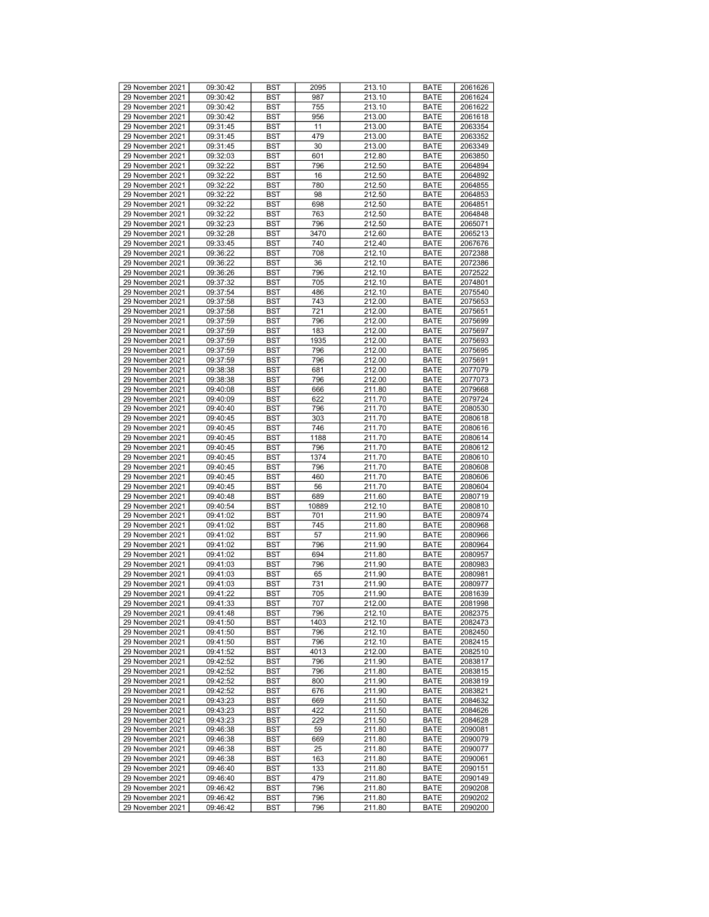| 29 November 2021 | 09:30:42 | BST | 2095 | 213.10 | BATE | 2061626 |
|---|---|---|---|---|---|---|
| 29 November 2021 | 09:30:42 | BST | 987 | 213.10 | BATE | 2061624 |
| 29 November 2021 | 09:30:42 | BST | 755 | 213.10 | BATE | 2061622 |
| 29 November 2021 | 09:30:42 | BST | 956 | 213.00 | BATE | 2061618 |
| 29 November 2021 | 09:31:45 | BST | 11 | 213.00 | BATE | 2063354 |
| 29 November 2021 | 09:31:45 | BST | 479 | 213.00 | BATE | 2063352 |
| 29 November 2021 | 09:31:45 | BST | 30 | 213.00 | BATE | 2063349 |
| 29 November 2021 | 09:32:03 | BST | 601 | 212.80 | BATE | 2063850 |
| 29 November 2021 | 09:32:22 | BST | 796 | 212.50 | BATE | 2064894 |
| 29 November 2021 | 09:32:22 | BST | 16 | 212.50 | BATE | 2064892 |
| 29 November 2021 | 09:32:22 | BST | 780 | 212.50 | BATE | 2064855 |
| 29 November 2021 | 09:32:22 | BST | 98 | 212.50 | BATE | 2064853 |
| 29 November 2021 | 09:32:22 | BST | 698 | 212.50 | BATE | 2064851 |
| 29 November 2021 | 09:32:22 | BST | 763 | 212.50 | BATE | 2064848 |
| 29 November 2021 | 09:32:23 | BST | 796 | 212.50 | BATE | 2065071 |
| 29 November 2021 | 09:32:28 | BST | 3470 | 212.60 | BATE | 2065213 |
| 29 November 2021 | 09:33:45 | BST | 740 | 212.40 | BATE | 2067676 |
| 29 November 2021 | 09:36:22 | BST | 708 | 212.10 | BATE | 2072388 |
| 29 November 2021 | 09:36:22 | BST | 36 | 212.10 | BATE | 2072386 |
| 29 November 2021 | 09:36:26 | BST | 796 | 212.10 | BATE | 2072522 |
| 29 November 2021 | 09:37:32 | BST | 705 | 212.10 | BATE | 2074801 |
| 29 November 2021 | 09:37:54 | BST | 486 | 212.10 | BATE | 2075540 |
| 29 November 2021 | 09:37:58 | BST | 743 | 212.00 | BATE | 2075653 |
| 29 November 2021 | 09:37:58 | BST | 721 | 212.00 | BATE | 2075651 |
| 29 November 2021 | 09:37:59 | BST | 796 | 212.00 | BATE | 2075699 |
| 29 November 2021 | 09:37:59 | BST | 183 | 212.00 | BATE | 2075697 |
| 29 November 2021 | 09:37:59 | BST | 1935 | 212.00 | BATE | 2075693 |
| 29 November 2021 | 09:37:59 | BST | 796 | 212.00 | BATE | 2075695 |
| 29 November 2021 | 09:37:59 | BST | 796 | 212.00 | BATE | 2075691 |
| 29 November 2021 | 09:38:38 | BST | 681 | 212.00 | BATE | 2077079 |
| 29 November 2021 | 09:38:38 | BST | 796 | 212.00 | BATE | 2077073 |
| 29 November 2021 | 09:40:08 | BST | 666 | 211.80 | BATE | 2079668 |
| 29 November 2021 | 09:40:09 | BST | 622 | 211.70 | BATE | 2079724 |
| 29 November 2021 | 09:40:40 | BST | 796 | 211.70 | BATE | 2080530 |
| 29 November 2021 | 09:40:45 | BST | 303 | 211.70 | BATE | 2080618 |
| 29 November 2021 | 09:40:45 | BST | 746 | 211.70 | BATE | 2080616 |
| 29 November 2021 | 09:40:45 | BST | 1188 | 211.70 | BATE | 2080614 |
| 29 November 2021 | 09:40:45 | BST | 796 | 211.70 | BATE | 2080612 |
| 29 November 2021 | 09:40:45 | BST | 1374 | 211.70 | BATE | 2080610 |
| 29 November 2021 | 09:40:45 | BST | 796 | 211.70 | BATE | 2080608 |
| 29 November 2021 | 09:40:45 | BST | 460 | 211.70 | BATE | 2080606 |
| 29 November 2021 | 09:40:45 | BST | 56 | 211.70 | BATE | 2080604 |
| 29 November 2021 | 09:40:48 | BST | 689 | 211.60 | BATE | 2080719 |
| 29 November 2021 | 09:40:54 | BST | 10889 | 212.10 | BATE | 2080810 |
| 29 November 2021 | 09:41:02 | BST | 701 | 211.90 | BATE | 2080974 |
| 29 November 2021 | 09:41:02 | BST | 745 | 211.80 | BATE | 2080968 |
| 29 November 2021 | 09:41:02 | BST | 57 | 211.90 | BATE | 2080966 |
| 29 November 2021 | 09:41:02 | BST | 796 | 211.90 | BATE | 2080964 |
| 29 November 2021 | 09:41:02 | BST | 694 | 211.80 | BATE | 2080957 |
| 29 November 2021 | 09:41:03 | BST | 796 | 211.90 | BATE | 2080983 |
| 29 November 2021 | 09:41:03 | BST | 65 | 211.90 | BATE | 2080981 |
| 29 November 2021 | 09:41:03 | BST | 731 | 211.90 | BATE | 2080977 |
| 29 November 2021 | 09:41:22 | BST | 705 | 211.90 | BATE | 2081639 |
| 29 November 2021 | 09:41:33 | BST | 707 | 212.00 | BATE | 2081998 |
| 29 November 2021 | 09:41:48 | BST | 796 | 212.10 | BATE | 2082375 |
| 29 November 2021 | 09:41:50 | BST | 1403 | 212.10 | BATE | 2082473 |
| 29 November 2021 | 09:41:50 | BST | 796 | 212.10 | BATE | 2082450 |
| 29 November 2021 | 09:41:50 | BST | 796 | 212.10 | BATE | 2082415 |
| 29 November 2021 | 09:41:52 | BST | 4013 | 212.00 | BATE | 2082510 |
| 29 November 2021 | 09:42:52 | BST | 796 | 211.90 | BATE | 2083817 |
| 29 November 2021 | 09:42:52 | BST | 796 | 211.80 | BATE | 2083815 |
| 29 November 2021 | 09:42:52 | BST | 800 | 211.90 | BATE | 2083819 |
| 29 November 2021 | 09:42:52 | BST | 676 | 211.90 | BATE | 2083821 |
| 29 November 2021 | 09:43:23 | BST | 669 | 211.50 | BATE | 2084632 |
| 29 November 2021 | 09:43:23 | BST | 422 | 211.50 | BATE | 2084626 |
| 29 November 2021 | 09:43:23 | BST | 229 | 211.50 | BATE | 2084628 |
| 29 November 2021 | 09:46:38 | BST | 59 | 211.80 | BATE | 2090081 |
| 29 November 2021 | 09:46:38 | BST | 669 | 211.80 | BATE | 2090079 |
| 29 November 2021 | 09:46:38 | BST | 25 | 211.80 | BATE | 2090077 |
| 29 November 2021 | 09:46:38 | BST | 163 | 211.80 | BATE | 2090061 |
| 29 November 2021 | 09:46:40 | BST | 133 | 211.80 | BATE | 2090151 |
| 29 November 2021 | 09:46:40 | BST | 479 | 211.80 | BATE | 2090149 |
| 29 November 2021 | 09:46:42 | BST | 796 | 211.80 | BATE | 2090208 |
| 29 November 2021 | 09:46:42 | BST | 796 | 211.80 | BATE | 2090202 |
| 29 November 2021 | 09:46:42 | BST | 796 | 211.80 | BATE | 2090200 |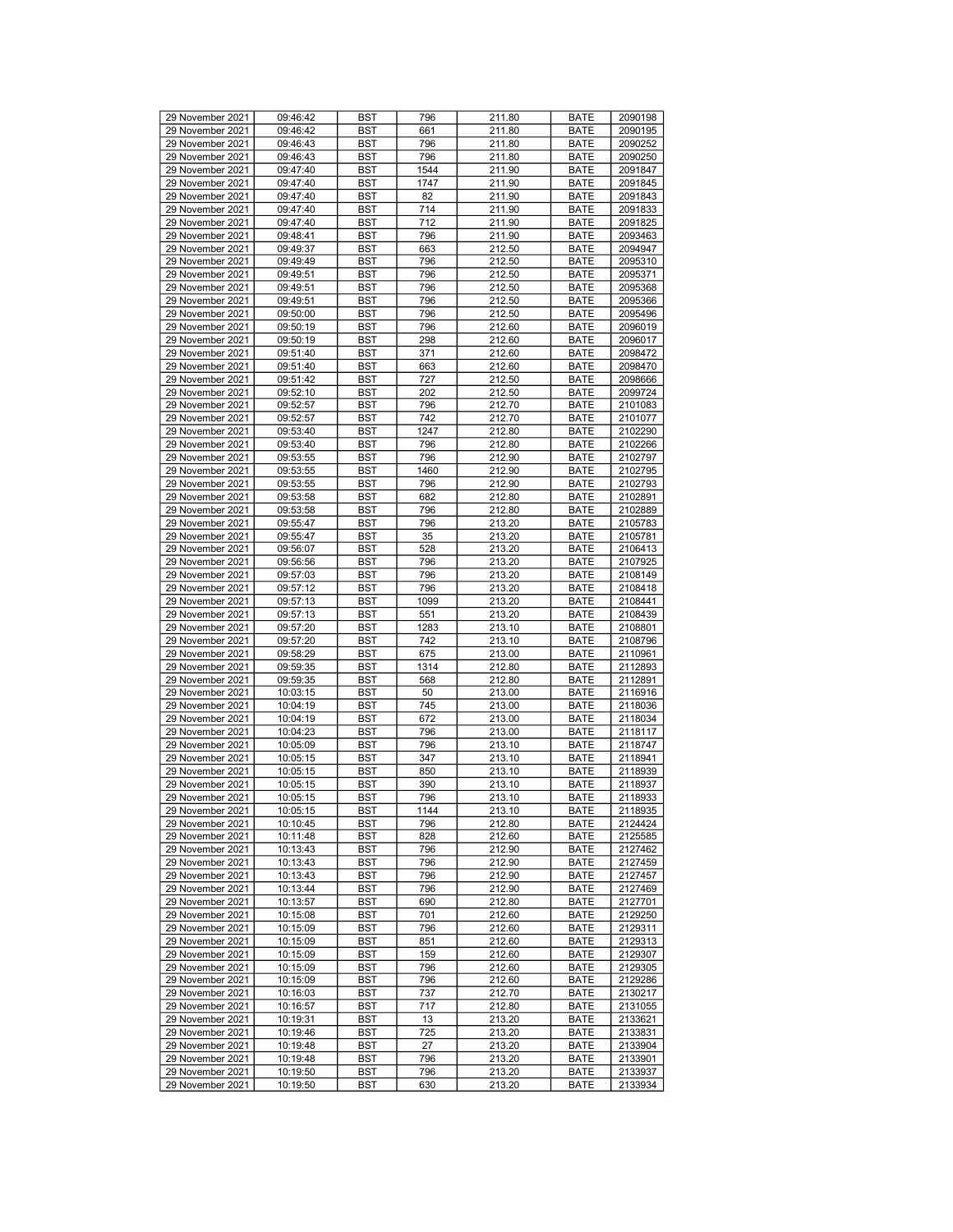| | | | | | | |
|---|---|---|---|---|---|---|
| 29 November 2021 | 09:46:42 | BST | 796 | 211.80 | BATE | 2090198 |
| 29 November 2021 | 09:46:42 | BST | 661 | 211.80 | BATE | 2090195 |
| 29 November 2021 | 09:46:43 | BST | 796 | 211.80 | BATE | 2090252 |
| 29 November 2021 | 09:46:43 | BST | 796 | 211.80 | BATE | 2090250 |
| 29 November 2021 | 09:47:40 | BST | 1544 | 211.90 | BATE | 2091847 |
| 29 November 2021 | 09:47:40 | BST | 1747 | 211.90 | BATE | 2091845 |
| 29 November 2021 | 09:47:40 | BST | 82 | 211.90 | BATE | 2091843 |
| 29 November 2021 | 09:47:40 | BST | 714 | 211.90 | BATE | 2091833 |
| 29 November 2021 | 09:47:40 | BST | 712 | 211.90 | BATE | 2091825 |
| 29 November 2021 | 09:48:41 | BST | 796 | 211.90 | BATE | 2093463 |
| 29 November 2021 | 09:49:37 | BST | 663 | 212.50 | BATE | 2094947 |
| 29 November 2021 | 09:49:49 | BST | 796 | 212.50 | BATE | 2095310 |
| 29 November 2021 | 09:49:51 | BST | 796 | 212.50 | BATE | 2095371 |
| 29 November 2021 | 09:49:51 | BST | 796 | 212.50 | BATE | 2095368 |
| 29 November 2021 | 09:49:51 | BST | 796 | 212.50 | BATE | 2095366 |
| 29 November 2021 | 09:50:00 | BST | 796 | 212.50 | BATE | 2095496 |
| 29 November 2021 | 09:50:19 | BST | 796 | 212.60 | BATE | 2096019 |
| 29 November 2021 | 09:50:19 | BST | 298 | 212.60 | BATE | 2096017 |
| 29 November 2021 | 09:51:40 | BST | 371 | 212.60 | BATE | 2098472 |
| 29 November 2021 | 09:51:40 | BST | 663 | 212.60 | BATE | 2098470 |
| 29 November 2021 | 09:51:42 | BST | 727 | 212.50 | BATE | 2098666 |
| 29 November 2021 | 09:52:10 | BST | 202 | 212.50 | BATE | 2099724 |
| 29 November 2021 | 09:52:57 | BST | 796 | 212.70 | BATE | 2101083 |
| 29 November 2021 | 09:52:57 | BST | 742 | 212.70 | BATE | 2101077 |
| 29 November 2021 | 09:53:40 | BST | 1247 | 212.80 | BATE | 2102290 |
| 29 November 2021 | 09:53:40 | BST | 796 | 212.80 | BATE | 2102266 |
| 29 November 2021 | 09:53:55 | BST | 796 | 212.90 | BATE | 2102797 |
| 29 November 2021 | 09:53:55 | BST | 1460 | 212.90 | BATE | 2102795 |
| 29 November 2021 | 09:53:55 | BST | 796 | 212.90 | BATE | 2102793 |
| 29 November 2021 | 09:53:58 | BST | 682 | 212.80 | BATE | 2102891 |
| 29 November 2021 | 09:53:58 | BST | 796 | 212.80 | BATE | 2102889 |
| 29 November 2021 | 09:55:47 | BST | 796 | 213.20 | BATE | 2105783 |
| 29 November 2021 | 09:55:47 | BST | 35 | 213.20 | BATE | 2105781 |
| 29 November 2021 | 09:56:07 | BST | 528 | 213.20 | BATE | 2106413 |
| 29 November 2021 | 09:56:56 | BST | 796 | 213.20 | BATE | 2107925 |
| 29 November 2021 | 09:57:03 | BST | 796 | 213.20 | BATE | 2108149 |
| 29 November 2021 | 09:57:12 | BST | 796 | 213.20 | BATE | 2108418 |
| 29 November 2021 | 09:57:13 | BST | 1099 | 213.20 | BATE | 2108441 |
| 29 November 2021 | 09:57:13 | BST | 551 | 213.20 | BATE | 2108439 |
| 29 November 2021 | 09:57:20 | BST | 1283 | 213.10 | BATE | 2108801 |
| 29 November 2021 | 09:57:20 | BST | 742 | 213.10 | BATE | 2108796 |
| 29 November 2021 | 09:58:29 | BST | 675 | 213.00 | BATE | 2110961 |
| 29 November 2021 | 09:59:35 | BST | 1314 | 212.80 | BATE | 2112893 |
| 29 November 2021 | 09:59:35 | BST | 568 | 212.80 | BATE | 2112891 |
| 29 November 2021 | 10:03:15 | BST | 50 | 213.00 | BATE | 2116916 |
| 29 November 2021 | 10:04:19 | BST | 745 | 213.00 | BATE | 2118036 |
| 29 November 2021 | 10:04:19 | BST | 672 | 213.00 | BATE | 2118034 |
| 29 November 2021 | 10:04:23 | BST | 796 | 213.00 | BATE | 2118117 |
| 29 November 2021 | 10:05:09 | BST | 796 | 213.10 | BATE | 2118747 |
| 29 November 2021 | 10:05:15 | BST | 347 | 213.10 | BATE | 2118941 |
| 29 November 2021 | 10:05:15 | BST | 850 | 213.10 | BATE | 2118939 |
| 29 November 2021 | 10:05:15 | BST | 390 | 213.10 | BATE | 2118937 |
| 29 November 2021 | 10:05:15 | BST | 796 | 213.10 | BATE | 2118933 |
| 29 November 2021 | 10:05:15 | BST | 1144 | 213.10 | BATE | 2118935 |
| 29 November 2021 | 10:10:45 | BST | 796 | 212.80 | BATE | 2124424 |
| 29 November 2021 | 10:11:48 | BST | 828 | 212.60 | BATE | 2125585 |
| 29 November 2021 | 10:13:43 | BST | 796 | 212.90 | BATE | 2127462 |
| 29 November 2021 | 10:13:43 | BST | 796 | 212.90 | BATE | 2127459 |
| 29 November 2021 | 10:13:43 | BST | 796 | 212.90 | BATE | 2127457 |
| 29 November 2021 | 10:13:44 | BST | 796 | 212.90 | BATE | 2127469 |
| 29 November 2021 | 10:13:57 | BST | 690 | 212.80 | BATE | 2127701 |
| 29 November 2021 | 10:15:08 | BST | 701 | 212.60 | BATE | 2129250 |
| 29 November 2021 | 10:15:09 | BST | 796 | 212.60 | BATE | 2129311 |
| 29 November 2021 | 10:15:09 | BST | 851 | 212.60 | BATE | 2129313 |
| 29 November 2021 | 10:15:09 | BST | 159 | 212.60 | BATE | 2129307 |
| 29 November 2021 | 10:15:09 | BST | 796 | 212.60 | BATE | 2129305 |
| 29 November 2021 | 10:15:09 | BST | 796 | 212.60 | BATE | 2129286 |
| 29 November 2021 | 10:16:03 | BST | 737 | 212.70 | BATE | 2130217 |
| 29 November 2021 | 10:16:57 | BST | 717 | 212.80 | BATE | 2131055 |
| 29 November 2021 | 10:19:31 | BST | 13 | 213.20 | BATE | 2133621 |
| 29 November 2021 | 10:19:46 | BST | 725 | 213.20 | BATE | 2133831 |
| 29 November 2021 | 10:19:48 | BST | 27 | 213.20 | BATE | 2133904 |
| 29 November 2021 | 10:19:48 | BST | 796 | 213.20 | BATE | 2133901 |
| 29 November 2021 | 10:19:50 | BST | 796 | 213.20 | BATE | 2133937 |
| 29 November 2021 | 10:19:50 | BST | 630 | 213.20 | BATE | 2133934 |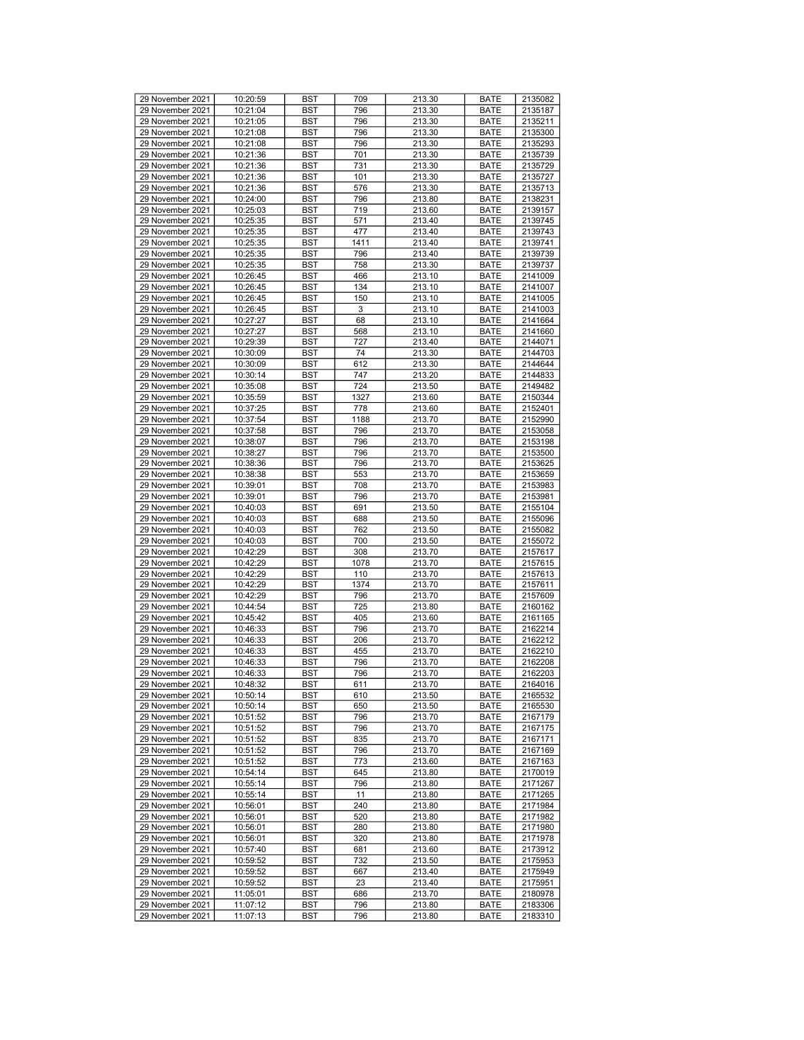| 29 November 2021 | 10:20:59 | BST | 709 | 213.30 | BATE | 2135082 |
|---|---|---|---|---|---|---|
| 29 November 2021 | 10:21:04 | BST | 796 | 213.30 | BATE | 2135187 |
| 29 November 2021 | 10:21:05 | BST | 796 | 213.30 | BATE | 2135211 |
| 29 November 2021 | 10:21:08 | BST | 796 | 213.30 | BATE | 2135300 |
| 29 November 2021 | 10:21:08 | BST | 796 | 213.30 | BATE | 2135293 |
| 29 November 2021 | 10:21:36 | BST | 701 | 213.30 | BATE | 2135739 |
| 29 November 2021 | 10:21:36 | BST | 731 | 213.30 | BATE | 2135729 |
| 29 November 2021 | 10:21:36 | BST | 101 | 213.30 | BATE | 2135727 |
| 29 November 2021 | 10:21:36 | BST | 576 | 213.30 | BATE | 2135713 |
| 29 November 2021 | 10:24:00 | BST | 796 | 213.80 | BATE | 2138231 |
| 29 November 2021 | 10:25:03 | BST | 719 | 213.60 | BATE | 2139157 |
| 29 November 2021 | 10:25:35 | BST | 571 | 213.40 | BATE | 2139745 |
| 29 November 2021 | 10:25:35 | BST | 477 | 213.40 | BATE | 2139743 |
| 29 November 2021 | 10:25:35 | BST | 1411 | 213.40 | BATE | 2139741 |
| 29 November 2021 | 10:25:35 | BST | 796 | 213.40 | BATE | 2139739 |
| 29 November 2021 | 10:25:35 | BST | 758 | 213.30 | BATE | 2139737 |
| 29 November 2021 | 10:26:45 | BST | 466 | 213.10 | BATE | 2141009 |
| 29 November 2021 | 10:26:45 | BST | 134 | 213.10 | BATE | 2141007 |
| 29 November 2021 | 10:26:45 | BST | 150 | 213.10 | BATE | 2141005 |
| 29 November 2021 | 10:26:45 | BST | 3 | 213.10 | BATE | 2141003 |
| 29 November 2021 | 10:27:27 | BST | 68 | 213.10 | BATE | 2141664 |
| 29 November 2021 | 10:27:27 | BST | 568 | 213.10 | BATE | 2141660 |
| 29 November 2021 | 10:29:39 | BST | 727 | 213.40 | BATE | 2144071 |
| 29 November 2021 | 10:30:09 | BST | 74 | 213.30 | BATE | 2144703 |
| 29 November 2021 | 10:30:09 | BST | 612 | 213.30 | BATE | 2144644 |
| 29 November 2021 | 10:30:14 | BST | 747 | 213.20 | BATE | 2144833 |
| 29 November 2021 | 10:35:08 | BST | 724 | 213.50 | BATE | 2149482 |
| 29 November 2021 | 10:35:59 | BST | 1327 | 213.60 | BATE | 2150344 |
| 29 November 2021 | 10:37:25 | BST | 778 | 213.60 | BATE | 2152401 |
| 29 November 2021 | 10:37:54 | BST | 1188 | 213.70 | BATE | 2152990 |
| 29 November 2021 | 10:37:58 | BST | 796 | 213.70 | BATE | 2153058 |
| 29 November 2021 | 10:38:07 | BST | 796 | 213.70 | BATE | 2153198 |
| 29 November 2021 | 10:38:27 | BST | 796 | 213.70 | BATE | 2153500 |
| 29 November 2021 | 10:38:36 | BST | 796 | 213.70 | BATE | 2153625 |
| 29 November 2021 | 10:38:38 | BST | 553 | 213.70 | BATE | 2153659 |
| 29 November 2021 | 10:39:01 | BST | 708 | 213.70 | BATE | 2153983 |
| 29 November 2021 | 10:39:01 | BST | 796 | 213.70 | BATE | 2153981 |
| 29 November 2021 | 10:40:03 | BST | 691 | 213.50 | BATE | 2155104 |
| 29 November 2021 | 10:40:03 | BST | 688 | 213.50 | BATE | 2155096 |
| 29 November 2021 | 10:40:03 | BST | 762 | 213.50 | BATE | 2155082 |
| 29 November 2021 | 10:40:03 | BST | 700 | 213.50 | BATE | 2155072 |
| 29 November 2021 | 10:42:29 | BST | 308 | 213.70 | BATE | 2157617 |
| 29 November 2021 | 10:42:29 | BST | 1078 | 213.70 | BATE | 2157615 |
| 29 November 2021 | 10:42:29 | BST | 110 | 213.70 | BATE | 2157613 |
| 29 November 2021 | 10:42:29 | BST | 1374 | 213.70 | BATE | 2157611 |
| 29 November 2021 | 10:42:29 | BST | 796 | 213.70 | BATE | 2157609 |
| 29 November 2021 | 10:44:54 | BST | 725 | 213.80 | BATE | 2160162 |
| 29 November 2021 | 10:45:42 | BST | 405 | 213.60 | BATE | 2161165 |
| 29 November 2021 | 10:46:33 | BST | 796 | 213.70 | BATE | 2162214 |
| 29 November 2021 | 10:46:33 | BST | 206 | 213.70 | BATE | 2162212 |
| 29 November 2021 | 10:46:33 | BST | 455 | 213.70 | BATE | 2162210 |
| 29 November 2021 | 10:46:33 | BST | 796 | 213.70 | BATE | 2162208 |
| 29 November 2021 | 10:46:33 | BST | 796 | 213.70 | BATE | 2162203 |
| 29 November 2021 | 10:48:32 | BST | 611 | 213.70 | BATE | 2164016 |
| 29 November 2021 | 10:50:14 | BST | 610 | 213.50 | BATE | 2165532 |
| 29 November 2021 | 10:50:14 | BST | 650 | 213.50 | BATE | 2165530 |
| 29 November 2021 | 10:51:52 | BST | 796 | 213.70 | BATE | 2167179 |
| 29 November 2021 | 10:51:52 | BST | 796 | 213.70 | BATE | 2167175 |
| 29 November 2021 | 10:51:52 | BST | 835 | 213.70 | BATE | 2167171 |
| 29 November 2021 | 10:51:52 | BST | 796 | 213.70 | BATE | 2167169 |
| 29 November 2021 | 10:51:52 | BST | 773 | 213.60 | BATE | 2167163 |
| 29 November 2021 | 10:54:14 | BST | 645 | 213.80 | BATE | 2170019 |
| 29 November 2021 | 10:55:14 | BST | 796 | 213.80 | BATE | 2171267 |
| 29 November 2021 | 10:55:14 | BST | 11 | 213.80 | BATE | 2171265 |
| 29 November 2021 | 10:56:01 | BST | 240 | 213.80 | BATE | 2171984 |
| 29 November 2021 | 10:56:01 | BST | 520 | 213.80 | BATE | 2171982 |
| 29 November 2021 | 10:56:01 | BST | 280 | 213.80 | BATE | 2171980 |
| 29 November 2021 | 10:56:01 | BST | 320 | 213.80 | BATE | 2171978 |
| 29 November 2021 | 10:57:40 | BST | 681 | 213.60 | BATE | 2173912 |
| 29 November 2021 | 10:59:52 | BST | 732 | 213.50 | BATE | 2175953 |
| 29 November 2021 | 10:59:52 | BST | 667 | 213.40 | BATE | 2175949 |
| 29 November 2021 | 10:59:52 | BST | 23 | 213.40 | BATE | 2175951 |
| 29 November 2021 | 11:05:01 | BST | 686 | 213.70 | BATE | 2180978 |
| 29 November 2021 | 11:07:12 | BST | 796 | 213.80 | BATE | 2183306 |
| 29 November 2021 | 11:07:13 | BST | 796 | 213.80 | BATE | 2183310 |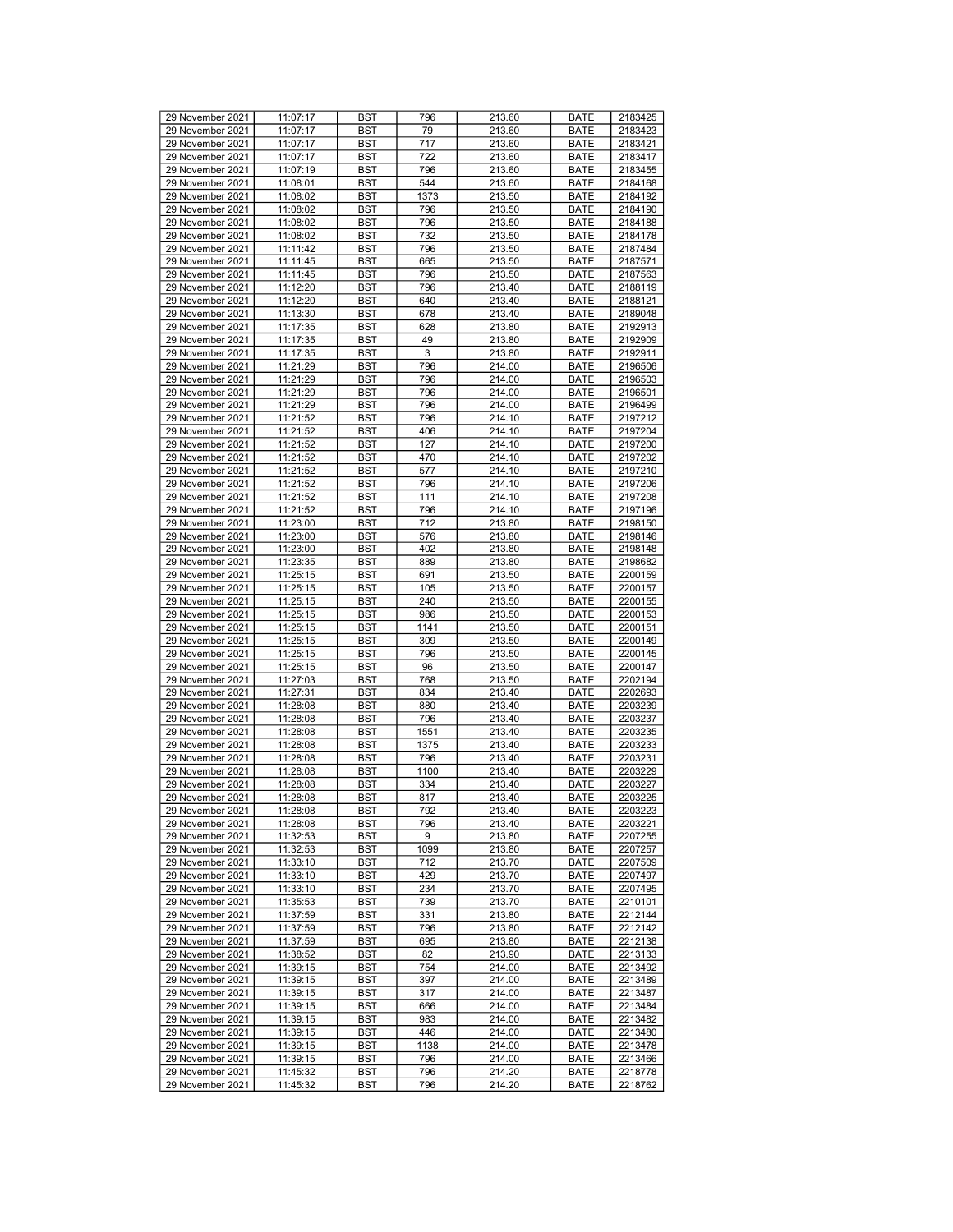| 29 November 2021 | 11:07:17 | BST | 796 | 213.60 | BATE | 2183425 |
|---|---|---|---|---|---|---|
| 29 November 2021 | 11:07:17 | BST | 79 | 213.60 | BATE | 2183423 |
| 29 November 2021 | 11:07:17 | BST | 717 | 213.60 | BATE | 2183421 |
| 29 November 2021 | 11:07:17 | BST | 722 | 213.60 | BATE | 2183417 |
| 29 November 2021 | 11:07:19 | BST | 796 | 213.60 | BATE | 2183455 |
| 29 November 2021 | 11:08:01 | BST | 544 | 213.60 | BATE | 2184168 |
| 29 November 2021 | 11:08:02 | BST | 1373 | 213.50 | BATE | 2184192 |
| 29 November 2021 | 11:08:02 | BST | 796 | 213.50 | BATE | 2184190 |
| 29 November 2021 | 11:08:02 | BST | 796 | 213.50 | BATE | 2184188 |
| 29 November 2021 | 11:08:02 | BST | 732 | 213.50 | BATE | 2184178 |
| 29 November 2021 | 11:11:42 | BST | 796 | 213.50 | BATE | 2187484 |
| 29 November 2021 | 11:11:45 | BST | 665 | 213.50 | BATE | 2187571 |
| 29 November 2021 | 11:11:45 | BST | 796 | 213.50 | BATE | 2187563 |
| 29 November 2021 | 11:12:20 | BST | 796 | 213.40 | BATE | 2188119 |
| 29 November 2021 | 11:12:20 | BST | 640 | 213.40 | BATE | 2188121 |
| 29 November 2021 | 11:13:30 | BST | 678 | 213.40 | BATE | 2189048 |
| 29 November 2021 | 11:17:35 | BST | 628 | 213.80 | BATE | 2192913 |
| 29 November 2021 | 11:17:35 | BST | 49 | 213.80 | BATE | 2192909 |
| 29 November 2021 | 11:17:35 | BST | 3 | 213.80 | BATE | 2192911 |
| 29 November 2021 | 11:21:29 | BST | 796 | 214.00 | BATE | 2196506 |
| 29 November 2021 | 11:21:29 | BST | 796 | 214.00 | BATE | 2196503 |
| 29 November 2021 | 11:21:29 | BST | 796 | 214.00 | BATE | 2196501 |
| 29 November 2021 | 11:21:29 | BST | 796 | 214.00 | BATE | 2196499 |
| 29 November 2021 | 11:21:52 | BST | 796 | 214.10 | BATE | 2197212 |
| 29 November 2021 | 11:21:52 | BST | 406 | 214.10 | BATE | 2197204 |
| 29 November 2021 | 11:21:52 | BST | 127 | 214.10 | BATE | 2197200 |
| 29 November 2021 | 11:21:52 | BST | 470 | 214.10 | BATE | 2197202 |
| 29 November 2021 | 11:21:52 | BST | 577 | 214.10 | BATE | 2197210 |
| 29 November 2021 | 11:21:52 | BST | 796 | 214.10 | BATE | 2197206 |
| 29 November 2021 | 11:21:52 | BST | 111 | 214.10 | BATE | 2197208 |
| 29 November 2021 | 11:21:52 | BST | 796 | 214.10 | BATE | 2197196 |
| 29 November 2021 | 11:23:00 | BST | 712 | 213.80 | BATE | 2198150 |
| 29 November 2021 | 11:23:00 | BST | 576 | 213.80 | BATE | 2198146 |
| 29 November 2021 | 11:23:00 | BST | 402 | 213.80 | BATE | 2198148 |
| 29 November 2021 | 11:23:35 | BST | 889 | 213.80 | BATE | 2198682 |
| 29 November 2021 | 11:25:15 | BST | 691 | 213.50 | BATE | 2200159 |
| 29 November 2021 | 11:25:15 | BST | 105 | 213.50 | BATE | 2200157 |
| 29 November 2021 | 11:25:15 | BST | 240 | 213.50 | BATE | 2200155 |
| 29 November 2021 | 11:25:15 | BST | 986 | 213.50 | BATE | 2200153 |
| 29 November 2021 | 11:25:15 | BST | 1141 | 213.50 | BATE | 2200151 |
| 29 November 2021 | 11:25:15 | BST | 309 | 213.50 | BATE | 2200149 |
| 29 November 2021 | 11:25:15 | BST | 796 | 213.50 | BATE | 2200145 |
| 29 November 2021 | 11:25:15 | BST | 96 | 213.50 | BATE | 2200147 |
| 29 November 2021 | 11:27:03 | BST | 768 | 213.50 | BATE | 2202194 |
| 29 November 2021 | 11:27:31 | BST | 834 | 213.40 | BATE | 2202693 |
| 29 November 2021 | 11:28:08 | BST | 880 | 213.40 | BATE | 2203239 |
| 29 November 2021 | 11:28:08 | BST | 796 | 213.40 | BATE | 2203237 |
| 29 November 2021 | 11:28:08 | BST | 1551 | 213.40 | BATE | 2203235 |
| 29 November 2021 | 11:28:08 | BST | 1375 | 213.40 | BATE | 2203233 |
| 29 November 2021 | 11:28:08 | BST | 796 | 213.40 | BATE | 2203231 |
| 29 November 2021 | 11:28:08 | BST | 1100 | 213.40 | BATE | 2203229 |
| 29 November 2021 | 11:28:08 | BST | 334 | 213.40 | BATE | 2203227 |
| 29 November 2021 | 11:28:08 | BST | 817 | 213.40 | BATE | 2203225 |
| 29 November 2021 | 11:28:08 | BST | 792 | 213.40 | BATE | 2203223 |
| 29 November 2021 | 11:28:08 | BST | 796 | 213.40 | BATE | 2203221 |
| 29 November 2021 | 11:32:53 | BST | 9 | 213.80 | BATE | 2207255 |
| 29 November 2021 | 11:32:53 | BST | 1099 | 213.80 | BATE | 2207257 |
| 29 November 2021 | 11:33:10 | BST | 712 | 213.70 | BATE | 2207509 |
| 29 November 2021 | 11:33:10 | BST | 429 | 213.70 | BATE | 2207497 |
| 29 November 2021 | 11:33:10 | BST | 234 | 213.70 | BATE | 2207495 |
| 29 November 2021 | 11:35:53 | BST | 739 | 213.70 | BATE | 2210101 |
| 29 November 2021 | 11:37:59 | BST | 331 | 213.80 | BATE | 2212144 |
| 29 November 2021 | 11:37:59 | BST | 796 | 213.80 | BATE | 2212142 |
| 29 November 2021 | 11:37:59 | BST | 695 | 213.80 | BATE | 2212138 |
| 29 November 2021 | 11:38:52 | BST | 82 | 213.90 | BATE | 2213133 |
| 29 November 2021 | 11:39:15 | BST | 754 | 214.00 | BATE | 2213492 |
| 29 November 2021 | 11:39:15 | BST | 397 | 214.00 | BATE | 2213489 |
| 29 November 2021 | 11:39:15 | BST | 317 | 214.00 | BATE | 2213487 |
| 29 November 2021 | 11:39:15 | BST | 666 | 214.00 | BATE | 2213484 |
| 29 November 2021 | 11:39:15 | BST | 983 | 214.00 | BATE | 2213482 |
| 29 November 2021 | 11:39:15 | BST | 446 | 214.00 | BATE | 2213480 |
| 29 November 2021 | 11:39:15 | BST | 1138 | 214.00 | BATE | 2213478 |
| 29 November 2021 | 11:39:15 | BST | 796 | 214.00 | BATE | 2213466 |
| 29 November 2021 | 11:45:32 | BST | 796 | 214.20 | BATE | 2218778 |
| 29 November 2021 | 11:45:32 | BST | 796 | 214.20 | BATE | 2218762 |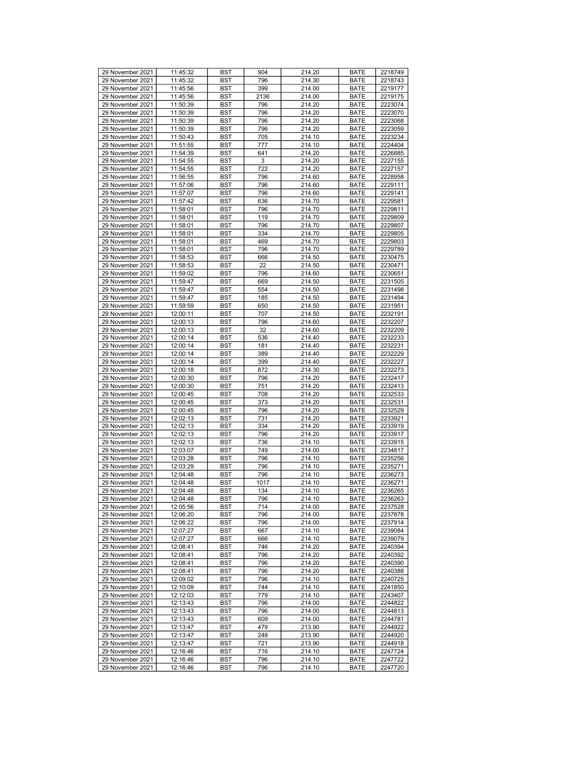| 29 November 2021 | 11:45:32 | BST | 904 | 214.20 | BATE | 2218749 |
|---|---|---|---|---|---|---|
| 29 November 2021 | 11:45:32 | BST | 796 | 214.30 | BATE | 2218743 |
| 29 November 2021 | 11:45:56 | BST | 399 | 214.00 | BATE | 2219177 |
| 29 November 2021 | 11:45:56 | BST | 2136 | 214.00 | BATE | 2219175 |
| 29 November 2021 | 11:50:39 | BST | 796 | 214.20 | BATE | 2223074 |
| 29 November 2021 | 11:50:39 | BST | 796 | 214.20 | BATE | 2223070 |
| 29 November 2021 | 11:50:39 | BST | 796 | 214.20 | BATE | 2223068 |
| 29 November 2021 | 11:50:39 | BST | 796 | 214.20 | BATE | 2223059 |
| 29 November 2021 | 11:50:43 | BST | 705 | 214.10 | BATE | 2223234 |
| 29 November 2021 | 11:51:55 | BST | 777 | 214.10 | BATE | 2224404 |
| 29 November 2021 | 11:54:39 | BST | 641 | 214.20 | BATE | 2226885 |
| 29 November 2021 | 11:54:55 | BST | 3 | 214.20 | BATE | 2227155 |
| 29 November 2021 | 11:54:55 | BST | 722 | 214.20 | BATE | 2227157 |
| 29 November 2021 | 11:56:55 | BST | 796 | 214.60 | BATE | 2228958 |
| 29 November 2021 | 11:57:06 | BST | 796 | 214.60 | BATE | 2229111 |
| 29 November 2021 | 11:57:07 | BST | 796 | 214.60 | BATE | 2229141 |
| 29 November 2021 | 11:57:42 | BST | 636 | 214.70 | BATE | 2229581 |
| 29 November 2021 | 11:58:01 | BST | 796 | 214.70 | BATE | 2229811 |
| 29 November 2021 | 11:58:01 | BST | 119 | 214.70 | BATE | 2229809 |
| 29 November 2021 | 11:58:01 | BST | 796 | 214.70 | BATE | 2229807 |
| 29 November 2021 | 11:58:01 | BST | 334 | 214.70 | BATE | 2229805 |
| 29 November 2021 | 11:58:01 | BST | 469 | 214.70 | BATE | 2229803 |
| 29 November 2021 | 11:58:01 | BST | 796 | 214.70 | BATE | 2229789 |
| 29 November 2021 | 11:58:53 | BST | 666 | 214.50 | BATE | 2230475 |
| 29 November 2021 | 11:58:53 | BST | 22 | 214.50 | BATE | 2230471 |
| 29 November 2021 | 11:59:02 | BST | 796 | 214.60 | BATE | 2230651 |
| 29 November 2021 | 11:59:47 | BST | 669 | 214.50 | BATE | 2231505 |
| 29 November 2021 | 11:59:47 | BST | 554 | 214.50 | BATE | 2231498 |
| 29 November 2021 | 11:59:47 | BST | 185 | 214.50 | BATE | 2231494 |
| 29 November 2021 | 11:59:59 | BST | 650 | 214.50 | BATE | 2231951 |
| 29 November 2021 | 12:00:11 | BST | 707 | 214.50 | BATE | 2232191 |
| 29 November 2021 | 12:00:13 | BST | 796 | 214.60 | BATE | 2232207 |
| 29 November 2021 | 12:00:13 | BST | 32 | 214.60 | BATE | 2232209 |
| 29 November 2021 | 12:00:14 | BST | 536 | 214.40 | BATE | 2232233 |
| 29 November 2021 | 12:00:14 | BST | 181 | 214.40 | BATE | 2232231 |
| 29 November 2021 | 12:00:14 | BST | 389 | 214.40 | BATE | 2232229 |
| 29 November 2021 | 12:00:14 | BST | 399 | 214.40 | BATE | 2232227 |
| 29 November 2021 | 12:00:18 | BST | 872 | 214.30 | BATE | 2232273 |
| 29 November 2021 | 12:00:30 | BST | 796 | 214.20 | BATE | 2232417 |
| 29 November 2021 | 12:00:30 | BST | 751 | 214.20 | BATE | 2232413 |
| 29 November 2021 | 12:00:45 | BST | 708 | 214.20 | BATE | 2232533 |
| 29 November 2021 | 12:00:45 | BST | 373 | 214.20 | BATE | 2232531 |
| 29 November 2021 | 12:00:45 | BST | 796 | 214.20 | BATE | 2232529 |
| 29 November 2021 | 12:02:13 | BST | 731 | 214.20 | BATE | 2233921 |
| 29 November 2021 | 12:02:13 | BST | 334 | 214.20 | BATE | 2233919 |
| 29 November 2021 | 12:02:13 | BST | 796 | 214.20 | BATE | 2233917 |
| 29 November 2021 | 12:02:13 | BST | 736 | 214.10 | BATE | 2233915 |
| 29 November 2021 | 12:03:07 | BST | 749 | 214.00 | BATE | 2234817 |
| 29 November 2021 | 12:03:28 | BST | 796 | 214.10 | BATE | 2235256 |
| 29 November 2021 | 12:03:29 | BST | 796 | 214.10 | BATE | 2235271 |
| 29 November 2021 | 12:04:48 | BST | 796 | 214.10 | BATE | 2236273 |
| 29 November 2021 | 12:04:48 | BST | 1017 | 214.10 | BATE | 2236271 |
| 29 November 2021 | 12:04:48 | BST | 134 | 214.10 | BATE | 2236265 |
| 29 November 2021 | 12:04:48 | BST | 796 | 214.10 | BATE | 2236263 |
| 29 November 2021 | 12:05:56 | BST | 714 | 214.00 | BATE | 2237528 |
| 29 November 2021 | 12:06:20 | BST | 796 | 214.00 | BATE | 2237878 |
| 29 November 2021 | 12:06:22 | BST | 796 | 214.00 | BATE | 2237914 |
| 29 November 2021 | 12:07:27 | BST | 667 | 214.10 | BATE | 2239084 |
| 29 November 2021 | 12:07:27 | BST | 666 | 214.10 | BATE | 2239079 |
| 29 November 2021 | 12:08:41 | BST | 746 | 214.20 | BATE | 2240394 |
| 29 November 2021 | 12:08:41 | BST | 796 | 214.20 | BATE | 2240392 |
| 29 November 2021 | 12:08:41 | BST | 796 | 214.20 | BATE | 2240390 |
| 29 November 2021 | 12:08:41 | BST | 796 | 214.20 | BATE | 2240388 |
| 29 November 2021 | 12:09:02 | BST | 796 | 214.10 | BATE | 2240725 |
| 29 November 2021 | 12:10:09 | BST | 744 | 214.10 | BATE | 2241850 |
| 29 November 2021 | 12:12:03 | BST | 779 | 214.10 | BATE | 2243407 |
| 29 November 2021 | 12:13:43 | BST | 796 | 214.00 | BATE | 2244822 |
| 29 November 2021 | 12:13:43 | BST | 796 | 214.00 | BATE | 2244813 |
| 29 November 2021 | 12:13:43 | BST | 609 | 214.00 | BATE | 2244781 |
| 29 November 2021 | 12:13:47 | BST | 479 | 213.90 | BATE | 2244922 |
| 29 November 2021 | 12:13:47 | BST | 248 | 213.90 | BATE | 2244920 |
| 29 November 2021 | 12:13:47 | BST | 721 | 213.90 | BATE | 2244918 |
| 29 November 2021 | 12:16:46 | BST | 716 | 214.10 | BATE | 2247724 |
| 29 November 2021 | 12:16:46 | BST | 796 | 214.10 | BATE | 2247722 |
| 29 November 2021 | 12:16:46 | BST | 796 | 214.10 | BATE | 2247720 |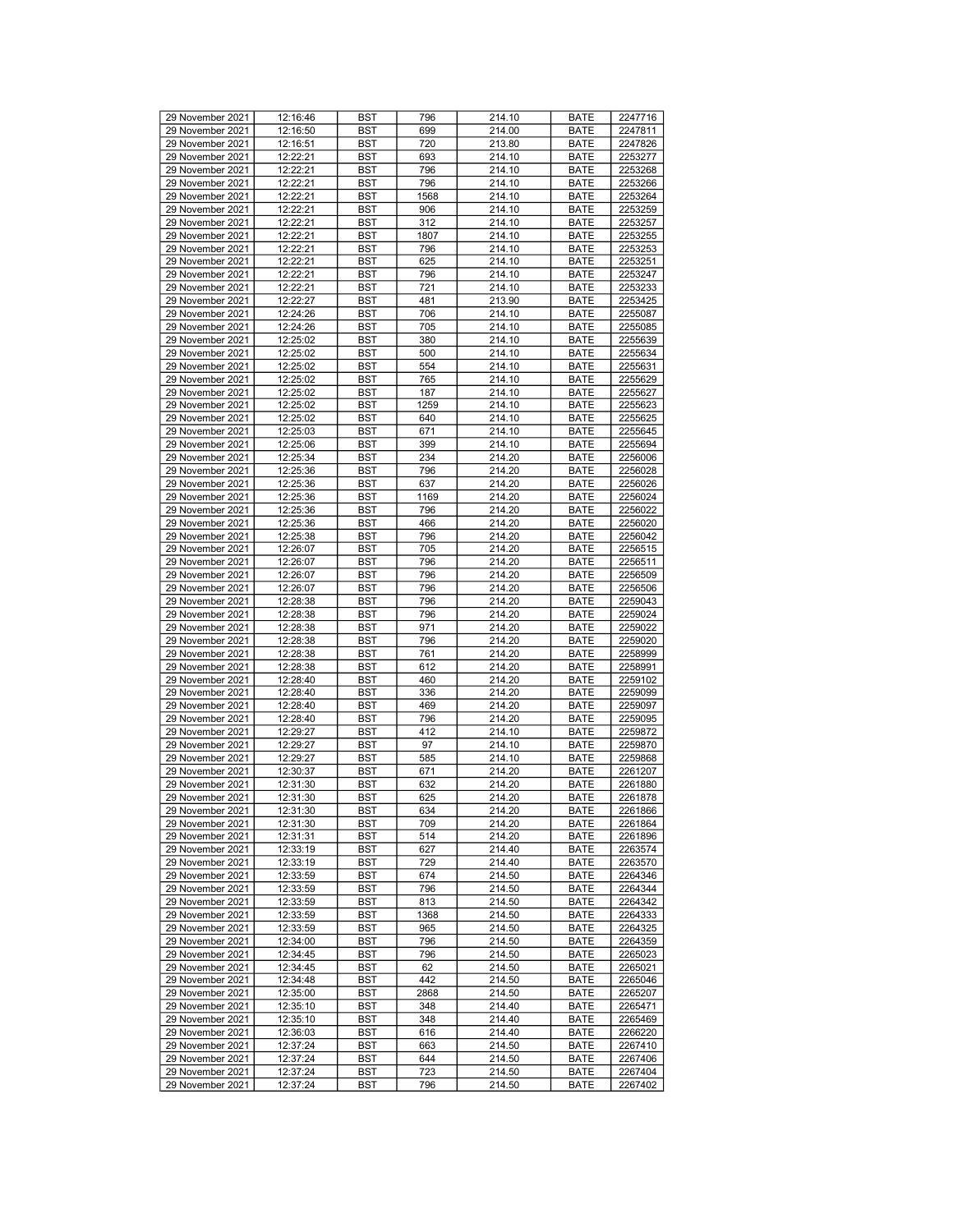| 29 November 2021 | 12:16:46 | BST | 796 | 214.10 | BATE | 2247716 |
|---|---|---|---|---|---|---|
| 29 November 2021 | 12:16:50 | BST | 699 | 214.00 | BATE | 2247811 |
| 29 November 2021 | 12:16:51 | BST | 720 | 213.80 | BATE | 2247826 |
| 29 November 2021 | 12:22:21 | BST | 693 | 214.10 | BATE | 2253277 |
| 29 November 2021 | 12:22:21 | BST | 796 | 214.10 | BATE | 2253268 |
| 29 November 2021 | 12:22:21 | BST | 796 | 214.10 | BATE | 2253266 |
| 29 November 2021 | 12:22:21 | BST | 1568 | 214.10 | BATE | 2253264 |
| 29 November 2021 | 12:22:21 | BST | 906 | 214.10 | BATE | 2253259 |
| 29 November 2021 | 12:22:21 | BST | 312 | 214.10 | BATE | 2253257 |
| 29 November 2021 | 12:22:21 | BST | 1807 | 214.10 | BATE | 2253255 |
| 29 November 2021 | 12:22:21 | BST | 796 | 214.10 | BATE | 2253253 |
| 29 November 2021 | 12:22:21 | BST | 625 | 214.10 | BATE | 2253251 |
| 29 November 2021 | 12:22:21 | BST | 796 | 214.10 | BATE | 2253247 |
| 29 November 2021 | 12:22:21 | BST | 721 | 214.10 | BATE | 2253233 |
| 29 November 2021 | 12:22:27 | BST | 481 | 213.90 | BATE | 2253425 |
| 29 November 2021 | 12:24:26 | BST | 706 | 214.10 | BATE | 2255087 |
| 29 November 2021 | 12:24:26 | BST | 705 | 214.10 | BATE | 2255085 |
| 29 November 2021 | 12:25:02 | BST | 380 | 214.10 | BATE | 2255639 |
| 29 November 2021 | 12:25:02 | BST | 500 | 214.10 | BATE | 2255634 |
| 29 November 2021 | 12:25:02 | BST | 554 | 214.10 | BATE | 2255631 |
| 29 November 2021 | 12:25:02 | BST | 765 | 214.10 | BATE | 2255629 |
| 29 November 2021 | 12:25:02 | BST | 187 | 214.10 | BATE | 2255627 |
| 29 November 2021 | 12:25:02 | BST | 1259 | 214.10 | BATE | 2255623 |
| 29 November 2021 | 12:25:02 | BST | 640 | 214.10 | BATE | 2255625 |
| 29 November 2021 | 12:25:03 | BST | 671 | 214.10 | BATE | 2255645 |
| 29 November 2021 | 12:25:06 | BST | 399 | 214.10 | BATE | 2255694 |
| 29 November 2021 | 12:25:34 | BST | 234 | 214.20 | BATE | 2256006 |
| 29 November 2021 | 12:25:36 | BST | 796 | 214.20 | BATE | 2256028 |
| 29 November 2021 | 12:25:36 | BST | 637 | 214.20 | BATE | 2256026 |
| 29 November 2021 | 12:25:36 | BST | 1169 | 214.20 | BATE | 2256024 |
| 29 November 2021 | 12:25:36 | BST | 796 | 214.20 | BATE | 2256022 |
| 29 November 2021 | 12:25:36 | BST | 466 | 214.20 | BATE | 2256020 |
| 29 November 2021 | 12:25:38 | BST | 796 | 214.20 | BATE | 2256042 |
| 29 November 2021 | 12:26:07 | BST | 705 | 214.20 | BATE | 2256515 |
| 29 November 2021 | 12:26:07 | BST | 796 | 214.20 | BATE | 2256511 |
| 29 November 2021 | 12:26:07 | BST | 796 | 214.20 | BATE | 2256509 |
| 29 November 2021 | 12:26:07 | BST | 796 | 214.20 | BATE | 2256506 |
| 29 November 2021 | 12:28:38 | BST | 796 | 214.20 | BATE | 2259043 |
| 29 November 2021 | 12:28:38 | BST | 796 | 214.20 | BATE | 2259024 |
| 29 November 2021 | 12:28:38 | BST | 971 | 214.20 | BATE | 2259022 |
| 29 November 2021 | 12:28:38 | BST | 796 | 214.20 | BATE | 2259020 |
| 29 November 2021 | 12:28:38 | BST | 761 | 214.20 | BATE | 2258999 |
| 29 November 2021 | 12:28:38 | BST | 612 | 214.20 | BATE | 2258991 |
| 29 November 2021 | 12:28:40 | BST | 460 | 214.20 | BATE | 2259102 |
| 29 November 2021 | 12:28:40 | BST | 336 | 214.20 | BATE | 2259099 |
| 29 November 2021 | 12:28:40 | BST | 469 | 214.20 | BATE | 2259097 |
| 29 November 2021 | 12:28:40 | BST | 796 | 214.20 | BATE | 2259095 |
| 29 November 2021 | 12:29:27 | BST | 412 | 214.10 | BATE | 2259872 |
| 29 November 2021 | 12:29:27 | BST | 97 | 214.10 | BATE | 2259870 |
| 29 November 2021 | 12:29:27 | BST | 585 | 214.10 | BATE | 2259868 |
| 29 November 2021 | 12:30:37 | BST | 671 | 214.20 | BATE | 2261207 |
| 29 November 2021 | 12:31:30 | BST | 632 | 214.20 | BATE | 2261880 |
| 29 November 2021 | 12:31:30 | BST | 625 | 214.20 | BATE | 2261878 |
| 29 November 2021 | 12:31:30 | BST | 634 | 214.20 | BATE | 2261866 |
| 29 November 2021 | 12:31:30 | BST | 709 | 214.20 | BATE | 2261864 |
| 29 November 2021 | 12:31:31 | BST | 514 | 214.20 | BATE | 2261896 |
| 29 November 2021 | 12:33:19 | BST | 627 | 214.40 | BATE | 2263574 |
| 29 November 2021 | 12:33:19 | BST | 729 | 214.40 | BATE | 2263570 |
| 29 November 2021 | 12:33:59 | BST | 674 | 214.50 | BATE | 2264346 |
| 29 November 2021 | 12:33:59 | BST | 796 | 214.50 | BATE | 2264344 |
| 29 November 2021 | 12:33:59 | BST | 813 | 214.50 | BATE | 2264342 |
| 29 November 2021 | 12:33:59 | BST | 1368 | 214.50 | BATE | 2264333 |
| 29 November 2021 | 12:33:59 | BST | 965 | 214.50 | BATE | 2264325 |
| 29 November 2021 | 12:34:00 | BST | 796 | 214.50 | BATE | 2264359 |
| 29 November 2021 | 12:34:45 | BST | 796 | 214.50 | BATE | 2265023 |
| 29 November 2021 | 12:34:45 | BST | 62 | 214.50 | BATE | 2265021 |
| 29 November 2021 | 12:34:48 | BST | 442 | 214.50 | BATE | 2265046 |
| 29 November 2021 | 12:35:00 | BST | 2868 | 214.50 | BATE | 2265207 |
| 29 November 2021 | 12:35:10 | BST | 348 | 214.40 | BATE | 2265471 |
| 29 November 2021 | 12:35:10 | BST | 348 | 214.40 | BATE | 2265469 |
| 29 November 2021 | 12:36:03 | BST | 616 | 214.40 | BATE | 2266220 |
| 29 November 2021 | 12:37:24 | BST | 663 | 214.50 | BATE | 2267410 |
| 29 November 2021 | 12:37:24 | BST | 644 | 214.50 | BATE | 2267406 |
| 29 November 2021 | 12:37:24 | BST | 723 | 214.50 | BATE | 2267404 |
| 29 November 2021 | 12:37:24 | BST | 796 | 214.50 | BATE | 2267402 |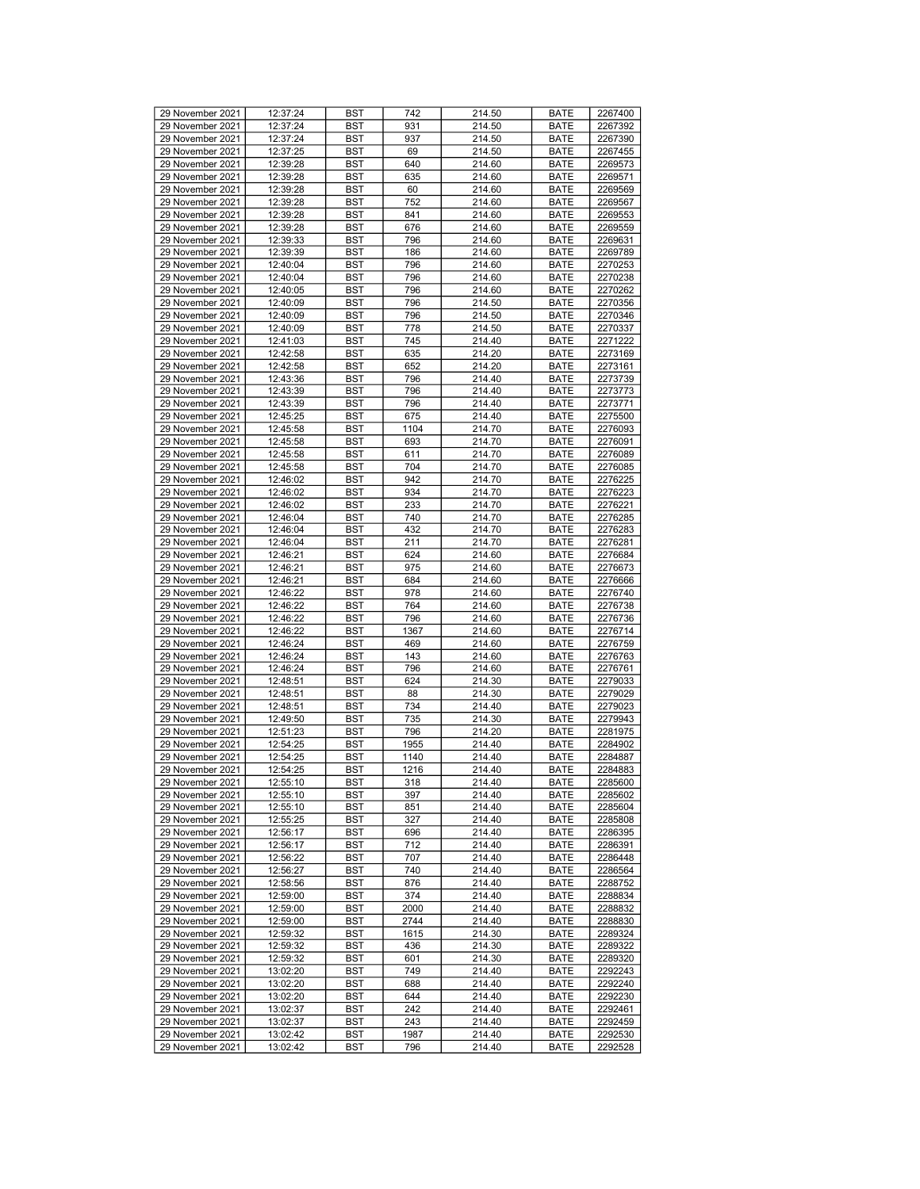| 29 November 2021 | 12:37:24 | BST | 742 | 214.50 | BATE | 2267400 |
|---|---|---|---|---|---|---|
| 29 November 2021 | 12:37:24 | BST | 931 | 214.50 | BATE | 2267392 |
| 29 November 2021 | 12:37:24 | BST | 937 | 214.50 | BATE | 2267390 |
| 29 November 2021 | 12:37:25 | BST | 69 | 214.50 | BATE | 2267455 |
| 29 November 2021 | 12:39:28 | BST | 640 | 214.60 | BATE | 2269573 |
| 29 November 2021 | 12:39:28 | BST | 635 | 214.60 | BATE | 2269571 |
| 29 November 2021 | 12:39:28 | BST | 60 | 214.60 | BATE | 2269569 |
| 29 November 2021 | 12:39:28 | BST | 752 | 214.60 | BATE | 2269567 |
| 29 November 2021 | 12:39:28 | BST | 841 | 214.60 | BATE | 2269553 |
| 29 November 2021 | 12:39:28 | BST | 676 | 214.60 | BATE | 2269559 |
| 29 November 2021 | 12:39:33 | BST | 796 | 214.60 | BATE | 2269631 |
| 29 November 2021 | 12:39:39 | BST | 186 | 214.60 | BATE | 2269789 |
| 29 November 2021 | 12:40:04 | BST | 796 | 214.60 | BATE | 2270253 |
| 29 November 2021 | 12:40:04 | BST | 796 | 214.60 | BATE | 2270238 |
| 29 November 2021 | 12:40:05 | BST | 796 | 214.60 | BATE | 2270262 |
| 29 November 2021 | 12:40:09 | BST | 796 | 214.50 | BATE | 2270356 |
| 29 November 2021 | 12:40:09 | BST | 796 | 214.50 | BATE | 2270346 |
| 29 November 2021 | 12:40:09 | BST | 778 | 214.50 | BATE | 2270337 |
| 29 November 2021 | 12:41:03 | BST | 745 | 214.40 | BATE | 2271222 |
| 29 November 2021 | 12:42:58 | BST | 635 | 214.20 | BATE | 2273169 |
| 29 November 2021 | 12:42:58 | BST | 652 | 214.20 | BATE | 2273161 |
| 29 November 2021 | 12:43:36 | BST | 796 | 214.40 | BATE | 2273739 |
| 29 November 2021 | 12:43:39 | BST | 796 | 214.40 | BATE | 2273773 |
| 29 November 2021 | 12:43:39 | BST | 796 | 214.40 | BATE | 2273771 |
| 29 November 2021 | 12:45:25 | BST | 675 | 214.40 | BATE | 2275500 |
| 29 November 2021 | 12:45:58 | BST | 1104 | 214.70 | BATE | 2276093 |
| 29 November 2021 | 12:45:58 | BST | 693 | 214.70 | BATE | 2276091 |
| 29 November 2021 | 12:45:58 | BST | 611 | 214.70 | BATE | 2276089 |
| 29 November 2021 | 12:45:58 | BST | 704 | 214.70 | BATE | 2276085 |
| 29 November 2021 | 12:46:02 | BST | 942 | 214.70 | BATE | 2276225 |
| 29 November 2021 | 12:46:02 | BST | 934 | 214.70 | BATE | 2276223 |
| 29 November 2021 | 12:46:02 | BST | 233 | 214.70 | BATE | 2276221 |
| 29 November 2021 | 12:46:04 | BST | 740 | 214.70 | BATE | 2276285 |
| 29 November 2021 | 12:46:04 | BST | 432 | 214.70 | BATE | 2276283 |
| 29 November 2021 | 12:46:04 | BST | 211 | 214.70 | BATE | 2276281 |
| 29 November 2021 | 12:46:21 | BST | 624 | 214.60 | BATE | 2276684 |
| 29 November 2021 | 12:46:21 | BST | 975 | 214.60 | BATE | 2276673 |
| 29 November 2021 | 12:46:21 | BST | 684 | 214.60 | BATE | 2276666 |
| 29 November 2021 | 12:46:22 | BST | 978 | 214.60 | BATE | 2276740 |
| 29 November 2021 | 12:46:22 | BST | 764 | 214.60 | BATE | 2276738 |
| 29 November 2021 | 12:46:22 | BST | 796 | 214.60 | BATE | 2276736 |
| 29 November 2021 | 12:46:22 | BST | 1367 | 214.60 | BATE | 2276714 |
| 29 November 2021 | 12:46:24 | BST | 469 | 214.60 | BATE | 2276759 |
| 29 November 2021 | 12:46:24 | BST | 143 | 214.60 | BATE | 2276763 |
| 29 November 2021 | 12:46:24 | BST | 796 | 214.60 | BATE | 2276761 |
| 29 November 2021 | 12:48:51 | BST | 624 | 214.30 | BATE | 2279033 |
| 29 November 2021 | 12:48:51 | BST | 88 | 214.30 | BATE | 2279029 |
| 29 November 2021 | 12:48:51 | BST | 734 | 214.40 | BATE | 2279023 |
| 29 November 2021 | 12:49:50 | BST | 735 | 214.30 | BATE | 2279943 |
| 29 November 2021 | 12:51:23 | BST | 796 | 214.20 | BATE | 2281975 |
| 29 November 2021 | 12:54:25 | BST | 1955 | 214.40 | BATE | 2284902 |
| 29 November 2021 | 12:54:25 | BST | 1140 | 214.40 | BATE | 2284887 |
| 29 November 2021 | 12:54:25 | BST | 1216 | 214.40 | BATE | 2284883 |
| 29 November 2021 | 12:55:10 | BST | 318 | 214.40 | BATE | 2285600 |
| 29 November 2021 | 12:55:10 | BST | 397 | 214.40 | BATE | 2285602 |
| 29 November 2021 | 12:55:10 | BST | 851 | 214.40 | BATE | 2285604 |
| 29 November 2021 | 12:55:25 | BST | 327 | 214.40 | BATE | 2285808 |
| 29 November 2021 | 12:56:17 | BST | 696 | 214.40 | BATE | 2286395 |
| 29 November 2021 | 12:56:17 | BST | 712 | 214.40 | BATE | 2286391 |
| 29 November 2021 | 12:56:22 | BST | 707 | 214.40 | BATE | 2286448 |
| 29 November 2021 | 12:56:27 | BST | 740 | 214.40 | BATE | 2286564 |
| 29 November 2021 | 12:58:56 | BST | 876 | 214.40 | BATE | 2288752 |
| 29 November 2021 | 12:59:00 | BST | 374 | 214.40 | BATE | 2288834 |
| 29 November 2021 | 12:59:00 | BST | 2000 | 214.40 | BATE | 2288832 |
| 29 November 2021 | 12:59:00 | BST | 2744 | 214.40 | BATE | 2288830 |
| 29 November 2021 | 12:59:32 | BST | 1615 | 214.30 | BATE | 2289324 |
| 29 November 2021 | 12:59:32 | BST | 436 | 214.30 | BATE | 2289322 |
| 29 November 2021 | 12:59:32 | BST | 601 | 214.30 | BATE | 2289320 |
| 29 November 2021 | 13:02:20 | BST | 749 | 214.40 | BATE | 2292243 |
| 29 November 2021 | 13:02:20 | BST | 688 | 214.40 | BATE | 2292240 |
| 29 November 2021 | 13:02:20 | BST | 644 | 214.40 | BATE | 2292230 |
| 29 November 2021 | 13:02:37 | BST | 242 | 214.40 | BATE | 2292461 |
| 29 November 2021 | 13:02:37 | BST | 243 | 214.40 | BATE | 2292459 |
| 29 November 2021 | 13:02:42 | BST | 1987 | 214.40 | BATE | 2292530 |
| 29 November 2021 | 13:02:42 | BST | 796 | 214.40 | BATE | 2292528 |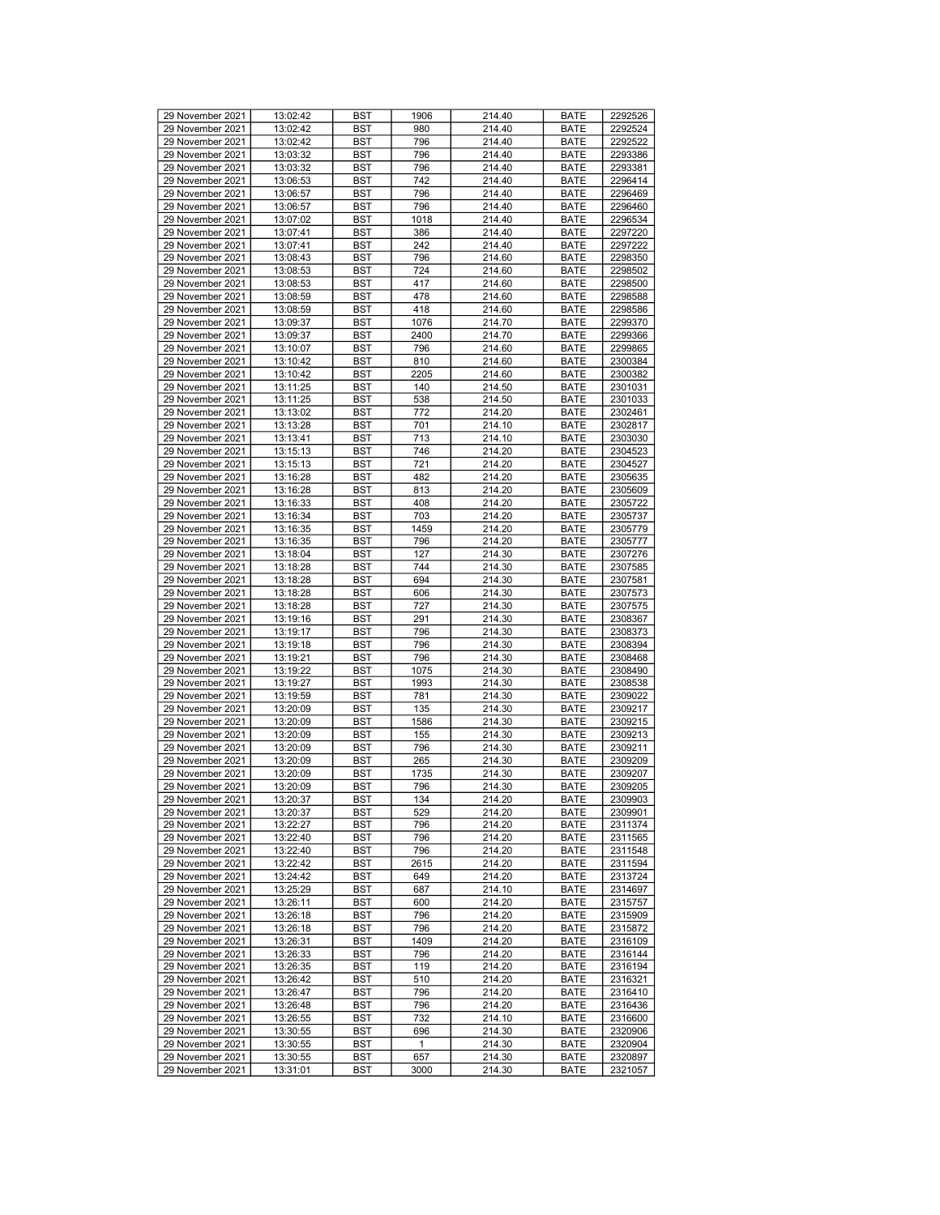| 29 November 2021 | 13:02:42 | BST | 1906 | 214.40 | BATE | 2292526 |
|---|---|---|---|---|---|---|
| 29 November 2021 | 13:02:42 | BST | 980 | 214.40 | BATE | 2292524 |
| 29 November 2021 | 13:02:42 | BST | 796 | 214.40 | BATE | 2292522 |
| 29 November 2021 | 13:03:32 | BST | 796 | 214.40 | BATE | 2293386 |
| 29 November 2021 | 13:03:32 | BST | 796 | 214.40 | BATE | 2293381 |
| 29 November 2021 | 13:06:53 | BST | 742 | 214.40 | BATE | 2296414 |
| 29 November 2021 | 13:06:57 | BST | 796 | 214.40 | BATE | 2296469 |
| 29 November 2021 | 13:06:57 | BST | 796 | 214.40 | BATE | 2296460 |
| 29 November 2021 | 13:07:02 | BST | 1018 | 214.40 | BATE | 2296534 |
| 29 November 2021 | 13:07:41 | BST | 386 | 214.40 | BATE | 2297220 |
| 29 November 2021 | 13:07:41 | BST | 242 | 214.40 | BATE | 2297222 |
| 29 November 2021 | 13:08:43 | BST | 796 | 214.60 | BATE | 2298350 |
| 29 November 2021 | 13:08:53 | BST | 724 | 214.60 | BATE | 2298502 |
| 29 November 2021 | 13:08:53 | BST | 417 | 214.60 | BATE | 2298500 |
| 29 November 2021 | 13:08:59 | BST | 478 | 214.60 | BATE | 2298588 |
| 29 November 2021 | 13:08:59 | BST | 418 | 214.60 | BATE | 2298586 |
| 29 November 2021 | 13:09:37 | BST | 1076 | 214.70 | BATE | 2299370 |
| 29 November 2021 | 13:09:37 | BST | 2400 | 214.70 | BATE | 2299366 |
| 29 November 2021 | 13:10:07 | BST | 796 | 214.60 | BATE | 2299865 |
| 29 November 2021 | 13:10:42 | BST | 810 | 214.60 | BATE | 2300384 |
| 29 November 2021 | 13:10:42 | BST | 2205 | 214.60 | BATE | 2300382 |
| 29 November 2021 | 13:11:25 | BST | 140 | 214.50 | BATE | 2301031 |
| 29 November 2021 | 13:11:25 | BST | 538 | 214.50 | BATE | 2301033 |
| 29 November 2021 | 13:13:02 | BST | 772 | 214.20 | BATE | 2302461 |
| 29 November 2021 | 13:13:28 | BST | 701 | 214.10 | BATE | 2302817 |
| 29 November 2021 | 13:13:41 | BST | 713 | 214.10 | BATE | 2303030 |
| 29 November 2021 | 13:15:13 | BST | 746 | 214.20 | BATE | 2304523 |
| 29 November 2021 | 13:15:13 | BST | 721 | 214.20 | BATE | 2304527 |
| 29 November 2021 | 13:16:28 | BST | 482 | 214.20 | BATE | 2305635 |
| 29 November 2021 | 13:16:28 | BST | 813 | 214.20 | BATE | 2305609 |
| 29 November 2021 | 13:16:33 | BST | 408 | 214.20 | BATE | 2305722 |
| 29 November 2021 | 13:16:34 | BST | 703 | 214.20 | BATE | 2305737 |
| 29 November 2021 | 13:16:35 | BST | 1459 | 214.20 | BATE | 2305779 |
| 29 November 2021 | 13:16:35 | BST | 796 | 214.20 | BATE | 2305777 |
| 29 November 2021 | 13:18:04 | BST | 127 | 214.30 | BATE | 2307276 |
| 29 November 2021 | 13:18:28 | BST | 744 | 214.30 | BATE | 2307585 |
| 29 November 2021 | 13:18:28 | BST | 694 | 214.30 | BATE | 2307581 |
| 29 November 2021 | 13:18:28 | BST | 606 | 214.30 | BATE | 2307573 |
| 29 November 2021 | 13:18:28 | BST | 727 | 214.30 | BATE | 2307575 |
| 29 November 2021 | 13:19:16 | BST | 291 | 214.30 | BATE | 2308367 |
| 29 November 2021 | 13:19:17 | BST | 796 | 214.30 | BATE | 2308373 |
| 29 November 2021 | 13:19:18 | BST | 796 | 214.30 | BATE | 2308394 |
| 29 November 2021 | 13:19:21 | BST | 796 | 214.30 | BATE | 2308468 |
| 29 November 2021 | 13:19:22 | BST | 1075 | 214.30 | BATE | 2308490 |
| 29 November 2021 | 13:19:27 | BST | 1993 | 214.30 | BATE | 2308538 |
| 29 November 2021 | 13:19:59 | BST | 781 | 214.30 | BATE | 2309022 |
| 29 November 2021 | 13:20:09 | BST | 135 | 214.30 | BATE | 2309217 |
| 29 November 2021 | 13:20:09 | BST | 1586 | 214.30 | BATE | 2309215 |
| 29 November 2021 | 13:20:09 | BST | 155 | 214.30 | BATE | 2309213 |
| 29 November 2021 | 13:20:09 | BST | 796 | 214.30 | BATE | 2309211 |
| 29 November 2021 | 13:20:09 | BST | 265 | 214.30 | BATE | 2309209 |
| 29 November 2021 | 13:20:09 | BST | 1735 | 214.30 | BATE | 2309207 |
| 29 November 2021 | 13:20:09 | BST | 796 | 214.30 | BATE | 2309205 |
| 29 November 2021 | 13:20:37 | BST | 134 | 214.20 | BATE | 2309903 |
| 29 November 2021 | 13:20:37 | BST | 529 | 214.20 | BATE | 2309901 |
| 29 November 2021 | 13:22:27 | BST | 796 | 214.20 | BATE | 2311374 |
| 29 November 2021 | 13:22:40 | BST | 796 | 214.20 | BATE | 2311565 |
| 29 November 2021 | 13:22:40 | BST | 796 | 214.20 | BATE | 2311548 |
| 29 November 2021 | 13:22:42 | BST | 2615 | 214.20 | BATE | 2311594 |
| 29 November 2021 | 13:24:42 | BST | 649 | 214.20 | BATE | 2313724 |
| 29 November 2021 | 13:25:29 | BST | 687 | 214.10 | BATE | 2314697 |
| 29 November 2021 | 13:26:11 | BST | 600 | 214.20 | BATE | 2315757 |
| 29 November 2021 | 13:26:18 | BST | 796 | 214.20 | BATE | 2315909 |
| 29 November 2021 | 13:26:18 | BST | 796 | 214.20 | BATE | 2315872 |
| 29 November 2021 | 13:26:31 | BST | 1409 | 214.20 | BATE | 2316109 |
| 29 November 2021 | 13:26:33 | BST | 796 | 214.20 | BATE | 2316144 |
| 29 November 2021 | 13:26:35 | BST | 119 | 214.20 | BATE | 2316194 |
| 29 November 2021 | 13:26:42 | BST | 510 | 214.20 | BATE | 2316321 |
| 29 November 2021 | 13:26:47 | BST | 796 | 214.20 | BATE | 2316410 |
| 29 November 2021 | 13:26:48 | BST | 796 | 214.20 | BATE | 2316436 |
| 29 November 2021 | 13:26:55 | BST | 732 | 214.10 | BATE | 2316600 |
| 29 November 2021 | 13:30:55 | BST | 696 | 214.30 | BATE | 2320906 |
| 29 November 2021 | 13:30:55 | BST | 1 | 214.30 | BATE | 2320904 |
| 29 November 2021 | 13:30:55 | BST | 657 | 214.30 | BATE | 2320897 |
| 29 November 2021 | 13:31:01 | BST | 3000 | 214.30 | BATE | 2321057 |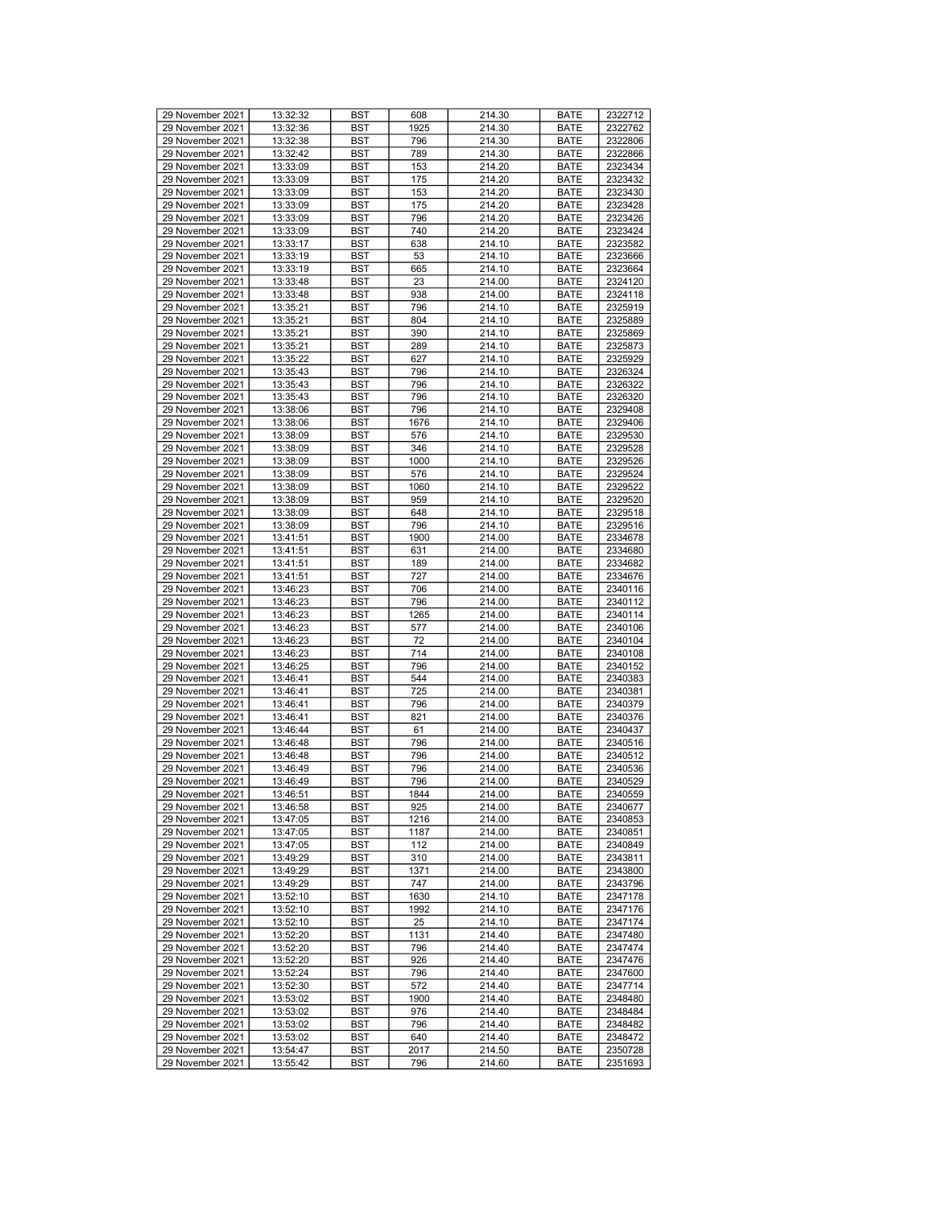| 29 November 2021 | 13:32:32 | BST | 608 | 214.30 | BATE | 2322712 |
|---|---|---|---|---|---|---|
| 29 November 2021 | 13:32:36 | BST | 1925 | 214.30 | BATE | 2322762 |
| 29 November 2021 | 13:32:38 | BST | 796 | 214.30 | BATE | 2322806 |
| 29 November 2021 | 13:32:42 | BST | 789 | 214.30 | BATE | 2322866 |
| 29 November 2021 | 13:33:09 | BST | 153 | 214.20 | BATE | 2323434 |
| 29 November 2021 | 13:33:09 | BST | 175 | 214.20 | BATE | 2323432 |
| 29 November 2021 | 13:33:09 | BST | 153 | 214.20 | BATE | 2323430 |
| 29 November 2021 | 13:33:09 | BST | 175 | 214.20 | BATE | 2323428 |
| 29 November 2021 | 13:33:09 | BST | 796 | 214.20 | BATE | 2323426 |
| 29 November 2021 | 13:33:09 | BST | 740 | 214.20 | BATE | 2323424 |
| 29 November 2021 | 13:33:17 | BST | 638 | 214.10 | BATE | 2323582 |
| 29 November 2021 | 13:33:19 | BST | 53 | 214.10 | BATE | 2323666 |
| 29 November 2021 | 13:33:19 | BST | 665 | 214.10 | BATE | 2323664 |
| 29 November 2021 | 13:33:48 | BST | 23 | 214.00 | BATE | 2324120 |
| 29 November 2021 | 13:33:48 | BST | 938 | 214.00 | BATE | 2324118 |
| 29 November 2021 | 13:35:21 | BST | 796 | 214.10 | BATE | 2325919 |
| 29 November 2021 | 13:35:21 | BST | 804 | 214.10 | BATE | 2325889 |
| 29 November 2021 | 13:35:21 | BST | 390 | 214.10 | BATE | 2325869 |
| 29 November 2021 | 13:35:21 | BST | 289 | 214.10 | BATE | 2325873 |
| 29 November 2021 | 13:35:22 | BST | 627 | 214.10 | BATE | 2325929 |
| 29 November 2021 | 13:35:43 | BST | 796 | 214.10 | BATE | 2326324 |
| 29 November 2021 | 13:35:43 | BST | 796 | 214.10 | BATE | 2326322 |
| 29 November 2021 | 13:35:43 | BST | 796 | 214.10 | BATE | 2326320 |
| 29 November 2021 | 13:38:06 | BST | 796 | 214.10 | BATE | 2329408 |
| 29 November 2021 | 13:38:06 | BST | 1676 | 214.10 | BATE | 2329406 |
| 29 November 2021 | 13:38:09 | BST | 576 | 214.10 | BATE | 2329530 |
| 29 November 2021 | 13:38:09 | BST | 346 | 214.10 | BATE | 2329528 |
| 29 November 2021 | 13:38:09 | BST | 1000 | 214.10 | BATE | 2329526 |
| 29 November 2021 | 13:38:09 | BST | 576 | 214.10 | BATE | 2329524 |
| 29 November 2021 | 13:38:09 | BST | 1060 | 214.10 | BATE | 2329522 |
| 29 November 2021 | 13:38:09 | BST | 959 | 214.10 | BATE | 2329520 |
| 29 November 2021 | 13:38:09 | BST | 648 | 214.10 | BATE | 2329518 |
| 29 November 2021 | 13:38:09 | BST | 796 | 214.10 | BATE | 2329516 |
| 29 November 2021 | 13:41:51 | BST | 1900 | 214.00 | BATE | 2334678 |
| 29 November 2021 | 13:41:51 | BST | 631 | 214.00 | BATE | 2334680 |
| 29 November 2021 | 13:41:51 | BST | 189 | 214.00 | BATE | 2334682 |
| 29 November 2021 | 13:41:51 | BST | 727 | 214.00 | BATE | 2334676 |
| 29 November 2021 | 13:46:23 | BST | 706 | 214.00 | BATE | 2340116 |
| 29 November 2021 | 13:46:23 | BST | 796 | 214.00 | BATE | 2340112 |
| 29 November 2021 | 13:46:23 | BST | 1265 | 214.00 | BATE | 2340114 |
| 29 November 2021 | 13:46:23 | BST | 577 | 214.00 | BATE | 2340106 |
| 29 November 2021 | 13:46:23 | BST | 72 | 214.00 | BATE | 2340104 |
| 29 November 2021 | 13:46:23 | BST | 714 | 214.00 | BATE | 2340108 |
| 29 November 2021 | 13:46:25 | BST | 796 | 214.00 | BATE | 2340152 |
| 29 November 2021 | 13:46:41 | BST | 544 | 214.00 | BATE | 2340383 |
| 29 November 2021 | 13:46:41 | BST | 725 | 214.00 | BATE | 2340381 |
| 29 November 2021 | 13:46:41 | BST | 796 | 214.00 | BATE | 2340379 |
| 29 November 2021 | 13:46:41 | BST | 821 | 214.00 | BATE | 2340376 |
| 29 November 2021 | 13:46:44 | BST | 61 | 214.00 | BATE | 2340437 |
| 29 November 2021 | 13:46:48 | BST | 796 | 214.00 | BATE | 2340516 |
| 29 November 2021 | 13:46:48 | BST | 796 | 214.00 | BATE | 2340512 |
| 29 November 2021 | 13:46:49 | BST | 796 | 214.00 | BATE | 2340536 |
| 29 November 2021 | 13:46:49 | BST | 796 | 214.00 | BATE | 2340529 |
| 29 November 2021 | 13:46:51 | BST | 1844 | 214.00 | BATE | 2340559 |
| 29 November 2021 | 13:46:58 | BST | 925 | 214.00 | BATE | 2340677 |
| 29 November 2021 | 13:47:05 | BST | 1216 | 214.00 | BATE | 2340853 |
| 29 November 2021 | 13:47:05 | BST | 1187 | 214.00 | BATE | 2340851 |
| 29 November 2021 | 13:47:05 | BST | 112 | 214.00 | BATE | 2340849 |
| 29 November 2021 | 13:49:29 | BST | 310 | 214.00 | BATE | 2343811 |
| 29 November 2021 | 13:49:29 | BST | 1371 | 214.00 | BATE | 2343800 |
| 29 November 2021 | 13:49:29 | BST | 747 | 214.00 | BATE | 2343796 |
| 29 November 2021 | 13:52:10 | BST | 1630 | 214.10 | BATE | 2347178 |
| 29 November 2021 | 13:52:10 | BST | 1992 | 214.10 | BATE | 2347176 |
| 29 November 2021 | 13:52:10 | BST | 25 | 214.10 | BATE | 2347174 |
| 29 November 2021 | 13:52:20 | BST | 1131 | 214.40 | BATE | 2347480 |
| 29 November 2021 | 13:52:20 | BST | 796 | 214.40 | BATE | 2347474 |
| 29 November 2021 | 13:52:20 | BST | 926 | 214.40 | BATE | 2347476 |
| 29 November 2021 | 13:52:24 | BST | 796 | 214.40 | BATE | 2347600 |
| 29 November 2021 | 13:52:30 | BST | 572 | 214.40 | BATE | 2347714 |
| 29 November 2021 | 13:53:02 | BST | 1900 | 214.40 | BATE | 2348480 |
| 29 November 2021 | 13:53:02 | BST | 976 | 214.40 | BATE | 2348484 |
| 29 November 2021 | 13:53:02 | BST | 796 | 214.40 | BATE | 2348482 |
| 29 November 2021 | 13:53:02 | BST | 640 | 214.40 | BATE | 2348472 |
| 29 November 2021 | 13:54:47 | BST | 2017 | 214.50 | BATE | 2350728 |
| 29 November 2021 | 13:55:42 | BST | 796 | 214.60 | BATE | 2351693 |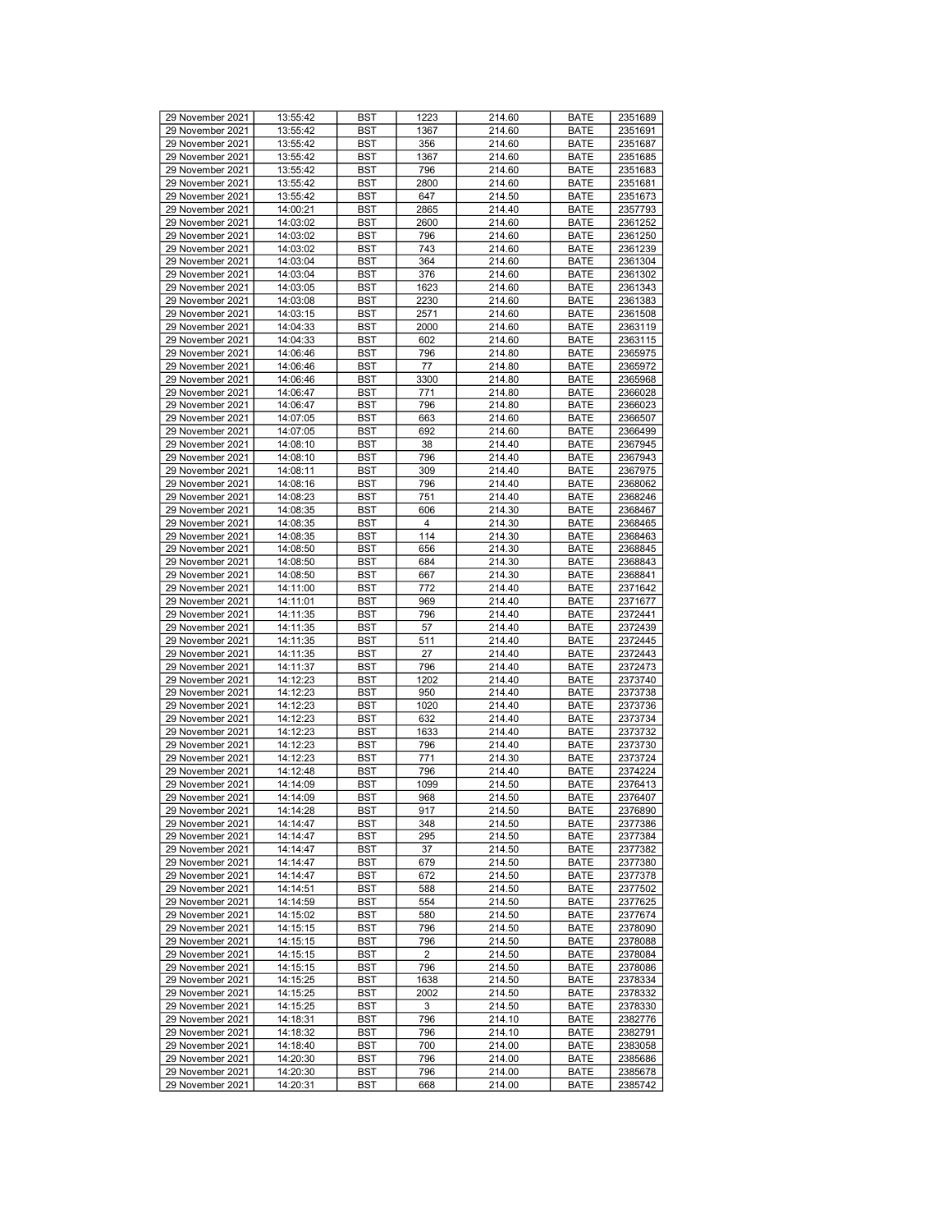| 29 November 2021 | 13:55:42 | BST | 1223 | 214.60 | BATE | 2351689 |
|---|---|---|---|---|---|---|
| 29 November 2021 | 13:55:42 | BST | 1367 | 214.60 | BATE | 2351691 |
| 29 November 2021 | 13:55:42 | BST | 356 | 214.60 | BATE | 2351687 |
| 29 November 2021 | 13:55:42 | BST | 1367 | 214.60 | BATE | 2351685 |
| 29 November 2021 | 13:55:42 | BST | 796 | 214.60 | BATE | 2351683 |
| 29 November 2021 | 13:55:42 | BST | 2800 | 214.60 | BATE | 2351681 |
| 29 November 2021 | 13:55:42 | BST | 647 | 214.50 | BATE | 2351673 |
| 29 November 2021 | 14:00:21 | BST | 2865 | 214.40 | BATE | 2357793 |
| 29 November 2021 | 14:03:02 | BST | 2600 | 214.60 | BATE | 2361252 |
| 29 November 2021 | 14:03:02 | BST | 796 | 214.60 | BATE | 2361250 |
| 29 November 2021 | 14:03:02 | BST | 743 | 214.60 | BATE | 2361239 |
| 29 November 2021 | 14:03:04 | BST | 364 | 214.60 | BATE | 2361304 |
| 29 November 2021 | 14:03:04 | BST | 376 | 214.60 | BATE | 2361302 |
| 29 November 2021 | 14:03:05 | BST | 1623 | 214.60 | BATE | 2361343 |
| 29 November 2021 | 14:03:08 | BST | 2230 | 214.60 | BATE | 2361383 |
| 29 November 2021 | 14:03:15 | BST | 2571 | 214.60 | BATE | 2361508 |
| 29 November 2021 | 14:04:33 | BST | 2000 | 214.60 | BATE | 2363119 |
| 29 November 2021 | 14:04:33 | BST | 602 | 214.60 | BATE | 2363115 |
| 29 November 2021 | 14:06:46 | BST | 796 | 214.80 | BATE | 2365975 |
| 29 November 2021 | 14:06:46 | BST | 77 | 214.80 | BATE | 2365972 |
| 29 November 2021 | 14:06:46 | BST | 3300 | 214.80 | BATE | 2365968 |
| 29 November 2021 | 14:06:47 | BST | 771 | 214.80 | BATE | 2366028 |
| 29 November 2021 | 14:06:47 | BST | 796 | 214.80 | BATE | 2366023 |
| 29 November 2021 | 14:07:05 | BST | 663 | 214.60 | BATE | 2366507 |
| 29 November 2021 | 14:07:05 | BST | 692 | 214.60 | BATE | 2366499 |
| 29 November 2021 | 14:08:10 | BST | 38 | 214.40 | BATE | 2367945 |
| 29 November 2021 | 14:08:10 | BST | 796 | 214.40 | BATE | 2367943 |
| 29 November 2021 | 14:08:11 | BST | 309 | 214.40 | BATE | 2367975 |
| 29 November 2021 | 14:08:16 | BST | 796 | 214.40 | BATE | 2368062 |
| 29 November 2021 | 14:08:23 | BST | 751 | 214.40 | BATE | 2368246 |
| 29 November 2021 | 14:08:35 | BST | 606 | 214.30 | BATE | 2368467 |
| 29 November 2021 | 14:08:35 | BST | 4 | 214.30 | BATE | 2368465 |
| 29 November 2021 | 14:08:35 | BST | 114 | 214.30 | BATE | 2368463 |
| 29 November 2021 | 14:08:50 | BST | 656 | 214.30 | BATE | 2368845 |
| 29 November 2021 | 14:08:50 | BST | 684 | 214.30 | BATE | 2368843 |
| 29 November 2021 | 14:08:50 | BST | 667 | 214.30 | BATE | 2368841 |
| 29 November 2021 | 14:11:00 | BST | 772 | 214.40 | BATE | 2371642 |
| 29 November 2021 | 14:11:01 | BST | 969 | 214.40 | BATE | 2371677 |
| 29 November 2021 | 14:11:35 | BST | 796 | 214.40 | BATE | 2372441 |
| 29 November 2021 | 14:11:35 | BST | 57 | 214.40 | BATE | 2372439 |
| 29 November 2021 | 14:11:35 | BST | 511 | 214.40 | BATE | 2372445 |
| 29 November 2021 | 14:11:35 | BST | 27 | 214.40 | BATE | 2372443 |
| 29 November 2021 | 14:11:37 | BST | 796 | 214.40 | BATE | 2372473 |
| 29 November 2021 | 14:12:23 | BST | 1202 | 214.40 | BATE | 2373740 |
| 29 November 2021 | 14:12:23 | BST | 950 | 214.40 | BATE | 2373738 |
| 29 November 2021 | 14:12:23 | BST | 1020 | 214.40 | BATE | 2373736 |
| 29 November 2021 | 14:12:23 | BST | 632 | 214.40 | BATE | 2373734 |
| 29 November 2021 | 14:12:23 | BST | 1633 | 214.40 | BATE | 2373732 |
| 29 November 2021 | 14:12:23 | BST | 796 | 214.40 | BATE | 2373730 |
| 29 November 2021 | 14:12:23 | BST | 771 | 214.30 | BATE | 2373724 |
| 29 November 2021 | 14:12:48 | BST | 796 | 214.40 | BATE | 2374224 |
| 29 November 2021 | 14:14:09 | BST | 1099 | 214.50 | BATE | 2376413 |
| 29 November 2021 | 14:14:09 | BST | 968 | 214.50 | BATE | 2376407 |
| 29 November 2021 | 14:14:28 | BST | 917 | 214.50 | BATE | 2376890 |
| 29 November 2021 | 14:14:47 | BST | 348 | 214.50 | BATE | 2377386 |
| 29 November 2021 | 14:14:47 | BST | 295 | 214.50 | BATE | 2377384 |
| 29 November 2021 | 14:14:47 | BST | 37 | 214.50 | BATE | 2377382 |
| 29 November 2021 | 14:14:47 | BST | 679 | 214.50 | BATE | 2377380 |
| 29 November 2021 | 14:14:47 | BST | 672 | 214.50 | BATE | 2377378 |
| 29 November 2021 | 14:14:51 | BST | 588 | 214.50 | BATE | 2377502 |
| 29 November 2021 | 14:14:59 | BST | 554 | 214.50 | BATE | 2377625 |
| 29 November 2021 | 14:15:02 | BST | 580 | 214.50 | BATE | 2377674 |
| 29 November 2021 | 14:15:15 | BST | 796 | 214.50 | BATE | 2378090 |
| 29 November 2021 | 14:15:15 | BST | 796 | 214.50 | BATE | 2378088 |
| 29 November 2021 | 14:15:15 | BST | 2 | 214.50 | BATE | 2378084 |
| 29 November 2021 | 14:15:15 | BST | 796 | 214.50 | BATE | 2378086 |
| 29 November 2021 | 14:15:25 | BST | 1638 | 214.50 | BATE | 2378334 |
| 29 November 2021 | 14:15:25 | BST | 2002 | 214.50 | BATE | 2378332 |
| 29 November 2021 | 14:15:25 | BST | 3 | 214.50 | BATE | 2378330 |
| 29 November 2021 | 14:18:31 | BST | 796 | 214.10 | BATE | 2382776 |
| 29 November 2021 | 14:18:32 | BST | 796 | 214.10 | BATE | 2382791 |
| 29 November 2021 | 14:18:40 | BST | 700 | 214.00 | BATE | 2383058 |
| 29 November 2021 | 14:20:30 | BST | 796 | 214.00 | BATE | 2385686 |
| 29 November 2021 | 14:20:30 | BST | 796 | 214.00 | BATE | 2385678 |
| 29 November 2021 | 14:20:31 | BST | 668 | 214.00 | BATE | 2385742 |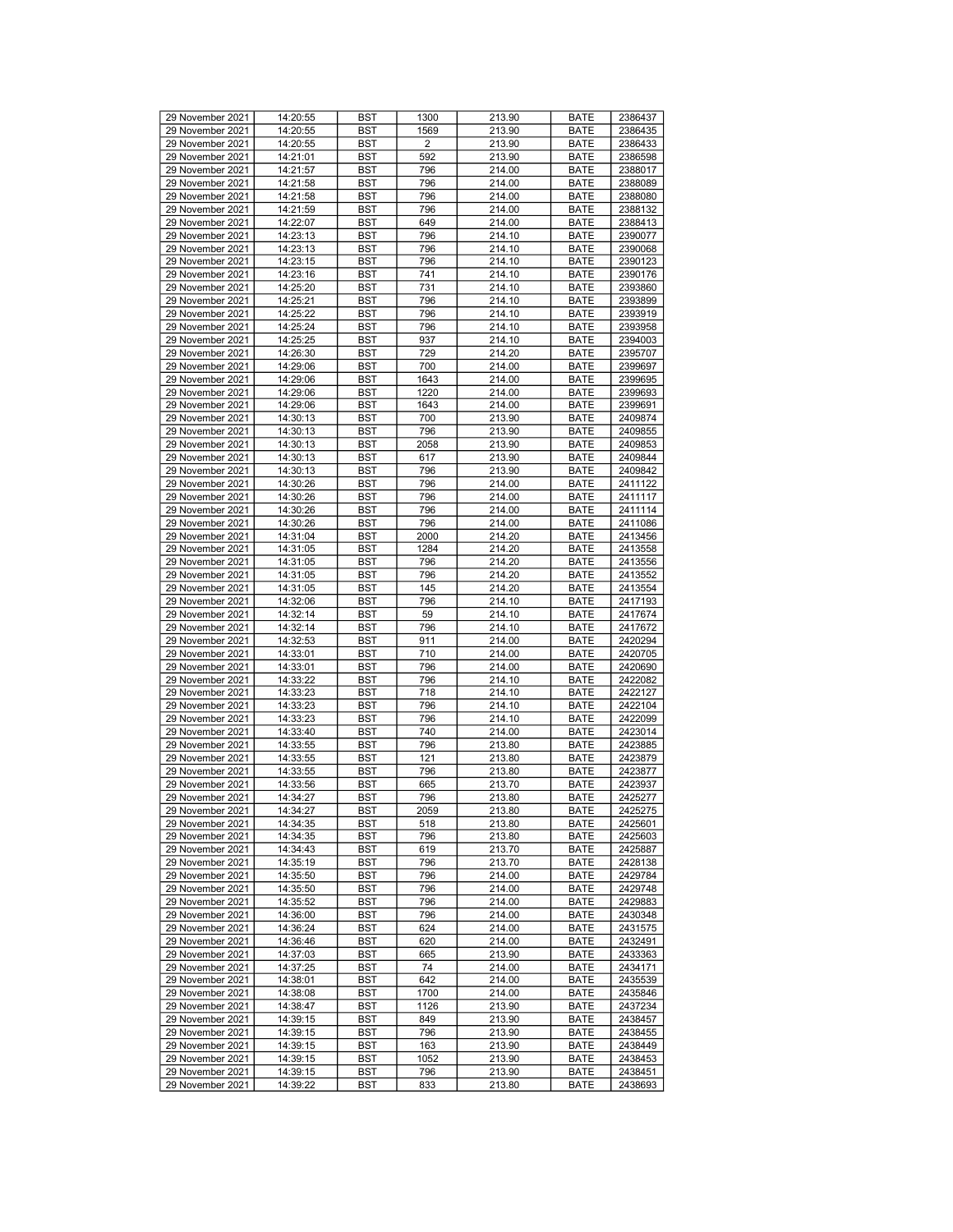| 29 November 2021 | 14:20:55 | BST | 1300 | 213.90 | BATE | 2386437 |
|---|---|---|---|---|---|---|
| 29 November 2021 | 14:20:55 | BST | 1569 | 213.90 | BATE | 2386435 |
| 29 November 2021 | 14:20:55 | BST | 2 | 213.90 | BATE | 2386433 |
| 29 November 2021 | 14:21:01 | BST | 592 | 213.90 | BATE | 2386598 |
| 29 November 2021 | 14:21:57 | BST | 796 | 214.00 | BATE | 2388017 |
| 29 November 2021 | 14:21:58 | BST | 796 | 214.00 | BATE | 2388089 |
| 29 November 2021 | 14:21:58 | BST | 796 | 214.00 | BATE | 2388080 |
| 29 November 2021 | 14:21:59 | BST | 796 | 214.00 | BATE | 2388132 |
| 29 November 2021 | 14:22:07 | BST | 649 | 214.00 | BATE | 2388413 |
| 29 November 2021 | 14:23:13 | BST | 796 | 214.10 | BATE | 2390077 |
| 29 November 2021 | 14:23:13 | BST | 796 | 214.10 | BATE | 2390068 |
| 29 November 2021 | 14:23:15 | BST | 796 | 214.10 | BATE | 2390123 |
| 29 November 2021 | 14:23:16 | BST | 741 | 214.10 | BATE | 2390176 |
| 29 November 2021 | 14:25:20 | BST | 731 | 214.10 | BATE | 2393860 |
| 29 November 2021 | 14:25:21 | BST | 796 | 214.10 | BATE | 2393899 |
| 29 November 2021 | 14:25:22 | BST | 796 | 214.10 | BATE | 2393919 |
| 29 November 2021 | 14:25:24 | BST | 796 | 214.10 | BATE | 2393958 |
| 29 November 2021 | 14:25:25 | BST | 937 | 214.10 | BATE | 2394003 |
| 29 November 2021 | 14:26:30 | BST | 729 | 214.20 | BATE | 2395707 |
| 29 November 2021 | 14:29:06 | BST | 700 | 214.00 | BATE | 2399697 |
| 29 November 2021 | 14:29:06 | BST | 1643 | 214.00 | BATE | 2399695 |
| 29 November 2021 | 14:29:06 | BST | 1220 | 214.00 | BATE | 2399693 |
| 29 November 2021 | 14:29:06 | BST | 1643 | 214.00 | BATE | 2399691 |
| 29 November 2021 | 14:30:13 | BST | 700 | 213.90 | BATE | 2409874 |
| 29 November 2021 | 14:30:13 | BST | 796 | 213.90 | BATE | 2409855 |
| 29 November 2021 | 14:30:13 | BST | 2058 | 213.90 | BATE | 2409853 |
| 29 November 2021 | 14:30:13 | BST | 617 | 213.90 | BATE | 2409844 |
| 29 November 2021 | 14:30:13 | BST | 796 | 213.90 | BATE | 2409842 |
| 29 November 2021 | 14:30:26 | BST | 796 | 214.00 | BATE | 2411122 |
| 29 November 2021 | 14:30:26 | BST | 796 | 214.00 | BATE | 2411117 |
| 29 November 2021 | 14:30:26 | BST | 796 | 214.00 | BATE | 2411114 |
| 29 November 2021 | 14:30:26 | BST | 796 | 214.00 | BATE | 2411086 |
| 29 November 2021 | 14:31:04 | BST | 2000 | 214.20 | BATE | 2413456 |
| 29 November 2021 | 14:31:05 | BST | 1284 | 214.20 | BATE | 2413558 |
| 29 November 2021 | 14:31:05 | BST | 796 | 214.20 | BATE | 2413556 |
| 29 November 2021 | 14:31:05 | BST | 796 | 214.20 | BATE | 2413552 |
| 29 November 2021 | 14:31:05 | BST | 145 | 214.20 | BATE | 2413554 |
| 29 November 2021 | 14:32:06 | BST | 796 | 214.10 | BATE | 2417193 |
| 29 November 2021 | 14:32:14 | BST | 59 | 214.10 | BATE | 2417674 |
| 29 November 2021 | 14:32:14 | BST | 796 | 214.10 | BATE | 2417672 |
| 29 November 2021 | 14:32:53 | BST | 911 | 214.00 | BATE | 2420294 |
| 29 November 2021 | 14:33:01 | BST | 710 | 214.00 | BATE | 2420705 |
| 29 November 2021 | 14:33:01 | BST | 796 | 214.00 | BATE | 2420690 |
| 29 November 2021 | 14:33:22 | BST | 796 | 214.10 | BATE | 2422082 |
| 29 November 2021 | 14:33:23 | BST | 718 | 214.10 | BATE | 2422127 |
| 29 November 2021 | 14:33:23 | BST | 796 | 214.10 | BATE | 2422104 |
| 29 November 2021 | 14:33:23 | BST | 796 | 214.10 | BATE | 2422099 |
| 29 November 2021 | 14:33:40 | BST | 740 | 214.00 | BATE | 2423014 |
| 29 November 2021 | 14:33:55 | BST | 796 | 213.80 | BATE | 2423885 |
| 29 November 2021 | 14:33:55 | BST | 121 | 213.80 | BATE | 2423879 |
| 29 November 2021 | 14:33:55 | BST | 796 | 213.80 | BATE | 2423877 |
| 29 November 2021 | 14:33:56 | BST | 665 | 213.70 | BATE | 2423937 |
| 29 November 2021 | 14:34:27 | BST | 796 | 213.80 | BATE | 2425277 |
| 29 November 2021 | 14:34:27 | BST | 2059 | 213.80 | BATE | 2425275 |
| 29 November 2021 | 14:34:35 | BST | 518 | 213.80 | BATE | 2425601 |
| 29 November 2021 | 14:34:35 | BST | 796 | 213.80 | BATE | 2425603 |
| 29 November 2021 | 14:34:43 | BST | 619 | 213.70 | BATE | 2425887 |
| 29 November 2021 | 14:35:19 | BST | 796 | 213.70 | BATE | 2428138 |
| 29 November 2021 | 14:35:50 | BST | 796 | 214.00 | BATE | 2429784 |
| 29 November 2021 | 14:35:50 | BST | 796 | 214.00 | BATE | 2429748 |
| 29 November 2021 | 14:35:52 | BST | 796 | 214.00 | BATE | 2429883 |
| 29 November 2021 | 14:36:00 | BST | 796 | 214.00 | BATE | 2430348 |
| 29 November 2021 | 14:36:24 | BST | 624 | 214.00 | BATE | 2431575 |
| 29 November 2021 | 14:36:46 | BST | 620 | 214.00 | BATE | 2432491 |
| 29 November 2021 | 14:37:03 | BST | 665 | 213.90 | BATE | 2433363 |
| 29 November 2021 | 14:37:25 | BST | 74 | 214.00 | BATE | 2434171 |
| 29 November 2021 | 14:38:01 | BST | 642 | 214.00 | BATE | 2435539 |
| 29 November 2021 | 14:38:08 | BST | 1700 | 214.00 | BATE | 2435846 |
| 29 November 2021 | 14:38:47 | BST | 1126 | 213.90 | BATE | 2437234 |
| 29 November 2021 | 14:39:15 | BST | 849 | 213.90 | BATE | 2438457 |
| 29 November 2021 | 14:39:15 | BST | 796 | 213.90 | BATE | 2438455 |
| 29 November 2021 | 14:39:15 | BST | 163 | 213.90 | BATE | 2438449 |
| 29 November 2021 | 14:39:15 | BST | 1052 | 213.90 | BATE | 2438453 |
| 29 November 2021 | 14:39:15 | BST | 796 | 213.90 | BATE | 2438451 |
| 29 November 2021 | 14:39:22 | BST | 833 | 213.80 | BATE | 2438693 |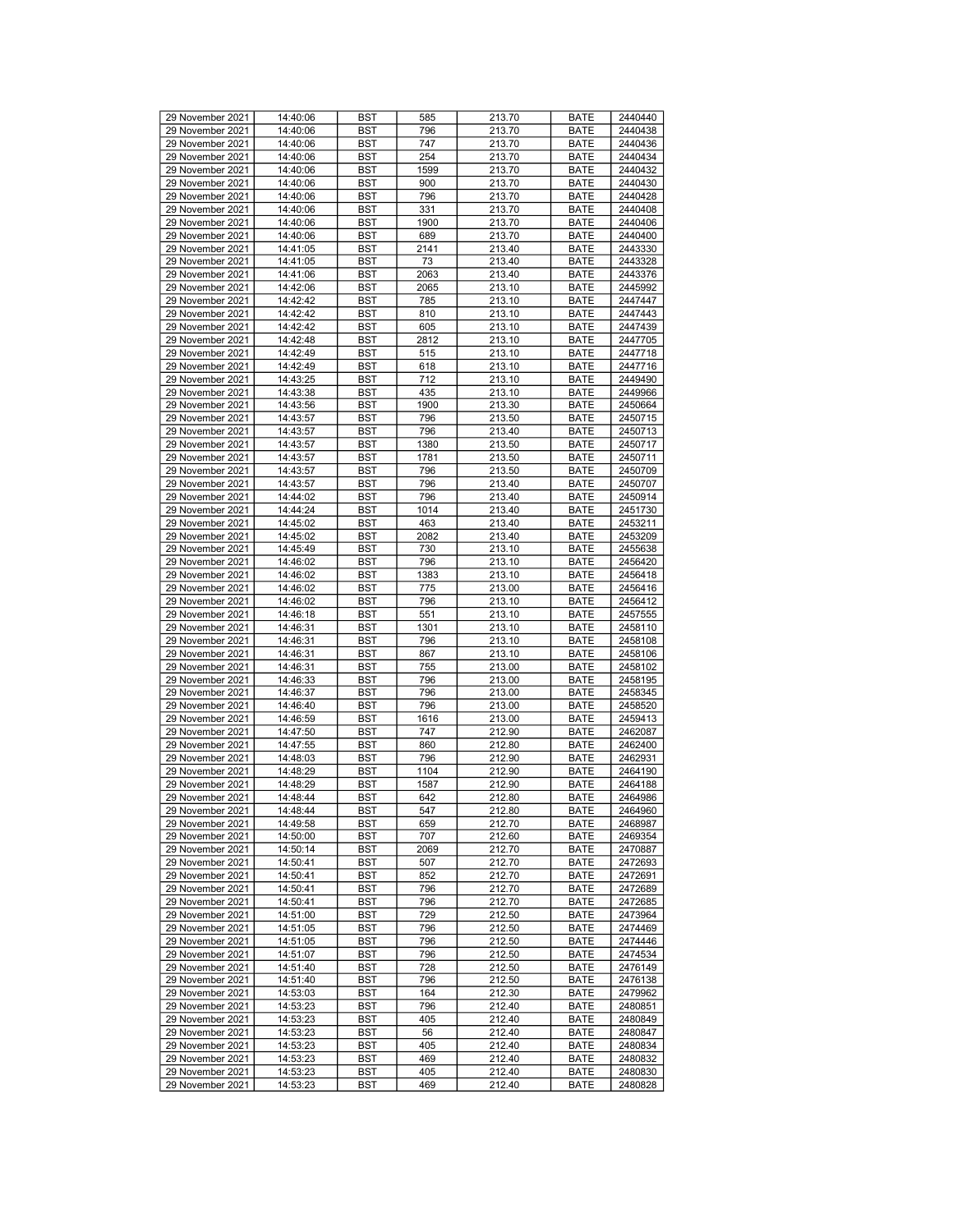| | | | | | | |
|---|---|---|---|---|---|---|
| 29 November 2021 | 14:40:06 | BST | 585 | 213.70 | BATE | 2440440 |
| 29 November 2021 | 14:40:06 | BST | 796 | 213.70 | BATE | 2440438 |
| 29 November 2021 | 14:40:06 | BST | 747 | 213.70 | BATE | 2440436 |
| 29 November 2021 | 14:40:06 | BST | 254 | 213.70 | BATE | 2440434 |
| 29 November 2021 | 14:40:06 | BST | 1599 | 213.70 | BATE | 2440432 |
| 29 November 2021 | 14:40:06 | BST | 900 | 213.70 | BATE | 2440430 |
| 29 November 2021 | 14:40:06 | BST | 796 | 213.70 | BATE | 2440428 |
| 29 November 2021 | 14:40:06 | BST | 331 | 213.70 | BATE | 2440408 |
| 29 November 2021 | 14:40:06 | BST | 1900 | 213.70 | BATE | 2440406 |
| 29 November 2021 | 14:40:06 | BST | 689 | 213.70 | BATE | 2440400 |
| 29 November 2021 | 14:41:05 | BST | 2141 | 213.40 | BATE | 2443330 |
| 29 November 2021 | 14:41:05 | BST | 73 | 213.40 | BATE | 2443328 |
| 29 November 2021 | 14:41:06 | BST | 2063 | 213.40 | BATE | 2443376 |
| 29 November 2021 | 14:42:06 | BST | 2065 | 213.10 | BATE | 2445992 |
| 29 November 2021 | 14:42:42 | BST | 785 | 213.10 | BATE | 2447447 |
| 29 November 2021 | 14:42:42 | BST | 810 | 213.10 | BATE | 2447443 |
| 29 November 2021 | 14:42:42 | BST | 605 | 213.10 | BATE | 2447439 |
| 29 November 2021 | 14:42:48 | BST | 2812 | 213.10 | BATE | 2447705 |
| 29 November 2021 | 14:42:49 | BST | 515 | 213.10 | BATE | 2447718 |
| 29 November 2021 | 14:42:49 | BST | 618 | 213.10 | BATE | 2447716 |
| 29 November 2021 | 14:43:25 | BST | 712 | 213.10 | BATE | 2449490 |
| 29 November 2021 | 14:43:38 | BST | 435 | 213.10 | BATE | 2449966 |
| 29 November 2021 | 14:43:56 | BST | 1900 | 213.30 | BATE | 2450664 |
| 29 November 2021 | 14:43:57 | BST | 796 | 213.50 | BATE | 2450715 |
| 29 November 2021 | 14:43:57 | BST | 796 | 213.40 | BATE | 2450713 |
| 29 November 2021 | 14:43:57 | BST | 1380 | 213.50 | BATE | 2450717 |
| 29 November 2021 | 14:43:57 | BST | 1781 | 213.50 | BATE | 2450711 |
| 29 November 2021 | 14:43:57 | BST | 796 | 213.50 | BATE | 2450709 |
| 29 November 2021 | 14:43:57 | BST | 796 | 213.40 | BATE | 2450707 |
| 29 November 2021 | 14:44:02 | BST | 796 | 213.40 | BATE | 2450914 |
| 29 November 2021 | 14:44:24 | BST | 1014 | 213.40 | BATE | 2451730 |
| 29 November 2021 | 14:45:02 | BST | 463 | 213.40 | BATE | 2453211 |
| 29 November 2021 | 14:45:02 | BST | 2082 | 213.40 | BATE | 2453209 |
| 29 November 2021 | 14:45:49 | BST | 730 | 213.10 | BATE | 2455638 |
| 29 November 2021 | 14:46:02 | BST | 796 | 213.10 | BATE | 2456420 |
| 29 November 2021 | 14:46:02 | BST | 1383 | 213.10 | BATE | 2456418 |
| 29 November 2021 | 14:46:02 | BST | 775 | 213.00 | BATE | 2456416 |
| 29 November 2021 | 14:46:02 | BST | 796 | 213.10 | BATE | 2456412 |
| 29 November 2021 | 14:46:18 | BST | 551 | 213.10 | BATE | 2457555 |
| 29 November 2021 | 14:46:31 | BST | 1301 | 213.10 | BATE | 2458110 |
| 29 November 2021 | 14:46:31 | BST | 796 | 213.10 | BATE | 2458108 |
| 29 November 2021 | 14:46:31 | BST | 867 | 213.10 | BATE | 2458106 |
| 29 November 2021 | 14:46:31 | BST | 755 | 213.00 | BATE | 2458102 |
| 29 November 2021 | 14:46:33 | BST | 796 | 213.00 | BATE | 2458195 |
| 29 November 2021 | 14:46:37 | BST | 796 | 213.00 | BATE | 2458345 |
| 29 November 2021 | 14:46:40 | BST | 796 | 213.00 | BATE | 2458520 |
| 29 November 2021 | 14:46:59 | BST | 1616 | 213.00 | BATE | 2459413 |
| 29 November 2021 | 14:47:50 | BST | 747 | 212.90 | BATE | 2462087 |
| 29 November 2021 | 14:47:55 | BST | 860 | 212.80 | BATE | 2462400 |
| 29 November 2021 | 14:48:03 | BST | 796 | 212.90 | BATE | 2462931 |
| 29 November 2021 | 14:48:29 | BST | 1104 | 212.90 | BATE | 2464190 |
| 29 November 2021 | 14:48:29 | BST | 1587 | 212.90 | BATE | 2464188 |
| 29 November 2021 | 14:48:44 | BST | 642 | 212.80 | BATE | 2464986 |
| 29 November 2021 | 14:48:44 | BST | 547 | 212.80 | BATE | 2464960 |
| 29 November 2021 | 14:49:58 | BST | 659 | 212.70 | BATE | 2468987 |
| 29 November 2021 | 14:50:00 | BST | 707 | 212.60 | BATE | 2469354 |
| 29 November 2021 | 14:50:14 | BST | 2069 | 212.70 | BATE | 2470887 |
| 29 November 2021 | 14:50:41 | BST | 507 | 212.70 | BATE | 2472693 |
| 29 November 2021 | 14:50:41 | BST | 852 | 212.70 | BATE | 2472691 |
| 29 November 2021 | 14:50:41 | BST | 796 | 212.70 | BATE | 2472689 |
| 29 November 2021 | 14:50:41 | BST | 796 | 212.70 | BATE | 2472685 |
| 29 November 2021 | 14:51:00 | BST | 729 | 212.50 | BATE | 2473964 |
| 29 November 2021 | 14:51:05 | BST | 796 | 212.50 | BATE | 2474469 |
| 29 November 2021 | 14:51:05 | BST | 796 | 212.50 | BATE | 2474446 |
| 29 November 2021 | 14:51:07 | BST | 796 | 212.50 | BATE | 2474534 |
| 29 November 2021 | 14:51:40 | BST | 728 | 212.50 | BATE | 2476149 |
| 29 November 2021 | 14:51:40 | BST | 796 | 212.50 | BATE | 2476138 |
| 29 November 2021 | 14:53:03 | BST | 164 | 212.30 | BATE | 2479962 |
| 29 November 2021 | 14:53:23 | BST | 796 | 212.40 | BATE | 2480851 |
| 29 November 2021 | 14:53:23 | BST | 405 | 212.40 | BATE | 2480849 |
| 29 November 2021 | 14:53:23 | BST | 56 | 212.40 | BATE | 2480847 |
| 29 November 2021 | 14:53:23 | BST | 405 | 212.40 | BATE | 2480834 |
| 29 November 2021 | 14:53:23 | BST | 469 | 212.40 | BATE | 2480832 |
| 29 November 2021 | 14:53:23 | BST | 405 | 212.40 | BATE | 2480830 |
| 29 November 2021 | 14:53:23 | BST | 469 | 212.40 | BATE | 2480828 |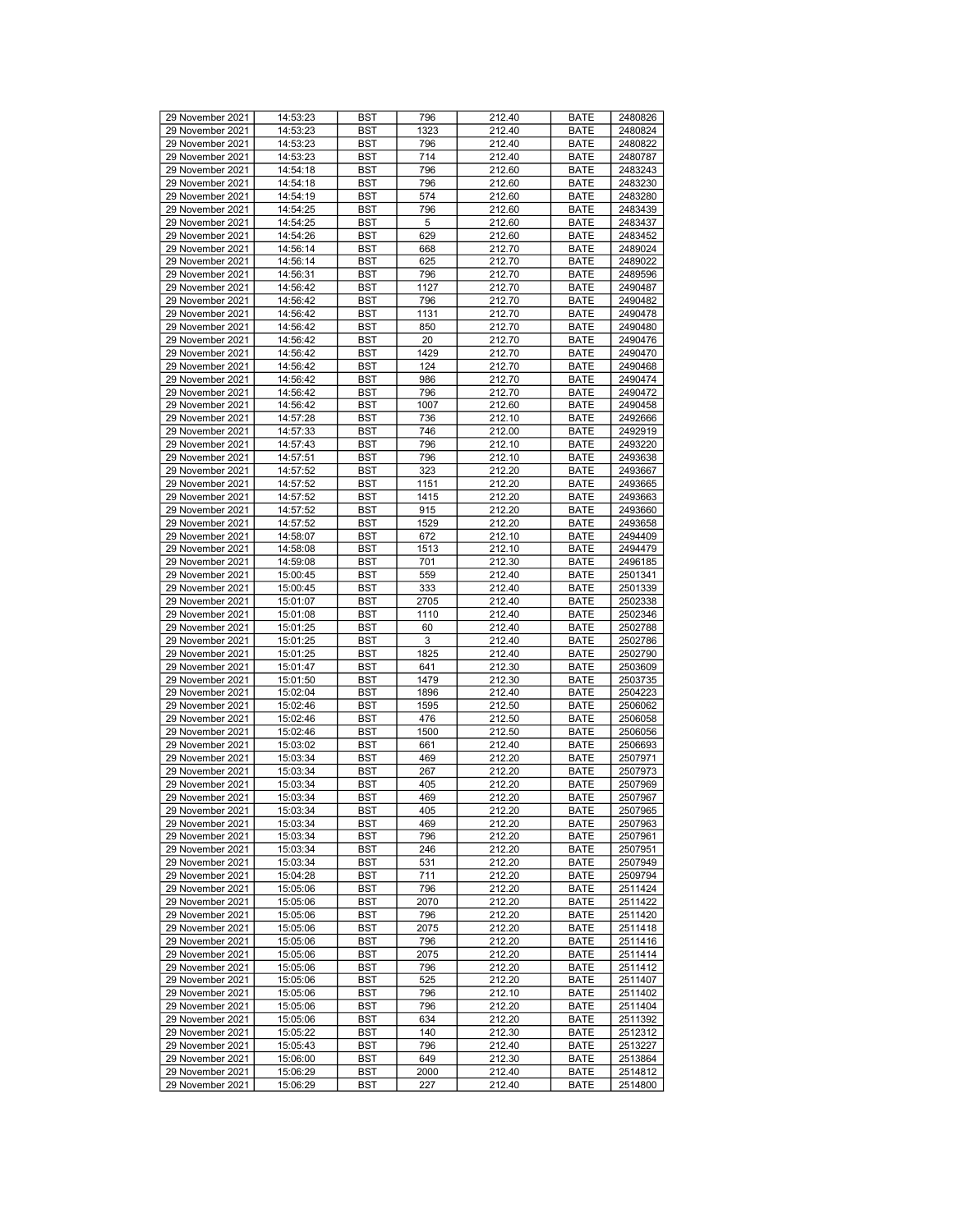| 29 November 2021 | 14:53:23 | BST | 796 | 212.40 | BATE | 2480826 |
|---|---|---|---|---|---|---|
| 29 November 2021 | 14:53:23 | BST | 1323 | 212.40 | BATE | 2480824 |
| 29 November 2021 | 14:53:23 | BST | 796 | 212.40 | BATE | 2480822 |
| 29 November 2021 | 14:53:23 | BST | 714 | 212.40 | BATE | 2480787 |
| 29 November 2021 | 14:54:18 | BST | 796 | 212.60 | BATE | 2483243 |
| 29 November 2021 | 14:54:18 | BST | 796 | 212.60 | BATE | 2483230 |
| 29 November 2021 | 14:54:19 | BST | 574 | 212.60 | BATE | 2483280 |
| 29 November 2021 | 14:54:25 | BST | 796 | 212.60 | BATE | 2483439 |
| 29 November 2021 | 14:54:25 | BST | 5 | 212.60 | BATE | 2483437 |
| 29 November 2021 | 14:54:26 | BST | 629 | 212.60 | BATE | 2483452 |
| 29 November 2021 | 14:56:14 | BST | 668 | 212.70 | BATE | 2489024 |
| 29 November 2021 | 14:56:14 | BST | 625 | 212.70 | BATE | 2489022 |
| 29 November 2021 | 14:56:31 | BST | 796 | 212.70 | BATE | 2489596 |
| 29 November 2021 | 14:56:42 | BST | 1127 | 212.70 | BATE | 2490487 |
| 29 November 2021 | 14:56:42 | BST | 796 | 212.70 | BATE | 2490482 |
| 29 November 2021 | 14:56:42 | BST | 1131 | 212.70 | BATE | 2490478 |
| 29 November 2021 | 14:56:42 | BST | 850 | 212.70 | BATE | 2490480 |
| 29 November 2021 | 14:56:42 | BST | 20 | 212.70 | BATE | 2490476 |
| 29 November 2021 | 14:56:42 | BST | 1429 | 212.70 | BATE | 2490470 |
| 29 November 2021 | 14:56:42 | BST | 124 | 212.70 | BATE | 2490468 |
| 29 November 2021 | 14:56:42 | BST | 986 | 212.70 | BATE | 2490474 |
| 29 November 2021 | 14:56:42 | BST | 796 | 212.70 | BATE | 2490472 |
| 29 November 2021 | 14:56:42 | BST | 1007 | 212.60 | BATE | 2490458 |
| 29 November 2021 | 14:57:28 | BST | 736 | 212.10 | BATE | 2492666 |
| 29 November 2021 | 14:57:33 | BST | 746 | 212.00 | BATE | 2492919 |
| 29 November 2021 | 14:57:43 | BST | 796 | 212.10 | BATE | 2493220 |
| 29 November 2021 | 14:57:51 | BST | 796 | 212.10 | BATE | 2493638 |
| 29 November 2021 | 14:57:52 | BST | 323 | 212.20 | BATE | 2493667 |
| 29 November 2021 | 14:57:52 | BST | 1151 | 212.20 | BATE | 2493665 |
| 29 November 2021 | 14:57:52 | BST | 1415 | 212.20 | BATE | 2493663 |
| 29 November 2021 | 14:57:52 | BST | 915 | 212.20 | BATE | 2493660 |
| 29 November 2021 | 14:57:52 | BST | 1529 | 212.20 | BATE | 2493658 |
| 29 November 2021 | 14:58:07 | BST | 672 | 212.10 | BATE | 2494409 |
| 29 November 2021 | 14:58:08 | BST | 1513 | 212.10 | BATE | 2494479 |
| 29 November 2021 | 14:59:08 | BST | 701 | 212.30 | BATE | 2496185 |
| 29 November 2021 | 15:00:45 | BST | 559 | 212.40 | BATE | 2501341 |
| 29 November 2021 | 15:00:45 | BST | 333 | 212.40 | BATE | 2501339 |
| 29 November 2021 | 15:01:07 | BST | 2705 | 212.40 | BATE | 2502338 |
| 29 November 2021 | 15:01:08 | BST | 1110 | 212.40 | BATE | 2502346 |
| 29 November 2021 | 15:01:25 | BST | 60 | 212.40 | BATE | 2502788 |
| 29 November 2021 | 15:01:25 | BST | 3 | 212.40 | BATE | 2502786 |
| 29 November 2021 | 15:01:25 | BST | 1825 | 212.40 | BATE | 2502790 |
| 29 November 2021 | 15:01:47 | BST | 641 | 212.30 | BATE | 2503609 |
| 29 November 2021 | 15:01:50 | BST | 1479 | 212.30 | BATE | 2503735 |
| 29 November 2021 | 15:02:04 | BST | 1896 | 212.40 | BATE | 2504223 |
| 29 November 2021 | 15:02:46 | BST | 1595 | 212.50 | BATE | 2506062 |
| 29 November 2021 | 15:02:46 | BST | 476 | 212.50 | BATE | 2506058 |
| 29 November 2021 | 15:02:46 | BST | 1500 | 212.50 | BATE | 2506056 |
| 29 November 2021 | 15:03:02 | BST | 661 | 212.40 | BATE | 2506693 |
| 29 November 2021 | 15:03:34 | BST | 469 | 212.20 | BATE | 2507971 |
| 29 November 2021 | 15:03:34 | BST | 267 | 212.20 | BATE | 2507973 |
| 29 November 2021 | 15:03:34 | BST | 405 | 212.20 | BATE | 2507969 |
| 29 November 2021 | 15:03:34 | BST | 469 | 212.20 | BATE | 2507967 |
| 29 November 2021 | 15:03:34 | BST | 405 | 212.20 | BATE | 2507965 |
| 29 November 2021 | 15:03:34 | BST | 469 | 212.20 | BATE | 2507963 |
| 29 November 2021 | 15:03:34 | BST | 796 | 212.20 | BATE | 2507961 |
| 29 November 2021 | 15:03:34 | BST | 246 | 212.20 | BATE | 2507951 |
| 29 November 2021 | 15:03:34 | BST | 531 | 212.20 | BATE | 2507949 |
| 29 November 2021 | 15:04:28 | BST | 711 | 212.20 | BATE | 2509794 |
| 29 November 2021 | 15:05:06 | BST | 796 | 212.20 | BATE | 2511424 |
| 29 November 2021 | 15:05:06 | BST | 2070 | 212.20 | BATE | 2511422 |
| 29 November 2021 | 15:05:06 | BST | 796 | 212.20 | BATE | 2511420 |
| 29 November 2021 | 15:05:06 | BST | 2075 | 212.20 | BATE | 2511418 |
| 29 November 2021 | 15:05:06 | BST | 796 | 212.20 | BATE | 2511416 |
| 29 November 2021 | 15:05:06 | BST | 2075 | 212.20 | BATE | 2511414 |
| 29 November 2021 | 15:05:06 | BST | 796 | 212.20 | BATE | 2511412 |
| 29 November 2021 | 15:05:06 | BST | 525 | 212.20 | BATE | 2511407 |
| 29 November 2021 | 15:05:06 | BST | 796 | 212.10 | BATE | 2511402 |
| 29 November 2021 | 15:05:06 | BST | 796 | 212.20 | BATE | 2511404 |
| 29 November 2021 | 15:05:06 | BST | 634 | 212.20 | BATE | 2511392 |
| 29 November 2021 | 15:05:22 | BST | 140 | 212.30 | BATE | 2512312 |
| 29 November 2021 | 15:05:43 | BST | 796 | 212.40 | BATE | 2513227 |
| 29 November 2021 | 15:06:00 | BST | 649 | 212.30 | BATE | 2513864 |
| 29 November 2021 | 15:06:29 | BST | 2000 | 212.40 | BATE | 2514812 |
| 29 November 2021 | 15:06:29 | BST | 227 | 212.40 | BATE | 2514800 |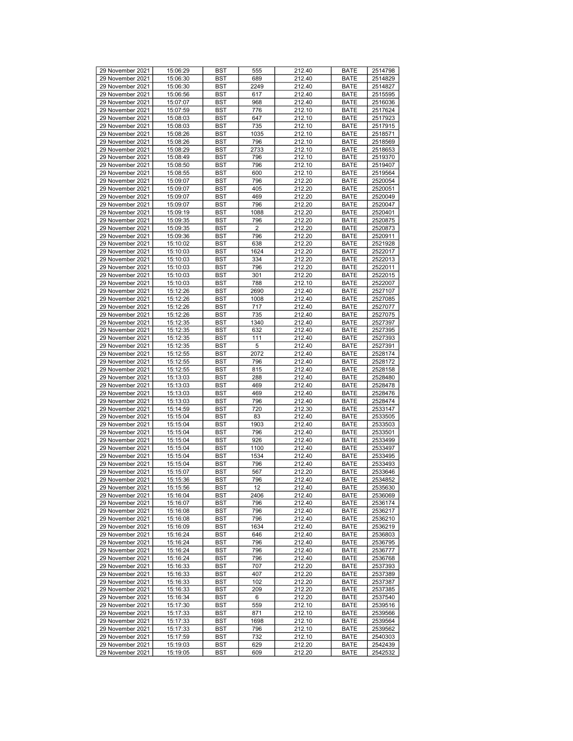| 29 November 2021 | 15:06:29 | BST | 555 | 212.40 | BATE | 2514798 |
|---|---|---|---|---|---|---|
| 29 November 2021 | 15:06:30 | BST | 689 | 212.40 | BATE | 2514829 |
| 29 November 2021 | 15:06:30 | BST | 2249 | 212.40 | BATE | 2514827 |
| 29 November 2021 | 15:06:56 | BST | 617 | 212.40 | BATE | 2515595 |
| 29 November 2021 | 15:07:07 | BST | 968 | 212.40 | BATE | 2516036 |
| 29 November 2021 | 15:07:59 | BST | 776 | 212.10 | BATE | 2517624 |
| 29 November 2021 | 15:08:03 | BST | 647 | 212.10 | BATE | 2517923 |
| 29 November 2021 | 15:08:03 | BST | 735 | 212.10 | BATE | 2517915 |
| 29 November 2021 | 15:08:26 | BST | 1035 | 212.10 | BATE | 2518571 |
| 29 November 2021 | 15:08:26 | BST | 796 | 212.10 | BATE | 2518569 |
| 29 November 2021 | 15:08:29 | BST | 2733 | 212.10 | BATE | 2518653 |
| 29 November 2021 | 15:08:49 | BST | 796 | 212.10 | BATE | 2519370 |
| 29 November 2021 | 15:08:50 | BST | 796 | 212.10 | BATE | 2519407 |
| 29 November 2021 | 15:08:55 | BST | 600 | 212.10 | BATE | 2519564 |
| 29 November 2021 | 15:09:07 | BST | 796 | 212.20 | BATE | 2520054 |
| 29 November 2021 | 15:09:07 | BST | 405 | 212.20 | BATE | 2520051 |
| 29 November 2021 | 15:09:07 | BST | 469 | 212.20 | BATE | 2520049 |
| 29 November 2021 | 15:09:07 | BST | 796 | 212.20 | BATE | 2520047 |
| 29 November 2021 | 15:09:19 | BST | 1088 | 212.20 | BATE | 2520401 |
| 29 November 2021 | 15:09:35 | BST | 796 | 212.20 | BATE | 2520875 |
| 29 November 2021 | 15:09:35 | BST | 2 | 212.20 | BATE | 2520873 |
| 29 November 2021 | 15:09:36 | BST | 796 | 212.20 | BATE | 2520911 |
| 29 November 2021 | 15:10:02 | BST | 638 | 212.20 | BATE | 2521928 |
| 29 November 2021 | 15:10:03 | BST | 1624 | 212.20 | BATE | 2522017 |
| 29 November 2021 | 15:10:03 | BST | 334 | 212.20 | BATE | 2522013 |
| 29 November 2021 | 15:10:03 | BST | 796 | 212.20 | BATE | 2522011 |
| 29 November 2021 | 15:10:03 | BST | 301 | 212.20 | BATE | 2522015 |
| 29 November 2021 | 15:10:03 | BST | 788 | 212.10 | BATE | 2522007 |
| 29 November 2021 | 15:12:26 | BST | 2690 | 212.40 | BATE | 2527107 |
| 29 November 2021 | 15:12:26 | BST | 1008 | 212.40 | BATE | 2527085 |
| 29 November 2021 | 15:12:26 | BST | 717 | 212.40 | BATE | 2527077 |
| 29 November 2021 | 15:12:26 | BST | 735 | 212.40 | BATE | 2527075 |
| 29 November 2021 | 15:12:35 | BST | 1340 | 212.40 | BATE | 2527397 |
| 29 November 2021 | 15:12:35 | BST | 632 | 212.40 | BATE | 2527395 |
| 29 November 2021 | 15:12:35 | BST | 111 | 212.40 | BATE | 2527393 |
| 29 November 2021 | 15:12:35 | BST | 5 | 212.40 | BATE | 2527391 |
| 29 November 2021 | 15:12:55 | BST | 2072 | 212.40 | BATE | 2528174 |
| 29 November 2021 | 15:12:55 | BST | 796 | 212.40 | BATE | 2528172 |
| 29 November 2021 | 15:12:55 | BST | 815 | 212.40 | BATE | 2528158 |
| 29 November 2021 | 15:13:03 | BST | 288 | 212.40 | BATE | 2528480 |
| 29 November 2021 | 15:13:03 | BST | 469 | 212.40 | BATE | 2528478 |
| 29 November 2021 | 15:13:03 | BST | 469 | 212.40 | BATE | 2528476 |
| 29 November 2021 | 15:13:03 | BST | 796 | 212.40 | BATE | 2528474 |
| 29 November 2021 | 15:14:59 | BST | 720 | 212.30 | BATE | 2533147 |
| 29 November 2021 | 15:15:04 | BST | 83 | 212.40 | BATE | 2533505 |
| 29 November 2021 | 15:15:04 | BST | 1903 | 212.40 | BATE | 2533503 |
| 29 November 2021 | 15:15:04 | BST | 796 | 212.40 | BATE | 2533501 |
| 29 November 2021 | 15:15:04 | BST | 926 | 212.40 | BATE | 2533499 |
| 29 November 2021 | 15:15:04 | BST | 1100 | 212.40 | BATE | 2533497 |
| 29 November 2021 | 15:15:04 | BST | 1534 | 212.40 | BATE | 2533495 |
| 29 November 2021 | 15:15:04 | BST | 796 | 212.40 | BATE | 2533493 |
| 29 November 2021 | 15:15:07 | BST | 567 | 212.20 | BATE | 2533646 |
| 29 November 2021 | 15:15:36 | BST | 796 | 212.40 | BATE | 2534852 |
| 29 November 2021 | 15:15:56 | BST | 12 | 212.40 | BATE | 2535630 |
| 29 November 2021 | 15:16:04 | BST | 2406 | 212.40 | BATE | 2536069 |
| 29 November 2021 | 15:16:07 | BST | 796 | 212.40 | BATE | 2536174 |
| 29 November 2021 | 15:16:08 | BST | 796 | 212.40 | BATE | 2536217 |
| 29 November 2021 | 15:16:08 | BST | 796 | 212.40 | BATE | 2536210 |
| 29 November 2021 | 15:16:09 | BST | 1634 | 212.40 | BATE | 2536219 |
| 29 November 2021 | 15:16:24 | BST | 646 | 212.40 | BATE | 2536803 |
| 29 November 2021 | 15:16:24 | BST | 796 | 212.40 | BATE | 2536795 |
| 29 November 2021 | 15:16:24 | BST | 796 | 212.40 | BATE | 2536777 |
| 29 November 2021 | 15:16:24 | BST | 796 | 212.40 | BATE | 2536768 |
| 29 November 2021 | 15:16:33 | BST | 707 | 212.20 | BATE | 2537393 |
| 29 November 2021 | 15:16:33 | BST | 407 | 212.20 | BATE | 2537389 |
| 29 November 2021 | 15:16:33 | BST | 102 | 212.20 | BATE | 2537387 |
| 29 November 2021 | 15:16:33 | BST | 209 | 212.20 | BATE | 2537385 |
| 29 November 2021 | 15:16:34 | BST | 6 | 212.20 | BATE | 2537540 |
| 29 November 2021 | 15:17:30 | BST | 559 | 212.10 | BATE | 2539516 |
| 29 November 2021 | 15:17:33 | BST | 871 | 212.10 | BATE | 2539566 |
| 29 November 2021 | 15:17:33 | BST | 1698 | 212.10 | BATE | 2539564 |
| 29 November 2021 | 15:17:33 | BST | 796 | 212.10 | BATE | 2539562 |
| 29 November 2021 | 15:17:59 | BST | 732 | 212.10 | BATE | 2540303 |
| 29 November 2021 | 15:19:03 | BST | 629 | 212.20 | BATE | 2542439 |
| 29 November 2021 | 15:19:05 | BST | 609 | 212.20 | BATE | 2542532 |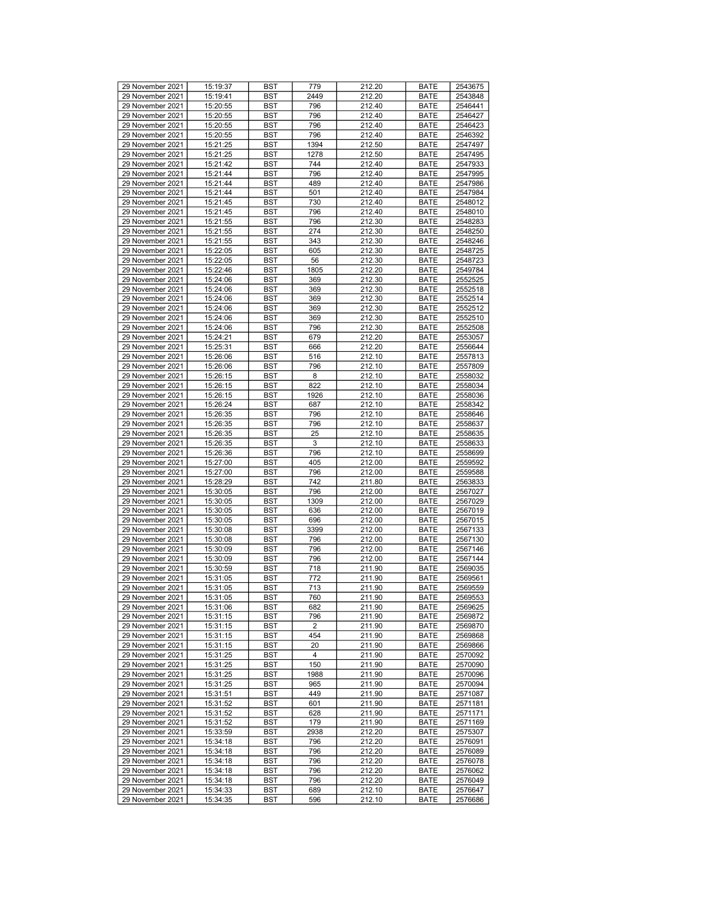| 29 November 2021 | 15:19:37 | BST | 779 | 212.20 | BATE | 2543675 |
|---|---|---|---|---|---|---|
| 29 November 2021 | 15:19:41 | BST | 2449 | 212.20 | BATE | 2543848 |
| 29 November 2021 | 15:20:55 | BST | 796 | 212.40 | BATE | 2546441 |
| 29 November 2021 | 15:20:55 | BST | 796 | 212.40 | BATE | 2546427 |
| 29 November 2021 | 15:20:55 | BST | 796 | 212.40 | BATE | 2546423 |
| 29 November 2021 | 15:20:55 | BST | 796 | 212.40 | BATE | 2546392 |
| 29 November 2021 | 15:21:25 | BST | 1394 | 212.50 | BATE | 2547497 |
| 29 November 2021 | 15:21:25 | BST | 1278 | 212.50 | BATE | 2547495 |
| 29 November 2021 | 15:21:42 | BST | 744 | 212.40 | BATE | 2547933 |
| 29 November 2021 | 15:21:44 | BST | 796 | 212.40 | BATE | 2547995 |
| 29 November 2021 | 15:21:44 | BST | 489 | 212.40 | BATE | 2547986 |
| 29 November 2021 | 15:21:44 | BST | 501 | 212.40 | BATE | 2547984 |
| 29 November 2021 | 15:21:45 | BST | 730 | 212.40 | BATE | 2548012 |
| 29 November 2021 | 15:21:45 | BST | 796 | 212.40 | BATE | 2548010 |
| 29 November 2021 | 15:21:55 | BST | 796 | 212.30 | BATE | 2548283 |
| 29 November 2021 | 15:21:55 | BST | 274 | 212.30 | BATE | 2548250 |
| 29 November 2021 | 15:21:55 | BST | 343 | 212.30 | BATE | 2548246 |
| 29 November 2021 | 15:22:05 | BST | 605 | 212.30 | BATE | 2548725 |
| 29 November 2021 | 15:22:05 | BST | 56 | 212.30 | BATE | 2548723 |
| 29 November 2021 | 15:22:46 | BST | 1805 | 212.20 | BATE | 2549784 |
| 29 November 2021 | 15:24:06 | BST | 369 | 212.30 | BATE | 2552525 |
| 29 November 2021 | 15:24:06 | BST | 369 | 212.30 | BATE | 2552518 |
| 29 November 2021 | 15:24:06 | BST | 369 | 212.30 | BATE | 2552514 |
| 29 November 2021 | 15:24:06 | BST | 369 | 212.30 | BATE | 2552512 |
| 29 November 2021 | 15:24:06 | BST | 369 | 212.30 | BATE | 2552510 |
| 29 November 2021 | 15:24:06 | BST | 796 | 212.30 | BATE | 2552508 |
| 29 November 2021 | 15:24:21 | BST | 679 | 212.20 | BATE | 2553057 |
| 29 November 2021 | 15:25:31 | BST | 666 | 212.20 | BATE | 2556644 |
| 29 November 2021 | 15:26:06 | BST | 516 | 212.10 | BATE | 2557813 |
| 29 November 2021 | 15:26:06 | BST | 796 | 212.10 | BATE | 2557809 |
| 29 November 2021 | 15:26:15 | BST | 8 | 212.10 | BATE | 2558032 |
| 29 November 2021 | 15:26:15 | BST | 822 | 212.10 | BATE | 2558034 |
| 29 November 2021 | 15:26:15 | BST | 1926 | 212.10 | BATE | 2558036 |
| 29 November 2021 | 15:26:24 | BST | 687 | 212.10 | BATE | 2558342 |
| 29 November 2021 | 15:26:35 | BST | 796 | 212.10 | BATE | 2558646 |
| 29 November 2021 | 15:26:35 | BST | 796 | 212.10 | BATE | 2558637 |
| 29 November 2021 | 15:26:35 | BST | 25 | 212.10 | BATE | 2558635 |
| 29 November 2021 | 15:26:35 | BST | 3 | 212.10 | BATE | 2558633 |
| 29 November 2021 | 15:26:36 | BST | 796 | 212.10 | BATE | 2558699 |
| 29 November 2021 | 15:27:00 | BST | 405 | 212.00 | BATE | 2559592 |
| 29 November 2021 | 15:27:00 | BST | 796 | 212.00 | BATE | 2559588 |
| 29 November 2021 | 15:28:29 | BST | 742 | 211.80 | BATE | 2563833 |
| 29 November 2021 | 15:30:05 | BST | 796 | 212.00 | BATE | 2567027 |
| 29 November 2021 | 15:30:05 | BST | 1309 | 212.00 | BATE | 2567029 |
| 29 November 2021 | 15:30:05 | BST | 636 | 212.00 | BATE | 2567019 |
| 29 November 2021 | 15:30:05 | BST | 696 | 212.00 | BATE | 2567015 |
| 29 November 2021 | 15:30:08 | BST | 3399 | 212.00 | BATE | 2567133 |
| 29 November 2021 | 15:30:08 | BST | 796 | 212.00 | BATE | 2567130 |
| 29 November 2021 | 15:30:09 | BST | 796 | 212.00 | BATE | 2567146 |
| 29 November 2021 | 15:30:09 | BST | 796 | 212.00 | BATE | 2567144 |
| 29 November 2021 | 15:30:59 | BST | 718 | 211.90 | BATE | 2569035 |
| 29 November 2021 | 15:31:05 | BST | 772 | 211.90 | BATE | 2569561 |
| 29 November 2021 | 15:31:05 | BST | 713 | 211.90 | BATE | 2569559 |
| 29 November 2021 | 15:31:05 | BST | 760 | 211.90 | BATE | 2569553 |
| 29 November 2021 | 15:31:06 | BST | 682 | 211.90 | BATE | 2569625 |
| 29 November 2021 | 15:31:15 | BST | 796 | 211.90 | BATE | 2569872 |
| 29 November 2021 | 15:31:15 | BST | 2 | 211.90 | BATE | 2569870 |
| 29 November 2021 | 15:31:15 | BST | 454 | 211.90 | BATE | 2569868 |
| 29 November 2021 | 15:31:15 | BST | 20 | 211.90 | BATE | 2569866 |
| 29 November 2021 | 15:31:25 | BST | 4 | 211.90 | BATE | 2570092 |
| 29 November 2021 | 15:31:25 | BST | 150 | 211.90 | BATE | 2570090 |
| 29 November 2021 | 15:31:25 | BST | 1988 | 211.90 | BATE | 2570096 |
| 29 November 2021 | 15:31:25 | BST | 965 | 211.90 | BATE | 2570094 |
| 29 November 2021 | 15:31:51 | BST | 449 | 211.90 | BATE | 2571087 |
| 29 November 2021 | 15:31:52 | BST | 601 | 211.90 | BATE | 2571181 |
| 29 November 2021 | 15:31:52 | BST | 628 | 211.90 | BATE | 2571171 |
| 29 November 2021 | 15:31:52 | BST | 179 | 211.90 | BATE | 2571169 |
| 29 November 2021 | 15:33:59 | BST | 2938 | 212.20 | BATE | 2575307 |
| 29 November 2021 | 15:34:18 | BST | 796 | 212.20 | BATE | 2576091 |
| 29 November 2021 | 15:34:18 | BST | 796 | 212.20 | BATE | 2576089 |
| 29 November 2021 | 15:34:18 | BST | 796 | 212.20 | BATE | 2576078 |
| 29 November 2021 | 15:34:18 | BST | 796 | 212.20 | BATE | 2576062 |
| 29 November 2021 | 15:34:18 | BST | 796 | 212.20 | BATE | 2576049 |
| 29 November 2021 | 15:34:33 | BST | 689 | 212.10 | BATE | 2576647 |
| 29 November 2021 | 15:34:35 | BST | 596 | 212.10 | BATE | 2576686 |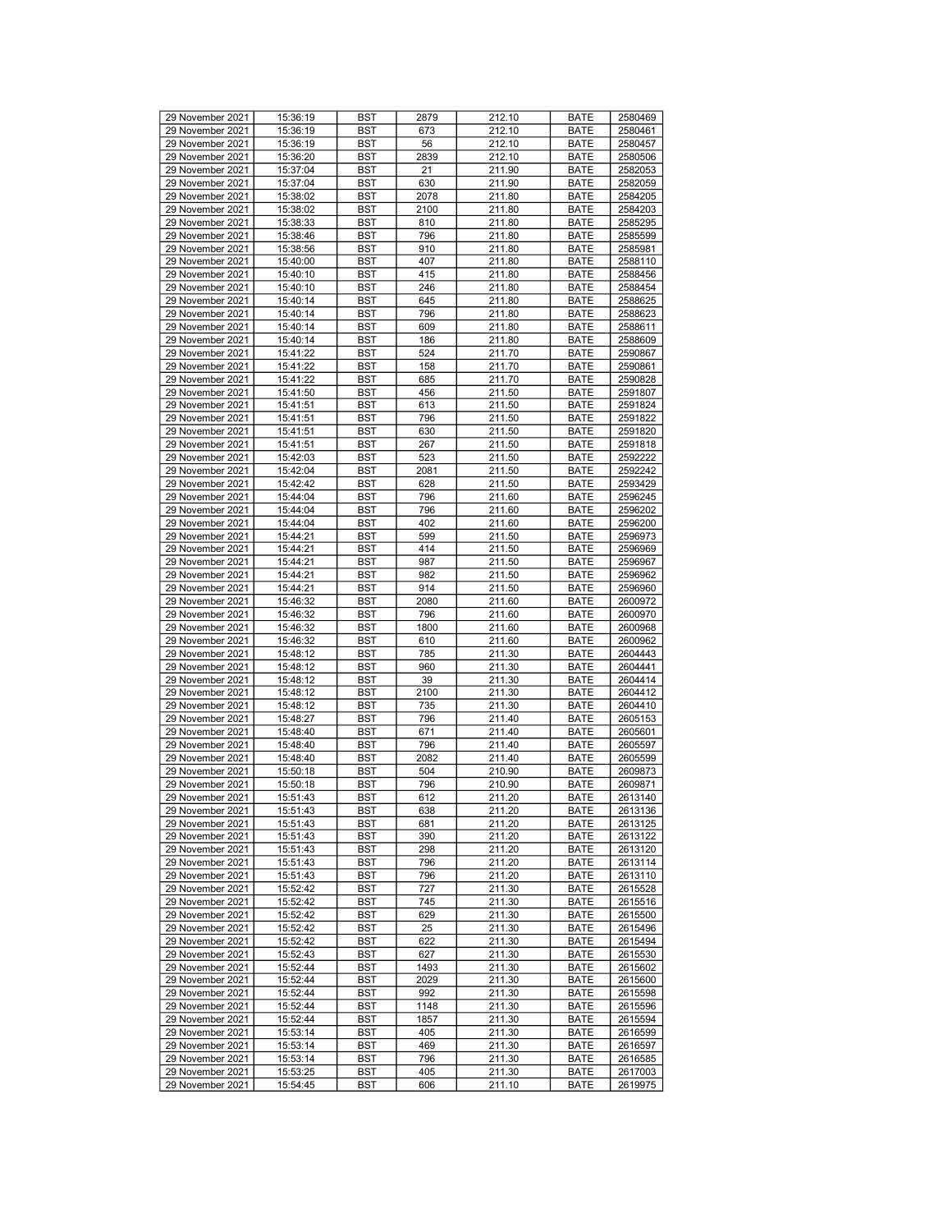| 29 November 2021 | 15:36:19 | BST | 2879 | 212.10 | BATE | 2580469 |
|---|---|---|---|---|---|---|
| 29 November 2021 | 15:36:19 | BST | 673 | 212.10 | BATE | 2580461 |
| 29 November 2021 | 15:36:19 | BST | 56 | 212.10 | BATE | 2580457 |
| 29 November 2021 | 15:36:20 | BST | 2839 | 212.10 | BATE | 2580506 |
| 29 November 2021 | 15:37:04 | BST | 21 | 211.90 | BATE | 2582053 |
| 29 November 2021 | 15:37:04 | BST | 630 | 211.90 | BATE | 2582059 |
| 29 November 2021 | 15:38:02 | BST | 2078 | 211.80 | BATE | 2584205 |
| 29 November 2021 | 15:38:02 | BST | 2100 | 211.80 | BATE | 2584203 |
| 29 November 2021 | 15:38:33 | BST | 810 | 211.80 | BATE | 2585295 |
| 29 November 2021 | 15:38:46 | BST | 796 | 211.80 | BATE | 2585599 |
| 29 November 2021 | 15:38:56 | BST | 910 | 211.80 | BATE | 2585981 |
| 29 November 2021 | 15:40:00 | BST | 407 | 211.80 | BATE | 2588110 |
| 29 November 2021 | 15:40:10 | BST | 415 | 211.80 | BATE | 2588456 |
| 29 November 2021 | 15:40:10 | BST | 246 | 211.80 | BATE | 2588454 |
| 29 November 2021 | 15:40:14 | BST | 645 | 211.80 | BATE | 2588625 |
| 29 November 2021 | 15:40:14 | BST | 796 | 211.80 | BATE | 2588623 |
| 29 November 2021 | 15:40:14 | BST | 609 | 211.80 | BATE | 2588611 |
| 29 November 2021 | 15:40:14 | BST | 186 | 211.80 | BATE | 2588609 |
| 29 November 2021 | 15:41:22 | BST | 524 | 211.70 | BATE | 2590867 |
| 29 November 2021 | 15:41:22 | BST | 158 | 211.70 | BATE | 2590861 |
| 29 November 2021 | 15:41:22 | BST | 685 | 211.70 | BATE | 2590828 |
| 29 November 2021 | 15:41:50 | BST | 456 | 211.50 | BATE | 2591807 |
| 29 November 2021 | 15:41:51 | BST | 613 | 211.50 | BATE | 2591824 |
| 29 November 2021 | 15:41:51 | BST | 796 | 211.50 | BATE | 2591822 |
| 29 November 2021 | 15:41:51 | BST | 630 | 211.50 | BATE | 2591820 |
| 29 November 2021 | 15:41:51 | BST | 267 | 211.50 | BATE | 2591818 |
| 29 November 2021 | 15:42:03 | BST | 523 | 211.50 | BATE | 2592222 |
| 29 November 2021 | 15:42:04 | BST | 2081 | 211.50 | BATE | 2592242 |
| 29 November 2021 | 15:42:42 | BST | 628 | 211.50 | BATE | 2593429 |
| 29 November 2021 | 15:44:04 | BST | 796 | 211.60 | BATE | 2596245 |
| 29 November 2021 | 15:44:04 | BST | 796 | 211.60 | BATE | 2596202 |
| 29 November 2021 | 15:44:04 | BST | 402 | 211.60 | BATE | 2596200 |
| 29 November 2021 | 15:44:21 | BST | 599 | 211.50 | BATE | 2596973 |
| 29 November 2021 | 15:44:21 | BST | 414 | 211.50 | BATE | 2596969 |
| 29 November 2021 | 15:44:21 | BST | 987 | 211.50 | BATE | 2596967 |
| 29 November 2021 | 15:44:21 | BST | 982 | 211.50 | BATE | 2596962 |
| 29 November 2021 | 15:44:21 | BST | 914 | 211.50 | BATE | 2596960 |
| 29 November 2021 | 15:46:32 | BST | 2080 | 211.60 | BATE | 2600972 |
| 29 November 2021 | 15:46:32 | BST | 796 | 211.60 | BATE | 2600970 |
| 29 November 2021 | 15:46:32 | BST | 1800 | 211.60 | BATE | 2600968 |
| 29 November 2021 | 15:46:32 | BST | 610 | 211.60 | BATE | 2600962 |
| 29 November 2021 | 15:48:12 | BST | 785 | 211.30 | BATE | 2604443 |
| 29 November 2021 | 15:48:12 | BST | 960 | 211.30 | BATE | 2604441 |
| 29 November 2021 | 15:48:12 | BST | 39 | 211.30 | BATE | 2604414 |
| 29 November 2021 | 15:48:12 | BST | 2100 | 211.30 | BATE | 2604412 |
| 29 November 2021 | 15:48:12 | BST | 735 | 211.30 | BATE | 2604410 |
| 29 November 2021 | 15:48:27 | BST | 796 | 211.40 | BATE | 2605153 |
| 29 November 2021 | 15:48:40 | BST | 671 | 211.40 | BATE | 2605601 |
| 29 November 2021 | 15:48:40 | BST | 796 | 211.40 | BATE | 2605597 |
| 29 November 2021 | 15:48:40 | BST | 2082 | 211.40 | BATE | 2605599 |
| 29 November 2021 | 15:50:18 | BST | 504 | 210.90 | BATE | 2609873 |
| 29 November 2021 | 15:50:18 | BST | 796 | 210.90 | BATE | 2609871 |
| 29 November 2021 | 15:51:43 | BST | 612 | 211.20 | BATE | 2613140 |
| 29 November 2021 | 15:51:43 | BST | 638 | 211.20 | BATE | 2613136 |
| 29 November 2021 | 15:51:43 | BST | 681 | 211.20 | BATE | 2613125 |
| 29 November 2021 | 15:51:43 | BST | 390 | 211.20 | BATE | 2613122 |
| 29 November 2021 | 15:51:43 | BST | 298 | 211.20 | BATE | 2613120 |
| 29 November 2021 | 15:51:43 | BST | 796 | 211.20 | BATE | 2613114 |
| 29 November 2021 | 15:51:43 | BST | 796 | 211.20 | BATE | 2613110 |
| 29 November 2021 | 15:52:42 | BST | 727 | 211.30 | BATE | 2615528 |
| 29 November 2021 | 15:52:42 | BST | 745 | 211.30 | BATE | 2615516 |
| 29 November 2021 | 15:52:42 | BST | 629 | 211.30 | BATE | 2615500 |
| 29 November 2021 | 15:52:42 | BST | 25 | 211.30 | BATE | 2615496 |
| 29 November 2021 | 15:52:42 | BST | 622 | 211.30 | BATE | 2615494 |
| 29 November 2021 | 15:52:43 | BST | 627 | 211.30 | BATE | 2615530 |
| 29 November 2021 | 15:52:44 | BST | 1493 | 211.30 | BATE | 2615602 |
| 29 November 2021 | 15:52:44 | BST | 2029 | 211.30 | BATE | 2615600 |
| 29 November 2021 | 15:52:44 | BST | 992 | 211.30 | BATE | 2615598 |
| 29 November 2021 | 15:52:44 | BST | 1148 | 211.30 | BATE | 2615596 |
| 29 November 2021 | 15:52:44 | BST | 1857 | 211.30 | BATE | 2615594 |
| 29 November 2021 | 15:53:14 | BST | 405 | 211.30 | BATE | 2616599 |
| 29 November 2021 | 15:53:14 | BST | 469 | 211.30 | BATE | 2616597 |
| 29 November 2021 | 15:53:14 | BST | 796 | 211.30 | BATE | 2616585 |
| 29 November 2021 | 15:53:25 | BST | 405 | 211.30 | BATE | 2617003 |
| 29 November 2021 | 15:54:45 | BST | 606 | 211.10 | BATE | 2619975 |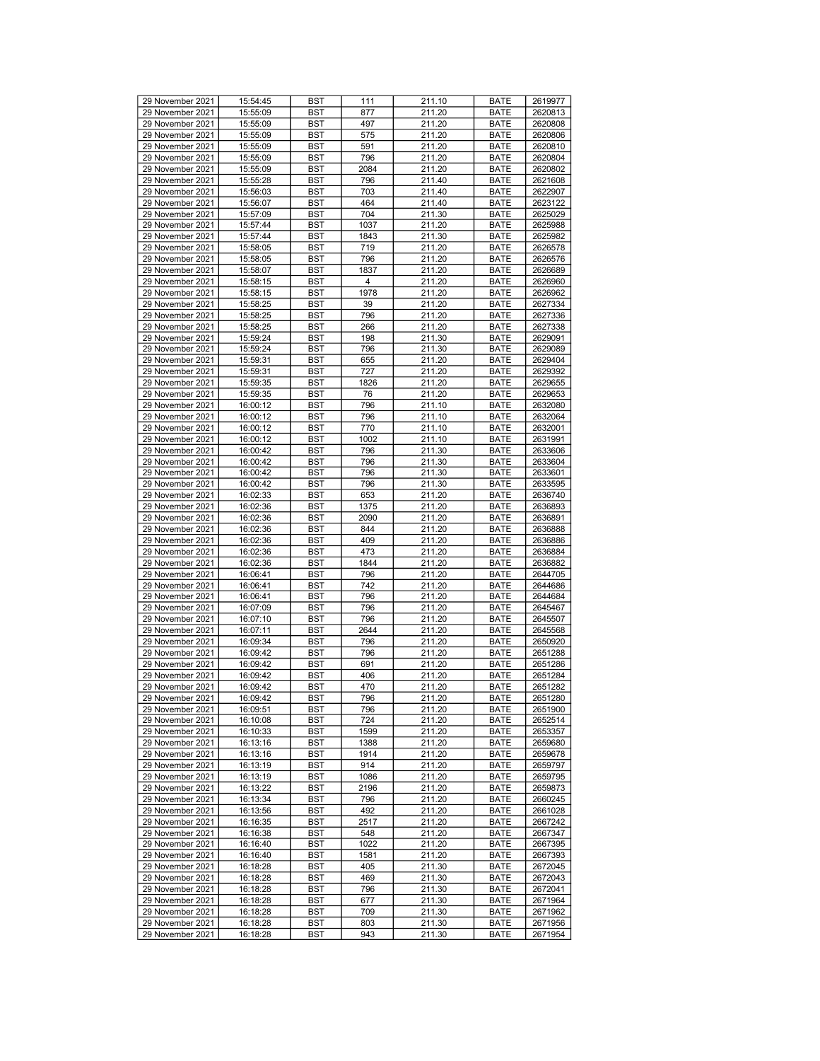| 29 November 2021 | 15:54:45 | BST | 111 | 211.10 | BATE | 2619977 |
|---|---|---|---|---|---|---|
| 29 November 2021 | 15:55:09 | BST | 877 | 211.20 | BATE | 2620813 |
| 29 November 2021 | 15:55:09 | BST | 497 | 211.20 | BATE | 2620808 |
| 29 November 2021 | 15:55:09 | BST | 575 | 211.20 | BATE | 2620806 |
| 29 November 2021 | 15:55:09 | BST | 591 | 211.20 | BATE | 2620810 |
| 29 November 2021 | 15:55:09 | BST | 796 | 211.20 | BATE | 2620804 |
| 29 November 2021 | 15:55:09 | BST | 2084 | 211.20 | BATE | 2620802 |
| 29 November 2021 | 15:55:28 | BST | 796 | 211.40 | BATE | 2621608 |
| 29 November 2021 | 15:56:03 | BST | 703 | 211.40 | BATE | 2622907 |
| 29 November 2021 | 15:56:07 | BST | 464 | 211.40 | BATE | 2623122 |
| 29 November 2021 | 15:57:09 | BST | 704 | 211.30 | BATE | 2625029 |
| 29 November 2021 | 15:57:44 | BST | 1037 | 211.20 | BATE | 2625988 |
| 29 November 2021 | 15:57:44 | BST | 1843 | 211.30 | BATE | 2625982 |
| 29 November 2021 | 15:58:05 | BST | 719 | 211.20 | BATE | 2626578 |
| 29 November 2021 | 15:58:05 | BST | 796 | 211.20 | BATE | 2626576 |
| 29 November 2021 | 15:58:07 | BST | 1837 | 211.20 | BATE | 2626689 |
| 29 November 2021 | 15:58:15 | BST | 4 | 211.20 | BATE | 2626960 |
| 29 November 2021 | 15:58:15 | BST | 1978 | 211.20 | BATE | 2626962 |
| 29 November 2021 | 15:58:25 | BST | 39 | 211.20 | BATE | 2627334 |
| 29 November 2021 | 15:58:25 | BST | 796 | 211.20 | BATE | 2627336 |
| 29 November 2021 | 15:58:25 | BST | 266 | 211.20 | BATE | 2627338 |
| 29 November 2021 | 15:59:24 | BST | 198 | 211.30 | BATE | 2629091 |
| 29 November 2021 | 15:59:24 | BST | 796 | 211.30 | BATE | 2629089 |
| 29 November 2021 | 15:59:31 | BST | 655 | 211.20 | BATE | 2629404 |
| 29 November 2021 | 15:59:31 | BST | 727 | 211.20 | BATE | 2629392 |
| 29 November 2021 | 15:59:35 | BST | 1826 | 211.20 | BATE | 2629655 |
| 29 November 2021 | 15:59:35 | BST | 76 | 211.20 | BATE | 2629653 |
| 29 November 2021 | 16:00:12 | BST | 796 | 211.10 | BATE | 2632080 |
| 29 November 2021 | 16:00:12 | BST | 796 | 211.10 | BATE | 2632064 |
| 29 November 2021 | 16:00:12 | BST | 770 | 211.10 | BATE | 2632001 |
| 29 November 2021 | 16:00:12 | BST | 1002 | 211.10 | BATE | 2631991 |
| 29 November 2021 | 16:00:42 | BST | 796 | 211.30 | BATE | 2633606 |
| 29 November 2021 | 16:00:42 | BST | 796 | 211.30 | BATE | 2633604 |
| 29 November 2021 | 16:00:42 | BST | 796 | 211.30 | BATE | 2633601 |
| 29 November 2021 | 16:00:42 | BST | 796 | 211.30 | BATE | 2633595 |
| 29 November 2021 | 16:02:33 | BST | 653 | 211.20 | BATE | 2636740 |
| 29 November 2021 | 16:02:36 | BST | 1375 | 211.20 | BATE | 2636893 |
| 29 November 2021 | 16:02:36 | BST | 2090 | 211.20 | BATE | 2636891 |
| 29 November 2021 | 16:02:36 | BST | 844 | 211.20 | BATE | 2636888 |
| 29 November 2021 | 16:02:36 | BST | 409 | 211.20 | BATE | 2636886 |
| 29 November 2021 | 16:02:36 | BST | 473 | 211.20 | BATE | 2636884 |
| 29 November 2021 | 16:02:36 | BST | 1844 | 211.20 | BATE | 2636882 |
| 29 November 2021 | 16:06:41 | BST | 796 | 211.20 | BATE | 2644705 |
| 29 November 2021 | 16:06:41 | BST | 742 | 211.20 | BATE | 2644686 |
| 29 November 2021 | 16:06:41 | BST | 796 | 211.20 | BATE | 2644684 |
| 29 November 2021 | 16:07:09 | BST | 796 | 211.20 | BATE | 2645467 |
| 29 November 2021 | 16:07:10 | BST | 796 | 211.20 | BATE | 2645507 |
| 29 November 2021 | 16:07:11 | BST | 2644 | 211.20 | BATE | 2645568 |
| 29 November 2021 | 16:09:34 | BST | 796 | 211.20 | BATE | 2650920 |
| 29 November 2021 | 16:09:42 | BST | 796 | 211.20 | BATE | 2651288 |
| 29 November 2021 | 16:09:42 | BST | 691 | 211.20 | BATE | 2651286 |
| 29 November 2021 | 16:09:42 | BST | 406 | 211.20 | BATE | 2651284 |
| 29 November 2021 | 16:09:42 | BST | 470 | 211.20 | BATE | 2651282 |
| 29 November 2021 | 16:09:42 | BST | 796 | 211.20 | BATE | 2651280 |
| 29 November 2021 | 16:09:51 | BST | 796 | 211.20 | BATE | 2651900 |
| 29 November 2021 | 16:10:08 | BST | 724 | 211.20 | BATE | 2652514 |
| 29 November 2021 | 16:10:33 | BST | 1599 | 211.20 | BATE | 2653357 |
| 29 November 2021 | 16:13:16 | BST | 1388 | 211.20 | BATE | 2659680 |
| 29 November 2021 | 16:13:16 | BST | 1914 | 211.20 | BATE | 2659678 |
| 29 November 2021 | 16:13:19 | BST | 914 | 211.20 | BATE | 2659797 |
| 29 November 2021 | 16:13:19 | BST | 1086 | 211.20 | BATE | 2659795 |
| 29 November 2021 | 16:13:22 | BST | 2196 | 211.20 | BATE | 2659873 |
| 29 November 2021 | 16:13:34 | BST | 796 | 211.20 | BATE | 2660245 |
| 29 November 2021 | 16:13:56 | BST | 492 | 211.20 | BATE | 2661028 |
| 29 November 2021 | 16:16:35 | BST | 2517 | 211.20 | BATE | 2667242 |
| 29 November 2021 | 16:16:38 | BST | 548 | 211.20 | BATE | 2667347 |
| 29 November 2021 | 16:16:40 | BST | 1022 | 211.20 | BATE | 2667395 |
| 29 November 2021 | 16:16:40 | BST | 1581 | 211.20 | BATE | 2667393 |
| 29 November 2021 | 16:18:28 | BST | 405 | 211.30 | BATE | 2672045 |
| 29 November 2021 | 16:18:28 | BST | 469 | 211.30 | BATE | 2672043 |
| 29 November 2021 | 16:18:28 | BST | 796 | 211.30 | BATE | 2672041 |
| 29 November 2021 | 16:18:28 | BST | 677 | 211.30 | BATE | 2671964 |
| 29 November 2021 | 16:18:28 | BST | 709 | 211.30 | BATE | 2671962 |
| 29 November 2021 | 16:18:28 | BST | 803 | 211.30 | BATE | 2671956 |
| 29 November 2021 | 16:18:28 | BST | 943 | 211.30 | BATE | 2671954 |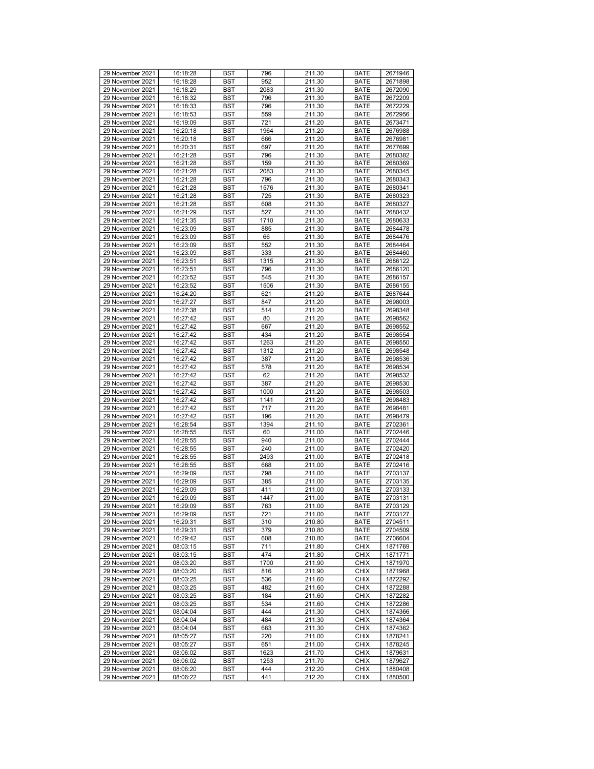| 29 November 2021 | 16:18:28 | BST | 796 | 211.30 | BATE | 2671946 |
|---|---|---|---|---|---|---|
| 29 November 2021 | 16:18:28 | BST | 952 | 211.30 | BATE | 2671898 |
| 29 November 2021 | 16:18:29 | BST | 2083 | 211.30 | BATE | 2672090 |
| 29 November 2021 | 16:18:32 | BST | 796 | 211.30 | BATE | 2672209 |
| 29 November 2021 | 16:18:33 | BST | 796 | 211.30 | BATE | 2672229 |
| 29 November 2021 | 16:18:53 | BST | 559 | 211.30 | BATE | 2672956 |
| 29 November 2021 | 16:19:09 | BST | 721 | 211.20 | BATE | 2673471 |
| 29 November 2021 | 16:20:18 | BST | 1964 | 211.20 | BATE | 2676988 |
| 29 November 2021 | 16:20:18 | BST | 666 | 211.20 | BATE | 2676981 |
| 29 November 2021 | 16:20:31 | BST | 697 | 211.20 | BATE | 2677699 |
| 29 November 2021 | 16:21:28 | BST | 796 | 211.30 | BATE | 2680382 |
| 29 November 2021 | 16:21:28 | BST | 159 | 211.30 | BATE | 2680369 |
| 29 November 2021 | 16:21:28 | BST | 2083 | 211.30 | BATE | 2680345 |
| 29 November 2021 | 16:21:28 | BST | 796 | 211.30 | BATE | 2680343 |
| 29 November 2021 | 16:21:28 | BST | 1576 | 211.30 | BATE | 2680341 |
| 29 November 2021 | 16:21:28 | BST | 725 | 211.30 | BATE | 2680323 |
| 29 November 2021 | 16:21:28 | BST | 608 | 211.30 | BATE | 2680327 |
| 29 November 2021 | 16:21:29 | BST | 527 | 211.30 | BATE | 2680432 |
| 29 November 2021 | 16:21:35 | BST | 1710 | 211.30 | BATE | 2680633 |
| 29 November 2021 | 16:23:09 | BST | 885 | 211.30 | BATE | 2684478 |
| 29 November 2021 | 16:23:09 | BST | 66 | 211.30 | BATE | 2684476 |
| 29 November 2021 | 16:23:09 | BST | 552 | 211.30 | BATE | 2684464 |
| 29 November 2021 | 16:23:09 | BST | 333 | 211.30 | BATE | 2684460 |
| 29 November 2021 | 16:23:51 | BST | 1315 | 211.30 | BATE | 2686122 |
| 29 November 2021 | 16:23:51 | BST | 796 | 211.30 | BATE | 2686120 |
| 29 November 2021 | 16:23:52 | BST | 545 | 211.30 | BATE | 2686157 |
| 29 November 2021 | 16:23:52 | BST | 1506 | 211.30 | BATE | 2686155 |
| 29 November 2021 | 16:24:20 | BST | 621 | 211.20 | BATE | 2687644 |
| 29 November 2021 | 16:27:27 | BST | 847 | 211.20 | BATE | 2698003 |
| 29 November 2021 | 16:27:38 | BST | 514 | 211.20 | BATE | 2698348 |
| 29 November 2021 | 16:27:42 | BST | 80 | 211.20 | BATE | 2698562 |
| 29 November 2021 | 16:27:42 | BST | 667 | 211.20 | BATE | 2698552 |
| 29 November 2021 | 16:27:42 | BST | 434 | 211.20 | BATE | 2698554 |
| 29 November 2021 | 16:27:42 | BST | 1263 | 211.20 | BATE | 2698550 |
| 29 November 2021 | 16:27:42 | BST | 1312 | 211.20 | BATE | 2698548 |
| 29 November 2021 | 16:27:42 | BST | 387 | 211.20 | BATE | 2698536 |
| 29 November 2021 | 16:27:42 | BST | 578 | 211.20 | BATE | 2698534 |
| 29 November 2021 | 16:27:42 | BST | 62 | 211.20 | BATE | 2698532 |
| 29 November 2021 | 16:27:42 | BST | 387 | 211.20 | BATE | 2698530 |
| 29 November 2021 | 16:27:42 | BST | 1000 | 211.20 | BATE | 2698503 |
| 29 November 2021 | 16:27:42 | BST | 1141 | 211.20 | BATE | 2698483 |
| 29 November 2021 | 16:27:42 | BST | 717 | 211.20 | BATE | 2698481 |
| 29 November 2021 | 16:27:42 | BST | 196 | 211.20 | BATE | 2698479 |
| 29 November 2021 | 16:28:54 | BST | 1394 | 211.10 | BATE | 2702361 |
| 29 November 2021 | 16:28:55 | BST | 60 | 211.00 | BATE | 2702446 |
| 29 November 2021 | 16:28:55 | BST | 940 | 211.00 | BATE | 2702444 |
| 29 November 2021 | 16:28:55 | BST | 240 | 211.00 | BATE | 2702420 |
| 29 November 2021 | 16:28:55 | BST | 2493 | 211.00 | BATE | 2702418 |
| 29 November 2021 | 16:28:55 | BST | 668 | 211.00 | BATE | 2702416 |
| 29 November 2021 | 16:29:09 | BST | 798 | 211.00 | BATE | 2703137 |
| 29 November 2021 | 16:29:09 | BST | 385 | 211.00 | BATE | 2703135 |
| 29 November 2021 | 16:29:09 | BST | 411 | 211.00 | BATE | 2703133 |
| 29 November 2021 | 16:29:09 | BST | 1447 | 211.00 | BATE | 2703131 |
| 29 November 2021 | 16:29:09 | BST | 763 | 211.00 | BATE | 2703129 |
| 29 November 2021 | 16:29:09 | BST | 721 | 211.00 | BATE | 2703127 |
| 29 November 2021 | 16:29:31 | BST | 310 | 210.80 | BATE | 2704511 |
| 29 November 2021 | 16:29:31 | BST | 379 | 210.80 | BATE | 2704509 |
| 29 November 2021 | 16:29:42 | BST | 608 | 210.80 | BATE | 2706604 |
| 29 November 2021 | 08:03:15 | BST | 711 | 211.80 | CHIX | 1871769 |
| 29 November 2021 | 08:03:15 | BST | 474 | 211.80 | CHIX | 1871771 |
| 29 November 2021 | 08:03:20 | BST | 1700 | 211.90 | CHIX | 1871970 |
| 29 November 2021 | 08:03:20 | BST | 816 | 211.90 | CHIX | 1871968 |
| 29 November 2021 | 08:03:25 | BST | 536 | 211.60 | CHIX | 1872292 |
| 29 November 2021 | 08:03:25 | BST | 482 | 211.60 | CHIX | 1872288 |
| 29 November 2021 | 08:03:25 | BST | 184 | 211.60 | CHIX | 1872282 |
| 29 November 2021 | 08:03:25 | BST | 534 | 211.60 | CHIX | 1872286 |
| 29 November 2021 | 08:04:04 | BST | 444 | 211.30 | CHIX | 1874366 |
| 29 November 2021 | 08:04:04 | BST | 484 | 211.30 | CHIX | 1874364 |
| 29 November 2021 | 08:04:04 | BST | 663 | 211.30 | CHIX | 1874362 |
| 29 November 2021 | 08:05:27 | BST | 220 | 211.00 | CHIX | 1878241 |
| 29 November 2021 | 08:05:27 | BST | 651 | 211.00 | CHIX | 1878245 |
| 29 November 2021 | 08:06:02 | BST | 1623 | 211.70 | CHIX | 1879631 |
| 29 November 2021 | 08:06:02 | BST | 1253 | 211.70 | CHIX | 1879627 |
| 29 November 2021 | 08:06:20 | BST | 444 | 212.20 | CHIX | 1880408 |
| 29 November 2021 | 08:06:22 | BST | 441 | 212.20 | CHIX | 1880500 |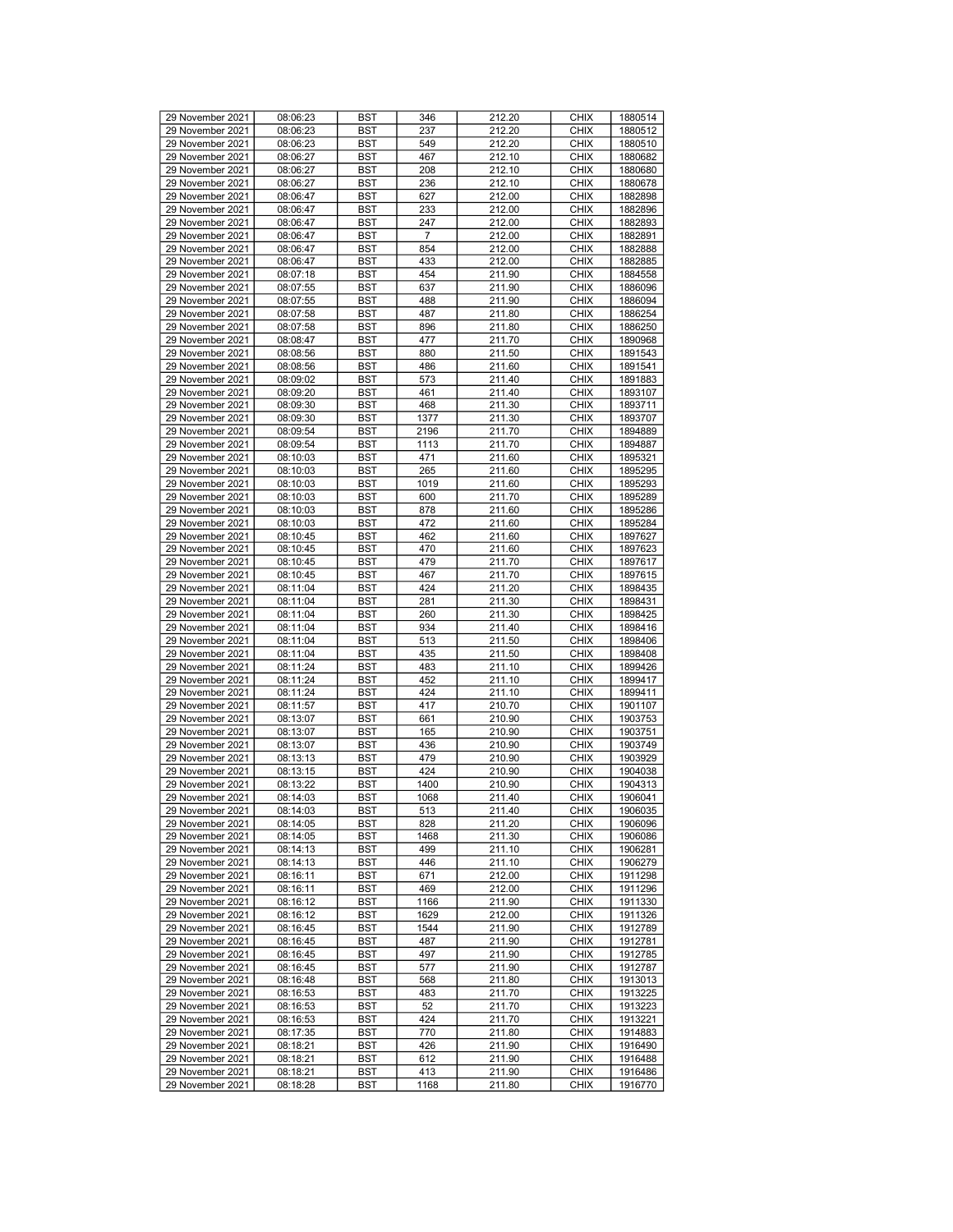| 29 November 2021 | 08:06:23 | BST | 346 | 212.20 | CHIX | 1880514 |
|---|---|---|---|---|---|---|
| 29 November 2021 | 08:06:23 | BST | 237 | 212.20 | CHIX | 1880512 |
| 29 November 2021 | 08:06:23 | BST | 549 | 212.20 | CHIX | 1880510 |
| 29 November 2021 | 08:06:27 | BST | 467 | 212.10 | CHIX | 1880682 |
| 29 November 2021 | 08:06:27 | BST | 208 | 212.10 | CHIX | 1880680 |
| 29 November 2021 | 08:06:27 | BST | 236 | 212.10 | CHIX | 1880678 |
| 29 November 2021 | 08:06:47 | BST | 627 | 212.00 | CHIX | 1882898 |
| 29 November 2021 | 08:06:47 | BST | 233 | 212.00 | CHIX | 1882896 |
| 29 November 2021 | 08:06:47 | BST | 247 | 212.00 | CHIX | 1882893 |
| 29 November 2021 | 08:06:47 | BST | 7 | 212.00 | CHIX | 1882891 |
| 29 November 2021 | 08:06:47 | BST | 854 | 212.00 | CHIX | 1882888 |
| 29 November 2021 | 08:06:47 | BST | 433 | 212.00 | CHIX | 1882885 |
| 29 November 2021 | 08:07:18 | BST | 454 | 211.90 | CHIX | 1884558 |
| 29 November 2021 | 08:07:55 | BST | 637 | 211.90 | CHIX | 1886096 |
| 29 November 2021 | 08:07:55 | BST | 488 | 211.90 | CHIX | 1886094 |
| 29 November 2021 | 08:07:58 | BST | 487 | 211.80 | CHIX | 1886254 |
| 29 November 2021 | 08:07:58 | BST | 896 | 211.80 | CHIX | 1886250 |
| 29 November 2021 | 08:08:47 | BST | 477 | 211.70 | CHIX | 1890968 |
| 29 November 2021 | 08:08:56 | BST | 880 | 211.50 | CHIX | 1891543 |
| 29 November 2021 | 08:08:56 | BST | 486 | 211.60 | CHIX | 1891541 |
| 29 November 2021 | 08:09:02 | BST | 573 | 211.40 | CHIX | 1891883 |
| 29 November 2021 | 08:09:20 | BST | 461 | 211.40 | CHIX | 1893107 |
| 29 November 2021 | 08:09:30 | BST | 468 | 211.30 | CHIX | 1893711 |
| 29 November 2021 | 08:09:30 | BST | 1377 | 211.30 | CHIX | 1893707 |
| 29 November 2021 | 08:09:54 | BST | 2196 | 211.70 | CHIX | 1894889 |
| 29 November 2021 | 08:09:54 | BST | 1113 | 211.70 | CHIX | 1894887 |
| 29 November 2021 | 08:10:03 | BST | 471 | 211.60 | CHIX | 1895321 |
| 29 November 2021 | 08:10:03 | BST | 265 | 211.60 | CHIX | 1895295 |
| 29 November 2021 | 08:10:03 | BST | 1019 | 211.60 | CHIX | 1895293 |
| 29 November 2021 | 08:10:03 | BST | 600 | 211.70 | CHIX | 1895289 |
| 29 November 2021 | 08:10:03 | BST | 878 | 211.60 | CHIX | 1895286 |
| 29 November 2021 | 08:10:03 | BST | 472 | 211.60 | CHIX | 1895284 |
| 29 November 2021 | 08:10:45 | BST | 462 | 211.60 | CHIX | 1897627 |
| 29 November 2021 | 08:10:45 | BST | 470 | 211.60 | CHIX | 1897623 |
| 29 November 2021 | 08:10:45 | BST | 479 | 211.70 | CHIX | 1897617 |
| 29 November 2021 | 08:10:45 | BST | 467 | 211.70 | CHIX | 1897615 |
| 29 November 2021 | 08:11:04 | BST | 424 | 211.20 | CHIX | 1898435 |
| 29 November 2021 | 08:11:04 | BST | 281 | 211.30 | CHIX | 1898431 |
| 29 November 2021 | 08:11:04 | BST | 260 | 211.30 | CHIX | 1898425 |
| 29 November 2021 | 08:11:04 | BST | 934 | 211.40 | CHIX | 1898416 |
| 29 November 2021 | 08:11:04 | BST | 513 | 211.50 | CHIX | 1898406 |
| 29 November 2021 | 08:11:04 | BST | 435 | 211.50 | CHIX | 1898408 |
| 29 November 2021 | 08:11:24 | BST | 483 | 211.10 | CHIX | 1899426 |
| 29 November 2021 | 08:11:24 | BST | 452 | 211.10 | CHIX | 1899417 |
| 29 November 2021 | 08:11:24 | BST | 424 | 211.10 | CHIX | 1899411 |
| 29 November 2021 | 08:11:57 | BST | 417 | 210.70 | CHIX | 1901107 |
| 29 November 2021 | 08:13:07 | BST | 661 | 210.90 | CHIX | 1903753 |
| 29 November 2021 | 08:13:07 | BST | 165 | 210.90 | CHIX | 1903751 |
| 29 November 2021 | 08:13:07 | BST | 436 | 210.90 | CHIX | 1903749 |
| 29 November 2021 | 08:13:13 | BST | 479 | 210.90 | CHIX | 1903929 |
| 29 November 2021 | 08:13:15 | BST | 424 | 210.90 | CHIX | 1904038 |
| 29 November 2021 | 08:13:22 | BST | 1400 | 210.90 | CHIX | 1904313 |
| 29 November 2021 | 08:14:03 | BST | 1068 | 211.40 | CHIX | 1906041 |
| 29 November 2021 | 08:14:03 | BST | 513 | 211.40 | CHIX | 1906035 |
| 29 November 2021 | 08:14:05 | BST | 828 | 211.20 | CHIX | 1906096 |
| 29 November 2021 | 08:14:05 | BST | 1468 | 211.30 | CHIX | 1906086 |
| 29 November 2021 | 08:14:13 | BST | 499 | 211.10 | CHIX | 1906281 |
| 29 November 2021 | 08:14:13 | BST | 446 | 211.10 | CHIX | 1906279 |
| 29 November 2021 | 08:16:11 | BST | 671 | 212.00 | CHIX | 1911298 |
| 29 November 2021 | 08:16:11 | BST | 469 | 212.00 | CHIX | 1911296 |
| 29 November 2021 | 08:16:12 | BST | 1166 | 211.90 | CHIX | 1911330 |
| 29 November 2021 | 08:16:12 | BST | 1629 | 212.00 | CHIX | 1911326 |
| 29 November 2021 | 08:16:45 | BST | 1544 | 211.90 | CHIX | 1912789 |
| 29 November 2021 | 08:16:45 | BST | 487 | 211.90 | CHIX | 1912781 |
| 29 November 2021 | 08:16:45 | BST | 497 | 211.90 | CHIX | 1912785 |
| 29 November 2021 | 08:16:45 | BST | 577 | 211.90 | CHIX | 1912787 |
| 29 November 2021 | 08:16:48 | BST | 568 | 211.80 | CHIX | 1913013 |
| 29 November 2021 | 08:16:53 | BST | 483 | 211.70 | CHIX | 1913225 |
| 29 November 2021 | 08:16:53 | BST | 52 | 211.70 | CHIX | 1913223 |
| 29 November 2021 | 08:16:53 | BST | 424 | 211.70 | CHIX | 1913221 |
| 29 November 2021 | 08:17:35 | BST | 770 | 211.80 | CHIX | 1914883 |
| 29 November 2021 | 08:18:21 | BST | 426 | 211.90 | CHIX | 1916490 |
| 29 November 2021 | 08:18:21 | BST | 612 | 211.90 | CHIX | 1916488 |
| 29 November 2021 | 08:18:21 | BST | 413 | 211.90 | CHIX | 1916486 |
| 29 November 2021 | 08:18:28 | BST | 1168 | 211.80 | CHIX | 1916770 |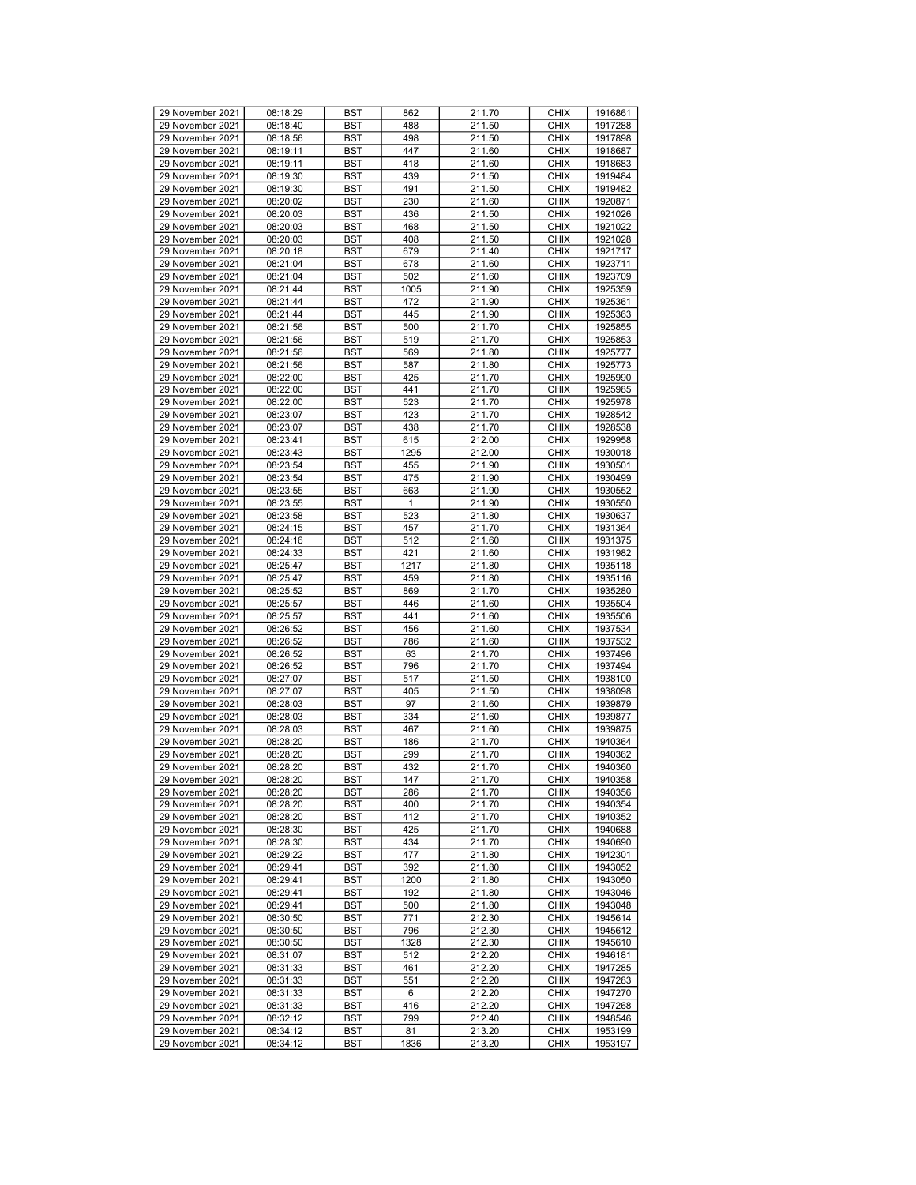| 29 November 2021 | 08:18:29 | BST | 862 | 211.70 | CHIX | 1916861 |
|---|---|---|---|---|---|---|
| 29 November 2021 | 08:18:40 | BST | 488 | 211.50 | CHIX | 1917288 |
| 29 November 2021 | 08:18:56 | BST | 498 | 211.50 | CHIX | 1917898 |
| 29 November 2021 | 08:19:11 | BST | 447 | 211.60 | CHIX | 1918687 |
| 29 November 2021 | 08:19:11 | BST | 418 | 211.60 | CHIX | 1918683 |
| 29 November 2021 | 08:19:30 | BST | 439 | 211.50 | CHIX | 1919484 |
| 29 November 2021 | 08:19:30 | BST | 491 | 211.50 | CHIX | 1919482 |
| 29 November 2021 | 08:20:02 | BST | 230 | 211.60 | CHIX | 1920871 |
| 29 November 2021 | 08:20:03 | BST | 436 | 211.50 | CHIX | 1921026 |
| 29 November 2021 | 08:20:03 | BST | 468 | 211.50 | CHIX | 1921022 |
| 29 November 2021 | 08:20:03 | BST | 408 | 211.50 | CHIX | 1921028 |
| 29 November 2021 | 08:20:18 | BST | 679 | 211.40 | CHIX | 1921717 |
| 29 November 2021 | 08:21:04 | BST | 678 | 211.60 | CHIX | 1923711 |
| 29 November 2021 | 08:21:04 | BST | 502 | 211.60 | CHIX | 1923709 |
| 29 November 2021 | 08:21:44 | BST | 1005 | 211.90 | CHIX | 1925359 |
| 29 November 2021 | 08:21:44 | BST | 472 | 211.90 | CHIX | 1925361 |
| 29 November 2021 | 08:21:44 | BST | 445 | 211.90 | CHIX | 1925363 |
| 29 November 2021 | 08:21:56 | BST | 500 | 211.70 | CHIX | 1925855 |
| 29 November 2021 | 08:21:56 | BST | 519 | 211.70 | CHIX | 1925853 |
| 29 November 2021 | 08:21:56 | BST | 569 | 211.80 | CHIX | 1925777 |
| 29 November 2021 | 08:21:56 | BST | 587 | 211.80 | CHIX | 1925773 |
| 29 November 2021 | 08:22:00 | BST | 425 | 211.70 | CHIX | 1925990 |
| 29 November 2021 | 08:22:00 | BST | 441 | 211.70 | CHIX | 1925985 |
| 29 November 2021 | 08:22:00 | BST | 523 | 211.70 | CHIX | 1925978 |
| 29 November 2021 | 08:23:07 | BST | 423 | 211.70 | CHIX | 1928542 |
| 29 November 2021 | 08:23:07 | BST | 438 | 211.70 | CHIX | 1928538 |
| 29 November 2021 | 08:23:41 | BST | 615 | 212.00 | CHIX | 1929958 |
| 29 November 2021 | 08:23:43 | BST | 1295 | 212.00 | CHIX | 1930018 |
| 29 November 2021 | 08:23:54 | BST | 455 | 211.90 | CHIX | 1930501 |
| 29 November 2021 | 08:23:54 | BST | 475 | 211.90 | CHIX | 1930499 |
| 29 November 2021 | 08:23:55 | BST | 663 | 211.90 | CHIX | 1930552 |
| 29 November 2021 | 08:23:55 | BST | 1 | 211.90 | CHIX | 1930550 |
| 29 November 2021 | 08:23:58 | BST | 523 | 211.80 | CHIX | 1930637 |
| 29 November 2021 | 08:24:15 | BST | 457 | 211.70 | CHIX | 1931364 |
| 29 November 2021 | 08:24:16 | BST | 512 | 211.60 | CHIX | 1931375 |
| 29 November 2021 | 08:24:33 | BST | 421 | 211.60 | CHIX | 1931982 |
| 29 November 2021 | 08:25:47 | BST | 1217 | 211.80 | CHIX | 1935118 |
| 29 November 2021 | 08:25:47 | BST | 459 | 211.80 | CHIX | 1935116 |
| 29 November 2021 | 08:25:52 | BST | 869 | 211.70 | CHIX | 1935280 |
| 29 November 2021 | 08:25:57 | BST | 446 | 211.60 | CHIX | 1935504 |
| 29 November 2021 | 08:25:57 | BST | 441 | 211.60 | CHIX | 1935506 |
| 29 November 2021 | 08:26:52 | BST | 456 | 211.60 | CHIX | 1937534 |
| 29 November 2021 | 08:26:52 | BST | 786 | 211.60 | CHIX | 1937532 |
| 29 November 2021 | 08:26:52 | BST | 63 | 211.70 | CHIX | 1937496 |
| 29 November 2021 | 08:26:52 | BST | 796 | 211.70 | CHIX | 1937494 |
| 29 November 2021 | 08:27:07 | BST | 517 | 211.50 | CHIX | 1938100 |
| 29 November 2021 | 08:27:07 | BST | 405 | 211.50 | CHIX | 1938098 |
| 29 November 2021 | 08:28:03 | BST | 97 | 211.60 | CHIX | 1939879 |
| 29 November 2021 | 08:28:03 | BST | 334 | 211.60 | CHIX | 1939877 |
| 29 November 2021 | 08:28:03 | BST | 467 | 211.60 | CHIX | 1939875 |
| 29 November 2021 | 08:28:20 | BST | 186 | 211.70 | CHIX | 1940364 |
| 29 November 2021 | 08:28:20 | BST | 299 | 211.70 | CHIX | 1940362 |
| 29 November 2021 | 08:28:20 | BST | 432 | 211.70 | CHIX | 1940360 |
| 29 November 2021 | 08:28:20 | BST | 147 | 211.70 | CHIX | 1940358 |
| 29 November 2021 | 08:28:20 | BST | 286 | 211.70 | CHIX | 1940356 |
| 29 November 2021 | 08:28:20 | BST | 400 | 211.70 | CHIX | 1940354 |
| 29 November 2021 | 08:28:20 | BST | 412 | 211.70 | CHIX | 1940352 |
| 29 November 2021 | 08:28:30 | BST | 425 | 211.70 | CHIX | 1940688 |
| 29 November 2021 | 08:28:30 | BST | 434 | 211.70 | CHIX | 1940690 |
| 29 November 2021 | 08:29:22 | BST | 477 | 211.80 | CHIX | 1942301 |
| 29 November 2021 | 08:29:41 | BST | 392 | 211.80 | CHIX | 1943052 |
| 29 November 2021 | 08:29:41 | BST | 1200 | 211.80 | CHIX | 1943050 |
| 29 November 2021 | 08:29:41 | BST | 192 | 211.80 | CHIX | 1943046 |
| 29 November 2021 | 08:29:41 | BST | 500 | 211.80 | CHIX | 1943048 |
| 29 November 2021 | 08:30:50 | BST | 771 | 212.30 | CHIX | 1945614 |
| 29 November 2021 | 08:30:50 | BST | 796 | 212.30 | CHIX | 1945612 |
| 29 November 2021 | 08:30:50 | BST | 1328 | 212.30 | CHIX | 1945610 |
| 29 November 2021 | 08:31:07 | BST | 512 | 212.20 | CHIX | 1946181 |
| 29 November 2021 | 08:31:33 | BST | 461 | 212.20 | CHIX | 1947285 |
| 29 November 2021 | 08:31:33 | BST | 551 | 212.20 | CHIX | 1947283 |
| 29 November 2021 | 08:31:33 | BST | 6 | 212.20 | CHIX | 1947270 |
| 29 November 2021 | 08:31:33 | BST | 416 | 212.20 | CHIX | 1947268 |
| 29 November 2021 | 08:32:12 | BST | 799 | 212.40 | CHIX | 1948546 |
| 29 November 2021 | 08:34:12 | BST | 81 | 213.20 | CHIX | 1953199 |
| 29 November 2021 | 08:34:12 | BST | 1836 | 213.20 | CHIX | 1953197 |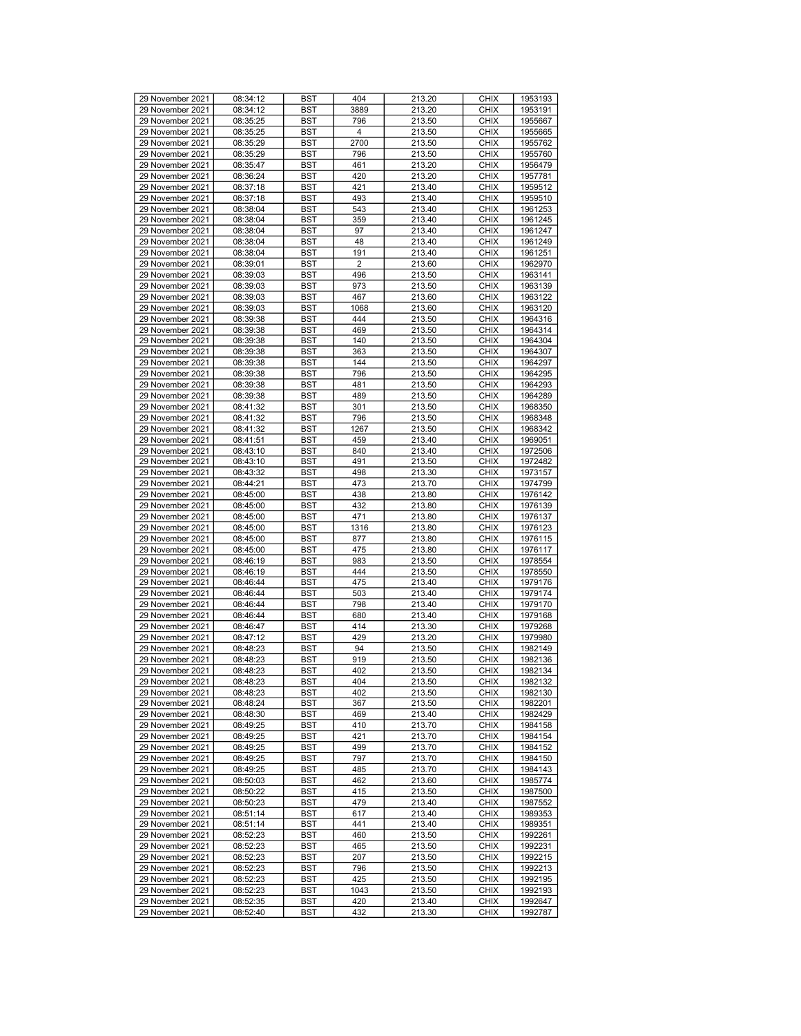| 29 November 2021 | 08:34:12 | BST | 404 | 213.20 | CHIX | 1953193 |
|---|---|---|---|---|---|---|
| 29 November 2021 | 08:34:12 | BST | 3889 | 213.20 | CHIX | 1953191 |
| 29 November 2021 | 08:35:25 | BST | 796 | 213.50 | CHIX | 1955667 |
| 29 November 2021 | 08:35:25 | BST | 4 | 213.50 | CHIX | 1955665 |
| 29 November 2021 | 08:35:29 | BST | 2700 | 213.50 | CHIX | 1955762 |
| 29 November 2021 | 08:35:29 | BST | 796 | 213.50 | CHIX | 1955760 |
| 29 November 2021 | 08:35:47 | BST | 461 | 213.20 | CHIX | 1956479 |
| 29 November 2021 | 08:36:24 | BST | 420 | 213.20 | CHIX | 1957781 |
| 29 November 2021 | 08:37:18 | BST | 421 | 213.40 | CHIX | 1959512 |
| 29 November 2021 | 08:37:18 | BST | 493 | 213.40 | CHIX | 1959510 |
| 29 November 2021 | 08:38:04 | BST | 543 | 213.40 | CHIX | 1961253 |
| 29 November 2021 | 08:38:04 | BST | 359 | 213.40 | CHIX | 1961245 |
| 29 November 2021 | 08:38:04 | BST | 97 | 213.40 | CHIX | 1961247 |
| 29 November 2021 | 08:38:04 | BST | 48 | 213.40 | CHIX | 1961249 |
| 29 November 2021 | 08:38:04 | BST | 191 | 213.40 | CHIX | 1961251 |
| 29 November 2021 | 08:39:01 | BST | 2 | 213.60 | CHIX | 1962970 |
| 29 November 2021 | 08:39:03 | BST | 496 | 213.50 | CHIX | 1963141 |
| 29 November 2021 | 08:39:03 | BST | 973 | 213.50 | CHIX | 1963139 |
| 29 November 2021 | 08:39:03 | BST | 467 | 213.60 | CHIX | 1963122 |
| 29 November 2021 | 08:39:03 | BST | 1068 | 213.60 | CHIX | 1963120 |
| 29 November 2021 | 08:39:38 | BST | 444 | 213.50 | CHIX | 1964316 |
| 29 November 2021 | 08:39:38 | BST | 469 | 213.50 | CHIX | 1964314 |
| 29 November 2021 | 08:39:38 | BST | 140 | 213.50 | CHIX | 1964304 |
| 29 November 2021 | 08:39:38 | BST | 363 | 213.50 | CHIX | 1964307 |
| 29 November 2021 | 08:39:38 | BST | 144 | 213.50 | CHIX | 1964297 |
| 29 November 2021 | 08:39:38 | BST | 796 | 213.50 | CHIX | 1964295 |
| 29 November 2021 | 08:39:38 | BST | 481 | 213.50 | CHIX | 1964293 |
| 29 November 2021 | 08:39:38 | BST | 489 | 213.50 | CHIX | 1964289 |
| 29 November 2021 | 08:41:32 | BST | 301 | 213.50 | CHIX | 1968350 |
| 29 November 2021 | 08:41:32 | BST | 796 | 213.50 | CHIX | 1968348 |
| 29 November 2021 | 08:41:32 | BST | 1267 | 213.50 | CHIX | 1968342 |
| 29 November 2021 | 08:41:51 | BST | 459 | 213.40 | CHIX | 1969051 |
| 29 November 2021 | 08:43:10 | BST | 840 | 213.40 | CHIX | 1972506 |
| 29 November 2021 | 08:43:10 | BST | 491 | 213.50 | CHIX | 1972482 |
| 29 November 2021 | 08:43:32 | BST | 498 | 213.30 | CHIX | 1973157 |
| 29 November 2021 | 08:44:21 | BST | 473 | 213.70 | CHIX | 1974799 |
| 29 November 2021 | 08:45:00 | BST | 438 | 213.80 | CHIX | 1976142 |
| 29 November 2021 | 08:45:00 | BST | 432 | 213.80 | CHIX | 1976139 |
| 29 November 2021 | 08:45:00 | BST | 471 | 213.80 | CHIX | 1976137 |
| 29 November 2021 | 08:45:00 | BST | 1316 | 213.80 | CHIX | 1976123 |
| 29 November 2021 | 08:45:00 | BST | 877 | 213.80 | CHIX | 1976115 |
| 29 November 2021 | 08:45:00 | BST | 475 | 213.80 | CHIX | 1976117 |
| 29 November 2021 | 08:46:19 | BST | 983 | 213.50 | CHIX | 1978554 |
| 29 November 2021 | 08:46:19 | BST | 444 | 213.50 | CHIX | 1978550 |
| 29 November 2021 | 08:46:44 | BST | 475 | 213.40 | CHIX | 1979176 |
| 29 November 2021 | 08:46:44 | BST | 503 | 213.40 | CHIX | 1979174 |
| 29 November 2021 | 08:46:44 | BST | 798 | 213.40 | CHIX | 1979170 |
| 29 November 2021 | 08:46:44 | BST | 680 | 213.40 | CHIX | 1979168 |
| 29 November 2021 | 08:46:47 | BST | 414 | 213.30 | CHIX | 1979268 |
| 29 November 2021 | 08:47:12 | BST | 429 | 213.20 | CHIX | 1979980 |
| 29 November 2021 | 08:48:23 | BST | 94 | 213.50 | CHIX | 1982149 |
| 29 November 2021 | 08:48:23 | BST | 919 | 213.50 | CHIX | 1982136 |
| 29 November 2021 | 08:48:23 | BST | 402 | 213.50 | CHIX | 1982134 |
| 29 November 2021 | 08:48:23 | BST | 404 | 213.50 | CHIX | 1982132 |
| 29 November 2021 | 08:48:23 | BST | 402 | 213.50 | CHIX | 1982130 |
| 29 November 2021 | 08:48:24 | BST | 367 | 213.50 | CHIX | 1982201 |
| 29 November 2021 | 08:48:30 | BST | 469 | 213.40 | CHIX | 1982429 |
| 29 November 2021 | 08:49:25 | BST | 410 | 213.70 | CHIX | 1984158 |
| 29 November 2021 | 08:49:25 | BST | 421 | 213.70 | CHIX | 1984154 |
| 29 November 2021 | 08:49:25 | BST | 499 | 213.70 | CHIX | 1984152 |
| 29 November 2021 | 08:49:25 | BST | 797 | 213.70 | CHIX | 1984150 |
| 29 November 2021 | 08:49:25 | BST | 485 | 213.70 | CHIX | 1984143 |
| 29 November 2021 | 08:50:03 | BST | 462 | 213.60 | CHIX | 1985774 |
| 29 November 2021 | 08:50:22 | BST | 415 | 213.50 | CHIX | 1987500 |
| 29 November 2021 | 08:50:23 | BST | 479 | 213.40 | CHIX | 1987552 |
| 29 November 2021 | 08:51:14 | BST | 617 | 213.40 | CHIX | 1989353 |
| 29 November 2021 | 08:51:14 | BST | 441 | 213.40 | CHIX | 1989351 |
| 29 November 2021 | 08:52:23 | BST | 460 | 213.50 | CHIX | 1992261 |
| 29 November 2021 | 08:52:23 | BST | 465 | 213.50 | CHIX | 1992231 |
| 29 November 2021 | 08:52:23 | BST | 207 | 213.50 | CHIX | 1992215 |
| 29 November 2021 | 08:52:23 | BST | 796 | 213.50 | CHIX | 1992213 |
| 29 November 2021 | 08:52:23 | BST | 425 | 213.50 | CHIX | 1992195 |
| 29 November 2021 | 08:52:23 | BST | 1043 | 213.50 | CHIX | 1992193 |
| 29 November 2021 | 08:52:35 | BST | 420 | 213.40 | CHIX | 1992647 |
| 29 November 2021 | 08:52:40 | BST | 432 | 213.30 | CHIX | 1992787 |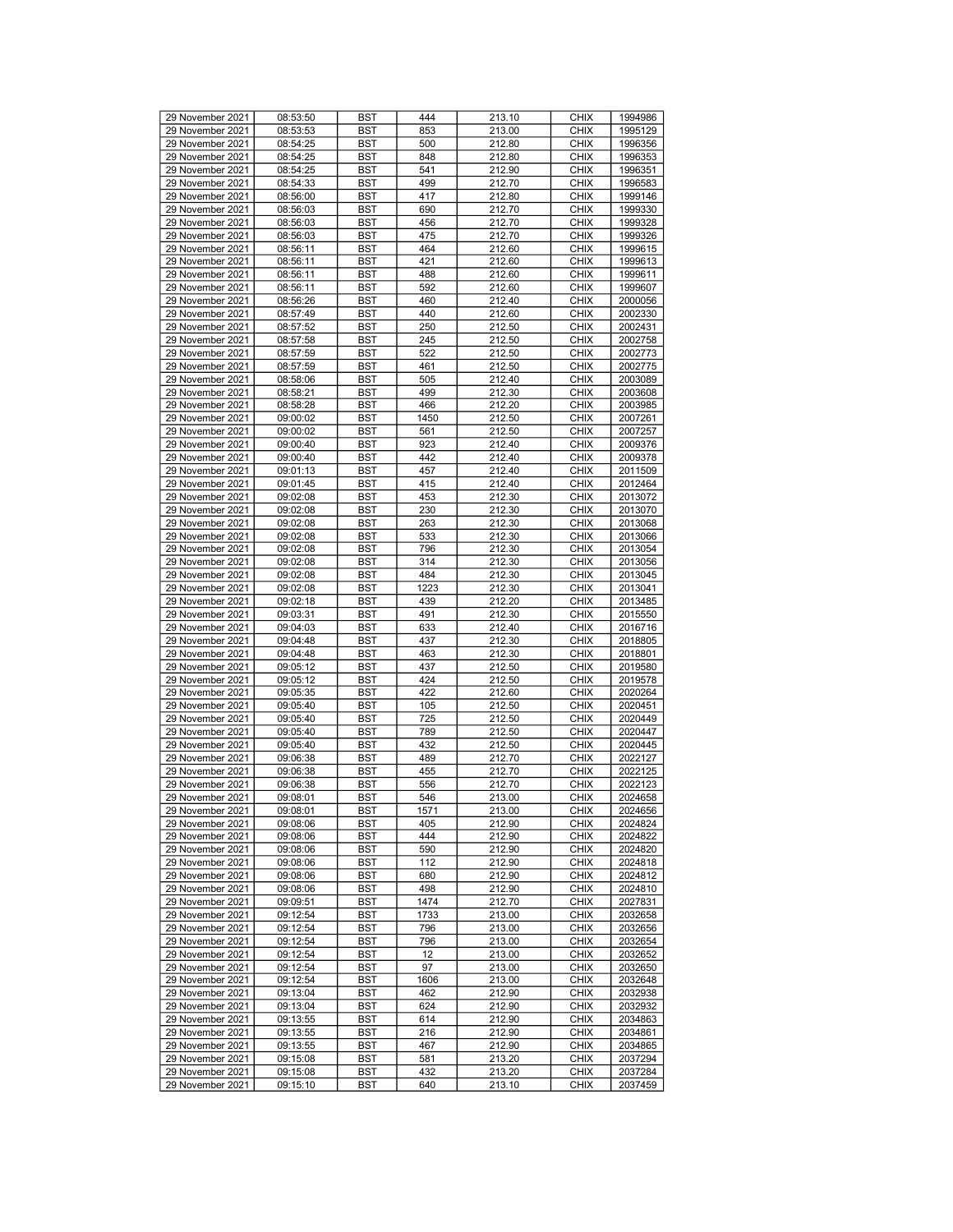| 29 November 2021 | 08:53:50 | BST | 444 | 213.10 | CHIX | 1994986 |
|---|---|---|---|---|---|---|
| 29 November 2021 | 08:53:53 | BST | 853 | 213.00 | CHIX | 1995129 |
| 29 November 2021 | 08:54:25 | BST | 500 | 212.80 | CHIX | 1996356 |
| 29 November 2021 | 08:54:25 | BST | 848 | 212.80 | CHIX | 1996353 |
| 29 November 2021 | 08:54:25 | BST | 541 | 212.90 | CHIX | 1996351 |
| 29 November 2021 | 08:54:33 | BST | 499 | 212.70 | CHIX | 1996583 |
| 29 November 2021 | 08:56:00 | BST | 417 | 212.80 | CHIX | 1999146 |
| 29 November 2021 | 08:56:03 | BST | 690 | 212.70 | CHIX | 1999330 |
| 29 November 2021 | 08:56:03 | BST | 456 | 212.70 | CHIX | 1999328 |
| 29 November 2021 | 08:56:03 | BST | 475 | 212.70 | CHIX | 1999326 |
| 29 November 2021 | 08:56:11 | BST | 464 | 212.60 | CHIX | 1999615 |
| 29 November 2021 | 08:56:11 | BST | 421 | 212.60 | CHIX | 1999613 |
| 29 November 2021 | 08:56:11 | BST | 488 | 212.60 | CHIX | 1999611 |
| 29 November 2021 | 08:56:11 | BST | 592 | 212.60 | CHIX | 1999607 |
| 29 November 2021 | 08:56:26 | BST | 460 | 212.40 | CHIX | 2000056 |
| 29 November 2021 | 08:57:49 | BST | 440 | 212.60 | CHIX | 2002330 |
| 29 November 2021 | 08:57:52 | BST | 250 | 212.50 | CHIX | 2002431 |
| 29 November 2021 | 08:57:58 | BST | 245 | 212.50 | CHIX | 2002758 |
| 29 November 2021 | 08:57:59 | BST | 522 | 212.50 | CHIX | 2002773 |
| 29 November 2021 | 08:57:59 | BST | 461 | 212.50 | CHIX | 2002775 |
| 29 November 2021 | 08:58:06 | BST | 505 | 212.40 | CHIX | 2003089 |
| 29 November 2021 | 08:58:21 | BST | 499 | 212.30 | CHIX | 2003608 |
| 29 November 2021 | 08:58:28 | BST | 466 | 212.20 | CHIX | 2003985 |
| 29 November 2021 | 09:00:02 | BST | 1450 | 212.50 | CHIX | 2007261 |
| 29 November 2021 | 09:00:02 | BST | 561 | 212.50 | CHIX | 2007257 |
| 29 November 2021 | 09:00:40 | BST | 923 | 212.40 | CHIX | 2009376 |
| 29 November 2021 | 09:00:40 | BST | 442 | 212.40 | CHIX | 2009378 |
| 29 November 2021 | 09:01:13 | BST | 457 | 212.40 | CHIX | 2011509 |
| 29 November 2021 | 09:01:45 | BST | 415 | 212.40 | CHIX | 2012464 |
| 29 November 2021 | 09:02:08 | BST | 453 | 212.30 | CHIX | 2013072 |
| 29 November 2021 | 09:02:08 | BST | 230 | 212.30 | CHIX | 2013070 |
| 29 November 2021 | 09:02:08 | BST | 263 | 212.30 | CHIX | 2013068 |
| 29 November 2021 | 09:02:08 | BST | 533 | 212.30 | CHIX | 2013066 |
| 29 November 2021 | 09:02:08 | BST | 796 | 212.30 | CHIX | 2013054 |
| 29 November 2021 | 09:02:08 | BST | 314 | 212.30 | CHIX | 2013056 |
| 29 November 2021 | 09:02:08 | BST | 484 | 212.30 | CHIX | 2013045 |
| 29 November 2021 | 09:02:08 | BST | 1223 | 212.30 | CHIX | 2013041 |
| 29 November 2021 | 09:02:18 | BST | 439 | 212.20 | CHIX | 2013485 |
| 29 November 2021 | 09:03:31 | BST | 491 | 212.30 | CHIX | 2015550 |
| 29 November 2021 | 09:04:03 | BST | 633 | 212.40 | CHIX | 2016716 |
| 29 November 2021 | 09:04:48 | BST | 437 | 212.30 | CHIX | 2018805 |
| 29 November 2021 | 09:04:48 | BST | 463 | 212.30 | CHIX | 2018801 |
| 29 November 2021 | 09:05:12 | BST | 437 | 212.50 | CHIX | 2019580 |
| 29 November 2021 | 09:05:12 | BST | 424 | 212.50 | CHIX | 2019578 |
| 29 November 2021 | 09:05:35 | BST | 422 | 212.60 | CHIX | 2020264 |
| 29 November 2021 | 09:05:40 | BST | 105 | 212.50 | CHIX | 2020451 |
| 29 November 2021 | 09:05:40 | BST | 725 | 212.50 | CHIX | 2020449 |
| 29 November 2021 | 09:05:40 | BST | 789 | 212.50 | CHIX | 2020447 |
| 29 November 2021 | 09:05:40 | BST | 432 | 212.50 | CHIX | 2020445 |
| 29 November 2021 | 09:06:38 | BST | 489 | 212.70 | CHIX | 2022127 |
| 29 November 2021 | 09:06:38 | BST | 455 | 212.70 | CHIX | 2022125 |
| 29 November 2021 | 09:06:38 | BST | 556 | 212.70 | CHIX | 2022123 |
| 29 November 2021 | 09:08:01 | BST | 546 | 213.00 | CHIX | 2024658 |
| 29 November 2021 | 09:08:01 | BST | 1571 | 213.00 | CHIX | 2024656 |
| 29 November 2021 | 09:08:06 | BST | 405 | 212.90 | CHIX | 2024824 |
| 29 November 2021 | 09:08:06 | BST | 444 | 212.90 | CHIX | 2024822 |
| 29 November 2021 | 09:08:06 | BST | 590 | 212.90 | CHIX | 2024820 |
| 29 November 2021 | 09:08:06 | BST | 112 | 212.90 | CHIX | 2024818 |
| 29 November 2021 | 09:08:06 | BST | 680 | 212.90 | CHIX | 2024812 |
| 29 November 2021 | 09:08:06 | BST | 498 | 212.90 | CHIX | 2024810 |
| 29 November 2021 | 09:09:51 | BST | 1474 | 212.70 | CHIX | 2027831 |
| 29 November 2021 | 09:12:54 | BST | 1733 | 213.00 | CHIX | 2032658 |
| 29 November 2021 | 09:12:54 | BST | 796 | 213.00 | CHIX | 2032656 |
| 29 November 2021 | 09:12:54 | BST | 796 | 213.00 | CHIX | 2032654 |
| 29 November 2021 | 09:12:54 | BST | 12 | 213.00 | CHIX | 2032652 |
| 29 November 2021 | 09:12:54 | BST | 97 | 213.00 | CHIX | 2032650 |
| 29 November 2021 | 09:12:54 | BST | 1606 | 213.00 | CHIX | 2032648 |
| 29 November 2021 | 09:13:04 | BST | 462 | 212.90 | CHIX | 2032938 |
| 29 November 2021 | 09:13:04 | BST | 624 | 212.90 | CHIX | 2032932 |
| 29 November 2021 | 09:13:55 | BST | 614 | 212.90 | CHIX | 2034863 |
| 29 November 2021 | 09:13:55 | BST | 216 | 212.90 | CHIX | 2034861 |
| 29 November 2021 | 09:13:55 | BST | 467 | 212.90 | CHIX | 2034865 |
| 29 November 2021 | 09:15:08 | BST | 581 | 213.20 | CHIX | 2037294 |
| 29 November 2021 | 09:15:08 | BST | 432 | 213.20 | CHIX | 2037284 |
| 29 November 2021 | 09:15:10 | BST | 640 | 213.10 | CHIX | 2037459 |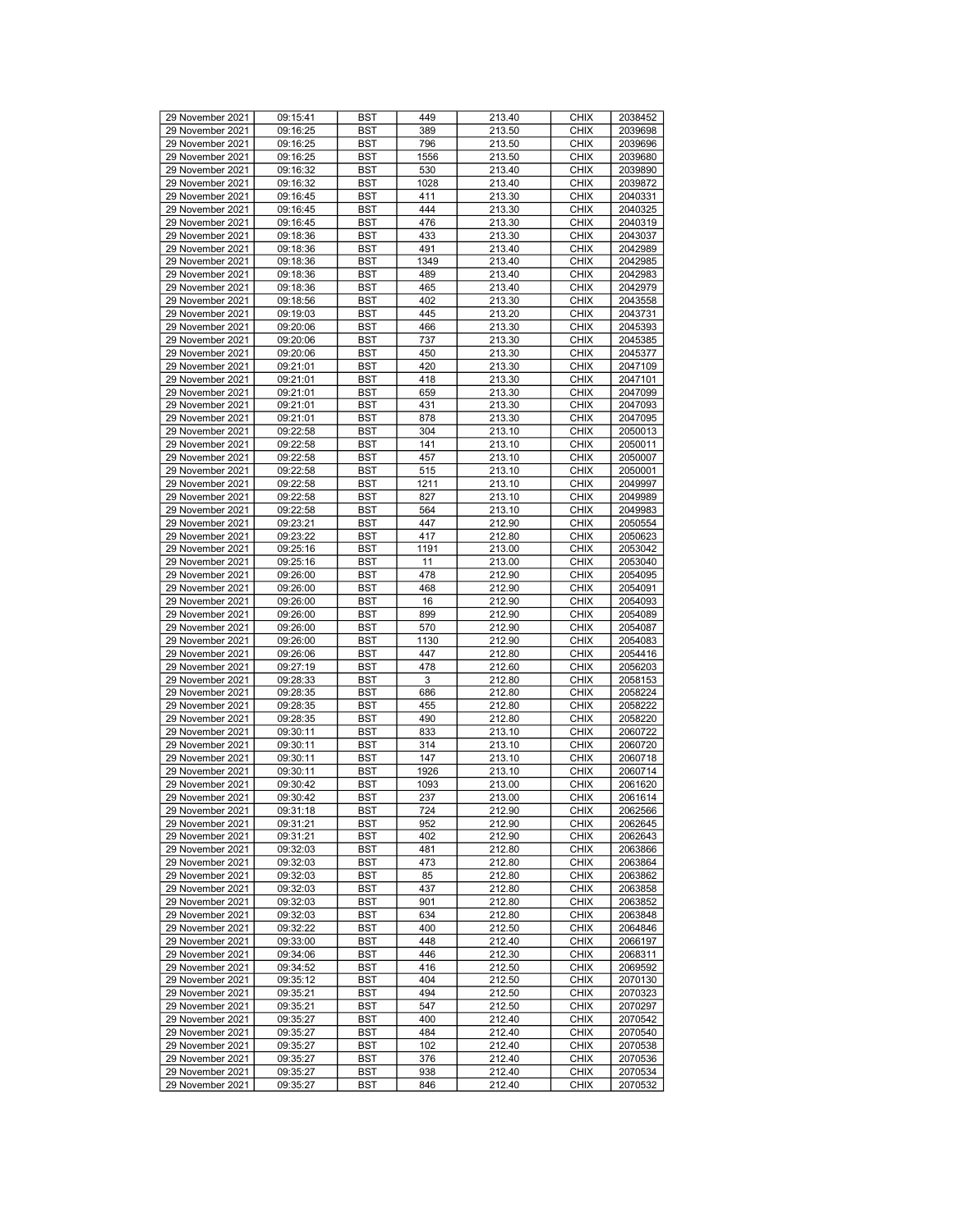| 29 November 2021 | 09:15:41 | BST | 449 | 213.40 | CHIX | 2038452 |
|---|---|---|---|---|---|---|
| 29 November 2021 | 09:16:25 | BST | 389 | 213.50 | CHIX | 2039698 |
| 29 November 2021 | 09:16:25 | BST | 796 | 213.50 | CHIX | 2039696 |
| 29 November 2021 | 09:16:25 | BST | 1556 | 213.50 | CHIX | 2039680 |
| 29 November 2021 | 09:16:32 | BST | 530 | 213.40 | CHIX | 2039890 |
| 29 November 2021 | 09:16:32 | BST | 1028 | 213.40 | CHIX | 2039872 |
| 29 November 2021 | 09:16:45 | BST | 411 | 213.30 | CHIX | 2040331 |
| 29 November 2021 | 09:16:45 | BST | 444 | 213.30 | CHIX | 2040325 |
| 29 November 2021 | 09:16:45 | BST | 476 | 213.30 | CHIX | 2040319 |
| 29 November 2021 | 09:18:36 | BST | 433 | 213.30 | CHIX | 2043037 |
| 29 November 2021 | 09:18:36 | BST | 491 | 213.40 | CHIX | 2042989 |
| 29 November 2021 | 09:18:36 | BST | 1349 | 213.40 | CHIX | 2042985 |
| 29 November 2021 | 09:18:36 | BST | 489 | 213.40 | CHIX | 2042983 |
| 29 November 2021 | 09:18:36 | BST | 465 | 213.40 | CHIX | 2042979 |
| 29 November 2021 | 09:18:56 | BST | 402 | 213.30 | CHIX | 2043558 |
| 29 November 2021 | 09:19:03 | BST | 445 | 213.20 | CHIX | 2043731 |
| 29 November 2021 | 09:20:06 | BST | 466 | 213.30 | CHIX | 2045393 |
| 29 November 2021 | 09:20:06 | BST | 737 | 213.30 | CHIX | 2045385 |
| 29 November 2021 | 09:20:06 | BST | 450 | 213.30 | CHIX | 2045377 |
| 29 November 2021 | 09:21:01 | BST | 420 | 213.30 | CHIX | 2047109 |
| 29 November 2021 | 09:21:01 | BST | 418 | 213.30 | CHIX | 2047101 |
| 29 November 2021 | 09:21:01 | BST | 659 | 213.30 | CHIX | 2047099 |
| 29 November 2021 | 09:21:01 | BST | 431 | 213.30 | CHIX | 2047093 |
| 29 November 2021 | 09:21:01 | BST | 878 | 213.30 | CHIX | 2047095 |
| 29 November 2021 | 09:22:58 | BST | 304 | 213.10 | CHIX | 2050013 |
| 29 November 2021 | 09:22:58 | BST | 141 | 213.10 | CHIX | 2050011 |
| 29 November 2021 | 09:22:58 | BST | 457 | 213.10 | CHIX | 2050007 |
| 29 November 2021 | 09:22:58 | BST | 515 | 213.10 | CHIX | 2050001 |
| 29 November 2021 | 09:22:58 | BST | 1211 | 213.10 | CHIX | 2049997 |
| 29 November 2021 | 09:22:58 | BST | 827 | 213.10 | CHIX | 2049989 |
| 29 November 2021 | 09:22:58 | BST | 564 | 213.10 | CHIX | 2049983 |
| 29 November 2021 | 09:23:21 | BST | 447 | 212.90 | CHIX | 2050554 |
| 29 November 2021 | 09:23:22 | BST | 417 | 212.80 | CHIX | 2050623 |
| 29 November 2021 | 09:25:16 | BST | 1191 | 213.00 | CHIX | 2053042 |
| 29 November 2021 | 09:25:16 | BST | 11 | 213.00 | CHIX | 2053040 |
| 29 November 2021 | 09:26:00 | BST | 478 | 212.90 | CHIX | 2054095 |
| 29 November 2021 | 09:26:00 | BST | 468 | 212.90 | CHIX | 2054091 |
| 29 November 2021 | 09:26:00 | BST | 16 | 212.90 | CHIX | 2054093 |
| 29 November 2021 | 09:26:00 | BST | 899 | 212.90 | CHIX | 2054089 |
| 29 November 2021 | 09:26:00 | BST | 570 | 212.90 | CHIX | 2054087 |
| 29 November 2021 | 09:26:00 | BST | 1130 | 212.90 | CHIX | 2054083 |
| 29 November 2021 | 09:26:06 | BST | 447 | 212.80 | CHIX | 2054416 |
| 29 November 2021 | 09:27:19 | BST | 478 | 212.60 | CHIX | 2056203 |
| 29 November 2021 | 09:28:33 | BST | 3 | 212.80 | CHIX | 2058153 |
| 29 November 2021 | 09:28:35 | BST | 686 | 212.80 | CHIX | 2058224 |
| 29 November 2021 | 09:28:35 | BST | 455 | 212.80 | CHIX | 2058222 |
| 29 November 2021 | 09:28:35 | BST | 490 | 212.80 | CHIX | 2058220 |
| 29 November 2021 | 09:30:11 | BST | 833 | 213.10 | CHIX | 2060722 |
| 29 November 2021 | 09:30:11 | BST | 314 | 213.10 | CHIX | 2060720 |
| 29 November 2021 | 09:30:11 | BST | 147 | 213.10 | CHIX | 2060718 |
| 29 November 2021 | 09:30:11 | BST | 1926 | 213.10 | CHIX | 2060714 |
| 29 November 2021 | 09:30:42 | BST | 1093 | 213.00 | CHIX | 2061620 |
| 29 November 2021 | 09:30:42 | BST | 237 | 213.00 | CHIX | 2061614 |
| 29 November 2021 | 09:31:18 | BST | 724 | 212.90 | CHIX | 2062566 |
| 29 November 2021 | 09:31:21 | BST | 952 | 212.90 | CHIX | 2062645 |
| 29 November 2021 | 09:31:21 | BST | 402 | 212.90 | CHIX | 2062643 |
| 29 November 2021 | 09:32:03 | BST | 481 | 212.80 | CHIX | 2063866 |
| 29 November 2021 | 09:32:03 | BST | 473 | 212.80 | CHIX | 2063864 |
| 29 November 2021 | 09:32:03 | BST | 85 | 212.80 | CHIX | 2063862 |
| 29 November 2021 | 09:32:03 | BST | 437 | 212.80 | CHIX | 2063858 |
| 29 November 2021 | 09:32:03 | BST | 901 | 212.80 | CHIX | 2063852 |
| 29 November 2021 | 09:32:03 | BST | 634 | 212.80 | CHIX | 2063848 |
| 29 November 2021 | 09:32:22 | BST | 400 | 212.50 | CHIX | 2064846 |
| 29 November 2021 | 09:33:00 | BST | 448 | 212.40 | CHIX | 2066197 |
| 29 November 2021 | 09:34:06 | BST | 446 | 212.30 | CHIX | 2068311 |
| 29 November 2021 | 09:34:52 | BST | 416 | 212.50 | CHIX | 2069592 |
| 29 November 2021 | 09:35:12 | BST | 404 | 212.50 | CHIX | 2070130 |
| 29 November 2021 | 09:35:21 | BST | 494 | 212.50 | CHIX | 2070323 |
| 29 November 2021 | 09:35:21 | BST | 547 | 212.50 | CHIX | 2070297 |
| 29 November 2021 | 09:35:27 | BST | 400 | 212.40 | CHIX | 2070542 |
| 29 November 2021 | 09:35:27 | BST | 484 | 212.40 | CHIX | 2070540 |
| 29 November 2021 | 09:35:27 | BST | 102 | 212.40 | CHIX | 2070538 |
| 29 November 2021 | 09:35:27 | BST | 376 | 212.40 | CHIX | 2070536 |
| 29 November 2021 | 09:35:27 | BST | 938 | 212.40 | CHIX | 2070534 |
| 29 November 2021 | 09:35:27 | BST | 846 | 212.40 | CHIX | 2070532 |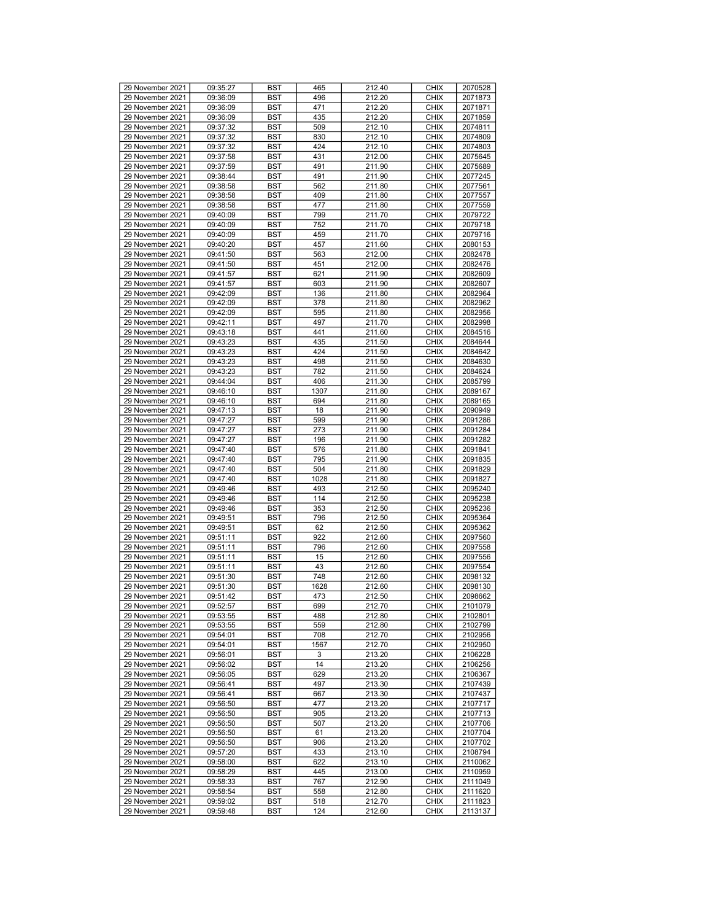| 29 November 2021 | 09:35:27 | BST | 465 | 212.40 | CHIX | 2070528 |
|---|---|---|---|---|---|---|
| 29 November 2021 | 09:36:09 | BST | 496 | 212.20 | CHIX | 2071873 |
| 29 November 2021 | 09:36:09 | BST | 471 | 212.20 | CHIX | 2071871 |
| 29 November 2021 | 09:36:09 | BST | 435 | 212.20 | CHIX | 2071859 |
| 29 November 2021 | 09:37:32 | BST | 509 | 212.10 | CHIX | 2074811 |
| 29 November 2021 | 09:37:32 | BST | 830 | 212.10 | CHIX | 2074809 |
| 29 November 2021 | 09:37:32 | BST | 424 | 212.10 | CHIX | 2074803 |
| 29 November 2021 | 09:37:58 | BST | 431 | 212.00 | CHIX | 2075645 |
| 29 November 2021 | 09:37:59 | BST | 491 | 211.90 | CHIX | 2075689 |
| 29 November 2021 | 09:38:44 | BST | 491 | 211.90 | CHIX | 2077245 |
| 29 November 2021 | 09:38:58 | BST | 562 | 211.80 | CHIX | 2077561 |
| 29 November 2021 | 09:38:58 | BST | 409 | 211.80 | CHIX | 2077557 |
| 29 November 2021 | 09:38:58 | BST | 477 | 211.80 | CHIX | 2077559 |
| 29 November 2021 | 09:40:09 | BST | 799 | 211.70 | CHIX | 2079722 |
| 29 November 2021 | 09:40:09 | BST | 752 | 211.70 | CHIX | 2079718 |
| 29 November 2021 | 09:40:09 | BST | 459 | 211.70 | CHIX | 2079716 |
| 29 November 2021 | 09:40:20 | BST | 457 | 211.60 | CHIX | 2080153 |
| 29 November 2021 | 09:41:50 | BST | 563 | 212.00 | CHIX | 2082478 |
| 29 November 2021 | 09:41:50 | BST | 451 | 212.00 | CHIX | 2082476 |
| 29 November 2021 | 09:41:57 | BST | 621 | 211.90 | CHIX | 2082609 |
| 29 November 2021 | 09:41:57 | BST | 603 | 211.90 | CHIX | 2082607 |
| 29 November 2021 | 09:42:09 | BST | 136 | 211.80 | CHIX | 2082964 |
| 29 November 2021 | 09:42:09 | BST | 378 | 211.80 | CHIX | 2082962 |
| 29 November 2021 | 09:42:09 | BST | 595 | 211.80 | CHIX | 2082956 |
| 29 November 2021 | 09:42:11 | BST | 497 | 211.70 | CHIX | 2082998 |
| 29 November 2021 | 09:43:18 | BST | 441 | 211.60 | CHIX | 2084516 |
| 29 November 2021 | 09:43:23 | BST | 435 | 211.50 | CHIX | 2084644 |
| 29 November 2021 | 09:43:23 | BST | 424 | 211.50 | CHIX | 2084642 |
| 29 November 2021 | 09:43:23 | BST | 498 | 211.50 | CHIX | 2084630 |
| 29 November 2021 | 09:43:23 | BST | 782 | 211.50 | CHIX | 2084624 |
| 29 November 2021 | 09:44:04 | BST | 406 | 211.30 | CHIX | 2085799 |
| 29 November 2021 | 09:46:10 | BST | 1307 | 211.80 | CHIX | 2089167 |
| 29 November 2021 | 09:46:10 | BST | 694 | 211.80 | CHIX | 2089165 |
| 29 November 2021 | 09:47:13 | BST | 18 | 211.90 | CHIX | 2090949 |
| 29 November 2021 | 09:47:27 | BST | 599 | 211.90 | CHIX | 2091286 |
| 29 November 2021 | 09:47:27 | BST | 273 | 211.90 | CHIX | 2091284 |
| 29 November 2021 | 09:47:27 | BST | 196 | 211.90 | CHIX | 2091282 |
| 29 November 2021 | 09:47:40 | BST | 576 | 211.80 | CHIX | 2091841 |
| 29 November 2021 | 09:47:40 | BST | 795 | 211.90 | CHIX | 2091835 |
| 29 November 2021 | 09:47:40 | BST | 504 | 211.80 | CHIX | 2091829 |
| 29 November 2021 | 09:47:40 | BST | 1028 | 211.80 | CHIX | 2091827 |
| 29 November 2021 | 09:49:46 | BST | 493 | 212.50 | CHIX | 2095240 |
| 29 November 2021 | 09:49:46 | BST | 114 | 212.50 | CHIX | 2095238 |
| 29 November 2021 | 09:49:46 | BST | 353 | 212.50 | CHIX | 2095236 |
| 29 November 2021 | 09:49:51 | BST | 796 | 212.50 | CHIX | 2095364 |
| 29 November 2021 | 09:49:51 | BST | 62 | 212.50 | CHIX | 2095362 |
| 29 November 2021 | 09:51:11 | BST | 922 | 212.60 | CHIX | 2097560 |
| 29 November 2021 | 09:51:11 | BST | 796 | 212.60 | CHIX | 2097558 |
| 29 November 2021 | 09:51:11 | BST | 15 | 212.60 | CHIX | 2097556 |
| 29 November 2021 | 09:51:11 | BST | 43 | 212.60 | CHIX | 2097554 |
| 29 November 2021 | 09:51:30 | BST | 748 | 212.60 | CHIX | 2098132 |
| 29 November 2021 | 09:51:30 | BST | 1628 | 212.60 | CHIX | 2098130 |
| 29 November 2021 | 09:51:42 | BST | 473 | 212.50 | CHIX | 2098662 |
| 29 November 2021 | 09:52:57 | BST | 699 | 212.70 | CHIX | 2101079 |
| 29 November 2021 | 09:53:55 | BST | 488 | 212.80 | CHIX | 2102801 |
| 29 November 2021 | 09:53:55 | BST | 559 | 212.80 | CHIX | 2102799 |
| 29 November 2021 | 09:54:01 | BST | 708 | 212.70 | CHIX | 2102956 |
| 29 November 2021 | 09:54:01 | BST | 1567 | 212.70 | CHIX | 2102950 |
| 29 November 2021 | 09:56:01 | BST | 3 | 213.20 | CHIX | 2106228 |
| 29 November 2021 | 09:56:02 | BST | 14 | 213.20 | CHIX | 2106256 |
| 29 November 2021 | 09:56:05 | BST | 629 | 213.20 | CHIX | 2106367 |
| 29 November 2021 | 09:56:41 | BST | 497 | 213.30 | CHIX | 2107439 |
| 29 November 2021 | 09:56:41 | BST | 667 | 213.30 | CHIX | 2107437 |
| 29 November 2021 | 09:56:50 | BST | 477 | 213.20 | CHIX | 2107717 |
| 29 November 2021 | 09:56:50 | BST | 905 | 213.20 | CHIX | 2107713 |
| 29 November 2021 | 09:56:50 | BST | 507 | 213.20 | CHIX | 2107706 |
| 29 November 2021 | 09:56:50 | BST | 61 | 213.20 | CHIX | 2107704 |
| 29 November 2021 | 09:56:50 | BST | 906 | 213.20 | CHIX | 2107702 |
| 29 November 2021 | 09:57:20 | BST | 433 | 213.10 | CHIX | 2108794 |
| 29 November 2021 | 09:58:00 | BST | 622 | 213.10 | CHIX | 2110062 |
| 29 November 2021 | 09:58:29 | BST | 445 | 213.00 | CHIX | 2110959 |
| 29 November 2021 | 09:58:33 | BST | 767 | 212.90 | CHIX | 2111049 |
| 29 November 2021 | 09:58:54 | BST | 558 | 212.80 | CHIX | 2111620 |
| 29 November 2021 | 09:59:02 | BST | 518 | 212.70 | CHIX | 2111823 |
| 29 November 2021 | 09:59:48 | BST | 124 | 212.60 | CHIX | 2113137 |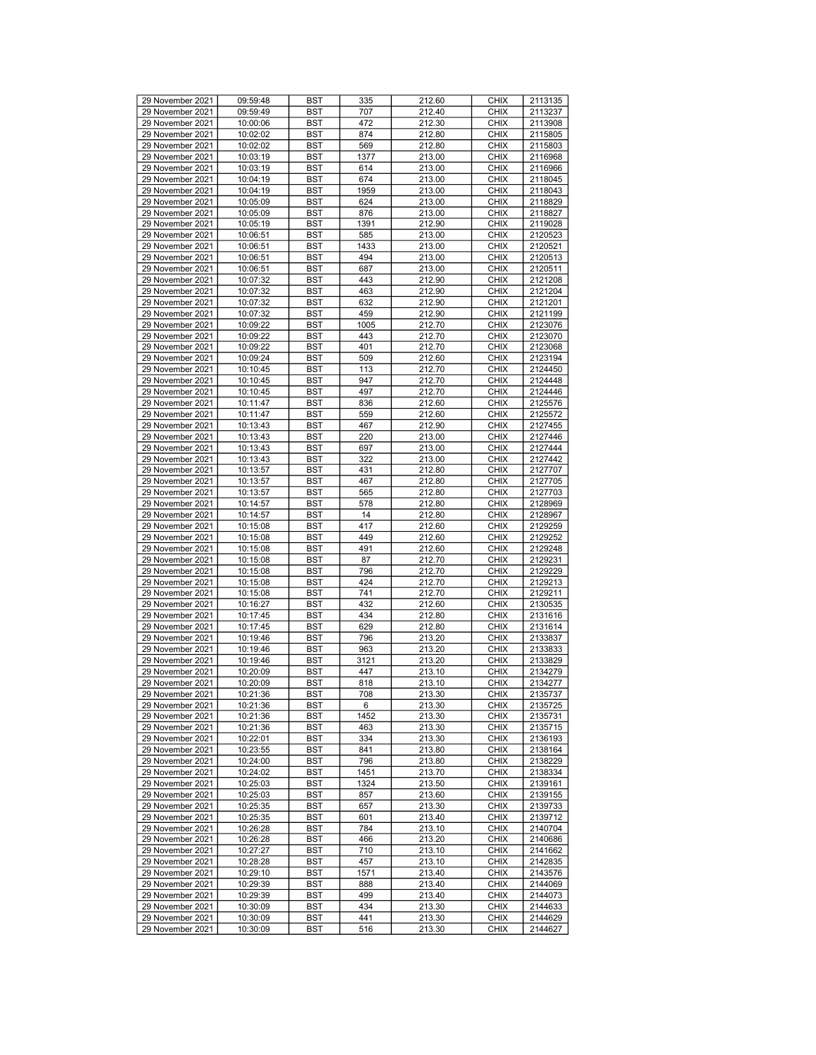| | | | | | | |
|---|---|---|---|---|---|---|
| 29 November 2021 | 09:59:48 | BST | 335 | 212.60 | CHIX | 2113135 |
| 29 November 2021 | 09:59:49 | BST | 707 | 212.40 | CHIX | 2113237 |
| 29 November 2021 | 10:00:06 | BST | 472 | 212.30 | CHIX | 2113908 |
| 29 November 2021 | 10:02:02 | BST | 874 | 212.80 | CHIX | 2115805 |
| 29 November 2021 | 10:02:02 | BST | 569 | 212.80 | CHIX | 2115803 |
| 29 November 2021 | 10:03:19 | BST | 1377 | 213.00 | CHIX | 2116968 |
| 29 November 2021 | 10:03:19 | BST | 614 | 213.00 | CHIX | 2116966 |
| 29 November 2021 | 10:04:19 | BST | 674 | 213.00 | CHIX | 2118045 |
| 29 November 2021 | 10:04:19 | BST | 1959 | 213.00 | CHIX | 2118043 |
| 29 November 2021 | 10:05:09 | BST | 624 | 213.00 | CHIX | 2118829 |
| 29 November 2021 | 10:05:09 | BST | 876 | 213.00 | CHIX | 2118827 |
| 29 November 2021 | 10:05:19 | BST | 1391 | 212.90 | CHIX | 2119028 |
| 29 November 2021 | 10:06:51 | BST | 585 | 213.00 | CHIX | 2120523 |
| 29 November 2021 | 10:06:51 | BST | 1433 | 213.00 | CHIX | 2120521 |
| 29 November 2021 | 10:06:51 | BST | 494 | 213.00 | CHIX | 2120513 |
| 29 November 2021 | 10:06:51 | BST | 687 | 213.00 | CHIX | 2120511 |
| 29 November 2021 | 10:07:32 | BST | 443 | 212.90 | CHIX | 2121208 |
| 29 November 2021 | 10:07:32 | BST | 463 | 212.90 | CHIX | 2121204 |
| 29 November 2021 | 10:07:32 | BST | 632 | 212.90 | CHIX | 2121201 |
| 29 November 2021 | 10:07:32 | BST | 459 | 212.90 | CHIX | 2121199 |
| 29 November 2021 | 10:09:22 | BST | 1005 | 212.70 | CHIX | 2123076 |
| 29 November 2021 | 10:09:22 | BST | 443 | 212.70 | CHIX | 2123070 |
| 29 November 2021 | 10:09:22 | BST | 401 | 212.70 | CHIX | 2123068 |
| 29 November 2021 | 10:09:24 | BST | 509 | 212.60 | CHIX | 2123194 |
| 29 November 2021 | 10:10:45 | BST | 113 | 212.70 | CHIX | 2124450 |
| 29 November 2021 | 10:10:45 | BST | 947 | 212.70 | CHIX | 2124448 |
| 29 November 2021 | 10:10:45 | BST | 497 | 212.70 | CHIX | 2124446 |
| 29 November 2021 | 10:11:47 | BST | 836 | 212.60 | CHIX | 2125576 |
| 29 November 2021 | 10:11:47 | BST | 559 | 212.60 | CHIX | 2125572 |
| 29 November 2021 | 10:13:43 | BST | 467 | 212.90 | CHIX | 2127455 |
| 29 November 2021 | 10:13:43 | BST | 220 | 213.00 | CHIX | 2127446 |
| 29 November 2021 | 10:13:43 | BST | 697 | 213.00 | CHIX | 2127444 |
| 29 November 2021 | 10:13:43 | BST | 322 | 213.00 | CHIX | 2127442 |
| 29 November 2021 | 10:13:57 | BST | 431 | 212.80 | CHIX | 2127707 |
| 29 November 2021 | 10:13:57 | BST | 467 | 212.80 | CHIX | 2127705 |
| 29 November 2021 | 10:13:57 | BST | 565 | 212.80 | CHIX | 2127703 |
| 29 November 2021 | 10:14:57 | BST | 578 | 212.80 | CHIX | 2128969 |
| 29 November 2021 | 10:14:57 | BST | 14 | 212.80 | CHIX | 2128967 |
| 29 November 2021 | 10:15:08 | BST | 417 | 212.60 | CHIX | 2129259 |
| 29 November 2021 | 10:15:08 | BST | 449 | 212.60 | CHIX | 2129252 |
| 29 November 2021 | 10:15:08 | BST | 491 | 212.60 | CHIX | 2129248 |
| 29 November 2021 | 10:15:08 | BST | 87 | 212.70 | CHIX | 2129231 |
| 29 November 2021 | 10:15:08 | BST | 796 | 212.70 | CHIX | 2129229 |
| 29 November 2021 | 10:15:08 | BST | 424 | 212.70 | CHIX | 2129213 |
| 29 November 2021 | 10:15:08 | BST | 741 | 212.70 | CHIX | 2129211 |
| 29 November 2021 | 10:16:27 | BST | 432 | 212.60 | CHIX | 2130535 |
| 29 November 2021 | 10:17:45 | BST | 434 | 212.80 | CHIX | 2131616 |
| 29 November 2021 | 10:17:45 | BST | 629 | 212.80 | CHIX | 2131614 |
| 29 November 2021 | 10:19:46 | BST | 796 | 213.20 | CHIX | 2133837 |
| 29 November 2021 | 10:19:46 | BST | 963 | 213.20 | CHIX | 2133833 |
| 29 November 2021 | 10:19:46 | BST | 3121 | 213.20 | CHIX | 2133829 |
| 29 November 2021 | 10:20:09 | BST | 447 | 213.10 | CHIX | 2134279 |
| 29 November 2021 | 10:20:09 | BST | 818 | 213.10 | CHIX | 2134277 |
| 29 November 2021 | 10:21:36 | BST | 708 | 213.30 | CHIX | 2135737 |
| 29 November 2021 | 10:21:36 | BST | 6 | 213.30 | CHIX | 2135725 |
| 29 November 2021 | 10:21:36 | BST | 1452 | 213.30 | CHIX | 2135731 |
| 29 November 2021 | 10:21:36 | BST | 463 | 213.30 | CHIX | 2135715 |
| 29 November 2021 | 10:22:01 | BST | 334 | 213.30 | CHIX | 2136193 |
| 29 November 2021 | 10:23:55 | BST | 841 | 213.80 | CHIX | 2138164 |
| 29 November 2021 | 10:24:00 | BST | 796 | 213.80 | CHIX | 2138229 |
| 29 November 2021 | 10:24:02 | BST | 1451 | 213.70 | CHIX | 2138334 |
| 29 November 2021 | 10:25:03 | BST | 1324 | 213.50 | CHIX | 2139161 |
| 29 November 2021 | 10:25:03 | BST | 857 | 213.60 | CHIX | 2139155 |
| 29 November 2021 | 10:25:35 | BST | 657 | 213.30 | CHIX | 2139733 |
| 29 November 2021 | 10:25:35 | BST | 601 | 213.40 | CHIX | 2139712 |
| 29 November 2021 | 10:26:28 | BST | 784 | 213.10 | CHIX | 2140704 |
| 29 November 2021 | 10:26:28 | BST | 466 | 213.20 | CHIX | 2140686 |
| 29 November 2021 | 10:27:27 | BST | 710 | 213.10 | CHIX | 2141662 |
| 29 November 2021 | 10:28:28 | BST | 457 | 213.10 | CHIX | 2142835 |
| 29 November 2021 | 10:29:10 | BST | 1571 | 213.40 | CHIX | 2143576 |
| 29 November 2021 | 10:29:39 | BST | 888 | 213.40 | CHIX | 2144069 |
| 29 November 2021 | 10:29:39 | BST | 499 | 213.40 | CHIX | 2144073 |
| 29 November 2021 | 10:30:09 | BST | 434 | 213.30 | CHIX | 2144633 |
| 29 November 2021 | 10:30:09 | BST | 441 | 213.30 | CHIX | 2144629 |
| 29 November 2021 | 10:30:09 | BST | 516 | 213.30 | CHIX | 2144627 |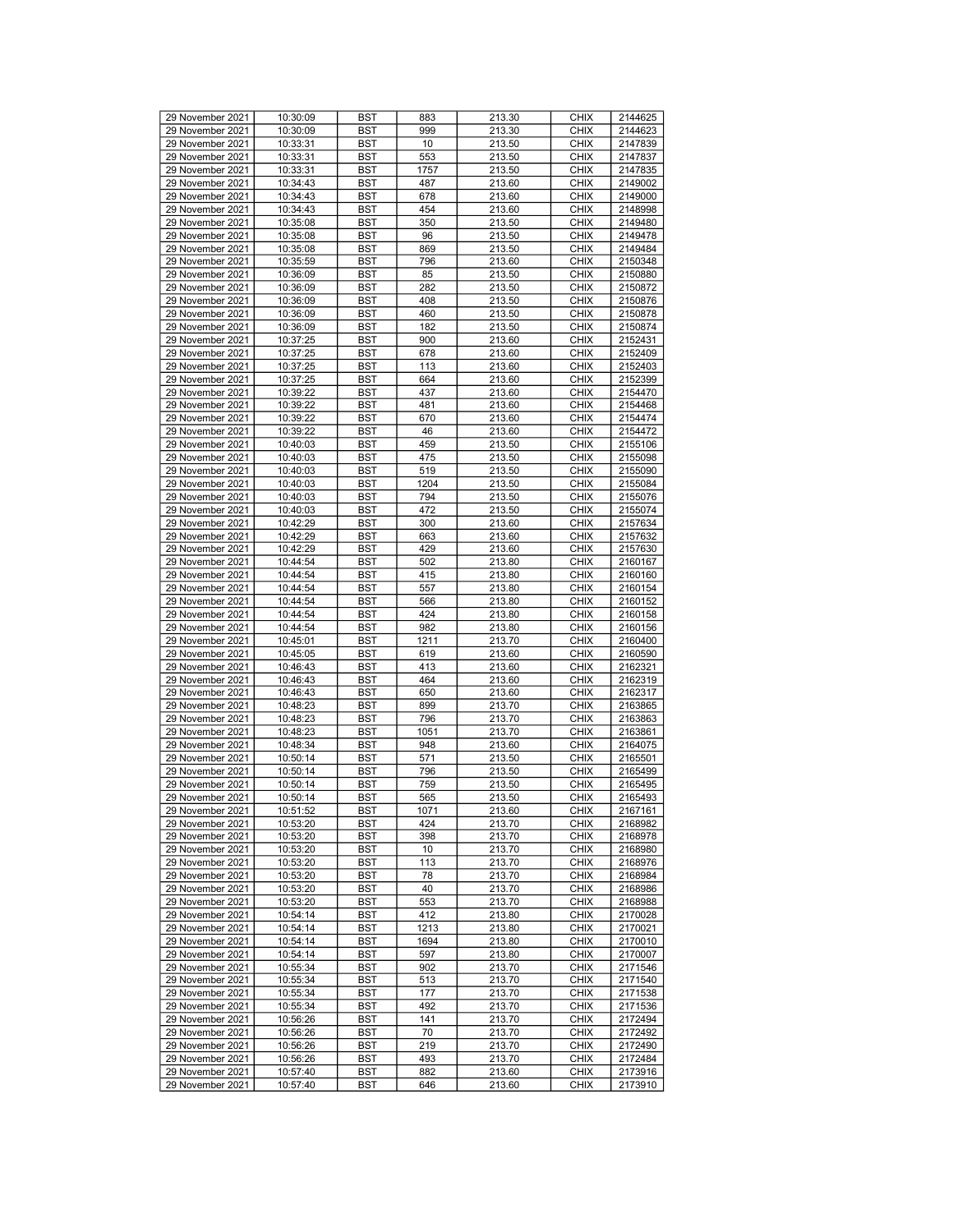| 29 November 2021 | 10:30:09 | BST | 883 | 213.30 | CHIX | 2144625 |
|---|---|---|---|---|---|---|
| 29 November 2021 | 10:30:09 | BST | 999 | 213.30 | CHIX | 2144623 |
| 29 November 2021 | 10:33:31 | BST | 10 | 213.50 | CHIX | 2147839 |
| 29 November 2021 | 10:33:31 | BST | 553 | 213.50 | CHIX | 2147837 |
| 29 November 2021 | 10:33:31 | BST | 1757 | 213.50 | CHIX | 2147835 |
| 29 November 2021 | 10:34:43 | BST | 487 | 213.60 | CHIX | 2149002 |
| 29 November 2021 | 10:34:43 | BST | 678 | 213.60 | CHIX | 2149000 |
| 29 November 2021 | 10:34:43 | BST | 454 | 213.60 | CHIX | 2148998 |
| 29 November 2021 | 10:35:08 | BST | 350 | 213.50 | CHIX | 2149480 |
| 29 November 2021 | 10:35:08 | BST | 96 | 213.50 | CHIX | 2149478 |
| 29 November 2021 | 10:35:08 | BST | 869 | 213.50 | CHIX | 2149484 |
| 29 November 2021 | 10:35:59 | BST | 796 | 213.60 | CHIX | 2150348 |
| 29 November 2021 | 10:36:09 | BST | 85 | 213.50 | CHIX | 2150880 |
| 29 November 2021 | 10:36:09 | BST | 282 | 213.50 | CHIX | 2150872 |
| 29 November 2021 | 10:36:09 | BST | 408 | 213.50 | CHIX | 2150876 |
| 29 November 2021 | 10:36:09 | BST | 460 | 213.50 | CHIX | 2150878 |
| 29 November 2021 | 10:36:09 | BST | 182 | 213.50 | CHIX | 2150874 |
| 29 November 2021 | 10:37:25 | BST | 900 | 213.60 | CHIX | 2152431 |
| 29 November 2021 | 10:37:25 | BST | 678 | 213.60 | CHIX | 2152409 |
| 29 November 2021 | 10:37:25 | BST | 113 | 213.60 | CHIX | 2152403 |
| 29 November 2021 | 10:37:25 | BST | 664 | 213.60 | CHIX | 2152399 |
| 29 November 2021 | 10:39:22 | BST | 437 | 213.60 | CHIX | 2154470 |
| 29 November 2021 | 10:39:22 | BST | 481 | 213.60 | CHIX | 2154468 |
| 29 November 2021 | 10:39:22 | BST | 670 | 213.60 | CHIX | 2154474 |
| 29 November 2021 | 10:39:22 | BST | 46 | 213.60 | CHIX | 2154472 |
| 29 November 2021 | 10:40:03 | BST | 459 | 213.50 | CHIX | 2155106 |
| 29 November 2021 | 10:40:03 | BST | 475 | 213.50 | CHIX | 2155098 |
| 29 November 2021 | 10:40:03 | BST | 519 | 213.50 | CHIX | 2155090 |
| 29 November 2021 | 10:40:03 | BST | 1204 | 213.50 | CHIX | 2155084 |
| 29 November 2021 | 10:40:03 | BST | 794 | 213.50 | CHIX | 2155076 |
| 29 November 2021 | 10:40:03 | BST | 472 | 213.50 | CHIX | 2155074 |
| 29 November 2021 | 10:42:29 | BST | 300 | 213.60 | CHIX | 2157634 |
| 29 November 2021 | 10:42:29 | BST | 663 | 213.60 | CHIX | 2157632 |
| 29 November 2021 | 10:42:29 | BST | 429 | 213.60 | CHIX | 2157630 |
| 29 November 2021 | 10:44:54 | BST | 502 | 213.80 | CHIX | 2160167 |
| 29 November 2021 | 10:44:54 | BST | 415 | 213.80 | CHIX | 2160160 |
| 29 November 2021 | 10:44:54 | BST | 557 | 213.80 | CHIX | 2160154 |
| 29 November 2021 | 10:44:54 | BST | 566 | 213.80 | CHIX | 2160152 |
| 29 November 2021 | 10:44:54 | BST | 424 | 213.80 | CHIX | 2160158 |
| 29 November 2021 | 10:44:54 | BST | 982 | 213.80 | CHIX | 2160156 |
| 29 November 2021 | 10:45:01 | BST | 1211 | 213.70 | CHIX | 2160400 |
| 29 November 2021 | 10:45:05 | BST | 619 | 213.60 | CHIX | 2160590 |
| 29 November 2021 | 10:46:43 | BST | 413 | 213.60 | CHIX | 2162321 |
| 29 November 2021 | 10:46:43 | BST | 464 | 213.60 | CHIX | 2162319 |
| 29 November 2021 | 10:46:43 | BST | 650 | 213.60 | CHIX | 2162317 |
| 29 November 2021 | 10:48:23 | BST | 899 | 213.70 | CHIX | 2163865 |
| 29 November 2021 | 10:48:23 | BST | 796 | 213.70 | CHIX | 2163863 |
| 29 November 2021 | 10:48:23 | BST | 1051 | 213.70 | CHIX | 2163861 |
| 29 November 2021 | 10:48:34 | BST | 948 | 213.60 | CHIX | 2164075 |
| 29 November 2021 | 10:50:14 | BST | 571 | 213.50 | CHIX | 2165501 |
| 29 November 2021 | 10:50:14 | BST | 796 | 213.50 | CHIX | 2165499 |
| 29 November 2021 | 10:50:14 | BST | 759 | 213.50 | CHIX | 2165495 |
| 29 November 2021 | 10:50:14 | BST | 565 | 213.50 | CHIX | 2165493 |
| 29 November 2021 | 10:51:52 | BST | 1071 | 213.60 | CHIX | 2167161 |
| 29 November 2021 | 10:53:20 | BST | 424 | 213.70 | CHIX | 2168982 |
| 29 November 2021 | 10:53:20 | BST | 398 | 213.70 | CHIX | 2168978 |
| 29 November 2021 | 10:53:20 | BST | 10 | 213.70 | CHIX | 2168980 |
| 29 November 2021 | 10:53:20 | BST | 113 | 213.70 | CHIX | 2168976 |
| 29 November 2021 | 10:53:20 | BST | 78 | 213.70 | CHIX | 2168984 |
| 29 November 2021 | 10:53:20 | BST | 40 | 213.70 | CHIX | 2168986 |
| 29 November 2021 | 10:53:20 | BST | 553 | 213.70 | CHIX | 2168988 |
| 29 November 2021 | 10:54:14 | BST | 412 | 213.80 | CHIX | 2170028 |
| 29 November 2021 | 10:54:14 | BST | 1213 | 213.80 | CHIX | 2170021 |
| 29 November 2021 | 10:54:14 | BST | 1694 | 213.80 | CHIX | 2170010 |
| 29 November 2021 | 10:54:14 | BST | 597 | 213.80 | CHIX | 2170007 |
| 29 November 2021 | 10:55:34 | BST | 902 | 213.70 | CHIX | 2171546 |
| 29 November 2021 | 10:55:34 | BST | 513 | 213.70 | CHIX | 2171540 |
| 29 November 2021 | 10:55:34 | BST | 177 | 213.70 | CHIX | 2171538 |
| 29 November 2021 | 10:55:34 | BST | 492 | 213.70 | CHIX | 2171536 |
| 29 November 2021 | 10:56:26 | BST | 141 | 213.70 | CHIX | 2172494 |
| 29 November 2021 | 10:56:26 | BST | 70 | 213.70 | CHIX | 2172492 |
| 29 November 2021 | 10:56:26 | BST | 219 | 213.70 | CHIX | 2172490 |
| 29 November 2021 | 10:56:26 | BST | 493 | 213.70 | CHIX | 2172484 |
| 29 November 2021 | 10:57:40 | BST | 882 | 213.60 | CHIX | 2173916 |
| 29 November 2021 | 10:57:40 | BST | 646 | 213.60 | CHIX | 2173910 |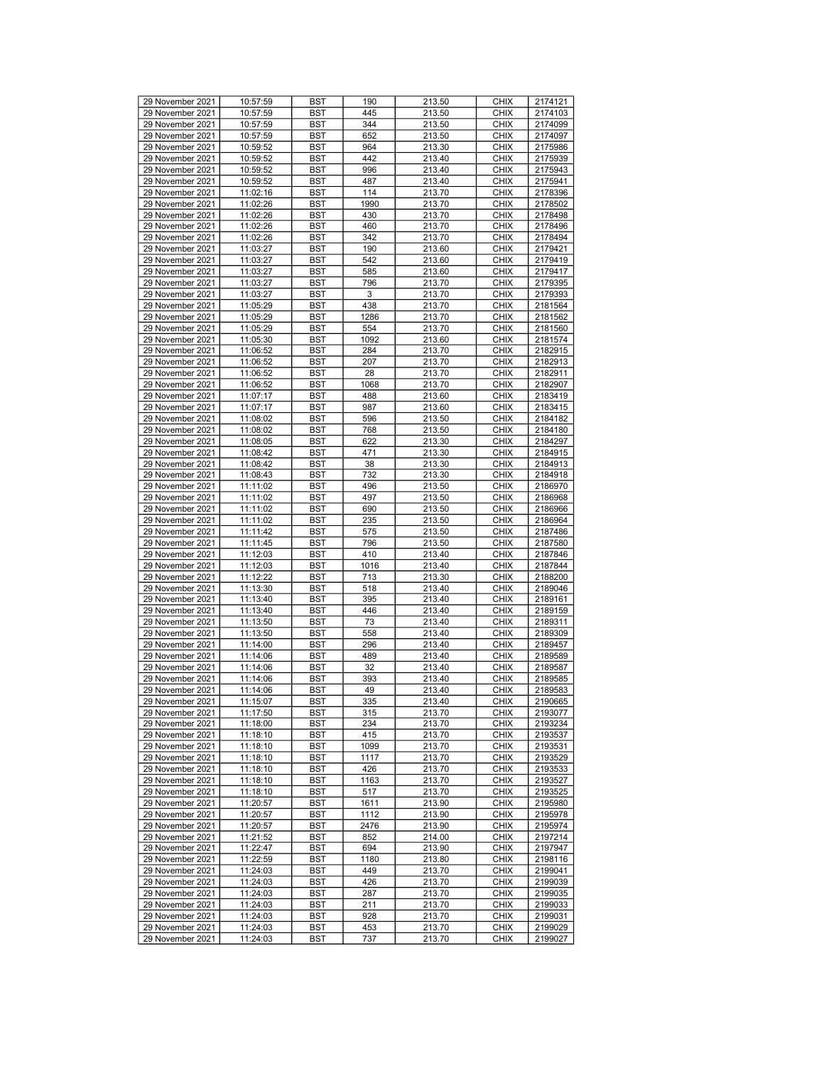| 29 November 2021 | 10:57:59 | BST | 190 | 213.50 | CHIX | 2174121 |
|---|---|---|---|---|---|---|
| 29 November 2021 | 10:57:59 | BST | 445 | 213.50 | CHIX | 2174103 |
| 29 November 2021 | 10:57:59 | BST | 344 | 213.50 | CHIX | 2174099 |
| 29 November 2021 | 10:57:59 | BST | 652 | 213.50 | CHIX | 2174097 |
| 29 November 2021 | 10:59:52 | BST | 964 | 213.30 | CHIX | 2175986 |
| 29 November 2021 | 10:59:52 | BST | 442 | 213.40 | CHIX | 2175939 |
| 29 November 2021 | 10:59:52 | BST | 996 | 213.40 | CHIX | 2175943 |
| 29 November 2021 | 10:59:52 | BST | 487 | 213.40 | CHIX | 2175941 |
| 29 November 2021 | 11:02:16 | BST | 114 | 213.70 | CHIX | 2178396 |
| 29 November 2021 | 11:02:26 | BST | 1990 | 213.70 | CHIX | 2178502 |
| 29 November 2021 | 11:02:26 | BST | 430 | 213.70 | CHIX | 2178498 |
| 29 November 2021 | 11:02:26 | BST | 460 | 213.70 | CHIX | 2178496 |
| 29 November 2021 | 11:02:26 | BST | 342 | 213.70 | CHIX | 2178494 |
| 29 November 2021 | 11:03:27 | BST | 190 | 213.60 | CHIX | 2179421 |
| 29 November 2021 | 11:03:27 | BST | 542 | 213.60 | CHIX | 2179419 |
| 29 November 2021 | 11:03:27 | BST | 585 | 213.60 | CHIX | 2179417 |
| 29 November 2021 | 11:03:27 | BST | 796 | 213.70 | CHIX | 2179395 |
| 29 November 2021 | 11:03:27 | BST | 3 | 213.70 | CHIX | 2179393 |
| 29 November 2021 | 11:05:29 | BST | 438 | 213.70 | CHIX | 2181564 |
| 29 November 2021 | 11:05:29 | BST | 1286 | 213.70 | CHIX | 2181562 |
| 29 November 2021 | 11:05:29 | BST | 554 | 213.70 | CHIX | 2181560 |
| 29 November 2021 | 11:05:30 | BST | 1092 | 213.60 | CHIX | 2181574 |
| 29 November 2021 | 11:06:52 | BST | 284 | 213.70 | CHIX | 2182915 |
| 29 November 2021 | 11:06:52 | BST | 207 | 213.70 | CHIX | 2182913 |
| 29 November 2021 | 11:06:52 | BST | 28 | 213.70 | CHIX | 2182911 |
| 29 November 2021 | 11:06:52 | BST | 1068 | 213.70 | CHIX | 2182907 |
| 29 November 2021 | 11:07:17 | BST | 488 | 213.60 | CHIX | 2183419 |
| 29 November 2021 | 11:07:17 | BST | 987 | 213.60 | CHIX | 2183415 |
| 29 November 2021 | 11:08:02 | BST | 596 | 213.50 | CHIX | 2184182 |
| 29 November 2021 | 11:08:02 | BST | 768 | 213.50 | CHIX | 2184180 |
| 29 November 2021 | 11:08:05 | BST | 622 | 213.30 | CHIX | 2184297 |
| 29 November 2021 | 11:08:42 | BST | 471 | 213.30 | CHIX | 2184915 |
| 29 November 2021 | 11:08:42 | BST | 38 | 213.30 | CHIX | 2184913 |
| 29 November 2021 | 11:08:43 | BST | 732 | 213.30 | CHIX | 2184918 |
| 29 November 2021 | 11:11:02 | BST | 496 | 213.50 | CHIX | 2186970 |
| 29 November 2021 | 11:11:02 | BST | 497 | 213.50 | CHIX | 2186968 |
| 29 November 2021 | 11:11:02 | BST | 690 | 213.50 | CHIX | 2186966 |
| 29 November 2021 | 11:11:02 | BST | 235 | 213.50 | CHIX | 2186964 |
| 29 November 2021 | 11:11:42 | BST | 575 | 213.50 | CHIX | 2187486 |
| 29 November 2021 | 11:11:45 | BST | 796 | 213.50 | CHIX | 2187580 |
| 29 November 2021 | 11:12:03 | BST | 410 | 213.40 | CHIX | 2187846 |
| 29 November 2021 | 11:12:03 | BST | 1016 | 213.40 | CHIX | 2187844 |
| 29 November 2021 | 11:12:22 | BST | 713 | 213.30 | CHIX | 2188200 |
| 29 November 2021 | 11:13:30 | BST | 518 | 213.40 | CHIX | 2189046 |
| 29 November 2021 | 11:13:40 | BST | 395 | 213.40 | CHIX | 2189161 |
| 29 November 2021 | 11:13:40 | BST | 446 | 213.40 | CHIX | 2189159 |
| 29 November 2021 | 11:13:50 | BST | 73 | 213.40 | CHIX | 2189311 |
| 29 November 2021 | 11:13:50 | BST | 558 | 213.40 | CHIX | 2189309 |
| 29 November 2021 | 11:14:00 | BST | 296 | 213.40 | CHIX | 2189457 |
| 29 November 2021 | 11:14:06 | BST | 489 | 213.40 | CHIX | 2189589 |
| 29 November 2021 | 11:14:06 | BST | 32 | 213.40 | CHIX | 2189587 |
| 29 November 2021 | 11:14:06 | BST | 393 | 213.40 | CHIX | 2189585 |
| 29 November 2021 | 11:14:06 | BST | 49 | 213.40 | CHIX | 2189583 |
| 29 November 2021 | 11:15:07 | BST | 335 | 213.40 | CHIX | 2190665 |
| 29 November 2021 | 11:17:50 | BST | 315 | 213.70 | CHIX | 2193077 |
| 29 November 2021 | 11:18:00 | BST | 234 | 213.70 | CHIX | 2193234 |
| 29 November 2021 | 11:18:10 | BST | 415 | 213.70 | CHIX | 2193537 |
| 29 November 2021 | 11:18:10 | BST | 1099 | 213.70 | CHIX | 2193531 |
| 29 November 2021 | 11:18:10 | BST | 1117 | 213.70 | CHIX | 2193529 |
| 29 November 2021 | 11:18:10 | BST | 426 | 213.70 | CHIX | 2193533 |
| 29 November 2021 | 11:18:10 | BST | 1163 | 213.70 | CHIX | 2193527 |
| 29 November 2021 | 11:18:10 | BST | 517 | 213.70 | CHIX | 2193525 |
| 29 November 2021 | 11:20:57 | BST | 1611 | 213.90 | CHIX | 2195980 |
| 29 November 2021 | 11:20:57 | BST | 1112 | 213.90 | CHIX | 2195978 |
| 29 November 2021 | 11:20:57 | BST | 2476 | 213.90 | CHIX | 2195974 |
| 29 November 2021 | 11:21:52 | BST | 852 | 214.00 | CHIX | 2197214 |
| 29 November 2021 | 11:22:47 | BST | 694 | 213.90 | CHIX | 2197947 |
| 29 November 2021 | 11:22:59 | BST | 1180 | 213.80 | CHIX | 2198116 |
| 29 November 2021 | 11:24:03 | BST | 449 | 213.70 | CHIX | 2199041 |
| 29 November 2021 | 11:24:03 | BST | 426 | 213.70 | CHIX | 2199039 |
| 29 November 2021 | 11:24:03 | BST | 287 | 213.70 | CHIX | 2199035 |
| 29 November 2021 | 11:24:03 | BST | 211 | 213.70 | CHIX | 2199033 |
| 29 November 2021 | 11:24:03 | BST | 928 | 213.70 | CHIX | 2199031 |
| 29 November 2021 | 11:24:03 | BST | 453 | 213.70 | CHIX | 2199029 |
| 29 November 2021 | 11:24:03 | BST | 737 | 213.70 | CHIX | 2199027 |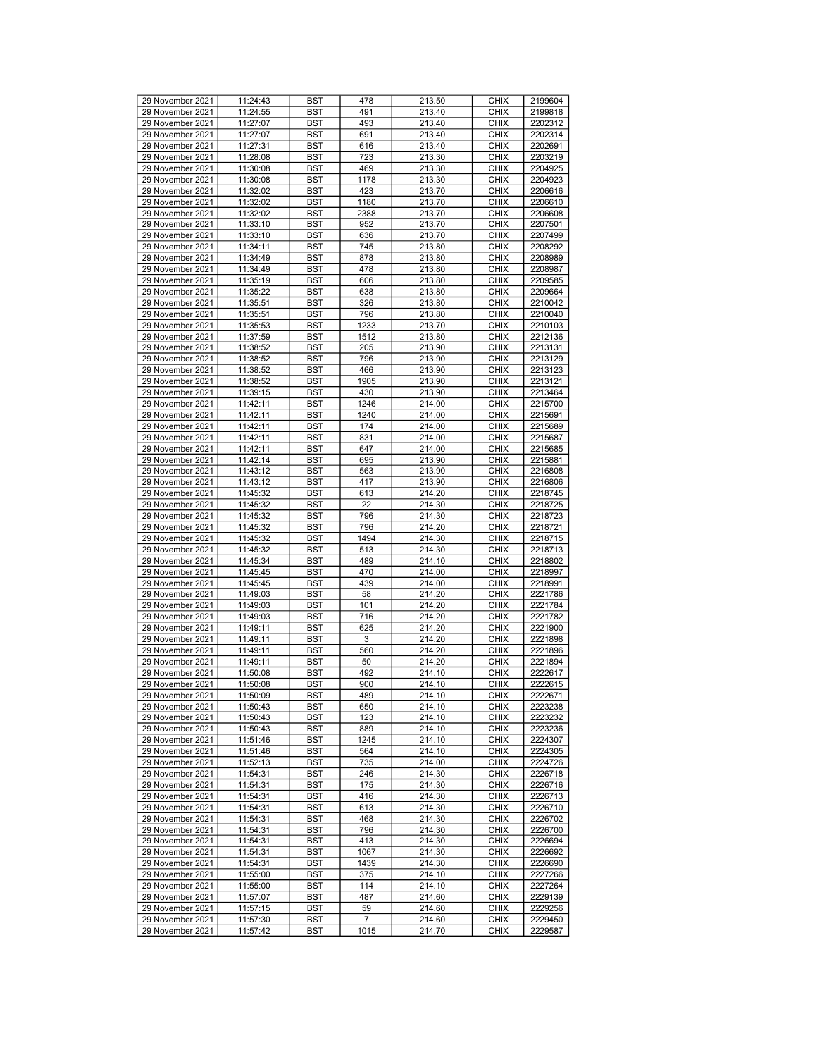| 29 November 2021 | 11:24:43 | BST | 478 | 213.50 | CHIX | 2199604 |
|---|---|---|---|---|---|---|
| 29 November 2021 | 11:24:55 | BST | 491 | 213.40 | CHIX | 2199818 |
| 29 November 2021 | 11:27:07 | BST | 493 | 213.40 | CHIX | 2202312 |
| 29 November 2021 | 11:27:07 | BST | 691 | 213.40 | CHIX | 2202314 |
| 29 November 2021 | 11:27:31 | BST | 616 | 213.40 | CHIX | 2202691 |
| 29 November 2021 | 11:28:08 | BST | 723 | 213.30 | CHIX | 2203219 |
| 29 November 2021 | 11:30:08 | BST | 469 | 213.30 | CHIX | 2204925 |
| 29 November 2021 | 11:30:08 | BST | 1178 | 213.30 | CHIX | 2204923 |
| 29 November 2021 | 11:32:02 | BST | 423 | 213.70 | CHIX | 2206616 |
| 29 November 2021 | 11:32:02 | BST | 1180 | 213.70 | CHIX | 2206610 |
| 29 November 2021 | 11:32:02 | BST | 2388 | 213.70 | CHIX | 2206608 |
| 29 November 2021 | 11:33:10 | BST | 952 | 213.70 | CHIX | 2207501 |
| 29 November 2021 | 11:33:10 | BST | 636 | 213.70 | CHIX | 2207499 |
| 29 November 2021 | 11:34:11 | BST | 745 | 213.80 | CHIX | 2208292 |
| 29 November 2021 | 11:34:49 | BST | 878 | 213.80 | CHIX | 2208989 |
| 29 November 2021 | 11:34:49 | BST | 478 | 213.80 | CHIX | 2208987 |
| 29 November 2021 | 11:35:19 | BST | 606 | 213.80 | CHIX | 2209585 |
| 29 November 2021 | 11:35:22 | BST | 638 | 213.80 | CHIX | 2209664 |
| 29 November 2021 | 11:35:51 | BST | 326 | 213.80 | CHIX | 2210042 |
| 29 November 2021 | 11:35:51 | BST | 796 | 213.80 | CHIX | 2210040 |
| 29 November 2021 | 11:35:53 | BST | 1233 | 213.70 | CHIX | 2210103 |
| 29 November 2021 | 11:37:59 | BST | 1512 | 213.80 | CHIX | 2212136 |
| 29 November 2021 | 11:38:52 | BST | 205 | 213.90 | CHIX | 2213131 |
| 29 November 2021 | 11:38:52 | BST | 796 | 213.90 | CHIX | 2213129 |
| 29 November 2021 | 11:38:52 | BST | 466 | 213.90 | CHIX | 2213123 |
| 29 November 2021 | 11:38:52 | BST | 1905 | 213.90 | CHIX | 2213121 |
| 29 November 2021 | 11:39:15 | BST | 430 | 213.90 | CHIX | 2213464 |
| 29 November 2021 | 11:42:11 | BST | 1246 | 214.00 | CHIX | 2215700 |
| 29 November 2021 | 11:42:11 | BST | 1240 | 214.00 | CHIX | 2215691 |
| 29 November 2021 | 11:42:11 | BST | 174 | 214.00 | CHIX | 2215689 |
| 29 November 2021 | 11:42:11 | BST | 831 | 214.00 | CHIX | 2215687 |
| 29 November 2021 | 11:42:11 | BST | 647 | 214.00 | CHIX | 2215685 |
| 29 November 2021 | 11:42:14 | BST | 695 | 213.90 | CHIX | 2215881 |
| 29 November 2021 | 11:43:12 | BST | 563 | 213.90 | CHIX | 2216808 |
| 29 November 2021 | 11:43:12 | BST | 417 | 213.90 | CHIX | 2216806 |
| 29 November 2021 | 11:45:32 | BST | 613 | 214.20 | CHIX | 2218745 |
| 29 November 2021 | 11:45:32 | BST | 22 | 214.30 | CHIX | 2218725 |
| 29 November 2021 | 11:45:32 | BST | 796 | 214.30 | CHIX | 2218723 |
| 29 November 2021 | 11:45:32 | BST | 796 | 214.20 | CHIX | 2218721 |
| 29 November 2021 | 11:45:32 | BST | 1494 | 214.30 | CHIX | 2218715 |
| 29 November 2021 | 11:45:32 | BST | 513 | 214.30 | CHIX | 2218713 |
| 29 November 2021 | 11:45:34 | BST | 489 | 214.10 | CHIX | 2218802 |
| 29 November 2021 | 11:45:45 | BST | 470 | 214.00 | CHIX | 2218997 |
| 29 November 2021 | 11:45:45 | BST | 439 | 214.00 | CHIX | 2218991 |
| 29 November 2021 | 11:49:03 | BST | 58 | 214.20 | CHIX | 2221786 |
| 29 November 2021 | 11:49:03 | BST | 101 | 214.20 | CHIX | 2221784 |
| 29 November 2021 | 11:49:03 | BST | 716 | 214.20 | CHIX | 2221782 |
| 29 November 2021 | 11:49:11 | BST | 625 | 214.20 | CHIX | 2221900 |
| 29 November 2021 | 11:49:11 | BST | 3 | 214.20 | CHIX | 2221898 |
| 29 November 2021 | 11:49:11 | BST | 560 | 214.20 | CHIX | 2221896 |
| 29 November 2021 | 11:49:11 | BST | 50 | 214.20 | CHIX | 2221894 |
| 29 November 2021 | 11:50:08 | BST | 492 | 214.10 | CHIX | 2222617 |
| 29 November 2021 | 11:50:08 | BST | 900 | 214.10 | CHIX | 2222615 |
| 29 November 2021 | 11:50:09 | BST | 489 | 214.10 | CHIX | 2222671 |
| 29 November 2021 | 11:50:43 | BST | 650 | 214.10 | CHIX | 2223238 |
| 29 November 2021 | 11:50:43 | BST | 123 | 214.10 | CHIX | 2223232 |
| 29 November 2021 | 11:50:43 | BST | 889 | 214.10 | CHIX | 2223236 |
| 29 November 2021 | 11:51:46 | BST | 1245 | 214.10 | CHIX | 2224307 |
| 29 November 2021 | 11:51:46 | BST | 564 | 214.10 | CHIX | 2224305 |
| 29 November 2021 | 11:52:13 | BST | 735 | 214.00 | CHIX | 2224726 |
| 29 November 2021 | 11:54:31 | BST | 246 | 214.30 | CHIX | 2226718 |
| 29 November 2021 | 11:54:31 | BST | 175 | 214.30 | CHIX | 2226716 |
| 29 November 2021 | 11:54:31 | BST | 416 | 214.30 | CHIX | 2226713 |
| 29 November 2021 | 11:54:31 | BST | 613 | 214.30 | CHIX | 2226710 |
| 29 November 2021 | 11:54:31 | BST | 468 | 214.30 | CHIX | 2226702 |
| 29 November 2021 | 11:54:31 | BST | 796 | 214.30 | CHIX | 2226700 |
| 29 November 2021 | 11:54:31 | BST | 413 | 214.30 | CHIX | 2226694 |
| 29 November 2021 | 11:54:31 | BST | 1067 | 214.30 | CHIX | 2226692 |
| 29 November 2021 | 11:54:31 | BST | 1439 | 214.30 | CHIX | 2226690 |
| 29 November 2021 | 11:55:00 | BST | 375 | 214.10 | CHIX | 2227266 |
| 29 November 2021 | 11:55:00 | BST | 114 | 214.10 | CHIX | 2227264 |
| 29 November 2021 | 11:57:07 | BST | 487 | 214.60 | CHIX | 2229139 |
| 29 November 2021 | 11:57:15 | BST | 59 | 214.60 | CHIX | 2229256 |
| 29 November 2021 | 11:57:30 | BST | 7 | 214.60 | CHIX | 2229450 |
| 29 November 2021 | 11:57:42 | BST | 1015 | 214.70 | CHIX | 2229587 |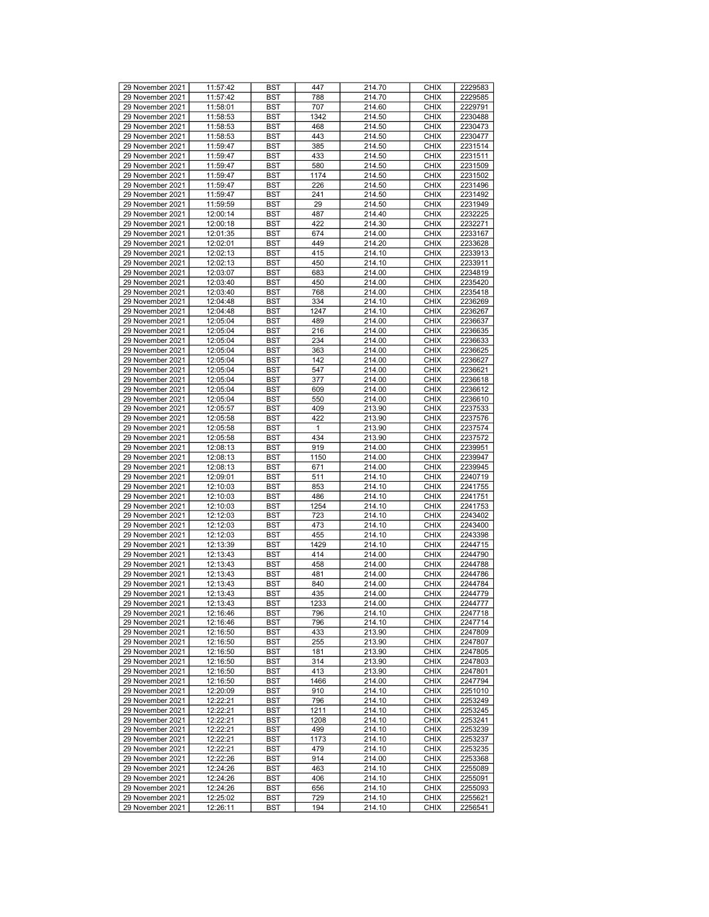| 29 November 2021 | 11:57:42 | BST | 447 | 214.70 | CHIX | 2229583 |
|---|---|---|---|---|---|---|
| 29 November 2021 | 11:57:42 | BST | 788 | 214.70 | CHIX | 2229585 |
| 29 November 2021 | 11:58:01 | BST | 707 | 214.60 | CHIX | 2229791 |
| 29 November 2021 | 11:58:53 | BST | 1342 | 214.50 | CHIX | 2230488 |
| 29 November 2021 | 11:58:53 | BST | 468 | 214.50 | CHIX | 2230473 |
| 29 November 2021 | 11:58:53 | BST | 443 | 214.50 | CHIX | 2230477 |
| 29 November 2021 | 11:59:47 | BST | 385 | 214.50 | CHIX | 2231514 |
| 29 November 2021 | 11:59:47 | BST | 433 | 214.50 | CHIX | 2231511 |
| 29 November 2021 | 11:59:47 | BST | 580 | 214.50 | CHIX | 2231509 |
| 29 November 2021 | 11:59:47 | BST | 1174 | 214.50 | CHIX | 2231502 |
| 29 November 2021 | 11:59:47 | BST | 226 | 214.50 | CHIX | 2231496 |
| 29 November 2021 | 11:59:47 | BST | 241 | 214.50 | CHIX | 2231492 |
| 29 November 2021 | 11:59:59 | BST | 29 | 214.50 | CHIX | 2231949 |
| 29 November 2021 | 12:00:14 | BST | 487 | 214.40 | CHIX | 2232225 |
| 29 November 2021 | 12:00:18 | BST | 422 | 214.30 | CHIX | 2232271 |
| 29 November 2021 | 12:01:35 | BST | 674 | 214.00 | CHIX | 2233167 |
| 29 November 2021 | 12:02:01 | BST | 449 | 214.20 | CHIX | 2233628 |
| 29 November 2021 | 12:02:13 | BST | 415 | 214.10 | CHIX | 2233913 |
| 29 November 2021 | 12:02:13 | BST | 450 | 214.10 | CHIX | 2233911 |
| 29 November 2021 | 12:03:07 | BST | 683 | 214.00 | CHIX | 2234819 |
| 29 November 2021 | 12:03:40 | BST | 450 | 214.00 | CHIX | 2235420 |
| 29 November 2021 | 12:03:40 | BST | 768 | 214.00 | CHIX | 2235418 |
| 29 November 2021 | 12:04:48 | BST | 334 | 214.10 | CHIX | 2236269 |
| 29 November 2021 | 12:04:48 | BST | 1247 | 214.10 | CHIX | 2236267 |
| 29 November 2021 | 12:05:04 | BST | 489 | 214.00 | CHIX | 2236637 |
| 29 November 2021 | 12:05:04 | BST | 216 | 214.00 | CHIX | 2236635 |
| 29 November 2021 | 12:05:04 | BST | 234 | 214.00 | CHIX | 2236633 |
| 29 November 2021 | 12:05:04 | BST | 363 | 214.00 | CHIX | 2236625 |
| 29 November 2021 | 12:05:04 | BST | 142 | 214.00 | CHIX | 2236627 |
| 29 November 2021 | 12:05:04 | BST | 547 | 214.00 | CHIX | 2236621 |
| 29 November 2021 | 12:05:04 | BST | 377 | 214.00 | CHIX | 2236618 |
| 29 November 2021 | 12:05:04 | BST | 609 | 214.00 | CHIX | 2236612 |
| 29 November 2021 | 12:05:04 | BST | 550 | 214.00 | CHIX | 2236610 |
| 29 November 2021 | 12:05:57 | BST | 409 | 213.90 | CHIX | 2237533 |
| 29 November 2021 | 12:05:58 | BST | 422 | 213.90 | CHIX | 2237576 |
| 29 November 2021 | 12:05:58 | BST | 1 | 213.90 | CHIX | 2237574 |
| 29 November 2021 | 12:05:58 | BST | 434 | 213.90 | CHIX | 2237572 |
| 29 November 2021 | 12:08:13 | BST | 919 | 214.00 | CHIX | 2239951 |
| 29 November 2021 | 12:08:13 | BST | 1150 | 214.00 | CHIX | 2239947 |
| 29 November 2021 | 12:08:13 | BST | 671 | 214.00 | CHIX | 2239945 |
| 29 November 2021 | 12:09:01 | BST | 511 | 214.10 | CHIX | 2240719 |
| 29 November 2021 | 12:10:03 | BST | 853 | 214.10 | CHIX | 2241755 |
| 29 November 2021 | 12:10:03 | BST | 486 | 214.10 | CHIX | 2241751 |
| 29 November 2021 | 12:10:03 | BST | 1254 | 214.10 | CHIX | 2241753 |
| 29 November 2021 | 12:12:03 | BST | 723 | 214.10 | CHIX | 2243402 |
| 29 November 2021 | 12:12:03 | BST | 473 | 214.10 | CHIX | 2243400 |
| 29 November 2021 | 12:12:03 | BST | 455 | 214.10 | CHIX | 2243398 |
| 29 November 2021 | 12:13:39 | BST | 1429 | 214.10 | CHIX | 2244715 |
| 29 November 2021 | 12:13:43 | BST | 414 | 214.00 | CHIX | 2244790 |
| 29 November 2021 | 12:13:43 | BST | 458 | 214.00 | CHIX | 2244788 |
| 29 November 2021 | 12:13:43 | BST | 481 | 214.00 | CHIX | 2244786 |
| 29 November 2021 | 12:13:43 | BST | 840 | 214.00 | CHIX | 2244784 |
| 29 November 2021 | 12:13:43 | BST | 435 | 214.00 | CHIX | 2244779 |
| 29 November 2021 | 12:13:43 | BST | 1233 | 214.00 | CHIX | 2244777 |
| 29 November 2021 | 12:16:46 | BST | 796 | 214.10 | CHIX | 2247718 |
| 29 November 2021 | 12:16:46 | BST | 796 | 214.10 | CHIX | 2247714 |
| 29 November 2021 | 12:16:50 | BST | 433 | 213.90 | CHIX | 2247809 |
| 29 November 2021 | 12:16:50 | BST | 255 | 213.90 | CHIX | 2247807 |
| 29 November 2021 | 12:16:50 | BST | 181 | 213.90 | CHIX | 2247805 |
| 29 November 2021 | 12:16:50 | BST | 314 | 213.90 | CHIX | 2247803 |
| 29 November 2021 | 12:16:50 | BST | 413 | 213.90 | CHIX | 2247801 |
| 29 November 2021 | 12:16:50 | BST | 1466 | 214.00 | CHIX | 2247794 |
| 29 November 2021 | 12:20:09 | BST | 910 | 214.10 | CHIX | 2251010 |
| 29 November 2021 | 12:22:21 | BST | 796 | 214.10 | CHIX | 2253249 |
| 29 November 2021 | 12:22:21 | BST | 1211 | 214.10 | CHIX | 2253245 |
| 29 November 2021 | 12:22:21 | BST | 1208 | 214.10 | CHIX | 2253241 |
| 29 November 2021 | 12:22:21 | BST | 499 | 214.10 | CHIX | 2253239 |
| 29 November 2021 | 12:22:21 | BST | 1173 | 214.10 | CHIX | 2253237 |
| 29 November 2021 | 12:22:21 | BST | 479 | 214.10 | CHIX | 2253235 |
| 29 November 2021 | 12:22:26 | BST | 914 | 214.00 | CHIX | 2253368 |
| 29 November 2021 | 12:24:26 | BST | 463 | 214.10 | CHIX | 2255089 |
| 29 November 2021 | 12:24:26 | BST | 406 | 214.10 | CHIX | 2255091 |
| 29 November 2021 | 12:24:26 | BST | 656 | 214.10 | CHIX | 2255093 |
| 29 November 2021 | 12:25:02 | BST | 729 | 214.10 | CHIX | 2255621 |
| 29 November 2021 | 12:26:11 | BST | 194 | 214.10 | CHIX | 2256541 |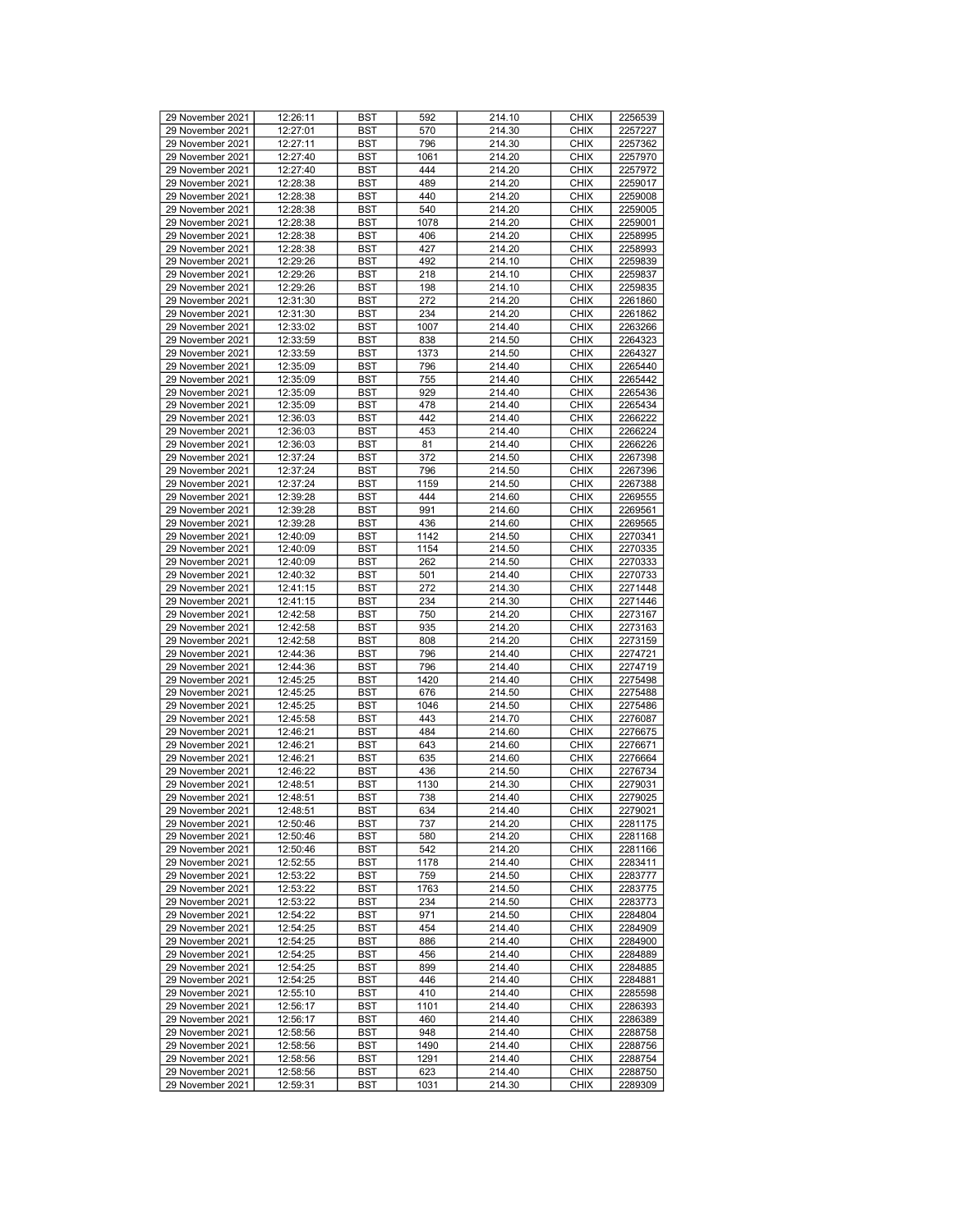| 29 November 2021 | 12:26:11 | BST | 592 | 214.10 | CHIX | 2256539 |
|---|---|---|---|---|---|---|
| 29 November 2021 | 12:27:01 | BST | 570 | 214.30 | CHIX | 2257227 |
| 29 November 2021 | 12:27:11 | BST | 796 | 214.30 | CHIX | 2257362 |
| 29 November 2021 | 12:27:40 | BST | 1061 | 214.20 | CHIX | 2257970 |
| 29 November 2021 | 12:27:40 | BST | 444 | 214.20 | CHIX | 2257972 |
| 29 November 2021 | 12:28:38 | BST | 489 | 214.20 | CHIX | 2259017 |
| 29 November 2021 | 12:28:38 | BST | 440 | 214.20 | CHIX | 2259008 |
| 29 November 2021 | 12:28:38 | BST | 540 | 214.20 | CHIX | 2259005 |
| 29 November 2021 | 12:28:38 | BST | 1078 | 214.20 | CHIX | 2259001 |
| 29 November 2021 | 12:28:38 | BST | 406 | 214.20 | CHIX | 2258995 |
| 29 November 2021 | 12:28:38 | BST | 427 | 214.20 | CHIX | 2258993 |
| 29 November 2021 | 12:29:26 | BST | 492 | 214.10 | CHIX | 2259839 |
| 29 November 2021 | 12:29:26 | BST | 218 | 214.10 | CHIX | 2259837 |
| 29 November 2021 | 12:29:26 | BST | 198 | 214.10 | CHIX | 2259835 |
| 29 November 2021 | 12:31:30 | BST | 272 | 214.20 | CHIX | 2261860 |
| 29 November 2021 | 12:31:30 | BST | 234 | 214.20 | CHIX | 2261862 |
| 29 November 2021 | 12:33:02 | BST | 1007 | 214.40 | CHIX | 2263266 |
| 29 November 2021 | 12:33:59 | BST | 838 | 214.50 | CHIX | 2264323 |
| 29 November 2021 | 12:33:59 | BST | 1373 | 214.50 | CHIX | 2264327 |
| 29 November 2021 | 12:35:09 | BST | 796 | 214.40 | CHIX | 2265440 |
| 29 November 2021 | 12:35:09 | BST | 755 | 214.40 | CHIX | 2265442 |
| 29 November 2021 | 12:35:09 | BST | 929 | 214.40 | CHIX | 2265436 |
| 29 November 2021 | 12:35:09 | BST | 478 | 214.40 | CHIX | 2265434 |
| 29 November 2021 | 12:36:03 | BST | 442 | 214.40 | CHIX | 2266222 |
| 29 November 2021 | 12:36:03 | BST | 453 | 214.40 | CHIX | 2266224 |
| 29 November 2021 | 12:36:03 | BST | 81 | 214.40 | CHIX | 2266226 |
| 29 November 2021 | 12:37:24 | BST | 372 | 214.50 | CHIX | 2267398 |
| 29 November 2021 | 12:37:24 | BST | 796 | 214.50 | CHIX | 2267396 |
| 29 November 2021 | 12:37:24 | BST | 1159 | 214.50 | CHIX | 2267388 |
| 29 November 2021 | 12:39:28 | BST | 444 | 214.60 | CHIX | 2269555 |
| 29 November 2021 | 12:39:28 | BST | 991 | 214.60 | CHIX | 2269561 |
| 29 November 2021 | 12:39:28 | BST | 436 | 214.60 | CHIX | 2269565 |
| 29 November 2021 | 12:40:09 | BST | 1142 | 214.50 | CHIX | 2270341 |
| 29 November 2021 | 12:40:09 | BST | 1154 | 214.50 | CHIX | 2270335 |
| 29 November 2021 | 12:40:09 | BST | 262 | 214.50 | CHIX | 2270333 |
| 29 November 2021 | 12:40:32 | BST | 501 | 214.40 | CHIX | 2270733 |
| 29 November 2021 | 12:41:15 | BST | 272 | 214.30 | CHIX | 2271448 |
| 29 November 2021 | 12:41:15 | BST | 234 | 214.30 | CHIX | 2271446 |
| 29 November 2021 | 12:42:58 | BST | 750 | 214.20 | CHIX | 2273167 |
| 29 November 2021 | 12:42:58 | BST | 935 | 214.20 | CHIX | 2273163 |
| 29 November 2021 | 12:42:58 | BST | 808 | 214.20 | CHIX | 2273159 |
| 29 November 2021 | 12:44:36 | BST | 796 | 214.40 | CHIX | 2274721 |
| 29 November 2021 | 12:44:36 | BST | 796 | 214.40 | CHIX | 2274719 |
| 29 November 2021 | 12:45:25 | BST | 1420 | 214.40 | CHIX | 2275498 |
| 29 November 2021 | 12:45:25 | BST | 676 | 214.50 | CHIX | 2275488 |
| 29 November 2021 | 12:45:25 | BST | 1046 | 214.50 | CHIX | 2275486 |
| 29 November 2021 | 12:45:58 | BST | 443 | 214.70 | CHIX | 2276087 |
| 29 November 2021 | 12:46:21 | BST | 484 | 214.60 | CHIX | 2276675 |
| 29 November 2021 | 12:46:21 | BST | 643 | 214.60 | CHIX | 2276671 |
| 29 November 2021 | 12:46:21 | BST | 635 | 214.60 | CHIX | 2276664 |
| 29 November 2021 | 12:46:22 | BST | 436 | 214.50 | CHIX | 2276734 |
| 29 November 2021 | 12:48:51 | BST | 1130 | 214.30 | CHIX | 2279031 |
| 29 November 2021 | 12:48:51 | BST | 738 | 214.40 | CHIX | 2279025 |
| 29 November 2021 | 12:48:51 | BST | 634 | 214.40 | CHIX | 2279021 |
| 29 November 2021 | 12:50:46 | BST | 737 | 214.20 | CHIX | 2281175 |
| 29 November 2021 | 12:50:46 | BST | 580 | 214.20 | CHIX | 2281168 |
| 29 November 2021 | 12:50:46 | BST | 542 | 214.20 | CHIX | 2281166 |
| 29 November 2021 | 12:52:55 | BST | 1178 | 214.40 | CHIX | 2283411 |
| 29 November 2021 | 12:53:22 | BST | 759 | 214.50 | CHIX | 2283777 |
| 29 November 2021 | 12:53:22 | BST | 1763 | 214.50 | CHIX | 2283775 |
| 29 November 2021 | 12:53:22 | BST | 234 | 214.50 | CHIX | 2283773 |
| 29 November 2021 | 12:54:22 | BST | 971 | 214.50 | CHIX | 2284804 |
| 29 November 2021 | 12:54:25 | BST | 454 | 214.40 | CHIX | 2284909 |
| 29 November 2021 | 12:54:25 | BST | 886 | 214.40 | CHIX | 2284900 |
| 29 November 2021 | 12:54:25 | BST | 456 | 214.40 | CHIX | 2284889 |
| 29 November 2021 | 12:54:25 | BST | 899 | 214.40 | CHIX | 2284885 |
| 29 November 2021 | 12:54:25 | BST | 446 | 214.40 | CHIX | 2284881 |
| 29 November 2021 | 12:55:10 | BST | 410 | 214.40 | CHIX | 2285598 |
| 29 November 2021 | 12:56:17 | BST | 1101 | 214.40 | CHIX | 2286393 |
| 29 November 2021 | 12:56:17 | BST | 460 | 214.40 | CHIX | 2286389 |
| 29 November 2021 | 12:58:56 | BST | 948 | 214.40 | CHIX | 2288758 |
| 29 November 2021 | 12:58:56 | BST | 1490 | 214.40 | CHIX | 2288756 |
| 29 November 2021 | 12:58:56 | BST | 1291 | 214.40 | CHIX | 2288754 |
| 29 November 2021 | 12:58:56 | BST | 623 | 214.40 | CHIX | 2288750 |
| 29 November 2021 | 12:59:31 | BST | 1031 | 214.30 | CHIX | 2289309 |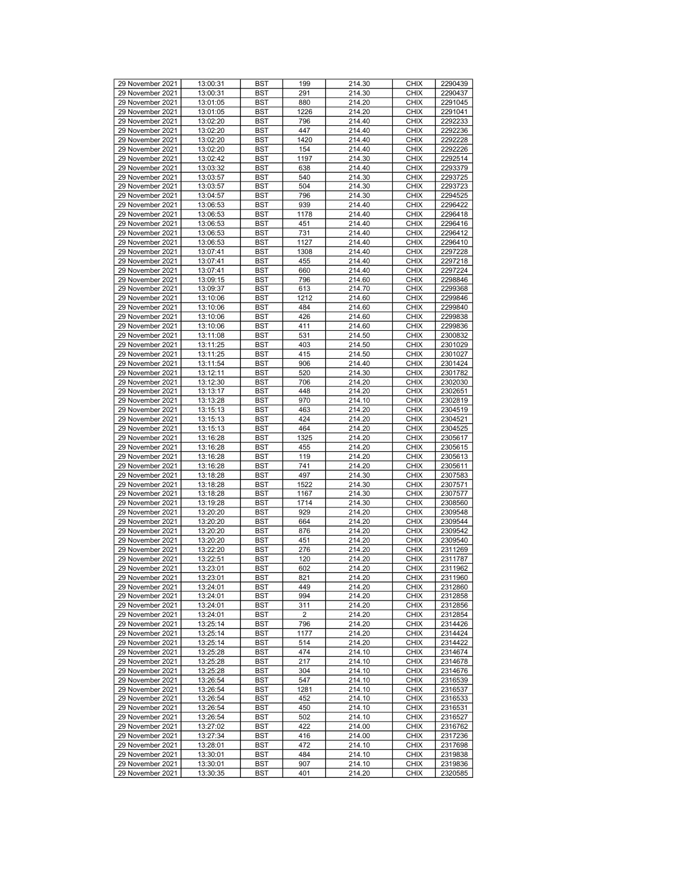| 29 November 2021 | 13:00:31 | BST | 199 | 214.30 | CHIX | 2290439 |
|---|---|---|---|---|---|---|
| 29 November 2021 | 13:00:31 | BST | 291 | 214.30 | CHIX | 2290437 |
| 29 November 2021 | 13:01:05 | BST | 880 | 214.20 | CHIX | 2291045 |
| 29 November 2021 | 13:01:05 | BST | 1226 | 214.20 | CHIX | 2291041 |
| 29 November 2021 | 13:02:20 | BST | 796 | 214.40 | CHIX | 2292233 |
| 29 November 2021 | 13:02:20 | BST | 447 | 214.40 | CHIX | 2292236 |
| 29 November 2021 | 13:02:20 | BST | 1420 | 214.40 | CHIX | 2292228 |
| 29 November 2021 | 13:02:20 | BST | 154 | 214.40 | CHIX | 2292226 |
| 29 November 2021 | 13:02:42 | BST | 1197 | 214.30 | CHIX | 2292514 |
| 29 November 2021 | 13:03:32 | BST | 638 | 214.40 | CHIX | 2293379 |
| 29 November 2021 | 13:03:57 | BST | 540 | 214.30 | CHIX | 2293725 |
| 29 November 2021 | 13:03:57 | BST | 504 | 214.30 | CHIX | 2293723 |
| 29 November 2021 | 13:04:57 | BST | 796 | 214.30 | CHIX | 2294525 |
| 29 November 2021 | 13:06:53 | BST | 939 | 214.40 | CHIX | 2296422 |
| 29 November 2021 | 13:06:53 | BST | 1178 | 214.40 | CHIX | 2296418 |
| 29 November 2021 | 13:06:53 | BST | 451 | 214.40 | CHIX | 2296416 |
| 29 November 2021 | 13:06:53 | BST | 731 | 214.40 | CHIX | 2296412 |
| 29 November 2021 | 13:06:53 | BST | 1127 | 214.40 | CHIX | 2296410 |
| 29 November 2021 | 13:07:41 | BST | 1308 | 214.40 | CHIX | 2297228 |
| 29 November 2021 | 13:07:41 | BST | 455 | 214.40 | CHIX | 2297218 |
| 29 November 2021 | 13:07:41 | BST | 660 | 214.40 | CHIX | 2297224 |
| 29 November 2021 | 13:09:15 | BST | 796 | 214.60 | CHIX | 2298846 |
| 29 November 2021 | 13:09:37 | BST | 613 | 214.70 | CHIX | 2299368 |
| 29 November 2021 | 13:10:06 | BST | 1212 | 214.60 | CHIX | 2299846 |
| 29 November 2021 | 13:10:06 | BST | 484 | 214.60 | CHIX | 2299840 |
| 29 November 2021 | 13:10:06 | BST | 426 | 214.60 | CHIX | 2299838 |
| 29 November 2021 | 13:10:06 | BST | 411 | 214.60 | CHIX | 2299836 |
| 29 November 2021 | 13:11:08 | BST | 531 | 214.50 | CHIX | 2300832 |
| 29 November 2021 | 13:11:25 | BST | 403 | 214.50 | CHIX | 2301029 |
| 29 November 2021 | 13:11:25 | BST | 415 | 214.50 | CHIX | 2301027 |
| 29 November 2021 | 13:11:54 | BST | 906 | 214.40 | CHIX | 2301424 |
| 29 November 2021 | 13:12:11 | BST | 520 | 214.30 | CHIX | 2301782 |
| 29 November 2021 | 13:12:30 | BST | 706 | 214.20 | CHIX | 2302030 |
| 29 November 2021 | 13:13:17 | BST | 448 | 214.20 | CHIX | 2302651 |
| 29 November 2021 | 13:13:28 | BST | 970 | 214.10 | CHIX | 2302819 |
| 29 November 2021 | 13:15:13 | BST | 463 | 214.20 | CHIX | 2304519 |
| 29 November 2021 | 13:15:13 | BST | 424 | 214.20 | CHIX | 2304521 |
| 29 November 2021 | 13:15:13 | BST | 464 | 214.20 | CHIX | 2304525 |
| 29 November 2021 | 13:16:28 | BST | 1325 | 214.20 | CHIX | 2305617 |
| 29 November 2021 | 13:16:28 | BST | 455 | 214.20 | CHIX | 2305615 |
| 29 November 2021 | 13:16:28 | BST | 119 | 214.20 | CHIX | 2305613 |
| 29 November 2021 | 13:16:28 | BST | 741 | 214.20 | CHIX | 2305611 |
| 29 November 2021 | 13:18:28 | BST | 497 | 214.30 | CHIX | 2307583 |
| 29 November 2021 | 13:18:28 | BST | 1522 | 214.30 | CHIX | 2307571 |
| 29 November 2021 | 13:18:28 | BST | 1167 | 214.30 | CHIX | 2307577 |
| 29 November 2021 | 13:19:28 | BST | 1714 | 214.30 | CHIX | 2308560 |
| 29 November 2021 | 13:20:20 | BST | 929 | 214.20 | CHIX | 2309548 |
| 29 November 2021 | 13:20:20 | BST | 664 | 214.20 | CHIX | 2309544 |
| 29 November 2021 | 13:20:20 | BST | 876 | 214.20 | CHIX | 2309542 |
| 29 November 2021 | 13:20:20 | BST | 451 | 214.20 | CHIX | 2309540 |
| 29 November 2021 | 13:22:20 | BST | 276 | 214.20 | CHIX | 2311269 |
| 29 November 2021 | 13:22:51 | BST | 120 | 214.20 | CHIX | 2311787 |
| 29 November 2021 | 13:23:01 | BST | 602 | 214.20 | CHIX | 2311962 |
| 29 November 2021 | 13:23:01 | BST | 821 | 214.20 | CHIX | 2311960 |
| 29 November 2021 | 13:24:01 | BST | 449 | 214.20 | CHIX | 2312860 |
| 29 November 2021 | 13:24:01 | BST | 994 | 214.20 | CHIX | 2312858 |
| 29 November 2021 | 13:24:01 | BST | 311 | 214.20 | CHIX | 2312856 |
| 29 November 2021 | 13:24:01 | BST | 2 | 214.20 | CHIX | 2312854 |
| 29 November 2021 | 13:25:14 | BST | 796 | 214.20 | CHIX | 2314426 |
| 29 November 2021 | 13:25:14 | BST | 1177 | 214.20 | CHIX | 2314424 |
| 29 November 2021 | 13:25:14 | BST | 514 | 214.20 | CHIX | 2314422 |
| 29 November 2021 | 13:25:28 | BST | 474 | 214.10 | CHIX | 2314674 |
| 29 November 2021 | 13:25:28 | BST | 217 | 214.10 | CHIX | 2314678 |
| 29 November 2021 | 13:25:28 | BST | 304 | 214.10 | CHIX | 2314676 |
| 29 November 2021 | 13:26:54 | BST | 547 | 214.10 | CHIX | 2316539 |
| 29 November 2021 | 13:26:54 | BST | 1281 | 214.10 | CHIX | 2316537 |
| 29 November 2021 | 13:26:54 | BST | 452 | 214.10 | CHIX | 2316533 |
| 29 November 2021 | 13:26:54 | BST | 450 | 214.10 | CHIX | 2316531 |
| 29 November 2021 | 13:26:54 | BST | 502 | 214.10 | CHIX | 2316527 |
| 29 November 2021 | 13:27:02 | BST | 422 | 214.00 | CHIX | 2316762 |
| 29 November 2021 | 13:27:34 | BST | 416 | 214.00 | CHIX | 2317236 |
| 29 November 2021 | 13:28:01 | BST | 472 | 214.10 | CHIX | 2317698 |
| 29 November 2021 | 13:30:01 | BST | 484 | 214.10 | CHIX | 2319838 |
| 29 November 2021 | 13:30:01 | BST | 907 | 214.10 | CHIX | 2319836 |
| 29 November 2021 | 13:30:35 | BST | 401 | 214.20 | CHIX | 2320585 |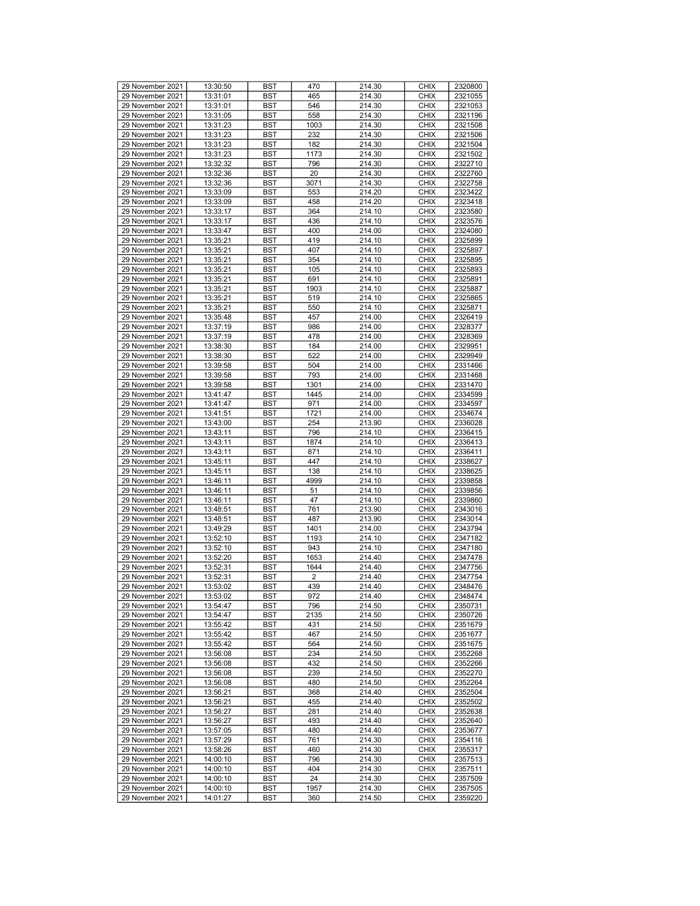| 29 November 2021 | 13:30:50 | BST | 470 | 214.30 | CHIX | 2320800 |
|---|---|---|---|---|---|---|
| 29 November 2021 | 13:31:01 | BST | 465 | 214.30 | CHIX | 2321055 |
| 29 November 2021 | 13:31:01 | BST | 546 | 214.30 | CHIX | 2321053 |
| 29 November 2021 | 13:31:05 | BST | 558 | 214.30 | CHIX | 2321196 |
| 29 November 2021 | 13:31:23 | BST | 1003 | 214.30 | CHIX | 2321508 |
| 29 November 2021 | 13:31:23 | BST | 232 | 214.30 | CHIX | 2321506 |
| 29 November 2021 | 13:31:23 | BST | 182 | 214.30 | CHIX | 2321504 |
| 29 November 2021 | 13:31:23 | BST | 1173 | 214.30 | CHIX | 2321502 |
| 29 November 2021 | 13:32:32 | BST | 796 | 214.30 | CHIX | 2322710 |
| 29 November 2021 | 13:32:36 | BST | 20 | 214.30 | CHIX | 2322760 |
| 29 November 2021 | 13:32:36 | BST | 3071 | 214.30 | CHIX | 2322758 |
| 29 November 2021 | 13:33:09 | BST | 553 | 214.20 | CHIX | 2323422 |
| 29 November 2021 | 13:33:09 | BST | 458 | 214.20 | CHIX | 2323418 |
| 29 November 2021 | 13:33:17 | BST | 364 | 214.10 | CHIX | 2323580 |
| 29 November 2021 | 13:33:17 | BST | 436 | 214.10 | CHIX | 2323576 |
| 29 November 2021 | 13:33:47 | BST | 400 | 214.00 | CHIX | 2324080 |
| 29 November 2021 | 13:35:21 | BST | 419 | 214.10 | CHIX | 2325899 |
| 29 November 2021 | 13:35:21 | BST | 407 | 214.10 | CHIX | 2325897 |
| 29 November 2021 | 13:35:21 | BST | 354 | 214.10 | CHIX | 2325895 |
| 29 November 2021 | 13:35:21 | BST | 105 | 214.10 | CHIX | 2325893 |
| 29 November 2021 | 13:35:21 | BST | 691 | 214.10 | CHIX | 2325891 |
| 29 November 2021 | 13:35:21 | BST | 1903 | 214.10 | CHIX | 2325887 |
| 29 November 2021 | 13:35:21 | BST | 519 | 214.10 | CHIX | 2325865 |
| 29 November 2021 | 13:35:21 | BST | 550 | 214.10 | CHIX | 2325871 |
| 29 November 2021 | 13:35:48 | BST | 457 | 214.00 | CHIX | 2326419 |
| 29 November 2021 | 13:37:19 | BST | 986 | 214.00 | CHIX | 2328377 |
| 29 November 2021 | 13:37:19 | BST | 478 | 214.00 | CHIX | 2328369 |
| 29 November 2021 | 13:38:30 | BST | 184 | 214.00 | CHIX | 2329951 |
| 29 November 2021 | 13:38:30 | BST | 522 | 214.00 | CHIX | 2329949 |
| 29 November 2021 | 13:39:58 | BST | 504 | 214.00 | CHIX | 2331466 |
| 29 November 2021 | 13:39:58 | BST | 793 | 214.00 | CHIX | 2331468 |
| 29 November 2021 | 13:39:58 | BST | 1301 | 214.00 | CHIX | 2331470 |
| 29 November 2021 | 13:41:47 | BST | 1445 | 214.00 | CHIX | 2334599 |
| 29 November 2021 | 13:41:47 | BST | 971 | 214.00 | CHIX | 2334597 |
| 29 November 2021 | 13:41:51 | BST | 1721 | 214.00 | CHIX | 2334674 |
| 29 November 2021 | 13:43:00 | BST | 254 | 213.90 | CHIX | 2336028 |
| 29 November 2021 | 13:43:11 | BST | 796 | 214.10 | CHIX | 2336415 |
| 29 November 2021 | 13:43:11 | BST | 1874 | 214.10 | CHIX | 2336413 |
| 29 November 2021 | 13:43:11 | BST | 871 | 214.10 | CHIX | 2336411 |
| 29 November 2021 | 13:45:11 | BST | 447 | 214.10 | CHIX | 2338627 |
| 29 November 2021 | 13:45:11 | BST | 138 | 214.10 | CHIX | 2338625 |
| 29 November 2021 | 13:46:11 | BST | 4999 | 214.10 | CHIX | 2339858 |
| 29 November 2021 | 13:46:11 | BST | 51 | 214.10 | CHIX | 2339856 |
| 29 November 2021 | 13:46:11 | BST | 47 | 214.10 | CHIX | 2339860 |
| 29 November 2021 | 13:48:51 | BST | 761 | 213.90 | CHIX | 2343016 |
| 29 November 2021 | 13:48:51 | BST | 487 | 213.90 | CHIX | 2343014 |
| 29 November 2021 | 13:49:29 | BST | 1401 | 214.00 | CHIX | 2343794 |
| 29 November 2021 | 13:52:10 | BST | 1193 | 214.10 | CHIX | 2347182 |
| 29 November 2021 | 13:52:10 | BST | 943 | 214.10 | CHIX | 2347180 |
| 29 November 2021 | 13:52:20 | BST | 1653 | 214.40 | CHIX | 2347478 |
| 29 November 2021 | 13:52:31 | BST | 1644 | 214.40 | CHIX | 2347756 |
| 29 November 2021 | 13:52:31 | BST | 2 | 214.40 | CHIX | 2347754 |
| 29 November 2021 | 13:53:02 | BST | 439 | 214.40 | CHIX | 2348476 |
| 29 November 2021 | 13:53:02 | BST | 972 | 214.40 | CHIX | 2348474 |
| 29 November 2021 | 13:54:47 | BST | 796 | 214.50 | CHIX | 2350731 |
| 29 November 2021 | 13:54:47 | BST | 2135 | 214.50 | CHIX | 2350726 |
| 29 November 2021 | 13:55:42 | BST | 431 | 214.50 | CHIX | 2351679 |
| 29 November 2021 | 13:55:42 | BST | 467 | 214.50 | CHIX | 2351677 |
| 29 November 2021 | 13:55:42 | BST | 564 | 214.50 | CHIX | 2351675 |
| 29 November 2021 | 13:56:08 | BST | 234 | 214.50 | CHIX | 2352268 |
| 29 November 2021 | 13:56:08 | BST | 432 | 214.50 | CHIX | 2352266 |
| 29 November 2021 | 13:56:08 | BST | 239 | 214.50 | CHIX | 2352270 |
| 29 November 2021 | 13:56:08 | BST | 480 | 214.50 | CHIX | 2352264 |
| 29 November 2021 | 13:56:21 | BST | 368 | 214.40 | CHIX | 2352504 |
| 29 November 2021 | 13:56:21 | BST | 455 | 214.40 | CHIX | 2352502 |
| 29 November 2021 | 13:56:27 | BST | 281 | 214.40 | CHIX | 2352638 |
| 29 November 2021 | 13:56:27 | BST | 493 | 214.40 | CHIX | 2352640 |
| 29 November 2021 | 13:57:05 | BST | 480 | 214.40 | CHIX | 2353677 |
| 29 November 2021 | 13:57:29 | BST | 761 | 214.30 | CHIX | 2354116 |
| 29 November 2021 | 13:58:26 | BST | 460 | 214.30 | CHIX | 2355317 |
| 29 November 2021 | 14:00:10 | BST | 796 | 214.30 | CHIX | 2357513 |
| 29 November 2021 | 14:00:10 | BST | 404 | 214.30 | CHIX | 2357511 |
| 29 November 2021 | 14:00:10 | BST | 24 | 214.30 | CHIX | 2357509 |
| 29 November 2021 | 14:00:10 | BST | 1957 | 214.30 | CHIX | 2357505 |
| 29 November 2021 | 14:01:27 | BST | 360 | 214.50 | CHIX | 2359220 |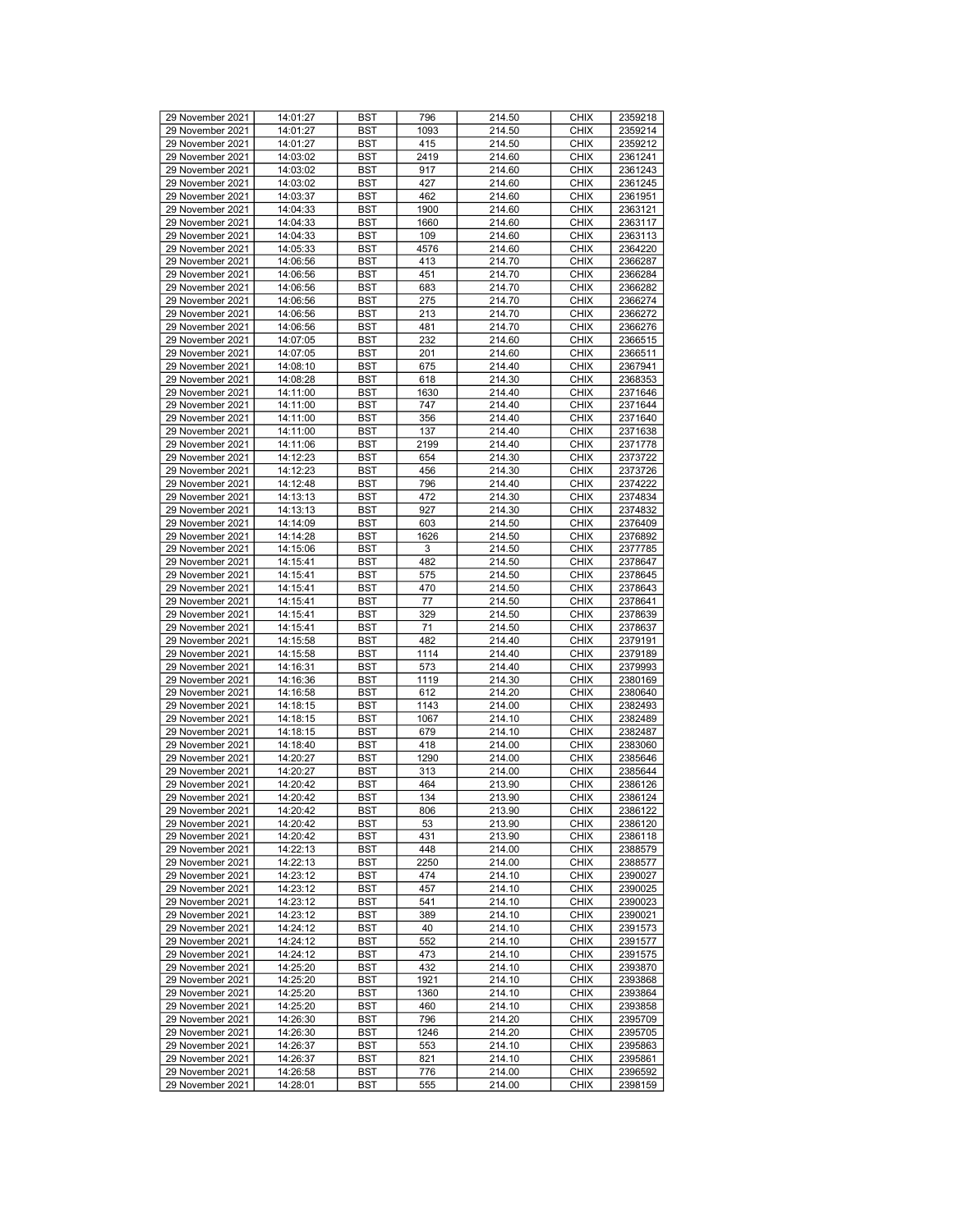| 29 November 2021 | 14:01:27 | BST | 796 | 214.50 | CHIX | 2359218 |
|---|---|---|---|---|---|---|
| 29 November 2021 | 14:01:27 | BST | 1093 | 214.50 | CHIX | 2359214 |
| 29 November 2021 | 14:01:27 | BST | 415 | 214.50 | CHIX | 2359212 |
| 29 November 2021 | 14:03:02 | BST | 2419 | 214.60 | CHIX | 2361241 |
| 29 November 2021 | 14:03:02 | BST | 917 | 214.60 | CHIX | 2361243 |
| 29 November 2021 | 14:03:02 | BST | 427 | 214.60 | CHIX | 2361245 |
| 29 November 2021 | 14:03:37 | BST | 462 | 214.60 | CHIX | 2361951 |
| 29 November 2021 | 14:04:33 | BST | 1900 | 214.60 | CHIX | 2363121 |
| 29 November 2021 | 14:04:33 | BST | 1660 | 214.60 | CHIX | 2363117 |
| 29 November 2021 | 14:04:33 | BST | 109 | 214.60 | CHIX | 2363113 |
| 29 November 2021 | 14:05:33 | BST | 4576 | 214.60 | CHIX | 2364220 |
| 29 November 2021 | 14:06:56 | BST | 413 | 214.70 | CHIX | 2366287 |
| 29 November 2021 | 14:06:56 | BST | 451 | 214.70 | CHIX | 2366284 |
| 29 November 2021 | 14:06:56 | BST | 683 | 214.70 | CHIX | 2366282 |
| 29 November 2021 | 14:06:56 | BST | 275 | 214.70 | CHIX | 2366274 |
| 29 November 2021 | 14:06:56 | BST | 213 | 214.70 | CHIX | 2366272 |
| 29 November 2021 | 14:06:56 | BST | 481 | 214.70 | CHIX | 2366276 |
| 29 November 2021 | 14:07:05 | BST | 232 | 214.60 | CHIX | 2366515 |
| 29 November 2021 | 14:07:05 | BST | 201 | 214.60 | CHIX | 2366511 |
| 29 November 2021 | 14:08:10 | BST | 675 | 214.40 | CHIX | 2367941 |
| 29 November 2021 | 14:08:28 | BST | 618 | 214.30 | CHIX | 2368353 |
| 29 November 2021 | 14:11:00 | BST | 1630 | 214.40 | CHIX | 2371646 |
| 29 November 2021 | 14:11:00 | BST | 747 | 214.40 | CHIX | 2371644 |
| 29 November 2021 | 14:11:00 | BST | 356 | 214.40 | CHIX | 2371640 |
| 29 November 2021 | 14:11:00 | BST | 137 | 214.40 | CHIX | 2371638 |
| 29 November 2021 | 14:11:06 | BST | 2199 | 214.40 | CHIX | 2371778 |
| 29 November 2021 | 14:12:23 | BST | 654 | 214.30 | CHIX | 2373722 |
| 29 November 2021 | 14:12:23 | BST | 456 | 214.30 | CHIX | 2373726 |
| 29 November 2021 | 14:12:48 | BST | 796 | 214.40 | CHIX | 2374222 |
| 29 November 2021 | 14:13:13 | BST | 472 | 214.30 | CHIX | 2374834 |
| 29 November 2021 | 14:13:13 | BST | 927 | 214.30 | CHIX | 2374832 |
| 29 November 2021 | 14:14:09 | BST | 603 | 214.50 | CHIX | 2376409 |
| 29 November 2021 | 14:14:28 | BST | 1626 | 214.50 | CHIX | 2376892 |
| 29 November 2021 | 14:15:06 | BST | 3 | 214.50 | CHIX | 2377785 |
| 29 November 2021 | 14:15:41 | BST | 482 | 214.50 | CHIX | 2378647 |
| 29 November 2021 | 14:15:41 | BST | 575 | 214.50 | CHIX | 2378645 |
| 29 November 2021 | 14:15:41 | BST | 470 | 214.50 | CHIX | 2378643 |
| 29 November 2021 | 14:15:41 | BST | 77 | 214.50 | CHIX | 2378641 |
| 29 November 2021 | 14:15:41 | BST | 329 | 214.50 | CHIX | 2378639 |
| 29 November 2021 | 14:15:41 | BST | 71 | 214.50 | CHIX | 2378637 |
| 29 November 2021 | 14:15:58 | BST | 482 | 214.40 | CHIX | 2379191 |
| 29 November 2021 | 14:15:58 | BST | 1114 | 214.40 | CHIX | 2379189 |
| 29 November 2021 | 14:16:31 | BST | 573 | 214.40 | CHIX | 2379993 |
| 29 November 2021 | 14:16:36 | BST | 1119 | 214.30 | CHIX | 2380169 |
| 29 November 2021 | 14:16:58 | BST | 612 | 214.20 | CHIX | 2380640 |
| 29 November 2021 | 14:18:15 | BST | 1143 | 214.00 | CHIX | 2382493 |
| 29 November 2021 | 14:18:15 | BST | 1067 | 214.10 | CHIX | 2382489 |
| 29 November 2021 | 14:18:15 | BST | 679 | 214.10 | CHIX | 2382487 |
| 29 November 2021 | 14:18:40 | BST | 418 | 214.00 | CHIX | 2383060 |
| 29 November 2021 | 14:20:27 | BST | 1290 | 214.00 | CHIX | 2385646 |
| 29 November 2021 | 14:20:27 | BST | 313 | 214.00 | CHIX | 2385644 |
| 29 November 2021 | 14:20:42 | BST | 464 | 213.90 | CHIX | 2386126 |
| 29 November 2021 | 14:20:42 | BST | 134 | 213.90 | CHIX | 2386124 |
| 29 November 2021 | 14:20:42 | BST | 806 | 213.90 | CHIX | 2386122 |
| 29 November 2021 | 14:20:42 | BST | 53 | 213.90 | CHIX | 2386120 |
| 29 November 2021 | 14:20:42 | BST | 431 | 213.90 | CHIX | 2386118 |
| 29 November 2021 | 14:22:13 | BST | 448 | 214.00 | CHIX | 2388579 |
| 29 November 2021 | 14:22:13 | BST | 2250 | 214.00 | CHIX | 2388577 |
| 29 November 2021 | 14:23:12 | BST | 474 | 214.10 | CHIX | 2390027 |
| 29 November 2021 | 14:23:12 | BST | 457 | 214.10 | CHIX | 2390025 |
| 29 November 2021 | 14:23:12 | BST | 541 | 214.10 | CHIX | 2390023 |
| 29 November 2021 | 14:23:12 | BST | 389 | 214.10 | CHIX | 2390021 |
| 29 November 2021 | 14:24:12 | BST | 40 | 214.10 | CHIX | 2391573 |
| 29 November 2021 | 14:24:12 | BST | 552 | 214.10 | CHIX | 2391577 |
| 29 November 2021 | 14:24:12 | BST | 473 | 214.10 | CHIX | 2391575 |
| 29 November 2021 | 14:25:20 | BST | 432 | 214.10 | CHIX | 2393870 |
| 29 November 2021 | 14:25:20 | BST | 1921 | 214.10 | CHIX | 2393868 |
| 29 November 2021 | 14:25:20 | BST | 1360 | 214.10 | CHIX | 2393864 |
| 29 November 2021 | 14:25:20 | BST | 460 | 214.10 | CHIX | 2393858 |
| 29 November 2021 | 14:26:30 | BST | 796 | 214.20 | CHIX | 2395709 |
| 29 November 2021 | 14:26:30 | BST | 1246 | 214.20 | CHIX | 2395705 |
| 29 November 2021 | 14:26:37 | BST | 553 | 214.10 | CHIX | 2395863 |
| 29 November 2021 | 14:26:37 | BST | 821 | 214.10 | CHIX | 2395861 |
| 29 November 2021 | 14:26:58 | BST | 776 | 214.00 | CHIX | 2396592 |
| 29 November 2021 | 14:28:01 | BST | 555 | 214.00 | CHIX | 2398159 |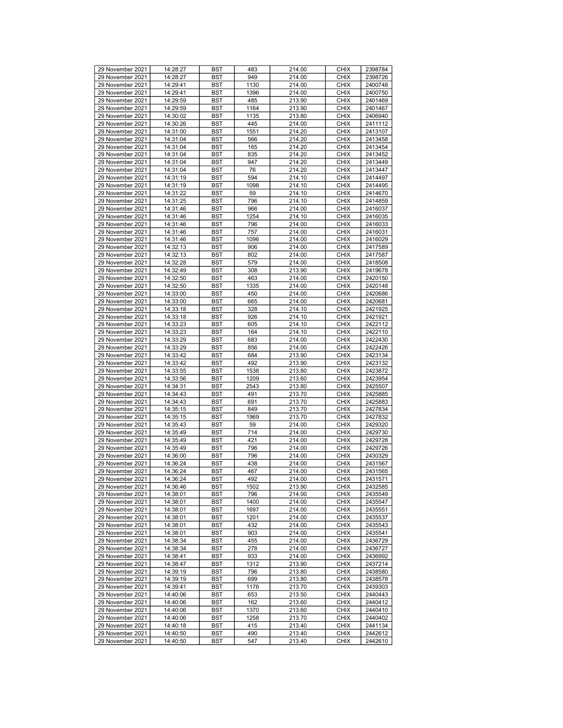| 29 November 2021 | 14:28:27 | BST | 483 | 214.00 | CHIX | 2398784 |
|---|---|---|---|---|---|---|
| 29 November 2021 | 14:28:27 | BST | 949 | 214.00 | CHIX | 2398726 |
| 29 November 2021 | 14:29:41 | BST | 1130 | 214.00 | CHIX | 2400748 |
| 29 November 2021 | 14:29:41 | BST | 1396 | 214.00 | CHIX | 2400750 |
| 29 November 2021 | 14:29:59 | BST | 485 | 213.90 | CHIX | 2401469 |
| 29 November 2021 | 14:29:59 | BST | 1164 | 213.90 | CHIX | 2401467 |
| 29 November 2021 | 14:30:02 | BST | 1135 | 213.80 | CHIX | 2406940 |
| 29 November 2021 | 14:30:26 | BST | 445 | 214.00 | CHIX | 2411112 |
| 29 November 2021 | 14:31:00 | BST | 1551 | 214.20 | CHIX | 2413107 |
| 29 November 2021 | 14:31:04 | BST | 566 | 214.20 | CHIX | 2413458 |
| 29 November 2021 | 14:31:04 | BST | 165 | 214.20 | CHIX | 2413454 |
| 29 November 2021 | 14:31:04 | BST | 835 | 214.20 | CHIX | 2413452 |
| 29 November 2021 | 14:31:04 | BST | 947 | 214.20 | CHIX | 2413449 |
| 29 November 2021 | 14:31:04 | BST | 76 | 214.20 | CHIX | 2413447 |
| 29 November 2021 | 14:31:19 | BST | 594 | 214.10 | CHIX | 2414497 |
| 29 November 2021 | 14:31:19 | BST | 1098 | 214.10 | CHIX | 2414495 |
| 29 November 2021 | 14:31:22 | BST | 59 | 214.10 | CHIX | 2414670 |
| 29 November 2021 | 14:31:25 | BST | 796 | 214.10 | CHIX | 2414859 |
| 29 November 2021 | 14:31:46 | BST | 966 | 214.00 | CHIX | 2416037 |
| 29 November 2021 | 14:31:46 | BST | 1254 | 214.10 | CHIX | 2416035 |
| 29 November 2021 | 14:31:46 | BST | 796 | 214.00 | CHIX | 2416033 |
| 29 November 2021 | 14:31:46 | BST | 757 | 214.00 | CHIX | 2416031 |
| 29 November 2021 | 14:31:46 | BST | 1096 | 214.00 | CHIX | 2416029 |
| 29 November 2021 | 14:32:13 | BST | 906 | 214.00 | CHIX | 2417589 |
| 29 November 2021 | 14:32:13 | BST | 802 | 214.00 | CHIX | 2417587 |
| 29 November 2021 | 14:32:28 | BST | 579 | 214.00 | CHIX | 2418508 |
| 29 November 2021 | 14:32:49 | BST | 308 | 213.90 | CHIX | 2419678 |
| 29 November 2021 | 14:32:50 | BST | 463 | 214.00 | CHIX | 2420150 |
| 29 November 2021 | 14:32:50 | BST | 1335 | 214.00 | CHIX | 2420148 |
| 29 November 2021 | 14:33:00 | BST | 450 | 214.00 | CHIX | 2420686 |
| 29 November 2021 | 14:33:00 | BST | 665 | 214.00 | CHIX | 2420681 |
| 29 November 2021 | 14:33:18 | BST | 328 | 214.10 | CHIX | 2421925 |
| 29 November 2021 | 14:33:18 | BST | 926 | 214.10 | CHIX | 2421921 |
| 29 November 2021 | 14:33:23 | BST | 605 | 214.10 | CHIX | 2422112 |
| 29 November 2021 | 14:33:23 | BST | 164 | 214.10 | CHIX | 2422110 |
| 29 November 2021 | 14:33:29 | BST | 683 | 214.00 | CHIX | 2422430 |
| 29 November 2021 | 14:33:29 | BST | 856 | 214.00 | CHIX | 2422426 |
| 29 November 2021 | 14:33:42 | BST | 684 | 213.90 | CHIX | 2423134 |
| 29 November 2021 | 14:33:42 | BST | 492 | 213.90 | CHIX | 2423132 |
| 29 November 2021 | 14:33:55 | BST | 1538 | 213.80 | CHIX | 2423872 |
| 29 November 2021 | 14:33:56 | BST | 1209 | 213.60 | CHIX | 2423954 |
| 29 November 2021 | 14:34:31 | BST | 2543 | 213.80 | CHIX | 2425507 |
| 29 November 2021 | 14:34:43 | BST | 491 | 213.70 | CHIX | 2425885 |
| 29 November 2021 | 14:34:43 | BST | 691 | 213.70 | CHIX | 2425883 |
| 29 November 2021 | 14:35:15 | BST | 849 | 213.70 | CHIX | 2427834 |
| 29 November 2021 | 14:35:15 | BST | 1969 | 213.70 | CHIX | 2427832 |
| 29 November 2021 | 14:35:43 | BST | 59 | 214.00 | CHIX | 2429320 |
| 29 November 2021 | 14:35:49 | BST | 714 | 214.00 | CHIX | 2429730 |
| 29 November 2021 | 14:35:49 | BST | 421 | 214.00 | CHIX | 2429728 |
| 29 November 2021 | 14:35:49 | BST | 796 | 214.00 | CHIX | 2429726 |
| 29 November 2021 | 14:36:00 | BST | 796 | 214.00 | CHIX | 2430329 |
| 29 November 2021 | 14:36:24 | BST | 438 | 214.00 | CHIX | 2431567 |
| 29 November 2021 | 14:36:24 | BST | 467 | 214.00 | CHIX | 2431565 |
| 29 November 2021 | 14:36:24 | BST | 492 | 214.00 | CHIX | 2431571 |
| 29 November 2021 | 14:36:46 | BST | 1502 | 213.90 | CHIX | 2432585 |
| 29 November 2021 | 14:38:01 | BST | 796 | 214.00 | CHIX | 2435549 |
| 29 November 2021 | 14:38:01 | BST | 1400 | 214.00 | CHIX | 2435547 |
| 29 November 2021 | 14:38:01 | BST | 1697 | 214.00 | CHIX | 2435551 |
| 29 November 2021 | 14:38:01 | BST | 1201 | 214.00 | CHIX | 2435537 |
| 29 November 2021 | 14:38:01 | BST | 432 | 214.00 | CHIX | 2435543 |
| 29 November 2021 | 14:38:01 | BST | 903 | 214.00 | CHIX | 2435541 |
| 29 November 2021 | 14:38:34 | BST | 455 | 214.00 | CHIX | 2436729 |
| 29 November 2021 | 14:38:34 | BST | 278 | 214.00 | CHIX | 2436727 |
| 29 November 2021 | 14:38:41 | BST | 933 | 214.00 | CHIX | 2436992 |
| 29 November 2021 | 14:38:47 | BST | 1312 | 213.90 | CHIX | 2437214 |
| 29 November 2021 | 14:39:19 | BST | 796 | 213.80 | CHIX | 2438580 |
| 29 November 2021 | 14:39:19 | BST | 699 | 213.80 | CHIX | 2438578 |
| 29 November 2021 | 14:39:41 | BST | 1176 | 213.70 | CHIX | 2439303 |
| 29 November 2021 | 14:40:06 | BST | 653 | 213.50 | CHIX | 2440443 |
| 29 November 2021 | 14:40:06 | BST | 162 | 213.60 | CHIX | 2440412 |
| 29 November 2021 | 14:40:06 | BST | 1370 | 213.60 | CHIX | 2440410 |
| 29 November 2021 | 14:40:06 | BST | 1258 | 213.70 | CHIX | 2440402 |
| 29 November 2021 | 14:40:18 | BST | 415 | 213.40 | CHIX | 2441134 |
| 29 November 2021 | 14:40:50 | BST | 490 | 213.40 | CHIX | 2442612 |
| 29 November 2021 | 14:40:50 | BST | 547 | 213.40 | CHIX | 2442610 |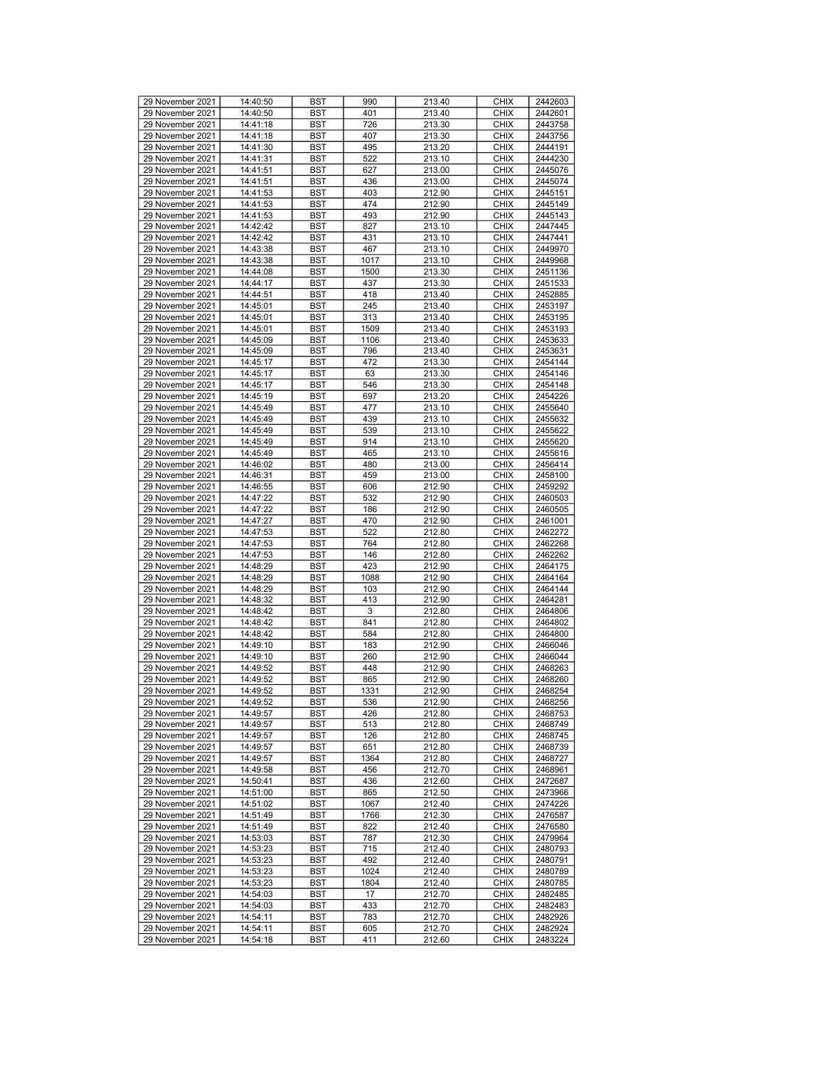| 29 November 2021 | 14:40:50 | BST | 990 | 213.40 | CHIX | 2442603 |
|---|---|---|---|---|---|---|
| 29 November 2021 | 14:40:50 | BST | 401 | 213.40 | CHIX | 2442601 |
| 29 November 2021 | 14:41:18 | BST | 726 | 213.30 | CHIX | 2443758 |
| 29 November 2021 | 14:41:18 | BST | 407 | 213.30 | CHIX | 2443756 |
| 29 November 2021 | 14:41:30 | BST | 495 | 213.20 | CHIX | 2444191 |
| 29 November 2021 | 14:41:31 | BST | 522 | 213.10 | CHIX | 2444230 |
| 29 November 2021 | 14:41:51 | BST | 627 | 213.00 | CHIX | 2445076 |
| 29 November 2021 | 14:41:51 | BST | 436 | 213.00 | CHIX | 2445074 |
| 29 November 2021 | 14:41:53 | BST | 403 | 212.90 | CHIX | 2445151 |
| 29 November 2021 | 14:41:53 | BST | 474 | 212.90 | CHIX | 2445149 |
| 29 November 2021 | 14:41:53 | BST | 493 | 212.90 | CHIX | 2445143 |
| 29 November 2021 | 14:42:42 | BST | 827 | 213.10 | CHIX | 2447445 |
| 29 November 2021 | 14:42:42 | BST | 431 | 213.10 | CHIX | 2447441 |
| 29 November 2021 | 14:43:38 | BST | 467 | 213.10 | CHIX | 2449970 |
| 29 November 2021 | 14:43:38 | BST | 1017 | 213.10 | CHIX | 2449968 |
| 29 November 2021 | 14:44:08 | BST | 1500 | 213.30 | CHIX | 2451136 |
| 29 November 2021 | 14:44:17 | BST | 437 | 213.30 | CHIX | 2451533 |
| 29 November 2021 | 14:44:51 | BST | 418 | 213.40 | CHIX | 2452885 |
| 29 November 2021 | 14:45:01 | BST | 245 | 213.40 | CHIX | 2453197 |
| 29 November 2021 | 14:45:01 | BST | 313 | 213.40 | CHIX | 2453195 |
| 29 November 2021 | 14:45:01 | BST | 1509 | 213.40 | CHIX | 2453193 |
| 29 November 2021 | 14:45:09 | BST | 1106 | 213.40 | CHIX | 2453633 |
| 29 November 2021 | 14:45:09 | BST | 796 | 213.40 | CHIX | 2453631 |
| 29 November 2021 | 14:45:17 | BST | 472 | 213.30 | CHIX | 2454144 |
| 29 November 2021 | 14:45:17 | BST | 63 | 213.30 | CHIX | 2454146 |
| 29 November 2021 | 14:45:17 | BST | 546 | 213.30 | CHIX | 2454148 |
| 29 November 2021 | 14:45:19 | BST | 697 | 213.20 | CHIX | 2454226 |
| 29 November 2021 | 14:45:49 | BST | 477 | 213.10 | CHIX | 2455640 |
| 29 November 2021 | 14:45:49 | BST | 439 | 213.10 | CHIX | 2455632 |
| 29 November 2021 | 14:45:49 | BST | 539 | 213.10 | CHIX | 2455622 |
| 29 November 2021 | 14:45:49 | BST | 914 | 213.10 | CHIX | 2455620 |
| 29 November 2021 | 14:45:49 | BST | 465 | 213.10 | CHIX | 2455616 |
| 29 November 2021 | 14:46:02 | BST | 480 | 213.00 | CHIX | 2456414 |
| 29 November 2021 | 14:46:31 | BST | 459 | 213.00 | CHIX | 2458100 |
| 29 November 2021 | 14:46:55 | BST | 606 | 212.90 | CHIX | 2459292 |
| 29 November 2021 | 14:47:22 | BST | 532 | 212.90 | CHIX | 2460503 |
| 29 November 2021 | 14:47:22 | BST | 186 | 212.90 | CHIX | 2460505 |
| 29 November 2021 | 14:47:27 | BST | 470 | 212.90 | CHIX | 2461001 |
| 29 November 2021 | 14:47:53 | BST | 522 | 212.80 | CHIX | 2462272 |
| 29 November 2021 | 14:47:53 | BST | 764 | 212.80 | CHIX | 2462268 |
| 29 November 2021 | 14:47:53 | BST | 146 | 212.80 | CHIX | 2462262 |
| 29 November 2021 | 14:48:29 | BST | 423 | 212.90 | CHIX | 2464175 |
| 29 November 2021 | 14:48:29 | BST | 1088 | 212.90 | CHIX | 2464164 |
| 29 November 2021 | 14:48:29 | BST | 103 | 212.90 | CHIX | 2464144 |
| 29 November 2021 | 14:48:32 | BST | 413 | 212.90 | CHIX | 2464281 |
| 29 November 2021 | 14:48:42 | BST | 3 | 212.80 | CHIX | 2464806 |
| 29 November 2021 | 14:48:42 | BST | 841 | 212.80 | CHIX | 2464802 |
| 29 November 2021 | 14:48:42 | BST | 584 | 212.80 | CHIX | 2464800 |
| 29 November 2021 | 14:49:10 | BST | 183 | 212.90 | CHIX | 2466046 |
| 29 November 2021 | 14:49:10 | BST | 260 | 212.90 | CHIX | 2466044 |
| 29 November 2021 | 14:49:52 | BST | 448 | 212.90 | CHIX | 2468263 |
| 29 November 2021 | 14:49:52 | BST | 865 | 212.90 | CHIX | 2468260 |
| 29 November 2021 | 14:49:52 | BST | 1331 | 212.90 | CHIX | 2468254 |
| 29 November 2021 | 14:49:52 | BST | 536 | 212.90 | CHIX | 2468256 |
| 29 November 2021 | 14:49:57 | BST | 426 | 212.80 | CHIX | 2468753 |
| 29 November 2021 | 14:49:57 | BST | 513 | 212.80 | CHIX | 2468749 |
| 29 November 2021 | 14:49:57 | BST | 126 | 212.80 | CHIX | 2468745 |
| 29 November 2021 | 14:49:57 | BST | 651 | 212.80 | CHIX | 2468739 |
| 29 November 2021 | 14:49:57 | BST | 1364 | 212.80 | CHIX | 2468727 |
| 29 November 2021 | 14:49:58 | BST | 456 | 212.70 | CHIX | 2468961 |
| 29 November 2021 | 14:50:41 | BST | 436 | 212.60 | CHIX | 2472687 |
| 29 November 2021 | 14:51:00 | BST | 865 | 212.50 | CHIX | 2473966 |
| 29 November 2021 | 14:51:02 | BST | 1067 | 212.40 | CHIX | 2474226 |
| 29 November 2021 | 14:51:49 | BST | 1766 | 212.30 | CHIX | 2476587 |
| 29 November 2021 | 14:51:49 | BST | 822 | 212.40 | CHIX | 2476580 |
| 29 November 2021 | 14:53:03 | BST | 787 | 212.30 | CHIX | 2479964 |
| 29 November 2021 | 14:53:23 | BST | 715 | 212.40 | CHIX | 2480793 |
| 29 November 2021 | 14:53:23 | BST | 492 | 212.40 | CHIX | 2480791 |
| 29 November 2021 | 14:53:23 | BST | 1024 | 212.40 | CHIX | 2480789 |
| 29 November 2021 | 14:53:23 | BST | 1804 | 212.40 | CHIX | 2480785 |
| 29 November 2021 | 14:54:03 | BST | 17 | 212.70 | CHIX | 2482485 |
| 29 November 2021 | 14:54:03 | BST | 433 | 212.70 | CHIX | 2482483 |
| 29 November 2021 | 14:54:11 | BST | 783 | 212.70 | CHIX | 2482926 |
| 29 November 2021 | 14:54:11 | BST | 605 | 212.70 | CHIX | 2482924 |
| 29 November 2021 | 14:54:18 | BST | 411 | 212.60 | CHIX | 2483224 |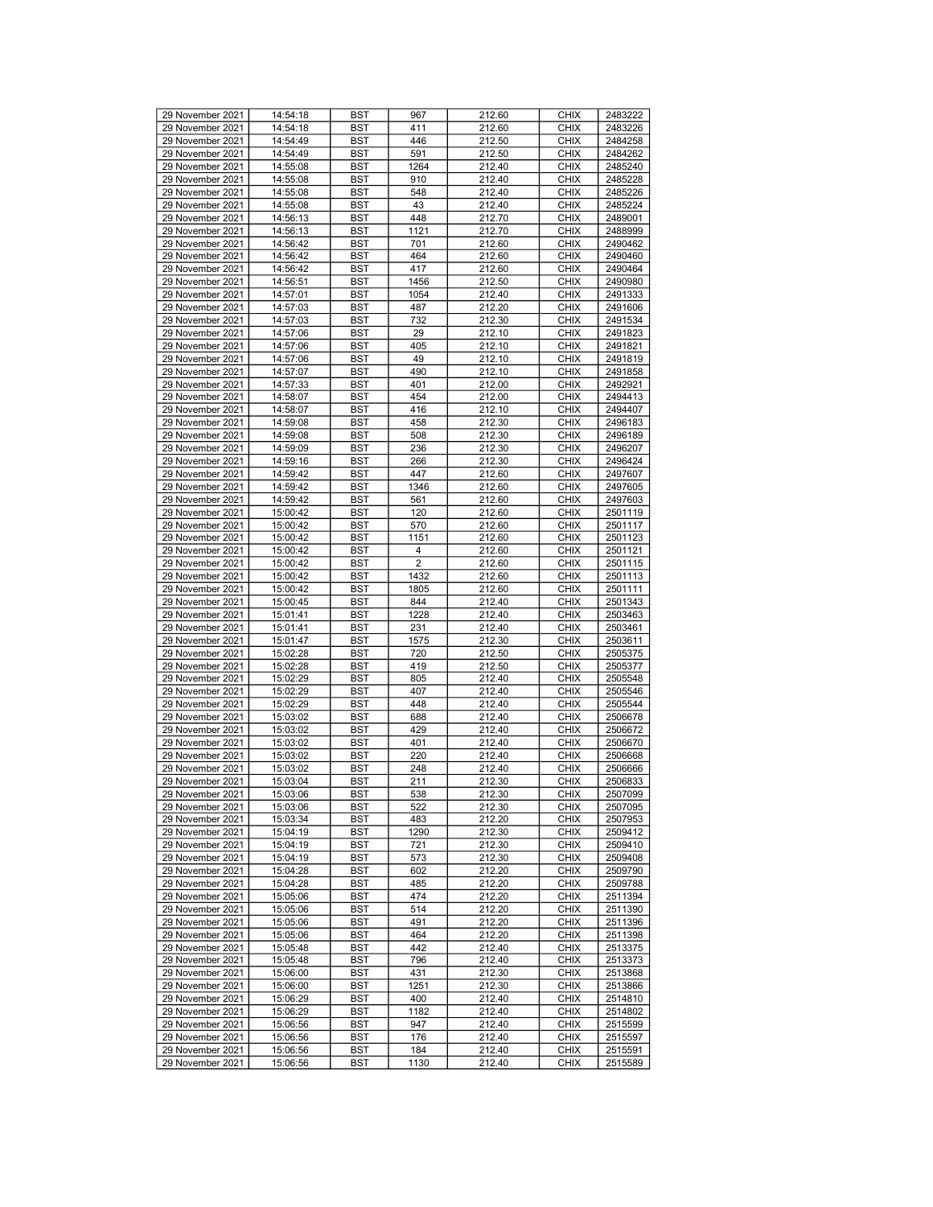| 29 November 2021 | 14:54:18 | BST | 967 | 212.60 | CHIX | 2483222 |
|---|---|---|---|---|---|---|
| 29 November 2021 | 14:54:18 | BST | 411 | 212.60 | CHIX | 2483226 |
| 29 November 2021 | 14:54:49 | BST | 446 | 212.50 | CHIX | 2484258 |
| 29 November 2021 | 14:54:49 | BST | 591 | 212.50 | CHIX | 2484262 |
| 29 November 2021 | 14:55:08 | BST | 1264 | 212.40 | CHIX | 2485240 |
| 29 November 2021 | 14:55:08 | BST | 910 | 212.40 | CHIX | 2485228 |
| 29 November 2021 | 14:55:08 | BST | 548 | 212.40 | CHIX | 2485226 |
| 29 November 2021 | 14:55:08 | BST | 43 | 212.40 | CHIX | 2485224 |
| 29 November 2021 | 14:56:13 | BST | 448 | 212.70 | CHIX | 2489001 |
| 29 November 2021 | 14:56:13 | BST | 1121 | 212.70 | CHIX | 2488999 |
| 29 November 2021 | 14:56:42 | BST | 701 | 212.60 | CHIX | 2490462 |
| 29 November 2021 | 14:56:42 | BST | 464 | 212.60 | CHIX | 2490460 |
| 29 November 2021 | 14:56:42 | BST | 417 | 212.60 | CHIX | 2490464 |
| 29 November 2021 | 14:56:51 | BST | 1456 | 212.50 | CHIX | 2490980 |
| 29 November 2021 | 14:57:01 | BST | 1054 | 212.40 | CHIX | 2491333 |
| 29 November 2021 | 14:57:03 | BST | 487 | 212.20 | CHIX | 2491606 |
| 29 November 2021 | 14:57:03 | BST | 732 | 212.30 | CHIX | 2491534 |
| 29 November 2021 | 14:57:06 | BST | 29 | 212.10 | CHIX | 2491823 |
| 29 November 2021 | 14:57:06 | BST | 405 | 212.10 | CHIX | 2491821 |
| 29 November 2021 | 14:57:06 | BST | 49 | 212.10 | CHIX | 2491819 |
| 29 November 2021 | 14:57:07 | BST | 490 | 212.10 | CHIX | 2491858 |
| 29 November 2021 | 14:57:33 | BST | 401 | 212.00 | CHIX | 2492921 |
| 29 November 2021 | 14:58:07 | BST | 454 | 212.00 | CHIX | 2494413 |
| 29 November 2021 | 14:58:07 | BST | 416 | 212.10 | CHIX | 2494407 |
| 29 November 2021 | 14:59:08 | BST | 458 | 212.30 | CHIX | 2496183 |
| 29 November 2021 | 14:59:08 | BST | 508 | 212.30 | CHIX | 2496189 |
| 29 November 2021 | 14:59:09 | BST | 236 | 212.30 | CHIX | 2496207 |
| 29 November 2021 | 14:59:16 | BST | 266 | 212.30 | CHIX | 2496424 |
| 29 November 2021 | 14:59:42 | BST | 447 | 212.60 | CHIX | 2497607 |
| 29 November 2021 | 14:59:42 | BST | 1346 | 212.60 | CHIX | 2497605 |
| 29 November 2021 | 14:59:42 | BST | 561 | 212.60 | CHIX | 2497603 |
| 29 November 2021 | 15:00:42 | BST | 120 | 212.60 | CHIX | 2501119 |
| 29 November 2021 | 15:00:42 | BST | 570 | 212.60 | CHIX | 2501117 |
| 29 November 2021 | 15:00:42 | BST | 1151 | 212.60 | CHIX | 2501123 |
| 29 November 2021 | 15:00:42 | BST | 4 | 212.60 | CHIX | 2501121 |
| 29 November 2021 | 15:00:42 | BST | 2 | 212.60 | CHIX | 2501115 |
| 29 November 2021 | 15:00:42 | BST | 1432 | 212.60 | CHIX | 2501113 |
| 29 November 2021 | 15:00:42 | BST | 1805 | 212.60 | CHIX | 2501111 |
| 29 November 2021 | 15:00:45 | BST | 844 | 212.40 | CHIX | 2501343 |
| 29 November 2021 | 15:01:41 | BST | 1228 | 212.40 | CHIX | 2503463 |
| 29 November 2021 | 15:01:41 | BST | 231 | 212.40 | CHIX | 2503461 |
| 29 November 2021 | 15:01:47 | BST | 1575 | 212.30 | CHIX | 2503611 |
| 29 November 2021 | 15:02:28 | BST | 720 | 212.50 | CHIX | 2505375 |
| 29 November 2021 | 15:02:28 | BST | 419 | 212.50 | CHIX | 2505377 |
| 29 November 2021 | 15:02:29 | BST | 805 | 212.40 | CHIX | 2505548 |
| 29 November 2021 | 15:02:29 | BST | 407 | 212.40 | CHIX | 2505546 |
| 29 November 2021 | 15:02:29 | BST | 448 | 212.40 | CHIX | 2505544 |
| 29 November 2021 | 15:03:02 | BST | 688 | 212.40 | CHIX | 2506678 |
| 29 November 2021 | 15:03:02 | BST | 429 | 212.40 | CHIX | 2506672 |
| 29 November 2021 | 15:03:02 | BST | 401 | 212.40 | CHIX | 2506670 |
| 29 November 2021 | 15:03:02 | BST | 220 | 212.40 | CHIX | 2506668 |
| 29 November 2021 | 15:03:02 | BST | 248 | 212.40 | CHIX | 2506666 |
| 29 November 2021 | 15:03:04 | BST | 211 | 212.30 | CHIX | 2506833 |
| 29 November 2021 | 15:03:06 | BST | 538 | 212.30 | CHIX | 2507099 |
| 29 November 2021 | 15:03:06 | BST | 522 | 212.30 | CHIX | 2507095 |
| 29 November 2021 | 15:03:34 | BST | 483 | 212.20 | CHIX | 2507953 |
| 29 November 2021 | 15:04:19 | BST | 1290 | 212.30 | CHIX | 2509412 |
| 29 November 2021 | 15:04:19 | BST | 721 | 212.30 | CHIX | 2509410 |
| 29 November 2021 | 15:04:19 | BST | 573 | 212.30 | CHIX | 2509408 |
| 29 November 2021 | 15:04:28 | BST | 602 | 212.20 | CHIX | 2509790 |
| 29 November 2021 | 15:04:28 | BST | 485 | 212.20 | CHIX | 2509788 |
| 29 November 2021 | 15:05:06 | BST | 474 | 212.20 | CHIX | 2511394 |
| 29 November 2021 | 15:05:06 | BST | 514 | 212.20 | CHIX | 2511390 |
| 29 November 2021 | 15:05:06 | BST | 491 | 212.20 | CHIX | 2511396 |
| 29 November 2021 | 15:05:06 | BST | 464 | 212.20 | CHIX | 2511398 |
| 29 November 2021 | 15:05:48 | BST | 442 | 212.40 | CHIX | 2513375 |
| 29 November 2021 | 15:05:48 | BST | 796 | 212.40 | CHIX | 2513373 |
| 29 November 2021 | 15:06:00 | BST | 431 | 212.30 | CHIX | 2513868 |
| 29 November 2021 | 15:06:00 | BST | 1251 | 212.30 | CHIX | 2513866 |
| 29 November 2021 | 15:06:29 | BST | 400 | 212.40 | CHIX | 2514810 |
| 29 November 2021 | 15:06:29 | BST | 1182 | 212.40 | CHIX | 2514802 |
| 29 November 2021 | 15:06:56 | BST | 947 | 212.40 | CHIX | 2515599 |
| 29 November 2021 | 15:06:56 | BST | 176 | 212.40 | CHIX | 2515597 |
| 29 November 2021 | 15:06:56 | BST | 184 | 212.40 | CHIX | 2515591 |
| 29 November 2021 | 15:06:56 | BST | 1130 | 212.40 | CHIX | 2515589 |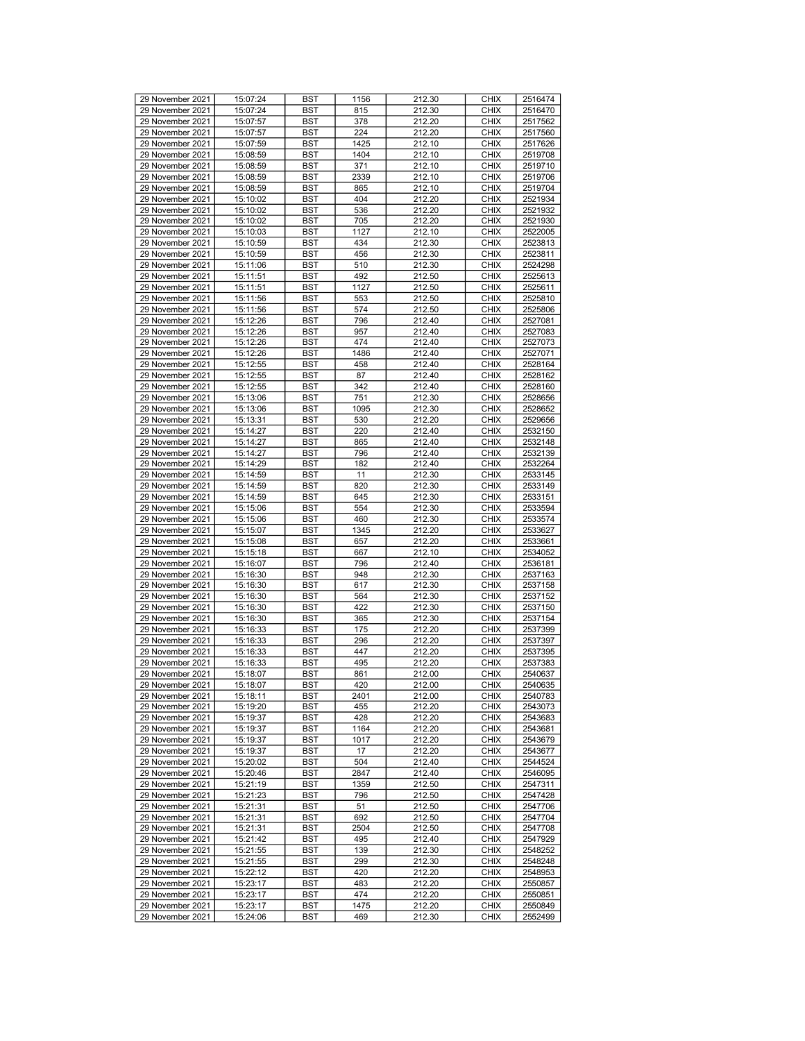| 29 November 2021 | 15:07:24 | BST | 1156 | 212.30 | CHIX | 2516474 |
|---|---|---|---|---|---|---|
| 29 November 2021 | 15:07:24 | BST | 815 | 212.30 | CHIX | 2516470 |
| 29 November 2021 | 15:07:57 | BST | 378 | 212.20 | CHIX | 2517562 |
| 29 November 2021 | 15:07:57 | BST | 224 | 212.20 | CHIX | 2517560 |
| 29 November 2021 | 15:07:59 | BST | 1425 | 212.10 | CHIX | 2517626 |
| 29 November 2021 | 15:08:59 | BST | 1404 | 212.10 | CHIX | 2519708 |
| 29 November 2021 | 15:08:59 | BST | 371 | 212.10 | CHIX | 2519710 |
| 29 November 2021 | 15:08:59 | BST | 2339 | 212.10 | CHIX | 2519706 |
| 29 November 2021 | 15:08:59 | BST | 865 | 212.10 | CHIX | 2519704 |
| 29 November 2021 | 15:10:02 | BST | 404 | 212.20 | CHIX | 2521934 |
| 29 November 2021 | 15:10:02 | BST | 536 | 212.20 | CHIX | 2521932 |
| 29 November 2021 | 15:10:02 | BST | 705 | 212.20 | CHIX | 2521930 |
| 29 November 2021 | 15:10:03 | BST | 1127 | 212.10 | CHIX | 2522005 |
| 29 November 2021 | 15:10:59 | BST | 434 | 212.30 | CHIX | 2523813 |
| 29 November 2021 | 15:10:59 | BST | 456 | 212.30 | CHIX | 2523811 |
| 29 November 2021 | 15:11:06 | BST | 510 | 212.30 | CHIX | 2524298 |
| 29 November 2021 | 15:11:51 | BST | 492 | 212.50 | CHIX | 2525613 |
| 29 November 2021 | 15:11:51 | BST | 1127 | 212.50 | CHIX | 2525611 |
| 29 November 2021 | 15:11:56 | BST | 553 | 212.50 | CHIX | 2525810 |
| 29 November 2021 | 15:11:56 | BST | 574 | 212.50 | CHIX | 2525806 |
| 29 November 2021 | 15:12:26 | BST | 796 | 212.40 | CHIX | 2527081 |
| 29 November 2021 | 15:12:26 | BST | 957 | 212.40 | CHIX | 2527083 |
| 29 November 2021 | 15:12:26 | BST | 474 | 212.40 | CHIX | 2527073 |
| 29 November 2021 | 15:12:26 | BST | 1486 | 212.40 | CHIX | 2527071 |
| 29 November 2021 | 15:12:55 | BST | 458 | 212.40 | CHIX | 2528164 |
| 29 November 2021 | 15:12:55 | BST | 87 | 212.40 | CHIX | 2528162 |
| 29 November 2021 | 15:12:55 | BST | 342 | 212.40 | CHIX | 2528160 |
| 29 November 2021 | 15:13:06 | BST | 751 | 212.30 | CHIX | 2528656 |
| 29 November 2021 | 15:13:06 | BST | 1095 | 212.30 | CHIX | 2528652 |
| 29 November 2021 | 15:13:31 | BST | 530 | 212.20 | CHIX | 2529656 |
| 29 November 2021 | 15:14:27 | BST | 220 | 212.40 | CHIX | 2532150 |
| 29 November 2021 | 15:14:27 | BST | 865 | 212.40 | CHIX | 2532148 |
| 29 November 2021 | 15:14:27 | BST | 796 | 212.40 | CHIX | 2532139 |
| 29 November 2021 | 15:14:29 | BST | 182 | 212.40 | CHIX | 2532264 |
| 29 November 2021 | 15:14:59 | BST | 11 | 212.30 | CHIX | 2533145 |
| 29 November 2021 | 15:14:59 | BST | 820 | 212.30 | CHIX | 2533149 |
| 29 November 2021 | 15:14:59 | BST | 645 | 212.30 | CHIX | 2533151 |
| 29 November 2021 | 15:15:06 | BST | 554 | 212.30 | CHIX | 2533594 |
| 29 November 2021 | 15:15:06 | BST | 460 | 212.30 | CHIX | 2533574 |
| 29 November 2021 | 15:15:07 | BST | 1345 | 212.20 | CHIX | 2533627 |
| 29 November 2021 | 15:15:08 | BST | 657 | 212.20 | CHIX | 2533661 |
| 29 November 2021 | 15:15:18 | BST | 667 | 212.10 | CHIX | 2534052 |
| 29 November 2021 | 15:16:07 | BST | 796 | 212.40 | CHIX | 2536181 |
| 29 November 2021 | 15:16:30 | BST | 948 | 212.30 | CHIX | 2537163 |
| 29 November 2021 | 15:16:30 | BST | 617 | 212.30 | CHIX | 2537158 |
| 29 November 2021 | 15:16:30 | BST | 564 | 212.30 | CHIX | 2537152 |
| 29 November 2021 | 15:16:30 | BST | 422 | 212.30 | CHIX | 2537150 |
| 29 November 2021 | 15:16:30 | BST | 365 | 212.30 | CHIX | 2537154 |
| 29 November 2021 | 15:16:33 | BST | 175 | 212.20 | CHIX | 2537399 |
| 29 November 2021 | 15:16:33 | BST | 296 | 212.20 | CHIX | 2537397 |
| 29 November 2021 | 15:16:33 | BST | 447 | 212.20 | CHIX | 2537395 |
| 29 November 2021 | 15:16:33 | BST | 495 | 212.20 | CHIX | 2537383 |
| 29 November 2021 | 15:18:07 | BST | 861 | 212.00 | CHIX | 2540637 |
| 29 November 2021 | 15:18:07 | BST | 420 | 212.00 | CHIX | 2540635 |
| 29 November 2021 | 15:18:11 | BST | 2401 | 212.00 | CHIX | 2540783 |
| 29 November 2021 | 15:19:20 | BST | 455 | 212.20 | CHIX | 2543073 |
| 29 November 2021 | 15:19:37 | BST | 428 | 212.20 | CHIX | 2543683 |
| 29 November 2021 | 15:19:37 | BST | 1164 | 212.20 | CHIX | 2543681 |
| 29 November 2021 | 15:19:37 | BST | 1017 | 212.20 | CHIX | 2543679 |
| 29 November 2021 | 15:19:37 | BST | 17 | 212.20 | CHIX | 2543677 |
| 29 November 2021 | 15:20:02 | BST | 504 | 212.40 | CHIX | 2544524 |
| 29 November 2021 | 15:20:46 | BST | 2847 | 212.40 | CHIX | 2546095 |
| 29 November 2021 | 15:21:19 | BST | 1359 | 212.50 | CHIX | 2547311 |
| 29 November 2021 | 15:21:23 | BST | 796 | 212.50 | CHIX | 2547428 |
| 29 November 2021 | 15:21:31 | BST | 51 | 212.50 | CHIX | 2547706 |
| 29 November 2021 | 15:21:31 | BST | 692 | 212.50 | CHIX | 2547704 |
| 29 November 2021 | 15:21:31 | BST | 2504 | 212.50 | CHIX | 2547708 |
| 29 November 2021 | 15:21:42 | BST | 495 | 212.40 | CHIX | 2547929 |
| 29 November 2021 | 15:21:55 | BST | 139 | 212.30 | CHIX | 2548252 |
| 29 November 2021 | 15:21:55 | BST | 299 | 212.30 | CHIX | 2548248 |
| 29 November 2021 | 15:22:12 | BST | 420 | 212.20 | CHIX | 2548953 |
| 29 November 2021 | 15:23:17 | BST | 483 | 212.20 | CHIX | 2550857 |
| 29 November 2021 | 15:23:17 | BST | 474 | 212.20 | CHIX | 2550851 |
| 29 November 2021 | 15:23:17 | BST | 1475 | 212.20 | CHIX | 2550849 |
| 29 November 2021 | 15:24:06 | BST | 469 | 212.30 | CHIX | 2552499 |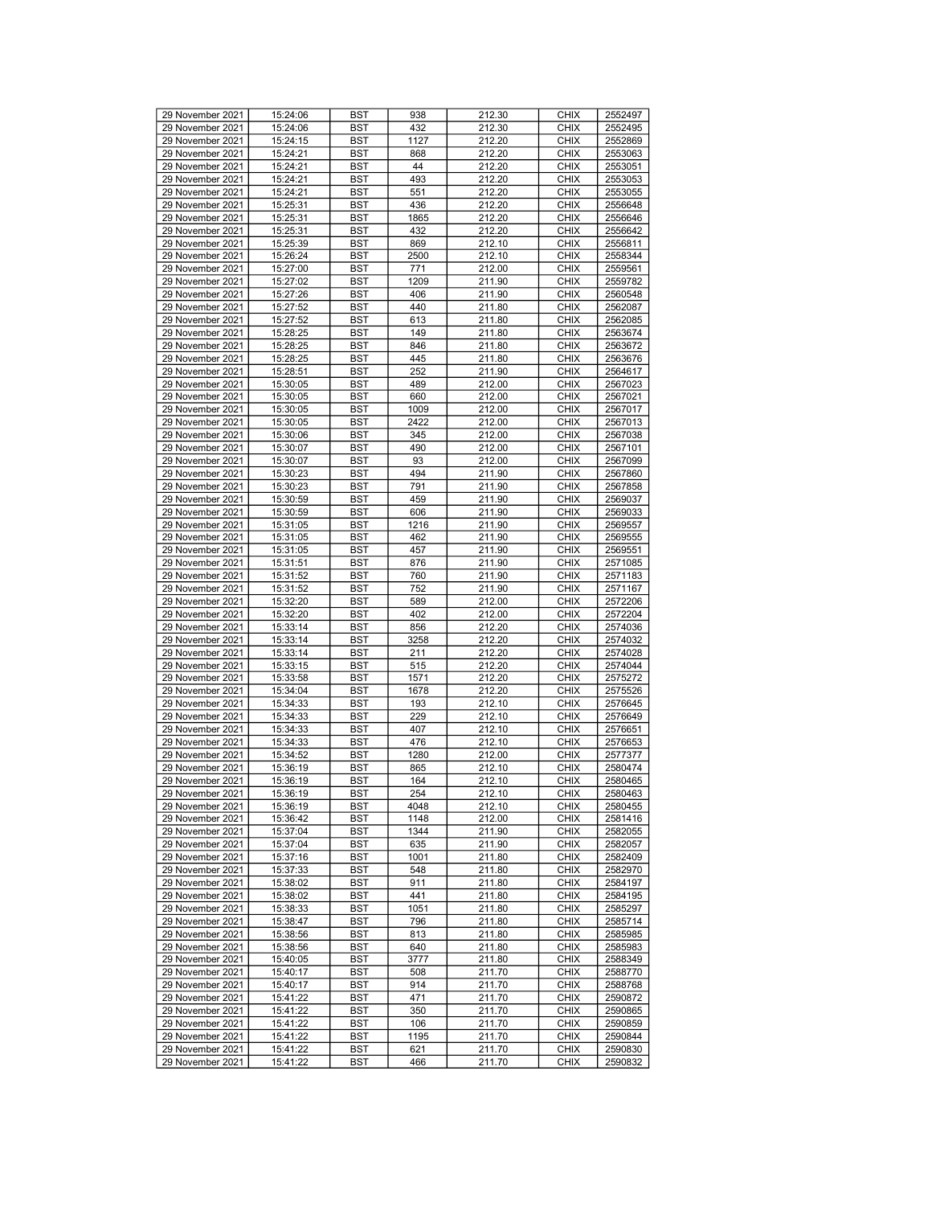| 29 November 2021 | 15:24:06 | BST | 938 | 212.30 | CHIX | 2552497 |
|---|---|---|---|---|---|---|
| 29 November 2021 | 15:24:06 | BST | 432 | 212.30 | CHIX | 2552495 |
| 29 November 2021 | 15:24:15 | BST | 1127 | 212.20 | CHIX | 2552869 |
| 29 November 2021 | 15:24:21 | BST | 868 | 212.20 | CHIX | 2553063 |
| 29 November 2021 | 15:24:21 | BST | 44 | 212.20 | CHIX | 2553051 |
| 29 November 2021 | 15:24:21 | BST | 493 | 212.20 | CHIX | 2553053 |
| 29 November 2021 | 15:24:21 | BST | 551 | 212.20 | CHIX | 2553055 |
| 29 November 2021 | 15:25:31 | BST | 436 | 212.20 | CHIX | 2556648 |
| 29 November 2021 | 15:25:31 | BST | 1865 | 212.20 | CHIX | 2556646 |
| 29 November 2021 | 15:25:31 | BST | 432 | 212.20 | CHIX | 2556642 |
| 29 November 2021 | 15:25:39 | BST | 869 | 212.10 | CHIX | 2556811 |
| 29 November 2021 | 15:26:24 | BST | 2500 | 212.10 | CHIX | 2558344 |
| 29 November 2021 | 15:27:00 | BST | 771 | 212.00 | CHIX | 2559561 |
| 29 November 2021 | 15:27:02 | BST | 1209 | 211.90 | CHIX | 2559782 |
| 29 November 2021 | 15:27:26 | BST | 406 | 211.90 | CHIX | 2560548 |
| 29 November 2021 | 15:27:52 | BST | 440 | 211.80 | CHIX | 2562087 |
| 29 November 2021 | 15:27:52 | BST | 613 | 211.80 | CHIX | 2562085 |
| 29 November 2021 | 15:28:25 | BST | 149 | 211.80 | CHIX | 2563674 |
| 29 November 2021 | 15:28:25 | BST | 846 | 211.80 | CHIX | 2563672 |
| 29 November 2021 | 15:28:25 | BST | 445 | 211.80 | CHIX | 2563676 |
| 29 November 2021 | 15:28:51 | BST | 252 | 211.90 | CHIX | 2564617 |
| 29 November 2021 | 15:30:05 | BST | 489 | 212.00 | CHIX | 2567023 |
| 29 November 2021 | 15:30:05 | BST | 660 | 212.00 | CHIX | 2567021 |
| 29 November 2021 | 15:30:05 | BST | 1009 | 212.00 | CHIX | 2567017 |
| 29 November 2021 | 15:30:05 | BST | 2422 | 212.00 | CHIX | 2567013 |
| 29 November 2021 | 15:30:06 | BST | 345 | 212.00 | CHIX | 2567038 |
| 29 November 2021 | 15:30:07 | BST | 490 | 212.00 | CHIX | 2567101 |
| 29 November 2021 | 15:30:07 | BST | 93 | 212.00 | CHIX | 2567099 |
| 29 November 2021 | 15:30:23 | BST | 494 | 211.90 | CHIX | 2567860 |
| 29 November 2021 | 15:30:23 | BST | 791 | 211.90 | CHIX | 2567858 |
| 29 November 2021 | 15:30:59 | BST | 459 | 211.90 | CHIX | 2569037 |
| 29 November 2021 | 15:30:59 | BST | 606 | 211.90 | CHIX | 2569033 |
| 29 November 2021 | 15:31:05 | BST | 1216 | 211.90 | CHIX | 2569557 |
| 29 November 2021 | 15:31:05 | BST | 462 | 211.90 | CHIX | 2569555 |
| 29 November 2021 | 15:31:05 | BST | 457 | 211.90 | CHIX | 2569551 |
| 29 November 2021 | 15:31:51 | BST | 876 | 211.90 | CHIX | 2571085 |
| 29 November 2021 | 15:31:52 | BST | 760 | 211.90 | CHIX | 2571183 |
| 29 November 2021 | 15:31:52 | BST | 752 | 211.90 | CHIX | 2571167 |
| 29 November 2021 | 15:32:20 | BST | 589 | 212.00 | CHIX | 2572206 |
| 29 November 2021 | 15:32:20 | BST | 402 | 212.00 | CHIX | 2572204 |
| 29 November 2021 | 15:33:14 | BST | 856 | 212.20 | CHIX | 2574036 |
| 29 November 2021 | 15:33:14 | BST | 3258 | 212.20 | CHIX | 2574032 |
| 29 November 2021 | 15:33:14 | BST | 211 | 212.20 | CHIX | 2574028 |
| 29 November 2021 | 15:33:15 | BST | 515 | 212.20 | CHIX | 2574044 |
| 29 November 2021 | 15:33:58 | BST | 1571 | 212.20 | CHIX | 2575272 |
| 29 November 2021 | 15:34:04 | BST | 1678 | 212.20 | CHIX | 2575526 |
| 29 November 2021 | 15:34:33 | BST | 193 | 212.10 | CHIX | 2576645 |
| 29 November 2021 | 15:34:33 | BST | 229 | 212.10 | CHIX | 2576649 |
| 29 November 2021 | 15:34:33 | BST | 407 | 212.10 | CHIX | 2576651 |
| 29 November 2021 | 15:34:33 | BST | 476 | 212.10 | CHIX | 2576653 |
| 29 November 2021 | 15:34:52 | BST | 1280 | 212.00 | CHIX | 2577377 |
| 29 November 2021 | 15:36:19 | BST | 865 | 212.10 | CHIX | 2580474 |
| 29 November 2021 | 15:36:19 | BST | 164 | 212.10 | CHIX | 2580465 |
| 29 November 2021 | 15:36:19 | BST | 254 | 212.10 | CHIX | 2580463 |
| 29 November 2021 | 15:36:19 | BST | 4048 | 212.10 | CHIX | 2580455 |
| 29 November 2021 | 15:36:42 | BST | 1148 | 212.00 | CHIX | 2581416 |
| 29 November 2021 | 15:37:04 | BST | 1344 | 211.90 | CHIX | 2582055 |
| 29 November 2021 | 15:37:04 | BST | 635 | 211.90 | CHIX | 2582057 |
| 29 November 2021 | 15:37:16 | BST | 1001 | 211.80 | CHIX | 2582409 |
| 29 November 2021 | 15:37:33 | BST | 548 | 211.80 | CHIX | 2582970 |
| 29 November 2021 | 15:38:02 | BST | 911 | 211.80 | CHIX | 2584197 |
| 29 November 2021 | 15:38:02 | BST | 441 | 211.80 | CHIX | 2584195 |
| 29 November 2021 | 15:38:33 | BST | 1051 | 211.80 | CHIX | 2585297 |
| 29 November 2021 | 15:38:47 | BST | 796 | 211.80 | CHIX | 2585714 |
| 29 November 2021 | 15:38:56 | BST | 813 | 211.80 | CHIX | 2585985 |
| 29 November 2021 | 15:38:56 | BST | 640 | 211.80 | CHIX | 2585983 |
| 29 November 2021 | 15:40:05 | BST | 3777 | 211.80 | CHIX | 2588349 |
| 29 November 2021 | 15:40:17 | BST | 508 | 211.70 | CHIX | 2588770 |
| 29 November 2021 | 15:40:17 | BST | 914 | 211.70 | CHIX | 2588768 |
| 29 November 2021 | 15:41:22 | BST | 471 | 211.70 | CHIX | 2590872 |
| 29 November 2021 | 15:41:22 | BST | 350 | 211.70 | CHIX | 2590865 |
| 29 November 2021 | 15:41:22 | BST | 106 | 211.70 | CHIX | 2590859 |
| 29 November 2021 | 15:41:22 | BST | 1195 | 211.70 | CHIX | 2590844 |
| 29 November 2021 | 15:41:22 | BST | 621 | 211.70 | CHIX | 2590830 |
| 29 November 2021 | 15:41:22 | BST | 466 | 211.70 | CHIX | 2590832 |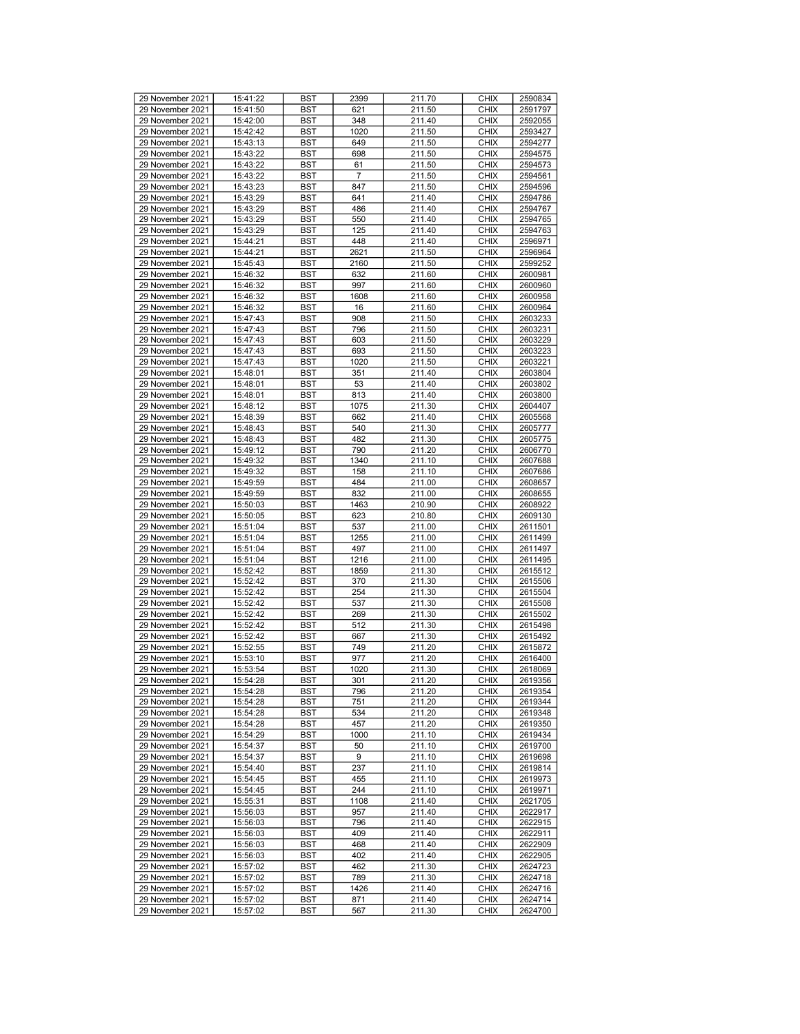| 29 November 2021 | 15:41:22 | BST | 2399 | 211.70 | CHIX | 2590834 |
|---|---|---|---|---|---|---|
| 29 November 2021 | 15:41:50 | BST | 621 | 211.50 | CHIX | 2591797 |
| 29 November 2021 | 15:42:00 | BST | 348 | 211.40 | CHIX | 2592055 |
| 29 November 2021 | 15:42:42 | BST | 1020 | 211.50 | CHIX | 2593427 |
| 29 November 2021 | 15:43:13 | BST | 649 | 211.50 | CHIX | 2594277 |
| 29 November 2021 | 15:43:22 | BST | 698 | 211.50 | CHIX | 2594575 |
| 29 November 2021 | 15:43:22 | BST | 61 | 211.50 | CHIX | 2594573 |
| 29 November 2021 | 15:43:22 | BST | 7 | 211.50 | CHIX | 2594561 |
| 29 November 2021 | 15:43:23 | BST | 847 | 211.50 | CHIX | 2594596 |
| 29 November 2021 | 15:43:29 | BST | 641 | 211.40 | CHIX | 2594786 |
| 29 November 2021 | 15:43:29 | BST | 486 | 211.40 | CHIX | 2594767 |
| 29 November 2021 | 15:43:29 | BST | 550 | 211.40 | CHIX | 2594765 |
| 29 November 2021 | 15:43:29 | BST | 125 | 211.40 | CHIX | 2594763 |
| 29 November 2021 | 15:44:21 | BST | 448 | 211.40 | CHIX | 2596971 |
| 29 November 2021 | 15:44:21 | BST | 2621 | 211.50 | CHIX | 2596964 |
| 29 November 2021 | 15:45:43 | BST | 2160 | 211.50 | CHIX | 2599252 |
| 29 November 2021 | 15:46:32 | BST | 632 | 211.60 | CHIX | 2600981 |
| 29 November 2021 | 15:46:32 | BST | 997 | 211.60 | CHIX | 2600960 |
| 29 November 2021 | 15:46:32 | BST | 1608 | 211.60 | CHIX | 2600958 |
| 29 November 2021 | 15:46:32 | BST | 16 | 211.60 | CHIX | 2600964 |
| 29 November 2021 | 15:47:43 | BST | 908 | 211.50 | CHIX | 2603233 |
| 29 November 2021 | 15:47:43 | BST | 796 | 211.50 | CHIX | 2603231 |
| 29 November 2021 | 15:47:43 | BST | 603 | 211.50 | CHIX | 2603229 |
| 29 November 2021 | 15:47:43 | BST | 693 | 211.50 | CHIX | 2603223 |
| 29 November 2021 | 15:47:43 | BST | 1020 | 211.50 | CHIX | 2603221 |
| 29 November 2021 | 15:48:01 | BST | 351 | 211.40 | CHIX | 2603804 |
| 29 November 2021 | 15:48:01 | BST | 53 | 211.40 | CHIX | 2603802 |
| 29 November 2021 | 15:48:01 | BST | 813 | 211.40 | CHIX | 2603800 |
| 29 November 2021 | 15:48:12 | BST | 1075 | 211.30 | CHIX | 2604407 |
| 29 November 2021 | 15:48:39 | BST | 662 | 211.40 | CHIX | 2605568 |
| 29 November 2021 | 15:48:43 | BST | 540 | 211.30 | CHIX | 2605777 |
| 29 November 2021 | 15:48:43 | BST | 482 | 211.30 | CHIX | 2605775 |
| 29 November 2021 | 15:49:12 | BST | 790 | 211.20 | CHIX | 2606770 |
| 29 November 2021 | 15:49:32 | BST | 1340 | 211.10 | CHIX | 2607688 |
| 29 November 2021 | 15:49:32 | BST | 158 | 211.10 | CHIX | 2607686 |
| 29 November 2021 | 15:49:59 | BST | 484 | 211.00 | CHIX | 2608657 |
| 29 November 2021 | 15:49:59 | BST | 832 | 211.00 | CHIX | 2608655 |
| 29 November 2021 | 15:50:03 | BST | 1463 | 210.90 | CHIX | 2608922 |
| 29 November 2021 | 15:50:05 | BST | 623 | 210.80 | CHIX | 2609130 |
| 29 November 2021 | 15:51:04 | BST | 537 | 211.00 | CHIX | 2611501 |
| 29 November 2021 | 15:51:04 | BST | 1255 | 211.00 | CHIX | 2611499 |
| 29 November 2021 | 15:51:04 | BST | 497 | 211.00 | CHIX | 2611497 |
| 29 November 2021 | 15:51:04 | BST | 1216 | 211.00 | CHIX | 2611495 |
| 29 November 2021 | 15:52:42 | BST | 1859 | 211.30 | CHIX | 2615512 |
| 29 November 2021 | 15:52:42 | BST | 370 | 211.30 | CHIX | 2615506 |
| 29 November 2021 | 15:52:42 | BST | 254 | 211.30 | CHIX | 2615504 |
| 29 November 2021 | 15:52:42 | BST | 537 | 211.30 | CHIX | 2615508 |
| 29 November 2021 | 15:52:42 | BST | 269 | 211.30 | CHIX | 2615502 |
| 29 November 2021 | 15:52:42 | BST | 512 | 211.30 | CHIX | 2615498 |
| 29 November 2021 | 15:52:42 | BST | 667 | 211.30 | CHIX | 2615492 |
| 29 November 2021 | 15:52:55 | BST | 749 | 211.20 | CHIX | 2615872 |
| 29 November 2021 | 15:53:10 | BST | 977 | 211.20 | CHIX | 2616400 |
| 29 November 2021 | 15:53:54 | BST | 1020 | 211.30 | CHIX | 2618069 |
| 29 November 2021 | 15:54:28 | BST | 301 | 211.20 | CHIX | 2619356 |
| 29 November 2021 | 15:54:28 | BST | 796 | 211.20 | CHIX | 2619354 |
| 29 November 2021 | 15:54:28 | BST | 751 | 211.20 | CHIX | 2619344 |
| 29 November 2021 | 15:54:28 | BST | 534 | 211.20 | CHIX | 2619348 |
| 29 November 2021 | 15:54:28 | BST | 457 | 211.20 | CHIX | 2619350 |
| 29 November 2021 | 15:54:29 | BST | 1000 | 211.10 | CHIX | 2619434 |
| 29 November 2021 | 15:54:37 | BST | 50 | 211.10 | CHIX | 2619700 |
| 29 November 2021 | 15:54:37 | BST | 9 | 211.10 | CHIX | 2619698 |
| 29 November 2021 | 15:54:40 | BST | 237 | 211.10 | CHIX | 2619814 |
| 29 November 2021 | 15:54:45 | BST | 455 | 211.10 | CHIX | 2619973 |
| 29 November 2021 | 15:54:45 | BST | 244 | 211.10 | CHIX | 2619971 |
| 29 November 2021 | 15:55:31 | BST | 1108 | 211.40 | CHIX | 2621705 |
| 29 November 2021 | 15:56:03 | BST | 957 | 211.40 | CHIX | 2622917 |
| 29 November 2021 | 15:56:03 | BST | 796 | 211.40 | CHIX | 2622915 |
| 29 November 2021 | 15:56:03 | BST | 409 | 211.40 | CHIX | 2622911 |
| 29 November 2021 | 15:56:03 | BST | 468 | 211.40 | CHIX | 2622909 |
| 29 November 2021 | 15:56:03 | BST | 402 | 211.40 | CHIX | 2622905 |
| 29 November 2021 | 15:57:02 | BST | 462 | 211.30 | CHIX | 2624723 |
| 29 November 2021 | 15:57:02 | BST | 789 | 211.30 | CHIX | 2624718 |
| 29 November 2021 | 15:57:02 | BST | 1426 | 211.40 | CHIX | 2624716 |
| 29 November 2021 | 15:57:02 | BST | 871 | 211.40 | CHIX | 2624714 |
| 29 November 2021 | 15:57:02 | BST | 567 | 211.30 | CHIX | 2624700 |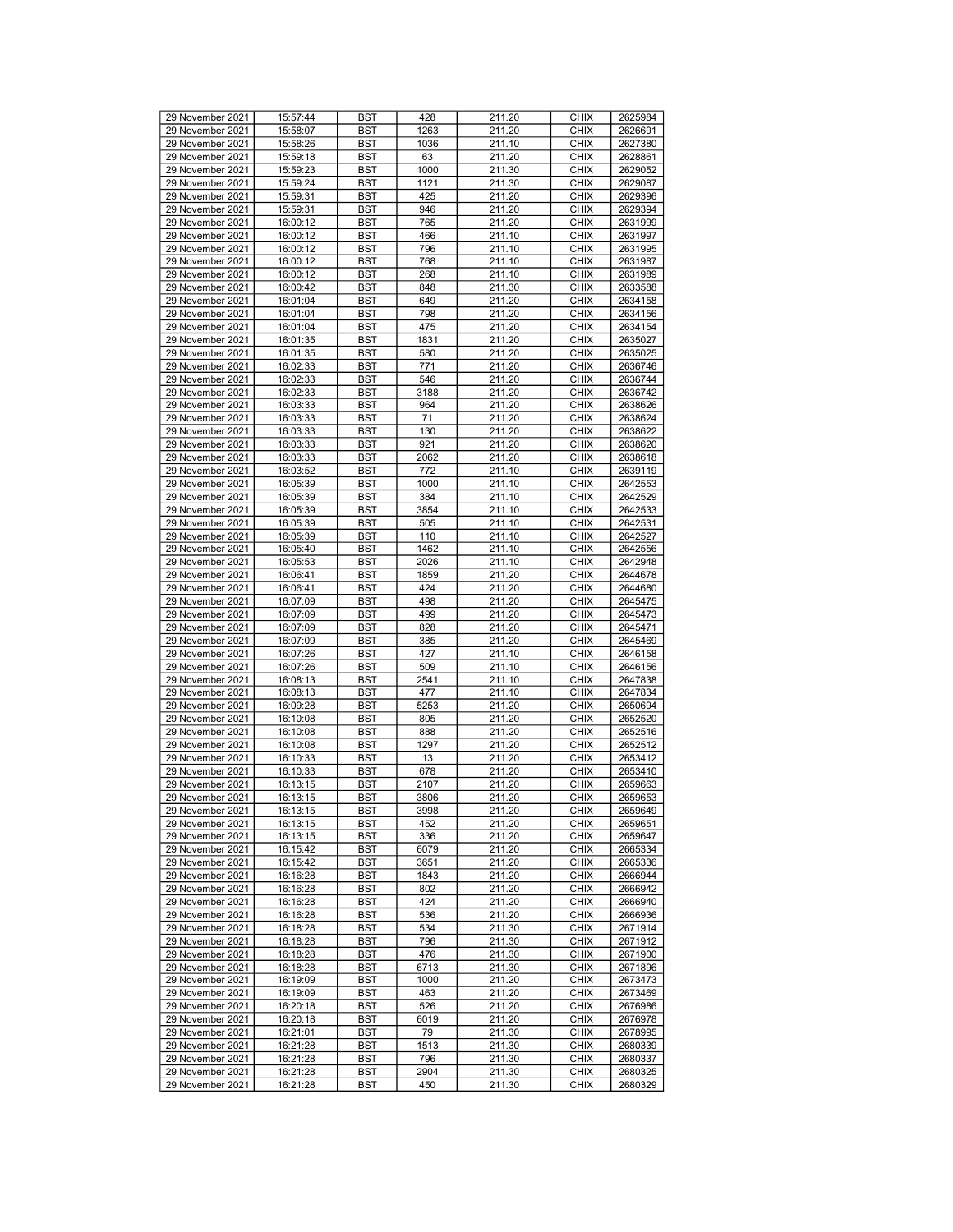| 29 November 2021 | 15:57:44 | BST | 428 | 211.20 | CHIX | 2625984 |
|---|---|---|---|---|---|---|
| 29 November 2021 | 15:58:07 | BST | 1263 | 211.20 | CHIX | 2626691 |
| 29 November 2021 | 15:58:26 | BST | 1036 | 211.10 | CHIX | 2627380 |
| 29 November 2021 | 15:59:18 | BST | 63 | 211.20 | CHIX | 2628861 |
| 29 November 2021 | 15:59:23 | BST | 1000 | 211.30 | CHIX | 2629052 |
| 29 November 2021 | 15:59:24 | BST | 1121 | 211.30 | CHIX | 2629087 |
| 29 November 2021 | 15:59:31 | BST | 425 | 211.20 | CHIX | 2629396 |
| 29 November 2021 | 15:59:31 | BST | 946 | 211.20 | CHIX | 2629394 |
| 29 November 2021 | 16:00:12 | BST | 765 | 211.20 | CHIX | 2631999 |
| 29 November 2021 | 16:00:12 | BST | 466 | 211.10 | CHIX | 2631997 |
| 29 November 2021 | 16:00:12 | BST | 796 | 211.10 | CHIX | 2631995 |
| 29 November 2021 | 16:00:12 | BST | 768 | 211.10 | CHIX | 2631987 |
| 29 November 2021 | 16:00:12 | BST | 268 | 211.10 | CHIX | 2631989 |
| 29 November 2021 | 16:00:42 | BST | 848 | 211.30 | CHIX | 2633588 |
| 29 November 2021 | 16:01:04 | BST | 649 | 211.20 | CHIX | 2634158 |
| 29 November 2021 | 16:01:04 | BST | 798 | 211.20 | CHIX | 2634156 |
| 29 November 2021 | 16:01:04 | BST | 475 | 211.20 | CHIX | 2634154 |
| 29 November 2021 | 16:01:35 | BST | 1831 | 211.20 | CHIX | 2635027 |
| 29 November 2021 | 16:01:35 | BST | 580 | 211.20 | CHIX | 2635025 |
| 29 November 2021 | 16:02:33 | BST | 771 | 211.20 | CHIX | 2636746 |
| 29 November 2021 | 16:02:33 | BST | 546 | 211.20 | CHIX | 2636744 |
| 29 November 2021 | 16:02:33 | BST | 3188 | 211.20 | CHIX | 2636742 |
| 29 November 2021 | 16:03:33 | BST | 964 | 211.20 | CHIX | 2638626 |
| 29 November 2021 | 16:03:33 | BST | 71 | 211.20 | CHIX | 2638624 |
| 29 November 2021 | 16:03:33 | BST | 130 | 211.20 | CHIX | 2638622 |
| 29 November 2021 | 16:03:33 | BST | 921 | 211.20 | CHIX | 2638620 |
| 29 November 2021 | 16:03:33 | BST | 2062 | 211.20 | CHIX | 2638618 |
| 29 November 2021 | 16:03:52 | BST | 772 | 211.10 | CHIX | 2639119 |
| 29 November 2021 | 16:05:39 | BST | 1000 | 211.10 | CHIX | 2642553 |
| 29 November 2021 | 16:05:39 | BST | 384 | 211.10 | CHIX | 2642529 |
| 29 November 2021 | 16:05:39 | BST | 3854 | 211.10 | CHIX | 2642533 |
| 29 November 2021 | 16:05:39 | BST | 505 | 211.10 | CHIX | 2642531 |
| 29 November 2021 | 16:05:39 | BST | 110 | 211.10 | CHIX | 2642527 |
| 29 November 2021 | 16:05:40 | BST | 1462 | 211.10 | CHIX | 2642556 |
| 29 November 2021 | 16:05:53 | BST | 2026 | 211.10 | CHIX | 2642948 |
| 29 November 2021 | 16:06:41 | BST | 1859 | 211.20 | CHIX | 2644678 |
| 29 November 2021 | 16:06:41 | BST | 424 | 211.20 | CHIX | 2644680 |
| 29 November 2021 | 16:07:09 | BST | 498 | 211.20 | CHIX | 2645475 |
| 29 November 2021 | 16:07:09 | BST | 499 | 211.20 | CHIX | 2645473 |
| 29 November 2021 | 16:07:09 | BST | 828 | 211.20 | CHIX | 2645471 |
| 29 November 2021 | 16:07:09 | BST | 385 | 211.20 | CHIX | 2645469 |
| 29 November 2021 | 16:07:26 | BST | 427 | 211.10 | CHIX | 2646158 |
| 29 November 2021 | 16:07:26 | BST | 509 | 211.10 | CHIX | 2646156 |
| 29 November 2021 | 16:08:13 | BST | 2541 | 211.10 | CHIX | 2647838 |
| 29 November 2021 | 16:08:13 | BST | 477 | 211.10 | CHIX | 2647834 |
| 29 November 2021 | 16:09:28 | BST | 5253 | 211.20 | CHIX | 2650694 |
| 29 November 2021 | 16:10:08 | BST | 805 | 211.20 | CHIX | 2652520 |
| 29 November 2021 | 16:10:08 | BST | 888 | 211.20 | CHIX | 2652516 |
| 29 November 2021 | 16:10:08 | BST | 1297 | 211.20 | CHIX | 2652512 |
| 29 November 2021 | 16:10:33 | BST | 13 | 211.20 | CHIX | 2653412 |
| 29 November 2021 | 16:10:33 | BST | 678 | 211.20 | CHIX | 2653410 |
| 29 November 2021 | 16:13:15 | BST | 2107 | 211.20 | CHIX | 2659663 |
| 29 November 2021 | 16:13:15 | BST | 3806 | 211.20 | CHIX | 2659653 |
| 29 November 2021 | 16:13:15 | BST | 3998 | 211.20 | CHIX | 2659649 |
| 29 November 2021 | 16:13:15 | BST | 452 | 211.20 | CHIX | 2659651 |
| 29 November 2021 | 16:13:15 | BST | 336 | 211.20 | CHIX | 2659647 |
| 29 November 2021 | 16:15:42 | BST | 6079 | 211.20 | CHIX | 2665334 |
| 29 November 2021 | 16:15:42 | BST | 3651 | 211.20 | CHIX | 2665336 |
| 29 November 2021 | 16:16:28 | BST | 1843 | 211.20 | CHIX | 2666944 |
| 29 November 2021 | 16:16:28 | BST | 802 | 211.20 | CHIX | 2666942 |
| 29 November 2021 | 16:16:28 | BST | 424 | 211.20 | CHIX | 2666940 |
| 29 November 2021 | 16:16:28 | BST | 536 | 211.20 | CHIX | 2666936 |
| 29 November 2021 | 16:18:28 | BST | 534 | 211.30 | CHIX | 2671914 |
| 29 November 2021 | 16:18:28 | BST | 796 | 211.30 | CHIX | 2671912 |
| 29 November 2021 | 16:18:28 | BST | 476 | 211.30 | CHIX | 2671900 |
| 29 November 2021 | 16:18:28 | BST | 6713 | 211.30 | CHIX | 2671896 |
| 29 November 2021 | 16:19:09 | BST | 1000 | 211.20 | CHIX | 2673473 |
| 29 November 2021 | 16:19:09 | BST | 463 | 211.20 | CHIX | 2673469 |
| 29 November 2021 | 16:20:18 | BST | 526 | 211.20 | CHIX | 2676986 |
| 29 November 2021 | 16:20:18 | BST | 6019 | 211.20 | CHIX | 2676978 |
| 29 November 2021 | 16:21:01 | BST | 79 | 211.30 | CHIX | 2678995 |
| 29 November 2021 | 16:21:28 | BST | 1513 | 211.30 | CHIX | 2680339 |
| 29 November 2021 | 16:21:28 | BST | 796 | 211.30 | CHIX | 2680337 |
| 29 November 2021 | 16:21:28 | BST | 2904 | 211.30 | CHIX | 2680325 |
| 29 November 2021 | 16:21:28 | BST | 450 | 211.30 | CHIX | 2680329 |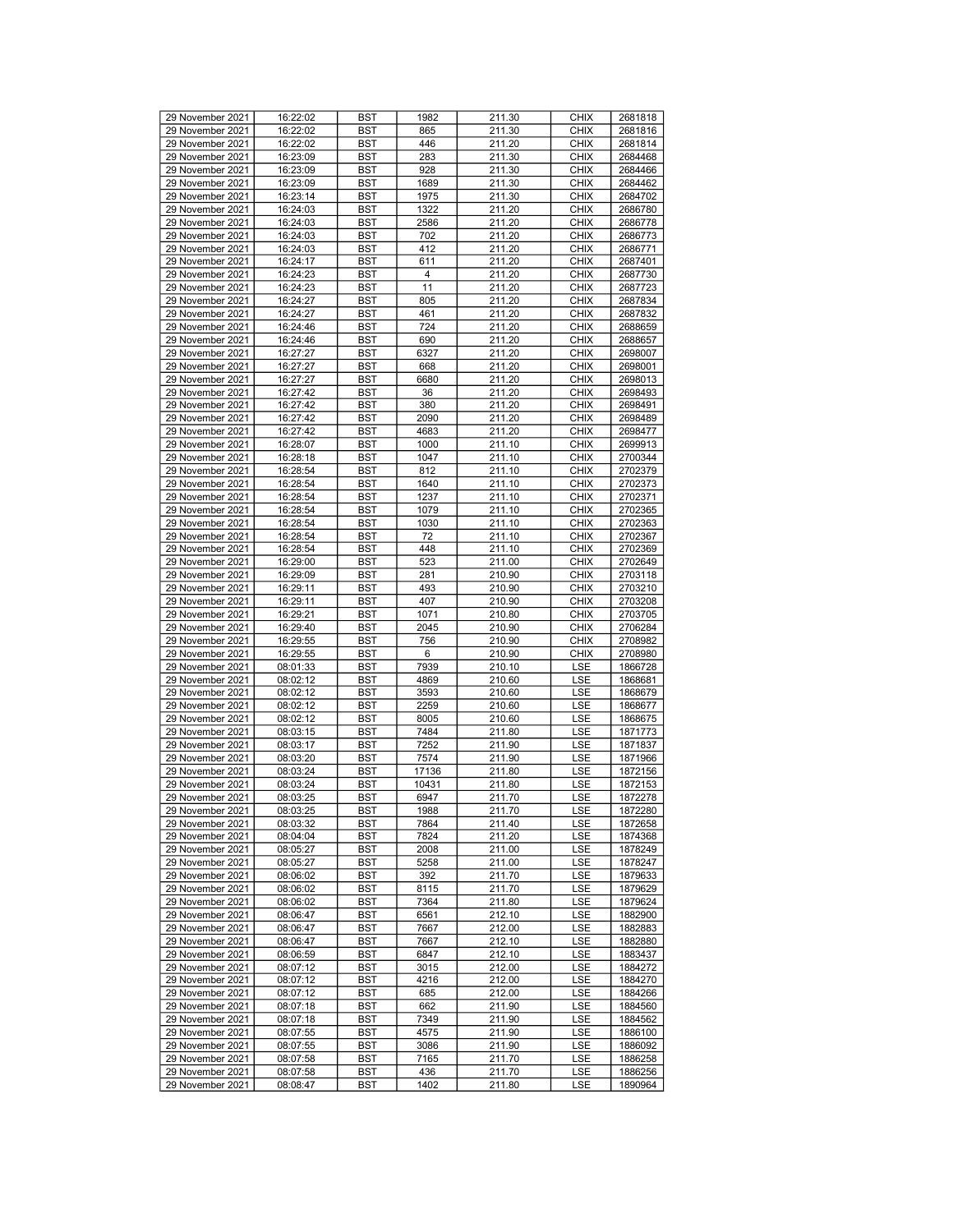| 29 November 2021 | 16:22:02 | BST | 1982 | 211.30 | CHIX | 2681818 |
|---|---|---|---|---|---|---|
| 29 November 2021 | 16:22:02 | BST | 865 | 211.30 | CHIX | 2681816 |
| 29 November 2021 | 16:22:02 | BST | 446 | 211.20 | CHIX | 2681814 |
| 29 November 2021 | 16:23:09 | BST | 283 | 211.30 | CHIX | 2684468 |
| 29 November 2021 | 16:23:09 | BST | 928 | 211.30 | CHIX | 2684466 |
| 29 November 2021 | 16:23:09 | BST | 1689 | 211.30 | CHIX | 2684462 |
| 29 November 2021 | 16:23:14 | BST | 1975 | 211.30 | CHIX | 2684702 |
| 29 November 2021 | 16:24:03 | BST | 1322 | 211.20 | CHIX | 2686780 |
| 29 November 2021 | 16:24:03 | BST | 2586 | 211.20 | CHIX | 2686778 |
| 29 November 2021 | 16:24:03 | BST | 702 | 211.20 | CHIX | 2686773 |
| 29 November 2021 | 16:24:03 | BST | 412 | 211.20 | CHIX | 2686771 |
| 29 November 2021 | 16:24:17 | BST | 611 | 211.20 | CHIX | 2687401 |
| 29 November 2021 | 16:24:23 | BST | 4 | 211.20 | CHIX | 2687730 |
| 29 November 2021 | 16:24:23 | BST | 11 | 211.20 | CHIX | 2687723 |
| 29 November 2021 | 16:24:27 | BST | 805 | 211.20 | CHIX | 2687834 |
| 29 November 2021 | 16:24:27 | BST | 461 | 211.20 | CHIX | 2687832 |
| 29 November 2021 | 16:24:46 | BST | 724 | 211.20 | CHIX | 2688659 |
| 29 November 2021 | 16:24:46 | BST | 690 | 211.20 | CHIX | 2688657 |
| 29 November 2021 | 16:27:27 | BST | 6327 | 211.20 | CHIX | 2698007 |
| 29 November 2021 | 16:27:27 | BST | 668 | 211.20 | CHIX | 2698001 |
| 29 November 2021 | 16:27:27 | BST | 6680 | 211.20 | CHIX | 2698013 |
| 29 November 2021 | 16:27:42 | BST | 36 | 211.20 | CHIX | 2698493 |
| 29 November 2021 | 16:27:42 | BST | 380 | 211.20 | CHIX | 2698491 |
| 29 November 2021 | 16:27:42 | BST | 2090 | 211.20 | CHIX | 2698489 |
| 29 November 2021 | 16:27:42 | BST | 4683 | 211.20 | CHIX | 2698477 |
| 29 November 2021 | 16:28:07 | BST | 1000 | 211.10 | CHIX | 2699913 |
| 29 November 2021 | 16:28:18 | BST | 1047 | 211.10 | CHIX | 2700344 |
| 29 November 2021 | 16:28:54 | BST | 812 | 211.10 | CHIX | 2702379 |
| 29 November 2021 | 16:28:54 | BST | 1640 | 211.10 | CHIX | 2702373 |
| 29 November 2021 | 16:28:54 | BST | 1237 | 211.10 | CHIX | 2702371 |
| 29 November 2021 | 16:28:54 | BST | 1079 | 211.10 | CHIX | 2702365 |
| 29 November 2021 | 16:28:54 | BST | 1030 | 211.10 | CHIX | 2702363 |
| 29 November 2021 | 16:28:54 | BST | 72 | 211.10 | CHIX | 2702367 |
| 29 November 2021 | 16:28:54 | BST | 448 | 211.10 | CHIX | 2702369 |
| 29 November 2021 | 16:29:00 | BST | 523 | 211.00 | CHIX | 2702649 |
| 29 November 2021 | 16:29:09 | BST | 281 | 210.90 | CHIX | 2703118 |
| 29 November 2021 | 16:29:11 | BST | 493 | 210.90 | CHIX | 2703210 |
| 29 November 2021 | 16:29:11 | BST | 407 | 210.90 | CHIX | 2703208 |
| 29 November 2021 | 16:29:21 | BST | 1071 | 210.80 | CHIX | 2703705 |
| 29 November 2021 | 16:29:40 | BST | 2045 | 210.90 | CHIX | 2706284 |
| 29 November 2021 | 16:29:55 | BST | 756 | 210.90 | CHIX | 2708982 |
| 29 November 2021 | 16:29:55 | BST | 6 | 210.90 | CHIX | 2708980 |
| 29 November 2021 | 08:01:33 | BST | 7939 | 210.10 | LSE | 1866728 |
| 29 November 2021 | 08:02:12 | BST | 4869 | 210.60 | LSE | 1868681 |
| 29 November 2021 | 08:02:12 | BST | 3593 | 210.60 | LSE | 1868679 |
| 29 November 2021 | 08:02:12 | BST | 2259 | 210.60 | LSE | 1868677 |
| 29 November 2021 | 08:02:12 | BST | 8005 | 210.60 | LSE | 1868675 |
| 29 November 2021 | 08:03:15 | BST | 7484 | 211.80 | LSE | 1871773 |
| 29 November 2021 | 08:03:17 | BST | 7252 | 211.90 | LSE | 1871837 |
| 29 November 2021 | 08:03:20 | BST | 7574 | 211.90 | LSE | 1871966 |
| 29 November 2021 | 08:03:24 | BST | 17136 | 211.80 | LSE | 1872156 |
| 29 November 2021 | 08:03:24 | BST | 10431 | 211.80 | LSE | 1872153 |
| 29 November 2021 | 08:03:25 | BST | 6947 | 211.70 | LSE | 1872278 |
| 29 November 2021 | 08:03:25 | BST | 1988 | 211.70 | LSE | 1872280 |
| 29 November 2021 | 08:03:32 | BST | 7864 | 211.40 | LSE | 1872658 |
| 29 November 2021 | 08:04:04 | BST | 7824 | 211.20 | LSE | 1874368 |
| 29 November 2021 | 08:05:27 | BST | 2008 | 211.00 | LSE | 1878249 |
| 29 November 2021 | 08:05:27 | BST | 5258 | 211.00 | LSE | 1878247 |
| 29 November 2021 | 08:06:02 | BST | 392 | 211.70 | LSE | 1879633 |
| 29 November 2021 | 08:06:02 | BST | 8115 | 211.70 | LSE | 1879629 |
| 29 November 2021 | 08:06:02 | BST | 7364 | 211.80 | LSE | 1879624 |
| 29 November 2021 | 08:06:47 | BST | 6561 | 212.10 | LSE | 1882900 |
| 29 November 2021 | 08:06:47 | BST | 7667 | 212.00 | LSE | 1882883 |
| 29 November 2021 | 08:06:47 | BST | 7667 | 212.10 | LSE | 1882880 |
| 29 November 2021 | 08:06:59 | BST | 6847 | 212.10 | LSE | 1883437 |
| 29 November 2021 | 08:07:12 | BST | 3015 | 212.00 | LSE | 1884272 |
| 29 November 2021 | 08:07:12 | BST | 4216 | 212.00 | LSE | 1884270 |
| 29 November 2021 | 08:07:12 | BST | 685 | 212.00 | LSE | 1884266 |
| 29 November 2021 | 08:07:18 | BST | 662 | 211.90 | LSE | 1884560 |
| 29 November 2021 | 08:07:18 | BST | 7349 | 211.90 | LSE | 1884562 |
| 29 November 2021 | 08:07:55 | BST | 4575 | 211.90 | LSE | 1886100 |
| 29 November 2021 | 08:07:55 | BST | 3086 | 211.90 | LSE | 1886092 |
| 29 November 2021 | 08:07:58 | BST | 7165 | 211.70 | LSE | 1886258 |
| 29 November 2021 | 08:07:58 | BST | 436 | 211.70 | LSE | 1886256 |
| 29 November 2021 | 08:08:47 | BST | 1402 | 211.80 | LSE | 1890964 |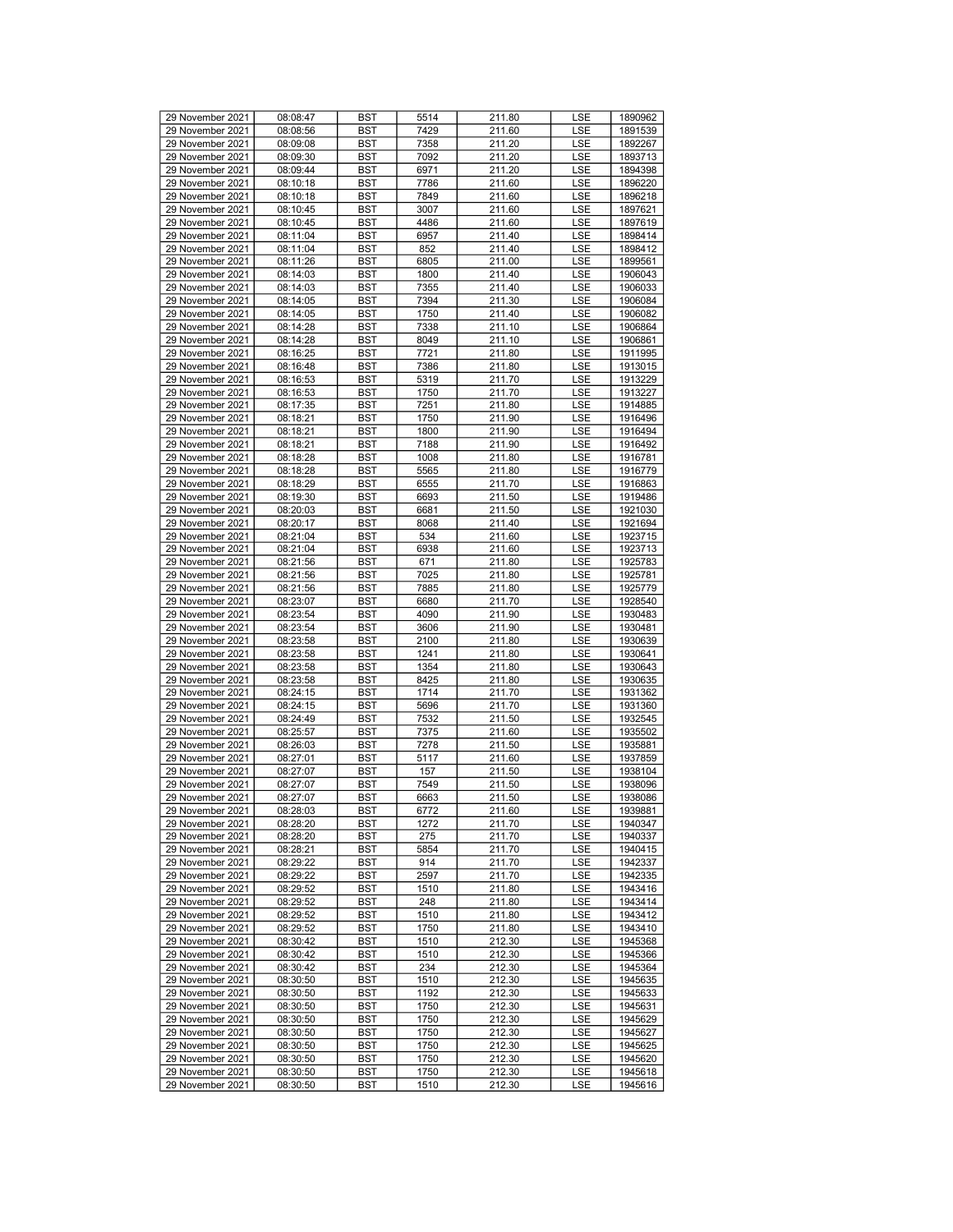| 29 November 2021 | 08:08:47 | BST | 5514 | 211.80 | LSE | 1890962 |
|---|---|---|---|---|---|---|
| 29 November 2021 | 08:08:56 | BST | 7429 | 211.60 | LSE | 1891539 |
| 29 November 2021 | 08:09:08 | BST | 7358 | 211.20 | LSE | 1892267 |
| 29 November 2021 | 08:09:30 | BST | 7092 | 211.20 | LSE | 1893713 |
| 29 November 2021 | 08:09:44 | BST | 6971 | 211.20 | LSE | 1894398 |
| 29 November 2021 | 08:10:18 | BST | 7786 | 211.60 | LSE | 1896220 |
| 29 November 2021 | 08:10:18 | BST | 7849 | 211.60 | LSE | 1896218 |
| 29 November 2021 | 08:10:45 | BST | 3007 | 211.60 | LSE | 1897621 |
| 29 November 2021 | 08:10:45 | BST | 4486 | 211.60 | LSE | 1897619 |
| 29 November 2021 | 08:11:04 | BST | 6957 | 211.40 | LSE | 1898414 |
| 29 November 2021 | 08:11:04 | BST | 852 | 211.40 | LSE | 1898412 |
| 29 November 2021 | 08:11:26 | BST | 6805 | 211.00 | LSE | 1899561 |
| 29 November 2021 | 08:14:03 | BST | 1800 | 211.40 | LSE | 1906043 |
| 29 November 2021 | 08:14:03 | BST | 7355 | 211.40 | LSE | 1906033 |
| 29 November 2021 | 08:14:05 | BST | 7394 | 211.30 | LSE | 1906084 |
| 29 November 2021 | 08:14:05 | BST | 1750 | 211.40 | LSE | 1906082 |
| 29 November 2021 | 08:14:28 | BST | 7338 | 211.10 | LSE | 1906864 |
| 29 November 2021 | 08:14:28 | BST | 8049 | 211.10 | LSE | 1906861 |
| 29 November 2021 | 08:16:25 | BST | 7721 | 211.80 | LSE | 1911995 |
| 29 November 2021 | 08:16:48 | BST | 7386 | 211.80 | LSE | 1913015 |
| 29 November 2021 | 08:16:53 | BST | 5319 | 211.70 | LSE | 1913229 |
| 29 November 2021 | 08:16:53 | BST | 1750 | 211.70 | LSE | 1913227 |
| 29 November 2021 | 08:17:35 | BST | 7251 | 211.80 | LSE | 1914885 |
| 29 November 2021 | 08:18:21 | BST | 1750 | 211.90 | LSE | 1916496 |
| 29 November 2021 | 08:18:21 | BST | 1800 | 211.90 | LSE | 1916494 |
| 29 November 2021 | 08:18:21 | BST | 7188 | 211.90 | LSE | 1916492 |
| 29 November 2021 | 08:18:28 | BST | 1008 | 211.80 | LSE | 1916781 |
| 29 November 2021 | 08:18:28 | BST | 5565 | 211.80 | LSE | 1916779 |
| 29 November 2021 | 08:18:29 | BST | 6555 | 211.70 | LSE | 1916863 |
| 29 November 2021 | 08:19:30 | BST | 6693 | 211.50 | LSE | 1919486 |
| 29 November 2021 | 08:20:03 | BST | 6681 | 211.50 | LSE | 1921030 |
| 29 November 2021 | 08:20:17 | BST | 8068 | 211.40 | LSE | 1921694 |
| 29 November 2021 | 08:21:04 | BST | 534 | 211.60 | LSE | 1923715 |
| 29 November 2021 | 08:21:04 | BST | 6938 | 211.60 | LSE | 1923713 |
| 29 November 2021 | 08:21:56 | BST | 671 | 211.80 | LSE | 1925783 |
| 29 November 2021 | 08:21:56 | BST | 7025 | 211.80 | LSE | 1925781 |
| 29 November 2021 | 08:21:56 | BST | 7885 | 211.80 | LSE | 1925779 |
| 29 November 2021 | 08:23:07 | BST | 6680 | 211.70 | LSE | 1928540 |
| 29 November 2021 | 08:23:54 | BST | 4090 | 211.90 | LSE | 1930483 |
| 29 November 2021 | 08:23:54 | BST | 3606 | 211.90 | LSE | 1930481 |
| 29 November 2021 | 08:23:58 | BST | 2100 | 211.80 | LSE | 1930639 |
| 29 November 2021 | 08:23:58 | BST | 1241 | 211.80 | LSE | 1930641 |
| 29 November 2021 | 08:23:58 | BST | 1354 | 211.80 | LSE | 1930643 |
| 29 November 2021 | 08:23:58 | BST | 8425 | 211.80 | LSE | 1930635 |
| 29 November 2021 | 08:24:15 | BST | 1714 | 211.70 | LSE | 1931362 |
| 29 November 2021 | 08:24:15 | BST | 5696 | 211.70 | LSE | 1931360 |
| 29 November 2021 | 08:24:49 | BST | 7532 | 211.50 | LSE | 1932545 |
| 29 November 2021 | 08:25:57 | BST | 7375 | 211.60 | LSE | 1935502 |
| 29 November 2021 | 08:26:03 | BST | 7278 | 211.50 | LSE | 1935881 |
| 29 November 2021 | 08:27:01 | BST | 5117 | 211.60 | LSE | 1937859 |
| 29 November 2021 | 08:27:07 | BST | 157 | 211.50 | LSE | 1938104 |
| 29 November 2021 | 08:27:07 | BST | 7549 | 211.50 | LSE | 1938096 |
| 29 November 2021 | 08:27:07 | BST | 6663 | 211.50 | LSE | 1938086 |
| 29 November 2021 | 08:28:03 | BST | 6772 | 211.60 | LSE | 1939881 |
| 29 November 2021 | 08:28:20 | BST | 1272 | 211.70 | LSE | 1940347 |
| 29 November 2021 | 08:28:20 | BST | 275 | 211.70 | LSE | 1940337 |
| 29 November 2021 | 08:28:21 | BST | 5854 | 211.70 | LSE | 1940415 |
| 29 November 2021 | 08:29:22 | BST | 914 | 211.70 | LSE | 1942337 |
| 29 November 2021 | 08:29:22 | BST | 2597 | 211.70 | LSE | 1942335 |
| 29 November 2021 | 08:29:52 | BST | 1510 | 211.80 | LSE | 1943416 |
| 29 November 2021 | 08:29:52 | BST | 248 | 211.80 | LSE | 1943414 |
| 29 November 2021 | 08:29:52 | BST | 1510 | 211.80 | LSE | 1943412 |
| 29 November 2021 | 08:29:52 | BST | 1750 | 211.80 | LSE | 1943410 |
| 29 November 2021 | 08:30:42 | BST | 1510 | 212.30 | LSE | 1945368 |
| 29 November 2021 | 08:30:42 | BST | 1510 | 212.30 | LSE | 1945366 |
| 29 November 2021 | 08:30:42 | BST | 234 | 212.30 | LSE | 1945364 |
| 29 November 2021 | 08:30:50 | BST | 1510 | 212.30 | LSE | 1945635 |
| 29 November 2021 | 08:30:50 | BST | 1192 | 212.30 | LSE | 1945633 |
| 29 November 2021 | 08:30:50 | BST | 1750 | 212.30 | LSE | 1945631 |
| 29 November 2021 | 08:30:50 | BST | 1750 | 212.30 | LSE | 1945629 |
| 29 November 2021 | 08:30:50 | BST | 1750 | 212.30 | LSE | 1945627 |
| 29 November 2021 | 08:30:50 | BST | 1750 | 212.30 | LSE | 1945625 |
| 29 November 2021 | 08:30:50 | BST | 1750 | 212.30 | LSE | 1945620 |
| 29 November 2021 | 08:30:50 | BST | 1750 | 212.30 | LSE | 1945618 |
| 29 November 2021 | 08:30:50 | BST | 1510 | 212.30 | LSE | 1945616 |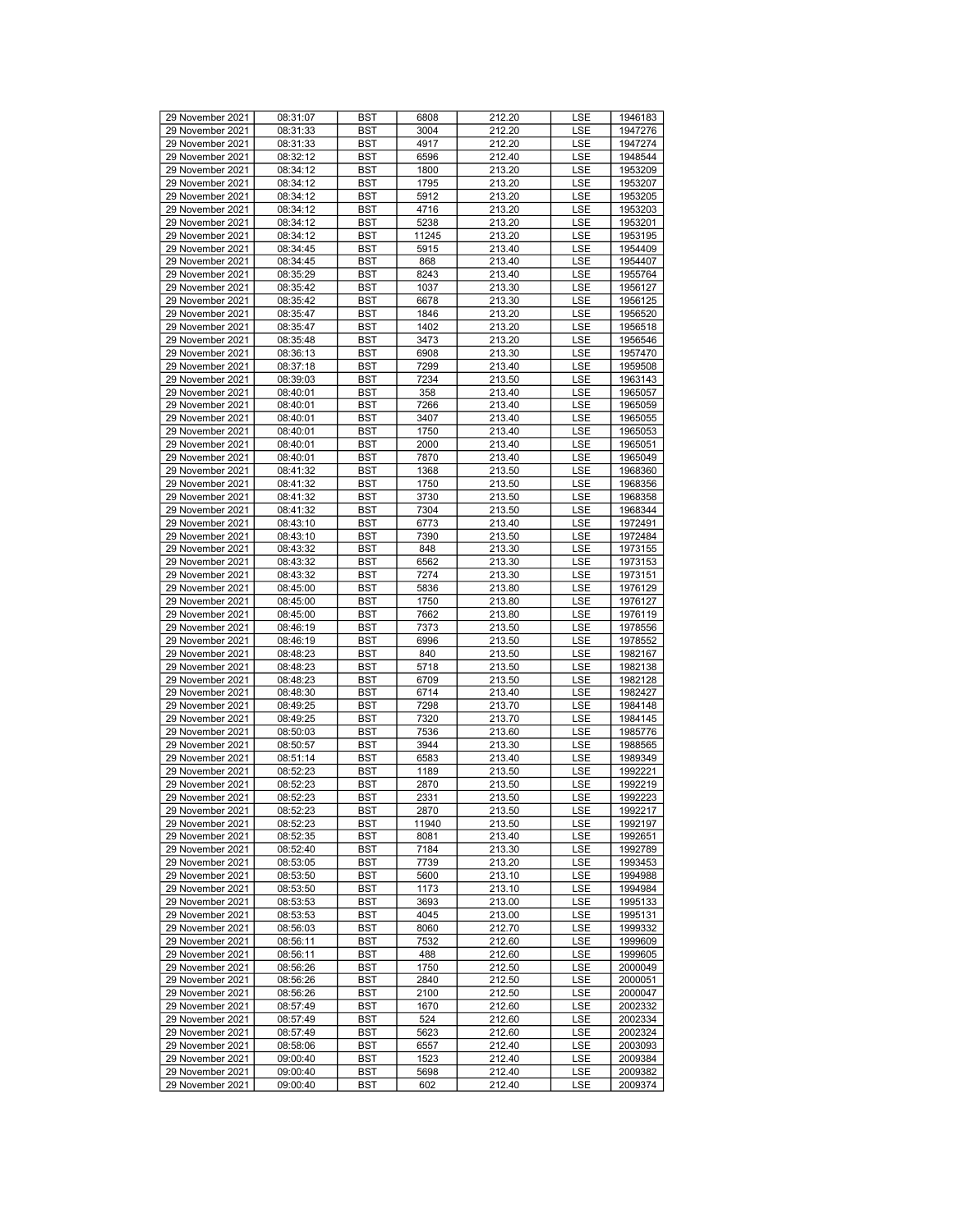| 29 November 2021 | 08:31:07 | BST | 6808 | 212.20 | LSE | 1946183 |
|---|---|---|---|---|---|---|
| 29 November 2021 | 08:31:33 | BST | 3004 | 212.20 | LSE | 1947276 |
| 29 November 2021 | 08:31:33 | BST | 4917 | 212.20 | LSE | 1947274 |
| 29 November 2021 | 08:32:12 | BST | 6596 | 212.40 | LSE | 1948544 |
| 29 November 2021 | 08:34:12 | BST | 1800 | 213.20 | LSE | 1953209 |
| 29 November 2021 | 08:34:12 | BST | 1795 | 213.20 | LSE | 1953207 |
| 29 November 2021 | 08:34:12 | BST | 5912 | 213.20 | LSE | 1953205 |
| 29 November 2021 | 08:34:12 | BST | 4716 | 213.20 | LSE | 1953203 |
| 29 November 2021 | 08:34:12 | BST | 5238 | 213.20 | LSE | 1953201 |
| 29 November 2021 | 08:34:12 | BST | 11245 | 213.20 | LSE | 1953195 |
| 29 November 2021 | 08:34:45 | BST | 5915 | 213.40 | LSE | 1954409 |
| 29 November 2021 | 08:34:45 | BST | 868 | 213.40 | LSE | 1954407 |
| 29 November 2021 | 08:35:29 | BST | 8243 | 213.40 | LSE | 1955764 |
| 29 November 2021 | 08:35:42 | BST | 1037 | 213.30 | LSE | 1956127 |
| 29 November 2021 | 08:35:42 | BST | 6678 | 213.30 | LSE | 1956125 |
| 29 November 2021 | 08:35:47 | BST | 1846 | 213.20 | LSE | 1956520 |
| 29 November 2021 | 08:35:47 | BST | 1402 | 213.20 | LSE | 1956518 |
| 29 November 2021 | 08:35:48 | BST | 3473 | 213.20 | LSE | 1956546 |
| 29 November 2021 | 08:36:13 | BST | 6908 | 213.30 | LSE | 1957470 |
| 29 November 2021 | 08:37:18 | BST | 7299 | 213.40 | LSE | 1959508 |
| 29 November 2021 | 08:39:03 | BST | 7234 | 213.50 | LSE | 1963143 |
| 29 November 2021 | 08:40:01 | BST | 358 | 213.40 | LSE | 1965057 |
| 29 November 2021 | 08:40:01 | BST | 7266 | 213.40 | LSE | 1965059 |
| 29 November 2021 | 08:40:01 | BST | 3407 | 213.40 | LSE | 1965055 |
| 29 November 2021 | 08:40:01 | BST | 1750 | 213.40 | LSE | 1965053 |
| 29 November 2021 | 08:40:01 | BST | 2000 | 213.40 | LSE | 1965051 |
| 29 November 2021 | 08:40:01 | BST | 7870 | 213.40 | LSE | 1965049 |
| 29 November 2021 | 08:41:32 | BST | 1368 | 213.50 | LSE | 1968360 |
| 29 November 2021 | 08:41:32 | BST | 1750 | 213.50 | LSE | 1968356 |
| 29 November 2021 | 08:41:32 | BST | 3730 | 213.50 | LSE | 1968358 |
| 29 November 2021 | 08:41:32 | BST | 7304 | 213.50 | LSE | 1968344 |
| 29 November 2021 | 08:43:10 | BST | 6773 | 213.40 | LSE | 1972491 |
| 29 November 2021 | 08:43:10 | BST | 7390 | 213.50 | LSE | 1972484 |
| 29 November 2021 | 08:43:32 | BST | 848 | 213.30 | LSE | 1973155 |
| 29 November 2021 | 08:43:32 | BST | 6562 | 213.30 | LSE | 1973153 |
| 29 November 2021 | 08:43:32 | BST | 7274 | 213.30 | LSE | 1973151 |
| 29 November 2021 | 08:45:00 | BST | 5836 | 213.80 | LSE | 1976129 |
| 29 November 2021 | 08:45:00 | BST | 1750 | 213.80 | LSE | 1976127 |
| 29 November 2021 | 08:45:00 | BST | 7662 | 213.80 | LSE | 1976119 |
| 29 November 2021 | 08:46:19 | BST | 7373 | 213.50 | LSE | 1978556 |
| 29 November 2021 | 08:46:19 | BST | 6996 | 213.50 | LSE | 1978552 |
| 29 November 2021 | 08:48:23 | BST | 840 | 213.50 | LSE | 1982167 |
| 29 November 2021 | 08:48:23 | BST | 5718 | 213.50 | LSE | 1982138 |
| 29 November 2021 | 08:48:23 | BST | 6709 | 213.50 | LSE | 1982128 |
| 29 November 2021 | 08:48:30 | BST | 6714 | 213.40 | LSE | 1982427 |
| 29 November 2021 | 08:49:25 | BST | 7298 | 213.70 | LSE | 1984148 |
| 29 November 2021 | 08:49:25 | BST | 7320 | 213.70 | LSE | 1984145 |
| 29 November 2021 | 08:50:03 | BST | 7536 | 213.60 | LSE | 1985776 |
| 29 November 2021 | 08:50:57 | BST | 3944 | 213.30 | LSE | 1988565 |
| 29 November 2021 | 08:51:14 | BST | 6583 | 213.40 | LSE | 1989349 |
| 29 November 2021 | 08:52:23 | BST | 1189 | 213.50 | LSE | 1992221 |
| 29 November 2021 | 08:52:23 | BST | 2870 | 213.50 | LSE | 1992219 |
| 29 November 2021 | 08:52:23 | BST | 2331 | 213.50 | LSE | 1992223 |
| 29 November 2021 | 08:52:23 | BST | 2870 | 213.50 | LSE | 1992217 |
| 29 November 2021 | 08:52:23 | BST | 11940 | 213.50 | LSE | 1992197 |
| 29 November 2021 | 08:52:35 | BST | 8081 | 213.40 | LSE | 1992651 |
| 29 November 2021 | 08:52:40 | BST | 7184 | 213.30 | LSE | 1992789 |
| 29 November 2021 | 08:53:05 | BST | 7739 | 213.20 | LSE | 1993453 |
| 29 November 2021 | 08:53:50 | BST | 5600 | 213.10 | LSE | 1994988 |
| 29 November 2021 | 08:53:50 | BST | 1173 | 213.10 | LSE | 1994984 |
| 29 November 2021 | 08:53:53 | BST | 3693 | 213.00 | LSE | 1995133 |
| 29 November 2021 | 08:53:53 | BST | 4045 | 213.00 | LSE | 1995131 |
| 29 November 2021 | 08:56:03 | BST | 8060 | 212.70 | LSE | 1999332 |
| 29 November 2021 | 08:56:11 | BST | 7532 | 212.60 | LSE | 1999609 |
| 29 November 2021 | 08:56:11 | BST | 488 | 212.60 | LSE | 1999605 |
| 29 November 2021 | 08:56:26 | BST | 1750 | 212.50 | LSE | 2000049 |
| 29 November 2021 | 08:56:26 | BST | 2840 | 212.50 | LSE | 2000051 |
| 29 November 2021 | 08:56:26 | BST | 2100 | 212.50 | LSE | 2000047 |
| 29 November 2021 | 08:57:49 | BST | 1670 | 212.60 | LSE | 2002332 |
| 29 November 2021 | 08:57:49 | BST | 524 | 212.60 | LSE | 2002334 |
| 29 November 2021 | 08:57:49 | BST | 5623 | 212.60 | LSE | 2002324 |
| 29 November 2021 | 08:58:06 | BST | 6557 | 212.40 | LSE | 2003093 |
| 29 November 2021 | 09:00:40 | BST | 1523 | 212.40 | LSE | 2009384 |
| 29 November 2021 | 09:00:40 | BST | 5698 | 212.40 | LSE | 2009382 |
| 29 November 2021 | 09:00:40 | BST | 602 | 212.40 | LSE | 2009374 |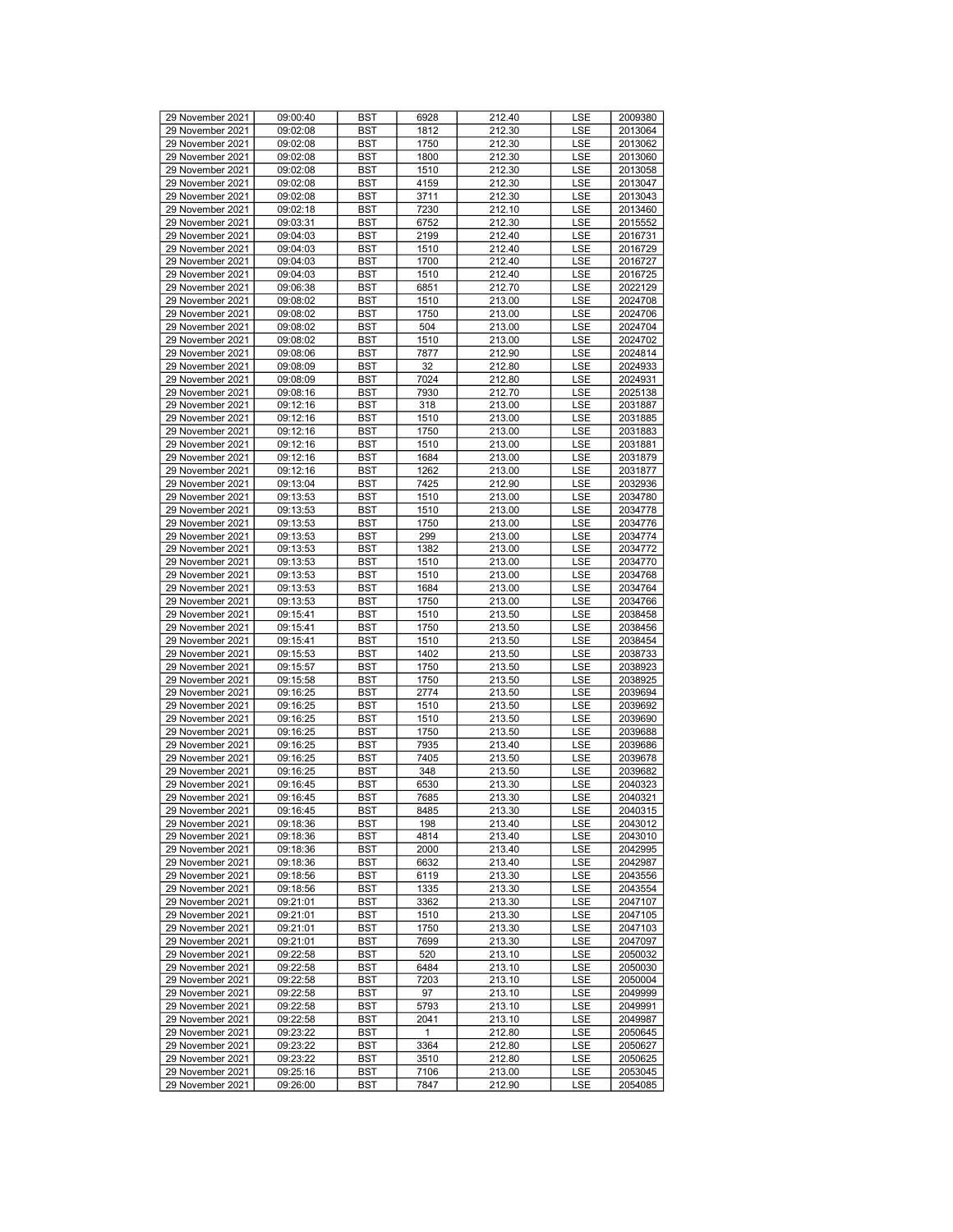| 29 November 2021 | 09:00:40 | BST | 6928 | 212.40 | LSE | 2009380 |
|---|---|---|---|---|---|---|
| 29 November 2021 | 09:02:08 | BST | 1812 | 212.30 | LSE | 2013064 |
| 29 November 2021 | 09:02:08 | BST | 1750 | 212.30 | LSE | 2013062 |
| 29 November 2021 | 09:02:08 | BST | 1800 | 212.30 | LSE | 2013060 |
| 29 November 2021 | 09:02:08 | BST | 1510 | 212.30 | LSE | 2013058 |
| 29 November 2021 | 09:02:08 | BST | 4159 | 212.30 | LSE | 2013047 |
| 29 November 2021 | 09:02:08 | BST | 3711 | 212.30 | LSE | 2013043 |
| 29 November 2021 | 09:02:18 | BST | 7230 | 212.10 | LSE | 2013460 |
| 29 November 2021 | 09:03:31 | BST | 6752 | 212.30 | LSE | 2015552 |
| 29 November 2021 | 09:04:03 | BST | 2199 | 212.40 | LSE | 2016731 |
| 29 November 2021 | 09:04:03 | BST | 1510 | 212.40 | LSE | 2016729 |
| 29 November 2021 | 09:04:03 | BST | 1700 | 212.40 | LSE | 2016727 |
| 29 November 2021 | 09:04:03 | BST | 1510 | 212.40 | LSE | 2016725 |
| 29 November 2021 | 09:06:38 | BST | 6851 | 212.70 | LSE | 2022129 |
| 29 November 2021 | 09:08:02 | BST | 1510 | 213.00 | LSE | 2024708 |
| 29 November 2021 | 09:08:02 | BST | 1750 | 213.00 | LSE | 2024706 |
| 29 November 2021 | 09:08:02 | BST | 504 | 213.00 | LSE | 2024704 |
| 29 November 2021 | 09:08:02 | BST | 1510 | 213.00 | LSE | 2024702 |
| 29 November 2021 | 09:08:06 | BST | 7877 | 212.90 | LSE | 2024814 |
| 29 November 2021 | 09:08:09 | BST | 32 | 212.80 | LSE | 2024933 |
| 29 November 2021 | 09:08:09 | BST | 7024 | 212.80 | LSE | 2024931 |
| 29 November 2021 | 09:08:16 | BST | 7930 | 212.70 | LSE | 2025138 |
| 29 November 2021 | 09:12:16 | BST | 318 | 213.00 | LSE | 2031887 |
| 29 November 2021 | 09:12:16 | BST | 1510 | 213.00 | LSE | 2031885 |
| 29 November 2021 | 09:12:16 | BST | 1750 | 213.00 | LSE | 2031883 |
| 29 November 2021 | 09:12:16 | BST | 1510 | 213.00 | LSE | 2031881 |
| 29 November 2021 | 09:12:16 | BST | 1684 | 213.00 | LSE | 2031879 |
| 29 November 2021 | 09:12:16 | BST | 1262 | 213.00 | LSE | 2031877 |
| 29 November 2021 | 09:13:04 | BST | 7425 | 212.90 | LSE | 2032936 |
| 29 November 2021 | 09:13:53 | BST | 1510 | 213.00 | LSE | 2034780 |
| 29 November 2021 | 09:13:53 | BST | 1510 | 213.00 | LSE | 2034778 |
| 29 November 2021 | 09:13:53 | BST | 1750 | 213.00 | LSE | 2034776 |
| 29 November 2021 | 09:13:53 | BST | 299 | 213.00 | LSE | 2034774 |
| 29 November 2021 | 09:13:53 | BST | 1382 | 213.00 | LSE | 2034772 |
| 29 November 2021 | 09:13:53 | BST | 1510 | 213.00 | LSE | 2034770 |
| 29 November 2021 | 09:13:53 | BST | 1510 | 213.00 | LSE | 2034768 |
| 29 November 2021 | 09:13:53 | BST | 1684 | 213.00 | LSE | 2034764 |
| 29 November 2021 | 09:13:53 | BST | 1750 | 213.00 | LSE | 2034766 |
| 29 November 2021 | 09:15:41 | BST | 1510 | 213.50 | LSE | 2038458 |
| 29 November 2021 | 09:15:41 | BST | 1750 | 213.50 | LSE | 2038456 |
| 29 November 2021 | 09:15:41 | BST | 1510 | 213.50 | LSE | 2038454 |
| 29 November 2021 | 09:15:53 | BST | 1402 | 213.50 | LSE | 2038733 |
| 29 November 2021 | 09:15:57 | BST | 1750 | 213.50 | LSE | 2038923 |
| 29 November 2021 | 09:15:58 | BST | 1750 | 213.50 | LSE | 2038925 |
| 29 November 2021 | 09:16:25 | BST | 2774 | 213.50 | LSE | 2039694 |
| 29 November 2021 | 09:16:25 | BST | 1510 | 213.50 | LSE | 2039692 |
| 29 November 2021 | 09:16:25 | BST | 1510 | 213.50 | LSE | 2039690 |
| 29 November 2021 | 09:16:25 | BST | 1750 | 213.50 | LSE | 2039688 |
| 29 November 2021 | 09:16:25 | BST | 7935 | 213.40 | LSE | 2039686 |
| 29 November 2021 | 09:16:25 | BST | 7405 | 213.50 | LSE | 2039678 |
| 29 November 2021 | 09:16:25 | BST | 348 | 213.50 | LSE | 2039682 |
| 29 November 2021 | 09:16:45 | BST | 6530 | 213.30 | LSE | 2040323 |
| 29 November 2021 | 09:16:45 | BST | 7685 | 213.30 | LSE | 2040321 |
| 29 November 2021 | 09:16:45 | BST | 8485 | 213.30 | LSE | 2040315 |
| 29 November 2021 | 09:18:36 | BST | 198 | 213.40 | LSE | 2043012 |
| 29 November 2021 | 09:18:36 | BST | 4814 | 213.40 | LSE | 2043010 |
| 29 November 2021 | 09:18:36 | BST | 2000 | 213.40 | LSE | 2042995 |
| 29 November 2021 | 09:18:36 | BST | 6632 | 213.40 | LSE | 2042987 |
| 29 November 2021 | 09:18:56 | BST | 6119 | 213.30 | LSE | 2043556 |
| 29 November 2021 | 09:18:56 | BST | 1335 | 213.30 | LSE | 2043554 |
| 29 November 2021 | 09:21:01 | BST | 3362 | 213.30 | LSE | 2047107 |
| 29 November 2021 | 09:21:01 | BST | 1510 | 213.30 | LSE | 2047105 |
| 29 November 2021 | 09:21:01 | BST | 1750 | 213.30 | LSE | 2047103 |
| 29 November 2021 | 09:21:01 | BST | 7699 | 213.30 | LSE | 2047097 |
| 29 November 2021 | 09:22:58 | BST | 520 | 213.10 | LSE | 2050032 |
| 29 November 2021 | 09:22:58 | BST | 6484 | 213.10 | LSE | 2050030 |
| 29 November 2021 | 09:22:58 | BST | 7203 | 213.10 | LSE | 2050004 |
| 29 November 2021 | 09:22:58 | BST | 97 | 213.10 | LSE | 2049999 |
| 29 November 2021 | 09:22:58 | BST | 5793 | 213.10 | LSE | 2049991 |
| 29 November 2021 | 09:22:58 | BST | 2041 | 213.10 | LSE | 2049987 |
| 29 November 2021 | 09:23:22 | BST | 1 | 212.80 | LSE | 2050645 |
| 29 November 2021 | 09:23:22 | BST | 3364 | 212.80 | LSE | 2050627 |
| 29 November 2021 | 09:23:22 | BST | 3510 | 212.80 | LSE | 2050625 |
| 29 November 2021 | 09:25:16 | BST | 7106 | 213.00 | LSE | 2053045 |
| 29 November 2021 | 09:26:00 | BST | 7847 | 212.90 | LSE | 2054085 |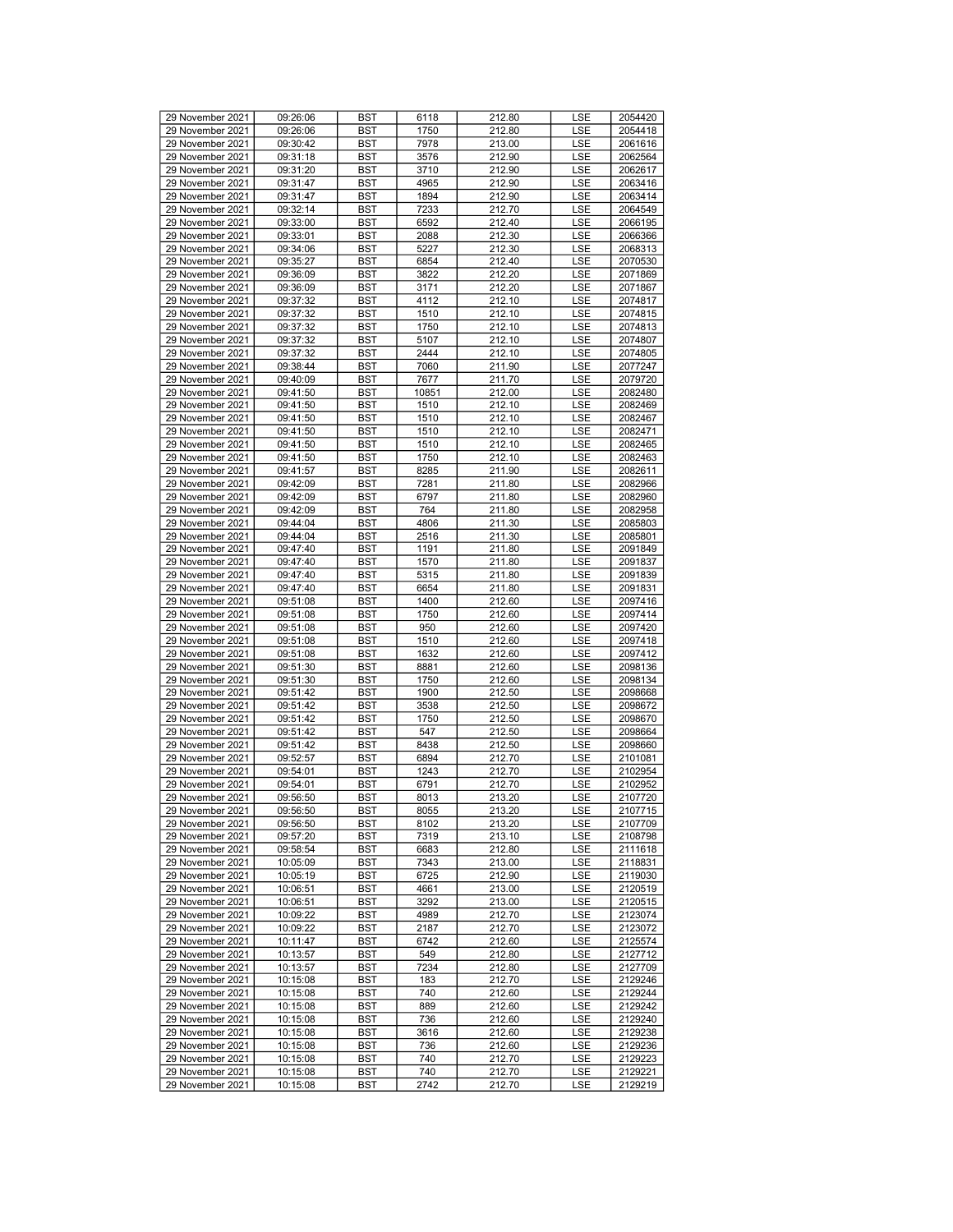| 29 November 2021 | 09:26:06 | BST | 6118 | 212.80 | LSE | 2054420 |
|---|---|---|---|---|---|---|
| 29 November 2021 | 09:26:06 | BST | 1750 | 212.80 | LSE | 2054418 |
| 29 November 2021 | 09:30:42 | BST | 7978 | 213.00 | LSE | 2061616 |
| 29 November 2021 | 09:31:18 | BST | 3576 | 212.90 | LSE | 2062564 |
| 29 November 2021 | 09:31:20 | BST | 3710 | 212.90 | LSE | 2062617 |
| 29 November 2021 | 09:31:47 | BST | 4965 | 212.90 | LSE | 2063416 |
| 29 November 2021 | 09:31:47 | BST | 1894 | 212.90 | LSE | 2063414 |
| 29 November 2021 | 09:32:14 | BST | 7233 | 212.70 | LSE | 2064549 |
| 29 November 2021 | 09:33:00 | BST | 6592 | 212.40 | LSE | 2066195 |
| 29 November 2021 | 09:33:01 | BST | 2088 | 212.30 | LSE | 2066366 |
| 29 November 2021 | 09:34:06 | BST | 5227 | 212.30 | LSE | 2068313 |
| 29 November 2021 | 09:35:27 | BST | 6854 | 212.40 | LSE | 2070530 |
| 29 November 2021 | 09:36:09 | BST | 3822 | 212.20 | LSE | 2071869 |
| 29 November 2021 | 09:36:09 | BST | 3171 | 212.20 | LSE | 2071867 |
| 29 November 2021 | 09:37:32 | BST | 4112 | 212.10 | LSE | 2074817 |
| 29 November 2021 | 09:37:32 | BST | 1510 | 212.10 | LSE | 2074815 |
| 29 November 2021 | 09:37:32 | BST | 1750 | 212.10 | LSE | 2074813 |
| 29 November 2021 | 09:37:32 | BST | 5107 | 212.10 | LSE | 2074807 |
| 29 November 2021 | 09:37:32 | BST | 2444 | 212.10 | LSE | 2074805 |
| 29 November 2021 | 09:38:44 | BST | 7060 | 211.90 | LSE | 2077247 |
| 29 November 2021 | 09:40:09 | BST | 7677 | 211.70 | LSE | 2079720 |
| 29 November 2021 | 09:41:50 | BST | 10851 | 212.00 | LSE | 2082480 |
| 29 November 2021 | 09:41:50 | BST | 1510 | 212.10 | LSE | 2082469 |
| 29 November 2021 | 09:41:50 | BST | 1510 | 212.10 | LSE | 2082467 |
| 29 November 2021 | 09:41:50 | BST | 1510 | 212.10 | LSE | 2082471 |
| 29 November 2021 | 09:41:50 | BST | 1510 | 212.10 | LSE | 2082465 |
| 29 November 2021 | 09:41:50 | BST | 1750 | 212.10 | LSE | 2082463 |
| 29 November 2021 | 09:41:57 | BST | 8285 | 211.90 | LSE | 2082611 |
| 29 November 2021 | 09:42:09 | BST | 7281 | 211.80 | LSE | 2082966 |
| 29 November 2021 | 09:42:09 | BST | 6797 | 211.80 | LSE | 2082960 |
| 29 November 2021 | 09:42:09 | BST | 764 | 211.80 | LSE | 2082958 |
| 29 November 2021 | 09:44:04 | BST | 4806 | 211.30 | LSE | 2085803 |
| 29 November 2021 | 09:44:04 | BST | 2516 | 211.30 | LSE | 2085801 |
| 29 November 2021 | 09:47:40 | BST | 1191 | 211.80 | LSE | 2091849 |
| 29 November 2021 | 09:47:40 | BST | 1570 | 211.80 | LSE | 2091837 |
| 29 November 2021 | 09:47:40 | BST | 5315 | 211.80 | LSE | 2091839 |
| 29 November 2021 | 09:47:40 | BST | 6654 | 211.80 | LSE | 2091831 |
| 29 November 2021 | 09:51:08 | BST | 1400 | 212.60 | LSE | 2097416 |
| 29 November 2021 | 09:51:08 | BST | 1750 | 212.60 | LSE | 2097414 |
| 29 November 2021 | 09:51:08 | BST | 950 | 212.60 | LSE | 2097420 |
| 29 November 2021 | 09:51:08 | BST | 1510 | 212.60 | LSE | 2097418 |
| 29 November 2021 | 09:51:08 | BST | 1632 | 212.60 | LSE | 2097412 |
| 29 November 2021 | 09:51:30 | BST | 8881 | 212.60 | LSE | 2098136 |
| 29 November 2021 | 09:51:30 | BST | 1750 | 212.60 | LSE | 2098134 |
| 29 November 2021 | 09:51:42 | BST | 1900 | 212.50 | LSE | 2098668 |
| 29 November 2021 | 09:51:42 | BST | 3538 | 212.50 | LSE | 2098672 |
| 29 November 2021 | 09:51:42 | BST | 1750 | 212.50 | LSE | 2098670 |
| 29 November 2021 | 09:51:42 | BST | 547 | 212.50 | LSE | 2098664 |
| 29 November 2021 | 09:51:42 | BST | 8438 | 212.50 | LSE | 2098660 |
| 29 November 2021 | 09:52:57 | BST | 6894 | 212.70 | LSE | 2101081 |
| 29 November 2021 | 09:54:01 | BST | 1243 | 212.70 | LSE | 2102954 |
| 29 November 2021 | 09:54:01 | BST | 6791 | 212.70 | LSE | 2102952 |
| 29 November 2021 | 09:56:50 | BST | 8013 | 213.20 | LSE | 2107720 |
| 29 November 2021 | 09:56:50 | BST | 8055 | 213.20 | LSE | 2107715 |
| 29 November 2021 | 09:56:50 | BST | 8102 | 213.20 | LSE | 2107709 |
| 29 November 2021 | 09:57:20 | BST | 7319 | 213.10 | LSE | 2108798 |
| 29 November 2021 | 09:58:54 | BST | 6683 | 212.80 | LSE | 2111618 |
| 29 November 2021 | 10:05:09 | BST | 7343 | 213.00 | LSE | 2118831 |
| 29 November 2021 | 10:05:19 | BST | 6725 | 212.90 | LSE | 2119030 |
| 29 November 2021 | 10:06:51 | BST | 4661 | 213.00 | LSE | 2120519 |
| 29 November 2021 | 10:06:51 | BST | 3292 | 213.00 | LSE | 2120515 |
| 29 November 2021 | 10:09:22 | BST | 4989 | 212.70 | LSE | 2123074 |
| 29 November 2021 | 10:09:22 | BST | 2187 | 212.70 | LSE | 2123072 |
| 29 November 2021 | 10:11:47 | BST | 6742 | 212.60 | LSE | 2125574 |
| 29 November 2021 | 10:13:57 | BST | 549 | 212.80 | LSE | 2127712 |
| 29 November 2021 | 10:13:57 | BST | 7234 | 212.80 | LSE | 2127709 |
| 29 November 2021 | 10:15:08 | BST | 183 | 212.70 | LSE | 2129246 |
| 29 November 2021 | 10:15:08 | BST | 740 | 212.60 | LSE | 2129244 |
| 29 November 2021 | 10:15:08 | BST | 889 | 212.60 | LSE | 2129242 |
| 29 November 2021 | 10:15:08 | BST | 736 | 212.60 | LSE | 2129240 |
| 29 November 2021 | 10:15:08 | BST | 3616 | 212.60 | LSE | 2129238 |
| 29 November 2021 | 10:15:08 | BST | 736 | 212.60 | LSE | 2129236 |
| 29 November 2021 | 10:15:08 | BST | 740 | 212.70 | LSE | 2129223 |
| 29 November 2021 | 10:15:08 | BST | 740 | 212.70 | LSE | 2129221 |
| 29 November 2021 | 10:15:08 | BST | 2742 | 212.70 | LSE | 2129219 |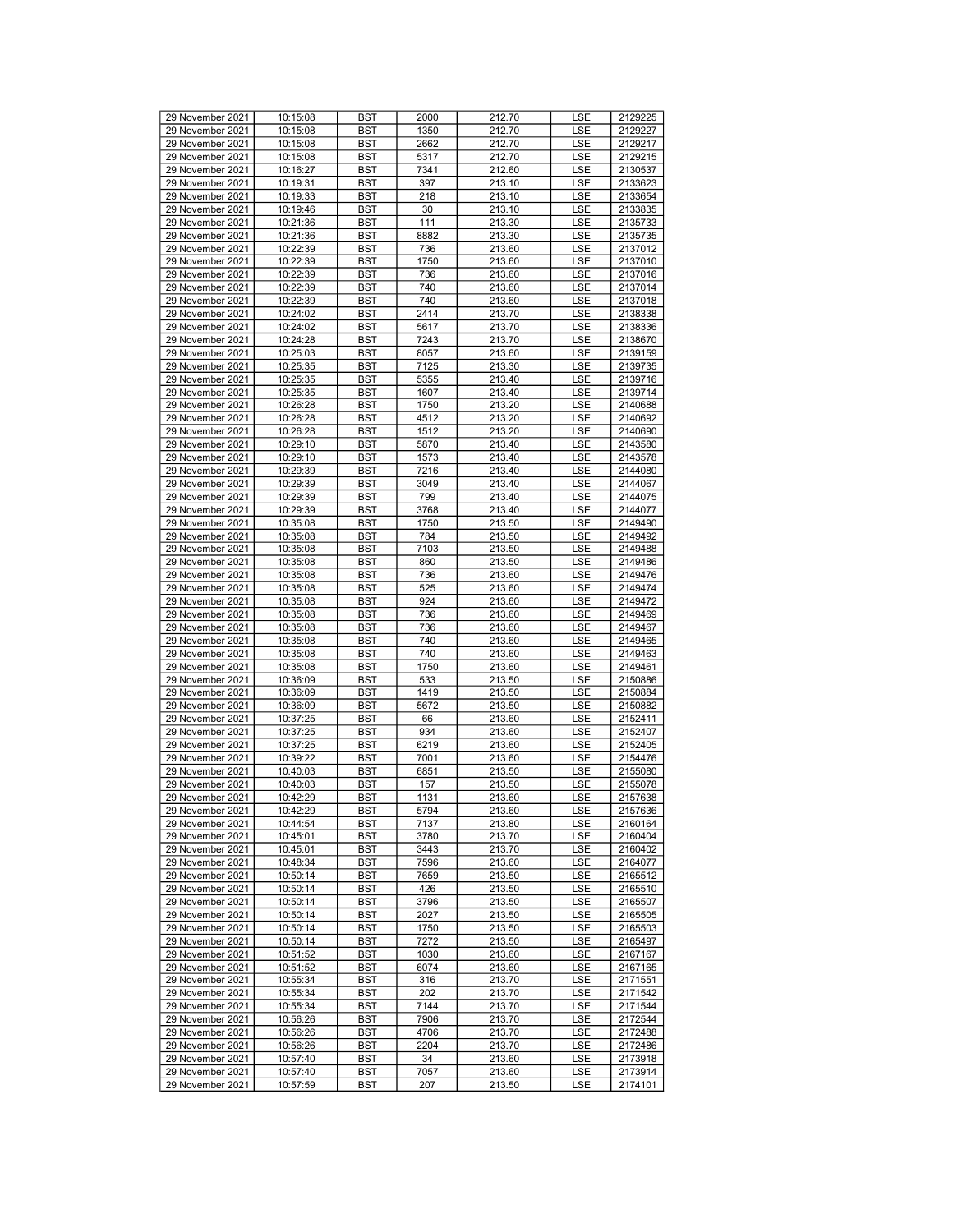| 29 November 2021 | 10:15:08 | BST | 2000 | 212.70 | LSE | 2129225 |
|---|---|---|---|---|---|---|
| 29 November 2021 | 10:15:08 | BST | 1350 | 212.70 | LSE | 2129227 |
| 29 November 2021 | 10:15:08 | BST | 2662 | 212.70 | LSE | 2129217 |
| 29 November 2021 | 10:15:08 | BST | 5317 | 212.70 | LSE | 2129215 |
| 29 November 2021 | 10:16:27 | BST | 7341 | 212.60 | LSE | 2130537 |
| 29 November 2021 | 10:19:31 | BST | 397 | 213.10 | LSE | 2133623 |
| 29 November 2021 | 10:19:33 | BST | 218 | 213.10 | LSE | 2133654 |
| 29 November 2021 | 10:19:46 | BST | 30 | 213.10 | LSE | 2133835 |
| 29 November 2021 | 10:21:36 | BST | 111 | 213.30 | LSE | 2135733 |
| 29 November 2021 | 10:21:36 | BST | 8882 | 213.30 | LSE | 2135735 |
| 29 November 2021 | 10:22:39 | BST | 736 | 213.60 | LSE | 2137012 |
| 29 November 2021 | 10:22:39 | BST | 1750 | 213.60 | LSE | 2137010 |
| 29 November 2021 | 10:22:39 | BST | 736 | 213.60 | LSE | 2137016 |
| 29 November 2021 | 10:22:39 | BST | 740 | 213.60 | LSE | 2137014 |
| 29 November 2021 | 10:22:39 | BST | 740 | 213.60 | LSE | 2137018 |
| 29 November 2021 | 10:24:02 | BST | 2414 | 213.70 | LSE | 2138338 |
| 29 November 2021 | 10:24:02 | BST | 5617 | 213.70 | LSE | 2138336 |
| 29 November 2021 | 10:24:28 | BST | 7243 | 213.70 | LSE | 2138670 |
| 29 November 2021 | 10:25:03 | BST | 8057 | 213.60 | LSE | 2139159 |
| 29 November 2021 | 10:25:35 | BST | 7125 | 213.30 | LSE | 2139735 |
| 29 November 2021 | 10:25:35 | BST | 5355 | 213.40 | LSE | 2139716 |
| 29 November 2021 | 10:25:35 | BST | 1607 | 213.40 | LSE | 2139714 |
| 29 November 2021 | 10:26:28 | BST | 1750 | 213.20 | LSE | 2140688 |
| 29 November 2021 | 10:26:28 | BST | 4512 | 213.20 | LSE | 2140692 |
| 29 November 2021 | 10:26:28 | BST | 1512 | 213.20 | LSE | 2140690 |
| 29 November 2021 | 10:29:10 | BST | 5870 | 213.40 | LSE | 2143580 |
| 29 November 2021 | 10:29:10 | BST | 1573 | 213.40 | LSE | 2143578 |
| 29 November 2021 | 10:29:39 | BST | 7216 | 213.40 | LSE | 2144080 |
| 29 November 2021 | 10:29:39 | BST | 3049 | 213.40 | LSE | 2144067 |
| 29 November 2021 | 10:29:39 | BST | 799 | 213.40 | LSE | 2144075 |
| 29 November 2021 | 10:29:39 | BST | 3768 | 213.40 | LSE | 2144077 |
| 29 November 2021 | 10:35:08 | BST | 1750 | 213.50 | LSE | 2149490 |
| 29 November 2021 | 10:35:08 | BST | 784 | 213.50 | LSE | 2149492 |
| 29 November 2021 | 10:35:08 | BST | 7103 | 213.50 | LSE | 2149488 |
| 29 November 2021 | 10:35:08 | BST | 860 | 213.50 | LSE | 2149486 |
| 29 November 2021 | 10:35:08 | BST | 736 | 213.60 | LSE | 2149476 |
| 29 November 2021 | 10:35:08 | BST | 525 | 213.60 | LSE | 2149474 |
| 29 November 2021 | 10:35:08 | BST | 924 | 213.60 | LSE | 2149472 |
| 29 November 2021 | 10:35:08 | BST | 736 | 213.60 | LSE | 2149469 |
| 29 November 2021 | 10:35:08 | BST | 736 | 213.60 | LSE | 2149467 |
| 29 November 2021 | 10:35:08 | BST | 740 | 213.60 | LSE | 2149465 |
| 29 November 2021 | 10:35:08 | BST | 740 | 213.60 | LSE | 2149463 |
| 29 November 2021 | 10:35:08 | BST | 1750 | 213.60 | LSE | 2149461 |
| 29 November 2021 | 10:36:09 | BST | 533 | 213.50 | LSE | 2150886 |
| 29 November 2021 | 10:36:09 | BST | 1419 | 213.50 | LSE | 2150884 |
| 29 November 2021 | 10:36:09 | BST | 5672 | 213.50 | LSE | 2150882 |
| 29 November 2021 | 10:37:25 | BST | 66 | 213.60 | LSE | 2152411 |
| 29 November 2021 | 10:37:25 | BST | 934 | 213.60 | LSE | 2152407 |
| 29 November 2021 | 10:37:25 | BST | 6219 | 213.60 | LSE | 2152405 |
| 29 November 2021 | 10:39:22 | BST | 7001 | 213.60 | LSE | 2154476 |
| 29 November 2021 | 10:40:03 | BST | 6851 | 213.50 | LSE | 2155080 |
| 29 November 2021 | 10:40:03 | BST | 157 | 213.50 | LSE | 2155078 |
| 29 November 2021 | 10:42:29 | BST | 1131 | 213.60 | LSE | 2157638 |
| 29 November 2021 | 10:42:29 | BST | 5794 | 213.60 | LSE | 2157636 |
| 29 November 2021 | 10:44:54 | BST | 7137 | 213.80 | LSE | 2160164 |
| 29 November 2021 | 10:45:01 | BST | 3780 | 213.70 | LSE | 2160404 |
| 29 November 2021 | 10:45:01 | BST | 3443 | 213.70 | LSE | 2160402 |
| 29 November 2021 | 10:48:34 | BST | 7596 | 213.60 | LSE | 2164077 |
| 29 November 2021 | 10:50:14 | BST | 7659 | 213.50 | LSE | 2165512 |
| 29 November 2021 | 10:50:14 | BST | 426 | 213.50 | LSE | 2165510 |
| 29 November 2021 | 10:50:14 | BST | 3796 | 213.50 | LSE | 2165507 |
| 29 November 2021 | 10:50:14 | BST | 2027 | 213.50 | LSE | 2165505 |
| 29 November 2021 | 10:50:14 | BST | 1750 | 213.50 | LSE | 2165503 |
| 29 November 2021 | 10:50:14 | BST | 7272 | 213.50 | LSE | 2165497 |
| 29 November 2021 | 10:51:52 | BST | 1030 | 213.60 | LSE | 2167167 |
| 29 November 2021 | 10:51:52 | BST | 6074 | 213.60 | LSE | 2167165 |
| 29 November 2021 | 10:55:34 | BST | 316 | 213.70 | LSE | 2171551 |
| 29 November 2021 | 10:55:34 | BST | 202 | 213.70 | LSE | 2171542 |
| 29 November 2021 | 10:55:34 | BST | 7144 | 213.70 | LSE | 2171544 |
| 29 November 2021 | 10:56:26 | BST | 7906 | 213.70 | LSE | 2172544 |
| 29 November 2021 | 10:56:26 | BST | 4706 | 213.70 | LSE | 2172488 |
| 29 November 2021 | 10:56:26 | BST | 2204 | 213.70 | LSE | 2172486 |
| 29 November 2021 | 10:57:40 | BST | 34 | 213.60 | LSE | 2173918 |
| 29 November 2021 | 10:57:40 | BST | 7057 | 213.60 | LSE | 2173914 |
| 29 November 2021 | 10:57:59 | BST | 207 | 213.50 | LSE | 2174101 |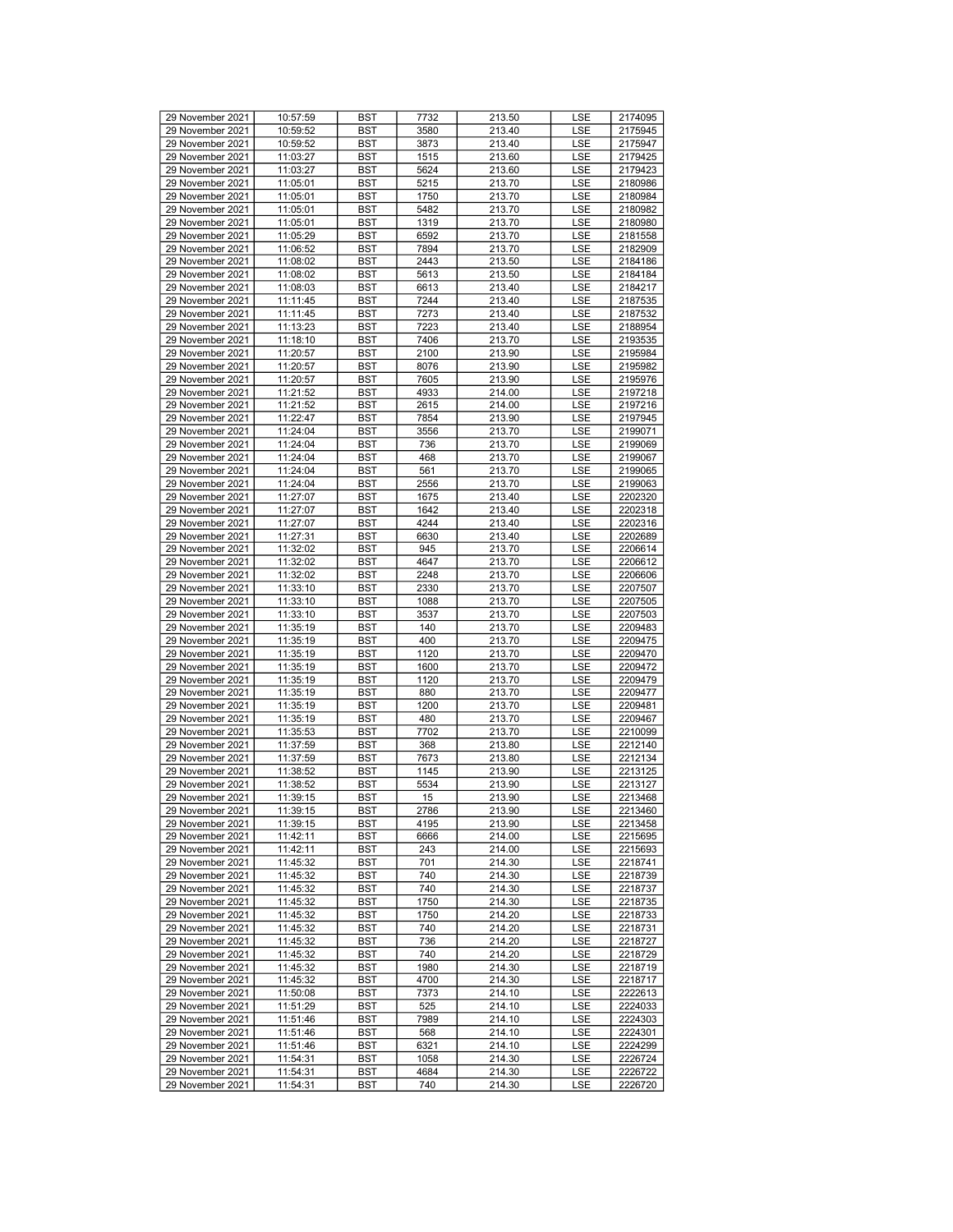| 29 November 2021 | 10:57:59 | BST | 7732 | 213.50 | LSE | 2174095 |
|---|---|---|---|---|---|---|
| 29 November 2021 | 10:59:52 | BST | 3580 | 213.40 | LSE | 2175945 |
| 29 November 2021 | 10:59:52 | BST | 3873 | 213.40 | LSE | 2175947 |
| 29 November 2021 | 11:03:27 | BST | 1515 | 213.60 | LSE | 2179425 |
| 29 November 2021 | 11:03:27 | BST | 5624 | 213.60 | LSE | 2179423 |
| 29 November 2021 | 11:05:01 | BST | 5215 | 213.70 | LSE | 2180986 |
| 29 November 2021 | 11:05:01 | BST | 1750 | 213.70 | LSE | 2180984 |
| 29 November 2021 | 11:05:01 | BST | 5482 | 213.70 | LSE | 2180982 |
| 29 November 2021 | 11:05:01 | BST | 1319 | 213.70 | LSE | 2180980 |
| 29 November 2021 | 11:05:29 | BST | 6592 | 213.70 | LSE | 2181558 |
| 29 November 2021 | 11:06:52 | BST | 7894 | 213.70 | LSE | 2182909 |
| 29 November 2021 | 11:08:02 | BST | 2443 | 213.50 | LSE | 2184186 |
| 29 November 2021 | 11:08:02 | BST | 5613 | 213.50 | LSE | 2184184 |
| 29 November 2021 | 11:08:03 | BST | 6613 | 213.40 | LSE | 2184217 |
| 29 November 2021 | 11:11:45 | BST | 7244 | 213.40 | LSE | 2187535 |
| 29 November 2021 | 11:11:45 | BST | 7273 | 213.40 | LSE | 2187532 |
| 29 November 2021 | 11:13:23 | BST | 7223 | 213.40 | LSE | 2188954 |
| 29 November 2021 | 11:18:10 | BST | 7406 | 213.70 | LSE | 2193535 |
| 29 November 2021 | 11:20:57 | BST | 2100 | 213.90 | LSE | 2195984 |
| 29 November 2021 | 11:20:57 | BST | 8076 | 213.90 | LSE | 2195982 |
| 29 November 2021 | 11:20:57 | BST | 7605 | 213.90 | LSE | 2195976 |
| 29 November 2021 | 11:21:52 | BST | 4933 | 214.00 | LSE | 2197218 |
| 29 November 2021 | 11:21:52 | BST | 2615 | 214.00 | LSE | 2197216 |
| 29 November 2021 | 11:22:47 | BST | 7854 | 213.90 | LSE | 2197945 |
| 29 November 2021 | 11:24:04 | BST | 3556 | 213.70 | LSE | 2199071 |
| 29 November 2021 | 11:24:04 | BST | 736 | 213.70 | LSE | 2199069 |
| 29 November 2021 | 11:24:04 | BST | 468 | 213.70 | LSE | 2199067 |
| 29 November 2021 | 11:24:04 | BST | 561 | 213.70 | LSE | 2199065 |
| 29 November 2021 | 11:24:04 | BST | 2556 | 213.70 | LSE | 2199063 |
| 29 November 2021 | 11:27:07 | BST | 1675 | 213.40 | LSE | 2202320 |
| 29 November 2021 | 11:27:07 | BST | 1642 | 213.40 | LSE | 2202318 |
| 29 November 2021 | 11:27:07 | BST | 4244 | 213.40 | LSE | 2202316 |
| 29 November 2021 | 11:27:31 | BST | 6630 | 213.40 | LSE | 2202689 |
| 29 November 2021 | 11:32:02 | BST | 945 | 213.70 | LSE | 2206614 |
| 29 November 2021 | 11:32:02 | BST | 4647 | 213.70 | LSE | 2206612 |
| 29 November 2021 | 11:32:02 | BST | 2248 | 213.70 | LSE | 2206606 |
| 29 November 2021 | 11:33:10 | BST | 2330 | 213.70 | LSE | 2207507 |
| 29 November 2021 | 11:33:10 | BST | 1088 | 213.70 | LSE | 2207505 |
| 29 November 2021 | 11:33:10 | BST | 3537 | 213.70 | LSE | 2207503 |
| 29 November 2021 | 11:35:19 | BST | 140 | 213.70 | LSE | 2209483 |
| 29 November 2021 | 11:35:19 | BST | 400 | 213.70 | LSE | 2209475 |
| 29 November 2021 | 11:35:19 | BST | 1120 | 213.70 | LSE | 2209470 |
| 29 November 2021 | 11:35:19 | BST | 1600 | 213.70 | LSE | 2209472 |
| 29 November 2021 | 11:35:19 | BST | 1120 | 213.70 | LSE | 2209479 |
| 29 November 2021 | 11:35:19 | BST | 880 | 213.70 | LSE | 2209477 |
| 29 November 2021 | 11:35:19 | BST | 1200 | 213.70 | LSE | 2209481 |
| 29 November 2021 | 11:35:19 | BST | 480 | 213.70 | LSE | 2209467 |
| 29 November 2021 | 11:35:53 | BST | 7702 | 213.70 | LSE | 2210099 |
| 29 November 2021 | 11:37:59 | BST | 368 | 213.80 | LSE | 2212140 |
| 29 November 2021 | 11:37:59 | BST | 7673 | 213.80 | LSE | 2212134 |
| 29 November 2021 | 11:38:52 | BST | 1145 | 213.90 | LSE | 2213125 |
| 29 November 2021 | 11:38:52 | BST | 5534 | 213.90 | LSE | 2213127 |
| 29 November 2021 | 11:39:15 | BST | 15 | 213.90 | LSE | 2213468 |
| 29 November 2021 | 11:39:15 | BST | 2786 | 213.90 | LSE | 2213460 |
| 29 November 2021 | 11:39:15 | BST | 4195 | 213.90 | LSE | 2213458 |
| 29 November 2021 | 11:42:11 | BST | 6666 | 214.00 | LSE | 2215695 |
| 29 November 2021 | 11:42:11 | BST | 243 | 214.00 | LSE | 2215693 |
| 29 November 2021 | 11:45:32 | BST | 701 | 214.30 | LSE | 2218741 |
| 29 November 2021 | 11:45:32 | BST | 740 | 214.30 | LSE | 2218739 |
| 29 November 2021 | 11:45:32 | BST | 740 | 214.30 | LSE | 2218737 |
| 29 November 2021 | 11:45:32 | BST | 1750 | 214.30 | LSE | 2218735 |
| 29 November 2021 | 11:45:32 | BST | 1750 | 214.20 | LSE | 2218733 |
| 29 November 2021 | 11:45:32 | BST | 740 | 214.20 | LSE | 2218731 |
| 29 November 2021 | 11:45:32 | BST | 736 | 214.20 | LSE | 2218727 |
| 29 November 2021 | 11:45:32 | BST | 740 | 214.20 | LSE | 2218729 |
| 29 November 2021 | 11:45:32 | BST | 1980 | 214.30 | LSE | 2218719 |
| 29 November 2021 | 11:45:32 | BST | 4700 | 214.30 | LSE | 2218717 |
| 29 November 2021 | 11:50:08 | BST | 7373 | 214.10 | LSE | 2222613 |
| 29 November 2021 | 11:51:29 | BST | 525 | 214.10 | LSE | 2224033 |
| 29 November 2021 | 11:51:46 | BST | 7989 | 214.10 | LSE | 2224303 |
| 29 November 2021 | 11:51:46 | BST | 568 | 214.10 | LSE | 2224301 |
| 29 November 2021 | 11:51:46 | BST | 6321 | 214.10 | LSE | 2224299 |
| 29 November 2021 | 11:54:31 | BST | 1058 | 214.30 | LSE | 2226724 |
| 29 November 2021 | 11:54:31 | BST | 4684 | 214.30 | LSE | 2226722 |
| 29 November 2021 | 11:54:31 | BST | 740 | 214.30 | LSE | 2226720 |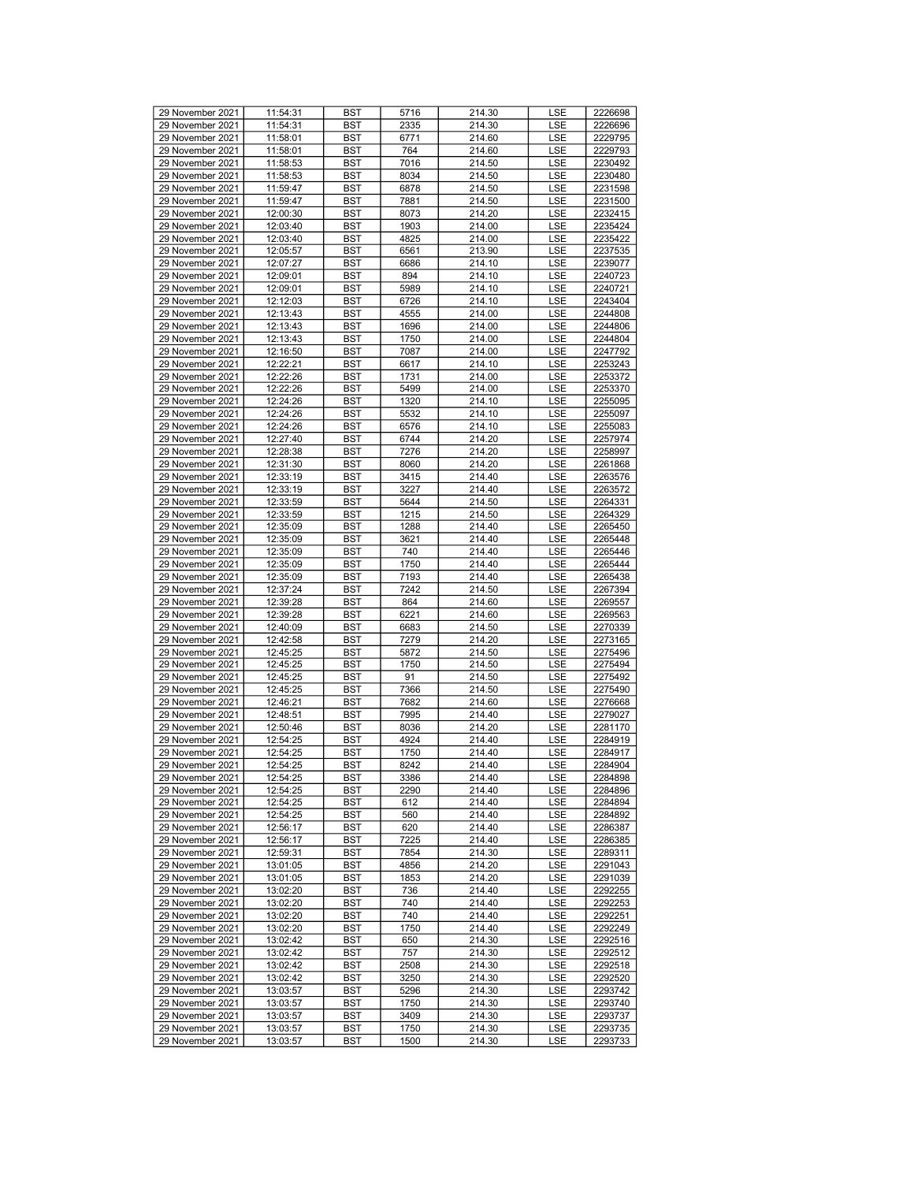| 29 November 2021 | 11:54:31 | BST | 5716 | 214.30 | LSE | 2226698 |
|---|---|---|---|---|---|---|
| 29 November 2021 | 11:54:31 | BST | 2335 | 214.30 | LSE | 2226696 |
| 29 November 2021 | 11:58:01 | BST | 6771 | 214.60 | LSE | 2229795 |
| 29 November 2021 | 11:58:01 | BST | 764 | 214.60 | LSE | 2229793 |
| 29 November 2021 | 11:58:53 | BST | 7016 | 214.50 | LSE | 2230492 |
| 29 November 2021 | 11:58:53 | BST | 8034 | 214.50 | LSE | 2230480 |
| 29 November 2021 | 11:59:47 | BST | 6878 | 214.50 | LSE | 2231598 |
| 29 November 2021 | 11:59:47 | BST | 7881 | 214.50 | LSE | 2231500 |
| 29 November 2021 | 12:00:30 | BST | 8073 | 214.20 | LSE | 2232415 |
| 29 November 2021 | 12:03:40 | BST | 1903 | 214.00 | LSE | 2235424 |
| 29 November 2021 | 12:03:40 | BST | 4825 | 214.00 | LSE | 2235422 |
| 29 November 2021 | 12:05:57 | BST | 6561 | 213.90 | LSE | 2237535 |
| 29 November 2021 | 12:07:27 | BST | 6686 | 214.10 | LSE | 2239077 |
| 29 November 2021 | 12:09:01 | BST | 894 | 214.10 | LSE | 2240723 |
| 29 November 2021 | 12:09:01 | BST | 5989 | 214.10 | LSE | 2240721 |
| 29 November 2021 | 12:12:03 | BST | 6726 | 214.10 | LSE | 2243404 |
| 29 November 2021 | 12:13:43 | BST | 4555 | 214.00 | LSE | 2244808 |
| 29 November 2021 | 12:13:43 | BST | 1696 | 214.00 | LSE | 2244806 |
| 29 November 2021 | 12:13:43 | BST | 1750 | 214.00 | LSE | 2244804 |
| 29 November 2021 | 12:16:50 | BST | 7087 | 214.00 | LSE | 2247792 |
| 29 November 2021 | 12:22:21 | BST | 6617 | 214.10 | LSE | 2253243 |
| 29 November 2021 | 12:22:26 | BST | 1731 | 214.00 | LSE | 2253372 |
| 29 November 2021 | 12:22:26 | BST | 5499 | 214.00 | LSE | 2253370 |
| 29 November 2021 | 12:24:26 | BST | 1320 | 214.10 | LSE | 2255095 |
| 29 November 2021 | 12:24:26 | BST | 5532 | 214.10 | LSE | 2255097 |
| 29 November 2021 | 12:24:26 | BST | 6576 | 214.10 | LSE | 2255083 |
| 29 November 2021 | 12:27:40 | BST | 6744 | 214.20 | LSE | 2257974 |
| 29 November 2021 | 12:28:38 | BST | 7276 | 214.20 | LSE | 2258997 |
| 29 November 2021 | 12:31:30 | BST | 8060 | 214.20 | LSE | 2261868 |
| 29 November 2021 | 12:33:19 | BST | 3415 | 214.40 | LSE | 2263576 |
| 29 November 2021 | 12:33:19 | BST | 3227 | 214.40 | LSE | 2263572 |
| 29 November 2021 | 12:33:59 | BST | 5644 | 214.50 | LSE | 2264331 |
| 29 November 2021 | 12:33:59 | BST | 1215 | 214.50 | LSE | 2264329 |
| 29 November 2021 | 12:35:09 | BST | 1288 | 214.40 | LSE | 2265450 |
| 29 November 2021 | 12:35:09 | BST | 3621 | 214.40 | LSE | 2265448 |
| 29 November 2021 | 12:35:09 | BST | 740 | 214.40 | LSE | 2265446 |
| 29 November 2021 | 12:35:09 | BST | 1750 | 214.40 | LSE | 2265444 |
| 29 November 2021 | 12:35:09 | BST | 7193 | 214.40 | LSE | 2265438 |
| 29 November 2021 | 12:37:24 | BST | 7242 | 214.50 | LSE | 2267394 |
| 29 November 2021 | 12:39:28 | BST | 864 | 214.60 | LSE | 2269557 |
| 29 November 2021 | 12:39:28 | BST | 6221 | 214.60 | LSE | 2269563 |
| 29 November 2021 | 12:40:09 | BST | 6683 | 214.50 | LSE | 2270339 |
| 29 November 2021 | 12:42:58 | BST | 7279 | 214.20 | LSE | 2273165 |
| 29 November 2021 | 12:45:25 | BST | 5872 | 214.50 | LSE | 2275496 |
| 29 November 2021 | 12:45:25 | BST | 1750 | 214.50 | LSE | 2275494 |
| 29 November 2021 | 12:45:25 | BST | 91 | 214.50 | LSE | 2275492 |
| 29 November 2021 | 12:45:25 | BST | 7366 | 214.50 | LSE | 2275490 |
| 29 November 2021 | 12:46:21 | BST | 7682 | 214.60 | LSE | 2276668 |
| 29 November 2021 | 12:48:51 | BST | 7995 | 214.40 | LSE | 2279027 |
| 29 November 2021 | 12:50:46 | BST | 8036 | 214.20 | LSE | 2281170 |
| 29 November 2021 | 12:54:25 | BST | 4924 | 214.40 | LSE | 2284919 |
| 29 November 2021 | 12:54:25 | BST | 1750 | 214.40 | LSE | 2284917 |
| 29 November 2021 | 12:54:25 | BST | 8242 | 214.40 | LSE | 2284904 |
| 29 November 2021 | 12:54:25 | BST | 3386 | 214.40 | LSE | 2284898 |
| 29 November 2021 | 12:54:25 | BST | 2290 | 214.40 | LSE | 2284896 |
| 29 November 2021 | 12:54:25 | BST | 612 | 214.40 | LSE | 2284894 |
| 29 November 2021 | 12:54:25 | BST | 560 | 214.40 | LSE | 2284892 |
| 29 November 2021 | 12:56:17 | BST | 620 | 214.40 | LSE | 2286387 |
| 29 November 2021 | 12:56:17 | BST | 7225 | 214.40 | LSE | 2286385 |
| 29 November 2021 | 12:59:31 | BST | 7854 | 214.30 | LSE | 2289311 |
| 29 November 2021 | 13:01:05 | BST | 4856 | 214.20 | LSE | 2291043 |
| 29 November 2021 | 13:01:05 | BST | 1853 | 214.20 | LSE | 2291039 |
| 29 November 2021 | 13:02:20 | BST | 736 | 214.40 | LSE | 2292255 |
| 29 November 2021 | 13:02:20 | BST | 740 | 214.40 | LSE | 2292253 |
| 29 November 2021 | 13:02:20 | BST | 740 | 214.40 | LSE | 2292251 |
| 29 November 2021 | 13:02:20 | BST | 1750 | 214.40 | LSE | 2292249 |
| 29 November 2021 | 13:02:42 | BST | 650 | 214.30 | LSE | 2292516 |
| 29 November 2021 | 13:02:42 | BST | 757 | 214.30 | LSE | 2292512 |
| 29 November 2021 | 13:02:42 | BST | 2508 | 214.30 | LSE | 2292518 |
| 29 November 2021 | 13:02:42 | BST | 3250 | 214.30 | LSE | 2292520 |
| 29 November 2021 | 13:03:57 | BST | 5296 | 214.30 | LSE | 2293742 |
| 29 November 2021 | 13:03:57 | BST | 1750 | 214.30 | LSE | 2293740 |
| 29 November 2021 | 13:03:57 | BST | 3409 | 214.30 | LSE | 2293737 |
| 29 November 2021 | 13:03:57 | BST | 1750 | 214.30 | LSE | 2293735 |
| 29 November 2021 | 13:03:57 | BST | 1500 | 214.30 | LSE | 2293733 |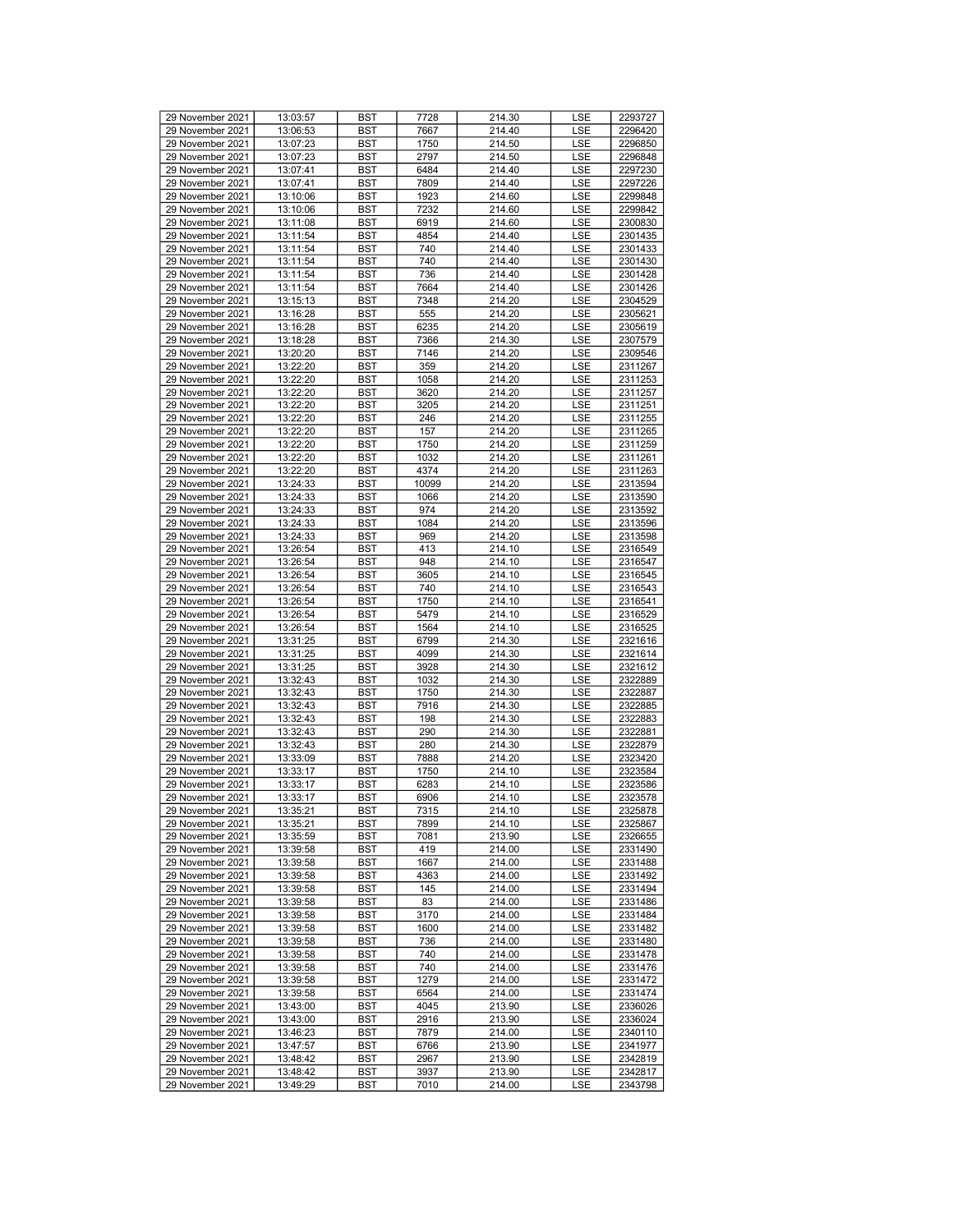| | | | | | | |
|---|---|---|---|---|---|---|
| 29 November 2021 | 13:03:57 | BST | 7728 | 214.30 | LSE | 2293727 |
| 29 November 2021 | 13:06:53 | BST | 7667 | 214.40 | LSE | 2296420 |
| 29 November 2021 | 13:07:23 | BST | 1750 | 214.50 | LSE | 2296850 |
| 29 November 2021 | 13:07:23 | BST | 2797 | 214.50 | LSE | 2296848 |
| 29 November 2021 | 13:07:41 | BST | 6484 | 214.40 | LSE | 2297230 |
| 29 November 2021 | 13:07:41 | BST | 7809 | 214.40 | LSE | 2297226 |
| 29 November 2021 | 13:10:06 | BST | 1923 | 214.60 | LSE | 2299848 |
| 29 November 2021 | 13:10:06 | BST | 7232 | 214.60 | LSE | 2299842 |
| 29 November 2021 | 13:11:08 | BST | 6919 | 214.60 | LSE | 2300830 |
| 29 November 2021 | 13:11:54 | BST | 4854 | 214.40 | LSE | 2301435 |
| 29 November 2021 | 13:11:54 | BST | 740 | 214.40 | LSE | 2301433 |
| 29 November 2021 | 13:11:54 | BST | 740 | 214.40 | LSE | 2301430 |
| 29 November 2021 | 13:11:54 | BST | 736 | 214.40 | LSE | 2301428 |
| 29 November 2021 | 13:11:54 | BST | 7664 | 214.40 | LSE | 2301426 |
| 29 November 2021 | 13:15:13 | BST | 7348 | 214.20 | LSE | 2304529 |
| 29 November 2021 | 13:16:28 | BST | 555 | 214.20 | LSE | 2305621 |
| 29 November 2021 | 13:16:28 | BST | 6235 | 214.20 | LSE | 2305619 |
| 29 November 2021 | 13:18:28 | BST | 7366 | 214.30 | LSE | 2307579 |
| 29 November 2021 | 13:20:20 | BST | 7146 | 214.20 | LSE | 2309546 |
| 29 November 2021 | 13:22:20 | BST | 359 | 214.20 | LSE | 2311267 |
| 29 November 2021 | 13:22:20 | BST | 1058 | 214.20 | LSE | 2311253 |
| 29 November 2021 | 13:22:20 | BST | 3620 | 214.20 | LSE | 2311257 |
| 29 November 2021 | 13:22:20 | BST | 3205 | 214.20 | LSE | 2311251 |
| 29 November 2021 | 13:22:20 | BST | 246 | 214.20 | LSE | 2311255 |
| 29 November 2021 | 13:22:20 | BST | 157 | 214.20 | LSE | 2311265 |
| 29 November 2021 | 13:22:20 | BST | 1750 | 214.20 | LSE | 2311259 |
| 29 November 2021 | 13:22:20 | BST | 1032 | 214.20 | LSE | 2311261 |
| 29 November 2021 | 13:22:20 | BST | 4374 | 214.20 | LSE | 2311263 |
| 29 November 2021 | 13:24:33 | BST | 10099 | 214.20 | LSE | 2313594 |
| 29 November 2021 | 13:24:33 | BST | 1066 | 214.20 | LSE | 2313590 |
| 29 November 2021 | 13:24:33 | BST | 974 | 214.20 | LSE | 2313592 |
| 29 November 2021 | 13:24:33 | BST | 1084 | 214.20 | LSE | 2313596 |
| 29 November 2021 | 13:24:33 | BST | 969 | 214.20 | LSE | 2313598 |
| 29 November 2021 | 13:26:54 | BST | 413 | 214.10 | LSE | 2316549 |
| 29 November 2021 | 13:26:54 | BST | 948 | 214.10 | LSE | 2316547 |
| 29 November 2021 | 13:26:54 | BST | 3605 | 214.10 | LSE | 2316545 |
| 29 November 2021 | 13:26:54 | BST | 740 | 214.10 | LSE | 2316543 |
| 29 November 2021 | 13:26:54 | BST | 1750 | 214.10 | LSE | 2316541 |
| 29 November 2021 | 13:26:54 | BST | 5479 | 214.10 | LSE | 2316529 |
| 29 November 2021 | 13:26:54 | BST | 1564 | 214.10 | LSE | 2316525 |
| 29 November 2021 | 13:31:25 | BST | 6799 | 214.30 | LSE | 2321616 |
| 29 November 2021 | 13:31:25 | BST | 4099 | 214.30 | LSE | 2321614 |
| 29 November 2021 | 13:31:25 | BST | 3928 | 214.30 | LSE | 2321612 |
| 29 November 2021 | 13:32:43 | BST | 1032 | 214.30 | LSE | 2322889 |
| 29 November 2021 | 13:32:43 | BST | 1750 | 214.30 | LSE | 2322887 |
| 29 November 2021 | 13:32:43 | BST | 7916 | 214.30 | LSE | 2322885 |
| 29 November 2021 | 13:32:43 | BST | 198 | 214.30 | LSE | 2322883 |
| 29 November 2021 | 13:32:43 | BST | 290 | 214.30 | LSE | 2322881 |
| 29 November 2021 | 13:32:43 | BST | 280 | 214.30 | LSE | 2322879 |
| 29 November 2021 | 13:33:09 | BST | 7888 | 214.20 | LSE | 2323420 |
| 29 November 2021 | 13:33:17 | BST | 1750 | 214.10 | LSE | 2323584 |
| 29 November 2021 | 13:33:17 | BST | 6283 | 214.10 | LSE | 2323586 |
| 29 November 2021 | 13:33:17 | BST | 6906 | 214.10 | LSE | 2323578 |
| 29 November 2021 | 13:35:21 | BST | 7315 | 214.10 | LSE | 2325878 |
| 29 November 2021 | 13:35:21 | BST | 7899 | 214.10 | LSE | 2325867 |
| 29 November 2021 | 13:35:59 | BST | 7081 | 213.90 | LSE | 2326655 |
| 29 November 2021 | 13:39:58 | BST | 419 | 214.00 | LSE | 2331490 |
| 29 November 2021 | 13:39:58 | BST | 1667 | 214.00 | LSE | 2331488 |
| 29 November 2021 | 13:39:58 | BST | 4363 | 214.00 | LSE | 2331492 |
| 29 November 2021 | 13:39:58 | BST | 145 | 214.00 | LSE | 2331494 |
| 29 November 2021 | 13:39:58 | BST | 83 | 214.00 | LSE | 2331486 |
| 29 November 2021 | 13:39:58 | BST | 3170 | 214.00 | LSE | 2331484 |
| 29 November 2021 | 13:39:58 | BST | 1600 | 214.00 | LSE | 2331482 |
| 29 November 2021 | 13:39:58 | BST | 736 | 214.00 | LSE | 2331480 |
| 29 November 2021 | 13:39:58 | BST | 740 | 214.00 | LSE | 2331478 |
| 29 November 2021 | 13:39:58 | BST | 740 | 214.00 | LSE | 2331476 |
| 29 November 2021 | 13:39:58 | BST | 1279 | 214.00 | LSE | 2331472 |
| 29 November 2021 | 13:39:58 | BST | 6564 | 214.00 | LSE | 2331474 |
| 29 November 2021 | 13:43:00 | BST | 4045 | 213.90 | LSE | 2336026 |
| 29 November 2021 | 13:43:00 | BST | 2916 | 213.90 | LSE | 2336024 |
| 29 November 2021 | 13:46:23 | BST | 7879 | 214.00 | LSE | 2340110 |
| 29 November 2021 | 13:47:57 | BST | 6766 | 213.90 | LSE | 2341977 |
| 29 November 2021 | 13:48:42 | BST | 2967 | 213.90 | LSE | 2342819 |
| 29 November 2021 | 13:48:42 | BST | 3937 | 213.90 | LSE | 2342817 |
| 29 November 2021 | 13:49:29 | BST | 7010 | 214.00 | LSE | 2343798 |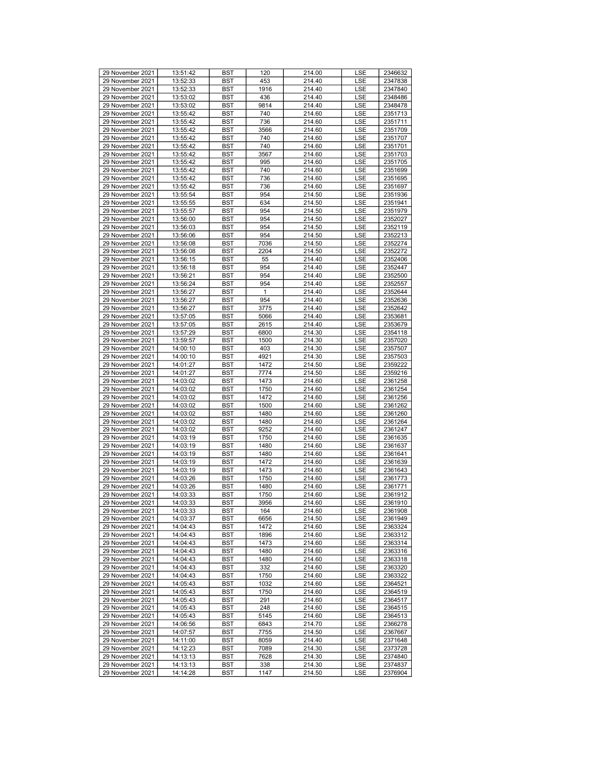| 29 November 2021 | 13:51:42 | BST | 120 | 214.00 | LSE | 2346632 |
|---|---|---|---|---|---|---|
| 29 November 2021 | 13:52:33 | BST | 453 | 214.40 | LSE | 2347838 |
| 29 November 2021 | 13:52:33 | BST | 1916 | 214.40 | LSE | 2347840 |
| 29 November 2021 | 13:53:02 | BST | 436 | 214.40 | LSE | 2348486 |
| 29 November 2021 | 13:53:02 | BST | 9814 | 214.40 | LSE | 2348478 |
| 29 November 2021 | 13:55:42 | BST | 740 | 214.60 | LSE | 2351713 |
| 29 November 2021 | 13:55:42 | BST | 736 | 214.60 | LSE | 2351711 |
| 29 November 2021 | 13:55:42 | BST | 3566 | 214.60 | LSE | 2351709 |
| 29 November 2021 | 13:55:42 | BST | 740 | 214.60 | LSE | 2351707 |
| 29 November 2021 | 13:55:42 | BST | 740 | 214.60 | LSE | 2351701 |
| 29 November 2021 | 13:55:42 | BST | 3567 | 214.60 | LSE | 2351703 |
| 29 November 2021 | 13:55:42 | BST | 995 | 214.60 | LSE | 2351705 |
| 29 November 2021 | 13:55:42 | BST | 740 | 214.60 | LSE | 2351699 |
| 29 November 2021 | 13:55:42 | BST | 736 | 214.60 | LSE | 2351695 |
| 29 November 2021 | 13:55:42 | BST | 736 | 214.60 | LSE | 2351697 |
| 29 November 2021 | 13:55:54 | BST | 954 | 214.50 | LSE | 2351936 |
| 29 November 2021 | 13:55:55 | BST | 634 | 214.50 | LSE | 2351941 |
| 29 November 2021 | 13:55:57 | BST | 954 | 214.50 | LSE | 2351979 |
| 29 November 2021 | 13:56:00 | BST | 954 | 214.50 | LSE | 2352027 |
| 29 November 2021 | 13:56:03 | BST | 954 | 214.50 | LSE | 2352119 |
| 29 November 2021 | 13:56:06 | BST | 954 | 214.50 | LSE | 2352213 |
| 29 November 2021 | 13:56:08 | BST | 7036 | 214.50 | LSE | 2352274 |
| 29 November 2021 | 13:56:08 | BST | 2204 | 214.50 | LSE | 2352272 |
| 29 November 2021 | 13:56:15 | BST | 55 | 214.40 | LSE | 2352406 |
| 29 November 2021 | 13:56:18 | BST | 954 | 214.40 | LSE | 2352447 |
| 29 November 2021 | 13:56:21 | BST | 954 | 214.40 | LSE | 2352500 |
| 29 November 2021 | 13:56:24 | BST | 954 | 214.40 | LSE | 2352557 |
| 29 November 2021 | 13:56:27 | BST | 1 | 214.40 | LSE | 2352644 |
| 29 November 2021 | 13:56:27 | BST | 954 | 214.40 | LSE | 2352636 |
| 29 November 2021 | 13:56:27 | BST | 3775 | 214.40 | LSE | 2352642 |
| 29 November 2021 | 13:57:05 | BST | 5066 | 214.40 | LSE | 2353681 |
| 29 November 2021 | 13:57:05 | BST | 2615 | 214.40 | LSE | 2353679 |
| 29 November 2021 | 13:57:29 | BST | 6800 | 214.30 | LSE | 2354118 |
| 29 November 2021 | 13:59:57 | BST | 1500 | 214.30 | LSE | 2357020 |
| 29 November 2021 | 14:00:10 | BST | 403 | 214.30 | LSE | 2357507 |
| 29 November 2021 | 14:00:10 | BST | 4921 | 214.30 | LSE | 2357503 |
| 29 November 2021 | 14:01:27 | BST | 1472 | 214.50 | LSE | 2359222 |
| 29 November 2021 | 14:01:27 | BST | 7774 | 214.50 | LSE | 2359216 |
| 29 November 2021 | 14:03:02 | BST | 1473 | 214.60 | LSE | 2361258 |
| 29 November 2021 | 14:03:02 | BST | 1750 | 214.60 | LSE | 2361254 |
| 29 November 2021 | 14:03:02 | BST | 1472 | 214.60 | LSE | 2361256 |
| 29 November 2021 | 14:03:02 | BST | 1500 | 214.60 | LSE | 2361262 |
| 29 November 2021 | 14:03:02 | BST | 1480 | 214.60 | LSE | 2361260 |
| 29 November 2021 | 14:03:02 | BST | 1480 | 214.60 | LSE | 2361264 |
| 29 November 2021 | 14:03:02 | BST | 9252 | 214.60 | LSE | 2361247 |
| 29 November 2021 | 14:03:19 | BST | 1750 | 214.60 | LSE | 2361635 |
| 29 November 2021 | 14:03:19 | BST | 1480 | 214.60 | LSE | 2361637 |
| 29 November 2021 | 14:03:19 | BST | 1480 | 214.60 | LSE | 2361641 |
| 29 November 2021 | 14:03:19 | BST | 1472 | 214.60 | LSE | 2361639 |
| 29 November 2021 | 14:03:19 | BST | 1473 | 214.60 | LSE | 2361643 |
| 29 November 2021 | 14:03:26 | BST | 1750 | 214.60 | LSE | 2361773 |
| 29 November 2021 | 14:03:26 | BST | 1480 | 214.60 | LSE | 2361771 |
| 29 November 2021 | 14:03:33 | BST | 1750 | 214.60 | LSE | 2361912 |
| 29 November 2021 | 14:03:33 | BST | 3956 | 214.60 | LSE | 2361910 |
| 29 November 2021 | 14:03:33 | BST | 164 | 214.60 | LSE | 2361908 |
| 29 November 2021 | 14:03:37 | BST | 6656 | 214.50 | LSE | 2361949 |
| 29 November 2021 | 14:04:43 | BST | 1472 | 214.60 | LSE | 2363324 |
| 29 November 2021 | 14:04:43 | BST | 1896 | 214.60 | LSE | 2363312 |
| 29 November 2021 | 14:04:43 | BST | 1473 | 214.60 | LSE | 2363314 |
| 29 November 2021 | 14:04:43 | BST | 1480 | 214.60 | LSE | 2363316 |
| 29 November 2021 | 14:04:43 | BST | 1480 | 214.60 | LSE | 2363318 |
| 29 November 2021 | 14:04:43 | BST | 332 | 214.60 | LSE | 2363320 |
| 29 November 2021 | 14:04:43 | BST | 1750 | 214.60 | LSE | 2363322 |
| 29 November 2021 | 14:05:43 | BST | 1032 | 214.60 | LSE | 2364521 |
| 29 November 2021 | 14:05:43 | BST | 1750 | 214.60 | LSE | 2364519 |
| 29 November 2021 | 14:05:43 | BST | 291 | 214.60 | LSE | 2364517 |
| 29 November 2021 | 14:05:43 | BST | 248 | 214.60 | LSE | 2364515 |
| 29 November 2021 | 14:05:43 | BST | 5145 | 214.60 | LSE | 2364513 |
| 29 November 2021 | 14:06:56 | BST | 6843 | 214.70 | LSE | 2366278 |
| 29 November 2021 | 14:07:57 | BST | 7755 | 214.50 | LSE | 2367667 |
| 29 November 2021 | 14:11:00 | BST | 8059 | 214.40 | LSE | 2371648 |
| 29 November 2021 | 14:12:23 | BST | 7089 | 214.30 | LSE | 2373728 |
| 29 November 2021 | 14:13:13 | BST | 7628 | 214.30 | LSE | 2374840 |
| 29 November 2021 | 14:13:13 | BST | 338 | 214.30 | LSE | 2374837 |
| 29 November 2021 | 14:14:28 | BST | 1147 | 214.50 | LSE | 2376904 |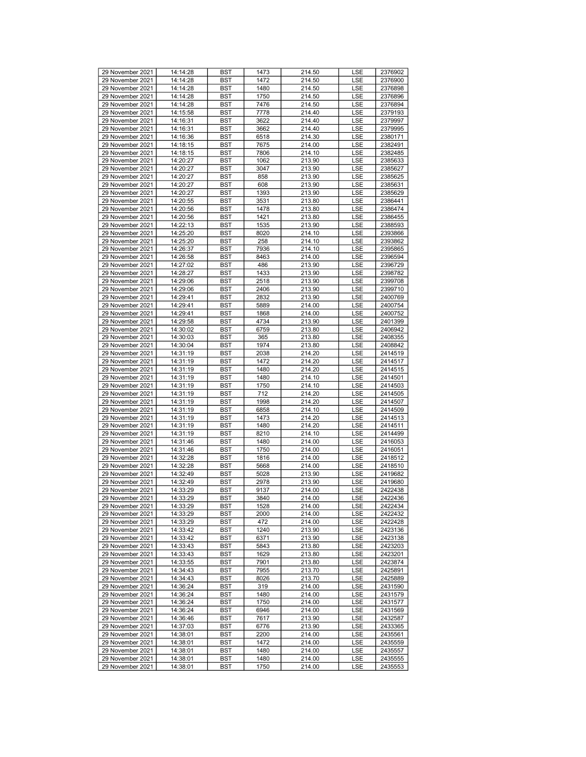| 29 November 2021 | 14:14:28 | BST | 1473 | 214.50 | LSE | 2376902 |
|---|---|---|---|---|---|---|
| 29 November 2021 | 14:14:28 | BST | 1472 | 214.50 | LSE | 2376900 |
| 29 November 2021 | 14:14:28 | BST | 1480 | 214.50 | LSE | 2376898 |
| 29 November 2021 | 14:14:28 | BST | 1750 | 214.50 | LSE | 2376896 |
| 29 November 2021 | 14:14:28 | BST | 7476 | 214.50 | LSE | 2376894 |
| 29 November 2021 | 14:15:58 | BST | 7778 | 214.40 | LSE | 2379193 |
| 29 November 2021 | 14:16:31 | BST | 3622 | 214.40 | LSE | 2379997 |
| 29 November 2021 | 14:16:31 | BST | 3662 | 214.40 | LSE | 2379995 |
| 29 November 2021 | 14:16:36 | BST | 6518 | 214.30 | LSE | 2380171 |
| 29 November 2021 | 14:18:15 | BST | 7675 | 214.00 | LSE | 2382491 |
| 29 November 2021 | 14:18:15 | BST | 7806 | 214.10 | LSE | 2382485 |
| 29 November 2021 | 14:20:27 | BST | 1062 | 213.90 | LSE | 2385633 |
| 29 November 2021 | 14:20:27 | BST | 3047 | 213.90 | LSE | 2385627 |
| 29 November 2021 | 14:20:27 | BST | 858 | 213.90 | LSE | 2385625 |
| 29 November 2021 | 14:20:27 | BST | 608 | 213.90 | LSE | 2385631 |
| 29 November 2021 | 14:20:27 | BST | 1393 | 213.90 | LSE | 2385629 |
| 29 November 2021 | 14:20:55 | BST | 3531 | 213.80 | LSE | 2386441 |
| 29 November 2021 | 14:20:56 | BST | 1478 | 213.80 | LSE | 2386474 |
| 29 November 2021 | 14:20:56 | BST | 1421 | 213.80 | LSE | 2386455 |
| 29 November 2021 | 14:22:13 | BST | 1535 | 213.90 | LSE | 2388593 |
| 29 November 2021 | 14:25:20 | BST | 8020 | 214.10 | LSE | 2393866 |
| 29 November 2021 | 14:25:20 | BST | 258 | 214.10 | LSE | 2393862 |
| 29 November 2021 | 14:26:37 | BST | 7936 | 214.10 | LSE | 2395865 |
| 29 November 2021 | 14:26:58 | BST | 8463 | 214.00 | LSE | 2396594 |
| 29 November 2021 | 14:27:02 | BST | 486 | 213.90 | LSE | 2396729 |
| 29 November 2021 | 14:28:27 | BST | 1433 | 213.90 | LSE | 2398782 |
| 29 November 2021 | 14:29:06 | BST | 2518 | 213.90 | LSE | 2399708 |
| 29 November 2021 | 14:29:06 | BST | 2406 | 213.90 | LSE | 2399710 |
| 29 November 2021 | 14:29:41 | BST | 2832 | 213.90 | LSE | 2400769 |
| 29 November 2021 | 14:29:41 | BST | 5889 | 214.00 | LSE | 2400754 |
| 29 November 2021 | 14:29:41 | BST | 1868 | 214.00 | LSE | 2400752 |
| 29 November 2021 | 14:29:58 | BST | 4734 | 213.90 | LSE | 2401399 |
| 29 November 2021 | 14:30:02 | BST | 6759 | 213.80 | LSE | 2406942 |
| 29 November 2021 | 14:30:03 | BST | 365 | 213.80 | LSE | 2408355 |
| 29 November 2021 | 14:30:04 | BST | 1974 | 213.80 | LSE | 2408842 |
| 29 November 2021 | 14:31:19 | BST | 2038 | 214.20 | LSE | 2414519 |
| 29 November 2021 | 14:31:19 | BST | 1472 | 214.20 | LSE | 2414517 |
| 29 November 2021 | 14:31:19 | BST | 1480 | 214.20 | LSE | 2414515 |
| 29 November 2021 | 14:31:19 | BST | 1480 | 214.10 | LSE | 2414501 |
| 29 November 2021 | 14:31:19 | BST | 1750 | 214.10 | LSE | 2414503 |
| 29 November 2021 | 14:31:19 | BST | 712 | 214.20 | LSE | 2414505 |
| 29 November 2021 | 14:31:19 | BST | 1998 | 214.20 | LSE | 2414507 |
| 29 November 2021 | 14:31:19 | BST | 6858 | 214.10 | LSE | 2414509 |
| 29 November 2021 | 14:31:19 | BST | 1473 | 214.20 | LSE | 2414513 |
| 29 November 2021 | 14:31:19 | BST | 1480 | 214.20 | LSE | 2414511 |
| 29 November 2021 | 14:31:19 | BST | 8210 | 214.10 | LSE | 2414499 |
| 29 November 2021 | 14:31:46 | BST | 1480 | 214.00 | LSE | 2416053 |
| 29 November 2021 | 14:31:46 | BST | 1750 | 214.00 | LSE | 2416051 |
| 29 November 2021 | 14:32:28 | BST | 1816 | 214.00 | LSE | 2418512 |
| 29 November 2021 | 14:32:28 | BST | 5668 | 214.00 | LSE | 2418510 |
| 29 November 2021 | 14:32:49 | BST | 5028 | 213.90 | LSE | 2419682 |
| 29 November 2021 | 14:32:49 | BST | 2978 | 213.90 | LSE | 2419680 |
| 29 November 2021 | 14:33:29 | BST | 9137 | 214.00 | LSE | 2422438 |
| 29 November 2021 | 14:33:29 | BST | 3840 | 214.00 | LSE | 2422436 |
| 29 November 2021 | 14:33:29 | BST | 1528 | 214.00 | LSE | 2422434 |
| 29 November 2021 | 14:33:29 | BST | 2000 | 214.00 | LSE | 2422432 |
| 29 November 2021 | 14:33:29 | BST | 472 | 214.00 | LSE | 2422428 |
| 29 November 2021 | 14:33:42 | BST | 1240 | 213.90 | LSE | 2423136 |
| 29 November 2021 | 14:33:42 | BST | 6371 | 213.90 | LSE | 2423138 |
| 29 November 2021 | 14:33:43 | BST | 5843 | 213.80 | LSE | 2423203 |
| 29 November 2021 | 14:33:43 | BST | 1629 | 213.80 | LSE | 2423201 |
| 29 November 2021 | 14:33:55 | BST | 7901 | 213.80 | LSE | 2423874 |
| 29 November 2021 | 14:34:43 | BST | 7955 | 213.70 | LSE | 2425891 |
| 29 November 2021 | 14:34:43 | BST | 8026 | 213.70 | LSE | 2425889 |
| 29 November 2021 | 14:36:24 | BST | 319 | 214.00 | LSE | 2431590 |
| 29 November 2021 | 14:36:24 | BST | 1480 | 214.00 | LSE | 2431579 |
| 29 November 2021 | 14:36:24 | BST | 1750 | 214.00 | LSE | 2431577 |
| 29 November 2021 | 14:36:24 | BST | 6946 | 214.00 | LSE | 2431569 |
| 29 November 2021 | 14:36:46 | BST | 7617 | 213.90 | LSE | 2432587 |
| 29 November 2021 | 14:37:03 | BST | 6776 | 213.90 | LSE | 2433365 |
| 29 November 2021 | 14:38:01 | BST | 2200 | 214.00 | LSE | 2435561 |
| 29 November 2021 | 14:38:01 | BST | 1472 | 214.00 | LSE | 2435559 |
| 29 November 2021 | 14:38:01 | BST | 1480 | 214.00 | LSE | 2435557 |
| 29 November 2021 | 14:38:01 | BST | 1480 | 214.00 | LSE | 2435555 |
| 29 November 2021 | 14:38:01 | BST | 1750 | 214.00 | LSE | 2435553 |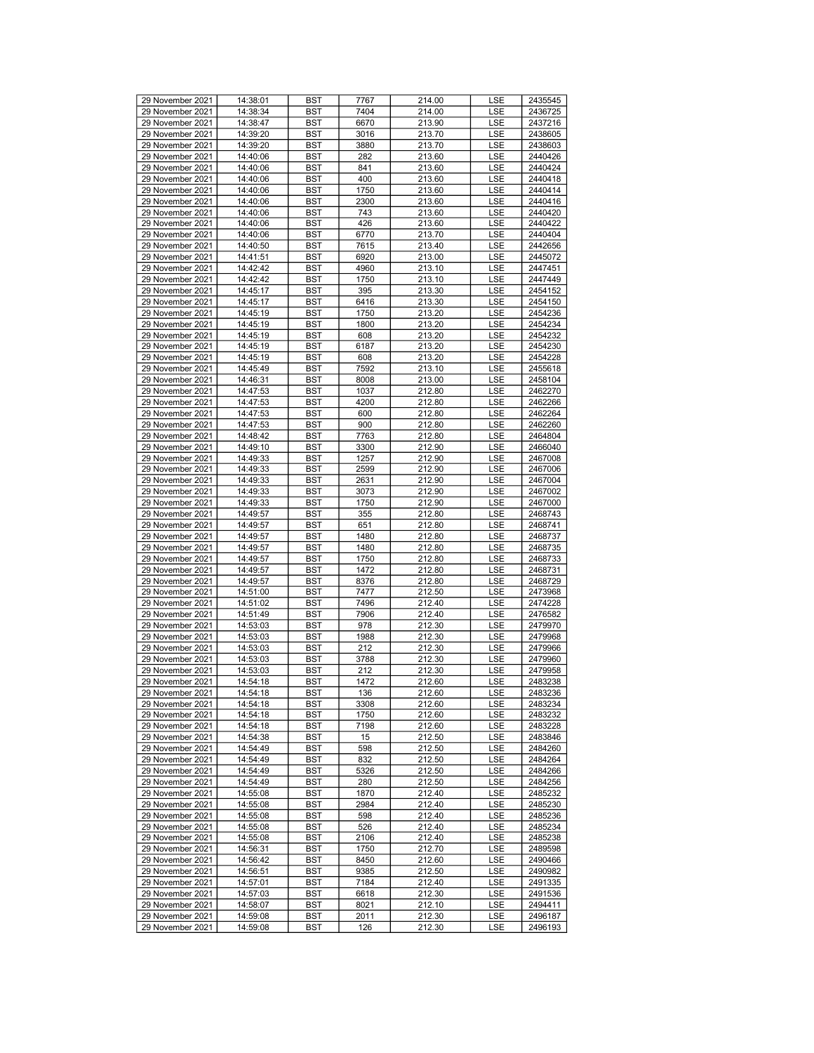| 29 November 2021 | 14:38:01 | BST | 7767 | 214.00 | LSE | 2435545 |
|---|---|---|---|---|---|---|
| 29 November 2021 | 14:38:34 | BST | 7404 | 214.00 | LSE | 2436725 |
| 29 November 2021 | 14:38:47 | BST | 6670 | 213.90 | LSE | 2437216 |
| 29 November 2021 | 14:39:20 | BST | 3016 | 213.70 | LSE | 2438605 |
| 29 November 2021 | 14:39:20 | BST | 3880 | 213.70 | LSE | 2438603 |
| 29 November 2021 | 14:40:06 | BST | 282 | 213.60 | LSE | 2440426 |
| 29 November 2021 | 14:40:06 | BST | 841 | 213.60 | LSE | 2440424 |
| 29 November 2021 | 14:40:06 | BST | 400 | 213.60 | LSE | 2440418 |
| 29 November 2021 | 14:40:06 | BST | 1750 | 213.60 | LSE | 2440414 |
| 29 November 2021 | 14:40:06 | BST | 2300 | 213.60 | LSE | 2440416 |
| 29 November 2021 | 14:40:06 | BST | 743 | 213.60 | LSE | 2440420 |
| 29 November 2021 | 14:40:06 | BST | 426 | 213.60 | LSE | 2440422 |
| 29 November 2021 | 14:40:06 | BST | 6770 | 213.70 | LSE | 2440404 |
| 29 November 2021 | 14:40:50 | BST | 7615 | 213.40 | LSE | 2442656 |
| 29 November 2021 | 14:41:51 | BST | 6920 | 213.00 | LSE | 2445072 |
| 29 November 2021 | 14:42:42 | BST | 4960 | 213.10 | LSE | 2447451 |
| 29 November 2021 | 14:42:42 | BST | 1750 | 213.10 | LSE | 2447449 |
| 29 November 2021 | 14:45:17 | BST | 395 | 213.30 | LSE | 2454152 |
| 29 November 2021 | 14:45:17 | BST | 6416 | 213.30 | LSE | 2454150 |
| 29 November 2021 | 14:45:19 | BST | 1750 | 213.20 | LSE | 2454236 |
| 29 November 2021 | 14:45:19 | BST | 1800 | 213.20 | LSE | 2454234 |
| 29 November 2021 | 14:45:19 | BST | 608 | 213.20 | LSE | 2454232 |
| 29 November 2021 | 14:45:19 | BST | 6187 | 213.20 | LSE | 2454230 |
| 29 November 2021 | 14:45:19 | BST | 608 | 213.20 | LSE | 2454228 |
| 29 November 2021 | 14:45:49 | BST | 7592 | 213.10 | LSE | 2455618 |
| 29 November 2021 | 14:46:31 | BST | 8008 | 213.00 | LSE | 2458104 |
| 29 November 2021 | 14:47:53 | BST | 1037 | 212.80 | LSE | 2462270 |
| 29 November 2021 | 14:47:53 | BST | 4200 | 212.80 | LSE | 2462266 |
| 29 November 2021 | 14:47:53 | BST | 600 | 212.80 | LSE | 2462264 |
| 29 November 2021 | 14:47:53 | BST | 900 | 212.80 | LSE | 2462260 |
| 29 November 2021 | 14:48:42 | BST | 7763 | 212.80 | LSE | 2464804 |
| 29 November 2021 | 14:49:10 | BST | 3300 | 212.90 | LSE | 2466040 |
| 29 November 2021 | 14:49:33 | BST | 1257 | 212.90 | LSE | 2467008 |
| 29 November 2021 | 14:49:33 | BST | 2599 | 212.90 | LSE | 2467006 |
| 29 November 2021 | 14:49:33 | BST | 2631 | 212.90 | LSE | 2467004 |
| 29 November 2021 | 14:49:33 | BST | 3073 | 212.90 | LSE | 2467002 |
| 29 November 2021 | 14:49:33 | BST | 1750 | 212.90 | LSE | 2467000 |
| 29 November 2021 | 14:49:57 | BST | 355 | 212.80 | LSE | 2468743 |
| 29 November 2021 | 14:49:57 | BST | 651 | 212.80 | LSE | 2468741 |
| 29 November 2021 | 14:49:57 | BST | 1480 | 212.80 | LSE | 2468737 |
| 29 November 2021 | 14:49:57 | BST | 1480 | 212.80 | LSE | 2468735 |
| 29 November 2021 | 14:49:57 | BST | 1750 | 212.80 | LSE | 2468733 |
| 29 November 2021 | 14:49:57 | BST | 1472 | 212.80 | LSE | 2468731 |
| 29 November 2021 | 14:49:57 | BST | 8376 | 212.80 | LSE | 2468729 |
| 29 November 2021 | 14:51:00 | BST | 7477 | 212.50 | LSE | 2473968 |
| 29 November 2021 | 14:51:02 | BST | 7496 | 212.40 | LSE | 2474228 |
| 29 November 2021 | 14:51:49 | BST | 7906 | 212.40 | LSE | 2476582 |
| 29 November 2021 | 14:53:03 | BST | 978 | 212.30 | LSE | 2479970 |
| 29 November 2021 | 14:53:03 | BST | 1988 | 212.30 | LSE | 2479968 |
| 29 November 2021 | 14:53:03 | BST | 212 | 212.30 | LSE | 2479966 |
| 29 November 2021 | 14:53:03 | BST | 3788 | 212.30 | LSE | 2479960 |
| 29 November 2021 | 14:53:03 | BST | 212 | 212.30 | LSE | 2479958 |
| 29 November 2021 | 14:54:18 | BST | 1472 | 212.60 | LSE | 2483238 |
| 29 November 2021 | 14:54:18 | BST | 136 | 212.60 | LSE | 2483236 |
| 29 November 2021 | 14:54:18 | BST | 3308 | 212.60 | LSE | 2483234 |
| 29 November 2021 | 14:54:18 | BST | 1750 | 212.60 | LSE | 2483232 |
| 29 November 2021 | 14:54:18 | BST | 7198 | 212.60 | LSE | 2483228 |
| 29 November 2021 | 14:54:38 | BST | 15 | 212.50 | LSE | 2483846 |
| 29 November 2021 | 14:54:49 | BST | 598 | 212.50 | LSE | 2484260 |
| 29 November 2021 | 14:54:49 | BST | 832 | 212.50 | LSE | 2484264 |
| 29 November 2021 | 14:54:49 | BST | 5326 | 212.50 | LSE | 2484266 |
| 29 November 2021 | 14:54:49 | BST | 280 | 212.50 | LSE | 2484256 |
| 29 November 2021 | 14:55:08 | BST | 1870 | 212.40 | LSE | 2485232 |
| 29 November 2021 | 14:55:08 | BST | 2984 | 212.40 | LSE | 2485230 |
| 29 November 2021 | 14:55:08 | BST | 598 | 212.40 | LSE | 2485236 |
| 29 November 2021 | 14:55:08 | BST | 526 | 212.40 | LSE | 2485234 |
| 29 November 2021 | 14:55:08 | BST | 2106 | 212.40 | LSE | 2485238 |
| 29 November 2021 | 14:56:31 | BST | 1750 | 212.70 | LSE | 2489598 |
| 29 November 2021 | 14:56:42 | BST | 8450 | 212.60 | LSE | 2490466 |
| 29 November 2021 | 14:56:51 | BST | 9385 | 212.50 | LSE | 2490982 |
| 29 November 2021 | 14:57:01 | BST | 7184 | 212.40 | LSE | 2491335 |
| 29 November 2021 | 14:57:03 | BST | 6618 | 212.30 | LSE | 2491536 |
| 29 November 2021 | 14:58:07 | BST | 8021 | 212.10 | LSE | 2494411 |
| 29 November 2021 | 14:59:08 | BST | 2011 | 212.30 | LSE | 2496187 |
| 29 November 2021 | 14:59:08 | BST | 126 | 212.30 | LSE | 2496193 |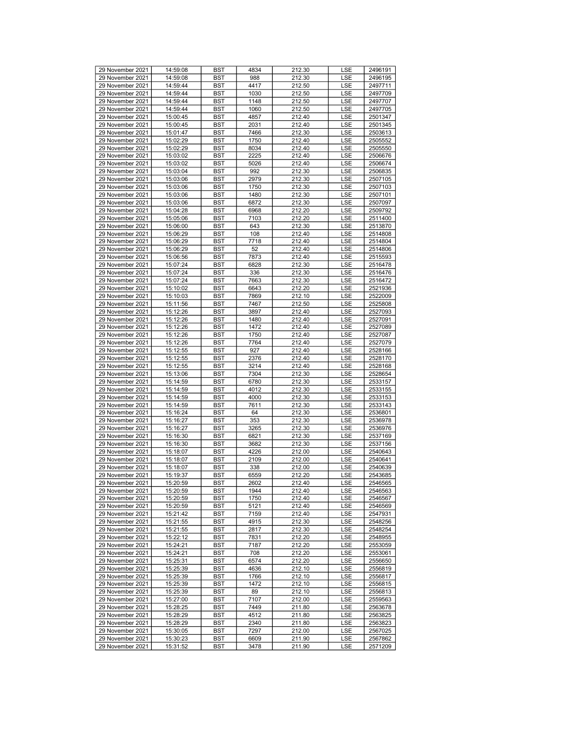| 29 November 2021 | 14:59:08 | BST | 4834 | 212.30 | LSE | 2496191 |
|---|---|---|---|---|---|---|
| 29 November 2021 | 14:59:08 | BST | 988 | 212.30 | LSE | 2496195 |
| 29 November 2021 | 14:59:44 | BST | 4417 | 212.50 | LSE | 2497711 |
| 29 November 2021 | 14:59:44 | BST | 1030 | 212.50 | LSE | 2497709 |
| 29 November 2021 | 14:59:44 | BST | 1148 | 212.50 | LSE | 2497707 |
| 29 November 2021 | 14:59:44 | BST | 1060 | 212.50 | LSE | 2497705 |
| 29 November 2021 | 15:00:45 | BST | 4857 | 212.40 | LSE | 2501347 |
| 29 November 2021 | 15:00:45 | BST | 2031 | 212.40 | LSE | 2501345 |
| 29 November 2021 | 15:01:47 | BST | 7466 | 212.30 | LSE | 2503613 |
| 29 November 2021 | 15:02:29 | BST | 1750 | 212.40 | LSE | 2505552 |
| 29 November 2021 | 15:02:29 | BST | 8034 | 212.40 | LSE | 2505550 |
| 29 November 2021 | 15:03:02 | BST | 2225 | 212.40 | LSE | 2506676 |
| 29 November 2021 | 15:03:02 | BST | 5026 | 212.40 | LSE | 2506674 |
| 29 November 2021 | 15:03:04 | BST | 992 | 212.30 | LSE | 2506835 |
| 29 November 2021 | 15:03:06 | BST | 2979 | 212.30 | LSE | 2507105 |
| 29 November 2021 | 15:03:06 | BST | 1750 | 212.30 | LSE | 2507103 |
| 29 November 2021 | 15:03:06 | BST | 1480 | 212.30 | LSE | 2507101 |
| 29 November 2021 | 15:03:06 | BST | 6872 | 212.30 | LSE | 2507097 |
| 29 November 2021 | 15:04:28 | BST | 6968 | 212.20 | LSE | 2509792 |
| 29 November 2021 | 15:05:06 | BST | 7103 | 212.20 | LSE | 2511400 |
| 29 November 2021 | 15:06:00 | BST | 643 | 212.30 | LSE | 2513870 |
| 29 November 2021 | 15:06:29 | BST | 108 | 212.40 | LSE | 2514808 |
| 29 November 2021 | 15:06:29 | BST | 7718 | 212.40 | LSE | 2514804 |
| 29 November 2021 | 15:06:29 | BST | 52 | 212.40 | LSE | 2514806 |
| 29 November 2021 | 15:06:56 | BST | 7873 | 212.40 | LSE | 2515593 |
| 29 November 2021 | 15:07:24 | BST | 6828 | 212.30 | LSE | 2516478 |
| 29 November 2021 | 15:07:24 | BST | 336 | 212.30 | LSE | 2516476 |
| 29 November 2021 | 15:07:24 | BST | 7663 | 212.30 | LSE | 2516472 |
| 29 November 2021 | 15:10:02 | BST | 6643 | 212.20 | LSE | 2521936 |
| 29 November 2021 | 15:10:03 | BST | 7869 | 212.10 | LSE | 2522009 |
| 29 November 2021 | 15:11:56 | BST | 7467 | 212.50 | LSE | 2525808 |
| 29 November 2021 | 15:12:26 | BST | 3897 | 212.40 | LSE | 2527093 |
| 29 November 2021 | 15:12:26 | BST | 1480 | 212.40 | LSE | 2527091 |
| 29 November 2021 | 15:12:26 | BST | 1472 | 212.40 | LSE | 2527089 |
| 29 November 2021 | 15:12:26 | BST | 1750 | 212.40 | LSE | 2527087 |
| 29 November 2021 | 15:12:26 | BST | 7764 | 212.40 | LSE | 2527079 |
| 29 November 2021 | 15:12:55 | BST | 927 | 212.40 | LSE | 2528166 |
| 29 November 2021 | 15:12:55 | BST | 2376 | 212.40 | LSE | 2528170 |
| 29 November 2021 | 15:12:55 | BST | 3214 | 212.40 | LSE | 2528168 |
| 29 November 2021 | 15:13:06 | BST | 7304 | 212.30 | LSE | 2528654 |
| 29 November 2021 | 15:14:59 | BST | 6780 | 212.30 | LSE | 2533157 |
| 29 November 2021 | 15:14:59 | BST | 4012 | 212.30 | LSE | 2533155 |
| 29 November 2021 | 15:14:59 | BST | 4000 | 212.30 | LSE | 2533153 |
| 29 November 2021 | 15:14:59 | BST | 7611 | 212.30 | LSE | 2533143 |
| 29 November 2021 | 15:16:24 | BST | 64 | 212.30 | LSE | 2536801 |
| 29 November 2021 | 15:16:27 | BST | 353 | 212.30 | LSE | 2536978 |
| 29 November 2021 | 15:16:27 | BST | 3265 | 212.30 | LSE | 2536976 |
| 29 November 2021 | 15:16:30 | BST | 6821 | 212.30 | LSE | 2537169 |
| 29 November 2021 | 15:16:30 | BST | 3682 | 212.30 | LSE | 2537156 |
| 29 November 2021 | 15:18:07 | BST | 4226 | 212.00 | LSE | 2540643 |
| 29 November 2021 | 15:18:07 | BST | 2109 | 212.00 | LSE | 2540641 |
| 29 November 2021 | 15:18:07 | BST | 338 | 212.00 | LSE | 2540639 |
| 29 November 2021 | 15:19:37 | BST | 6559 | 212.20 | LSE | 2543685 |
| 29 November 2021 | 15:20:59 | BST | 2602 | 212.40 | LSE | 2546565 |
| 29 November 2021 | 15:20:59 | BST | 1944 | 212.40 | LSE | 2546563 |
| 29 November 2021 | 15:20:59 | BST | 1750 | 212.40 | LSE | 2546567 |
| 29 November 2021 | 15:20:59 | BST | 5121 | 212.40 | LSE | 2546569 |
| 29 November 2021 | 15:21:42 | BST | 7159 | 212.40 | LSE | 2547931 |
| 29 November 2021 | 15:21:55 | BST | 4915 | 212.30 | LSE | 2548256 |
| 29 November 2021 | 15:21:55 | BST | 2817 | 212.30 | LSE | 2548254 |
| 29 November 2021 | 15:22:12 | BST | 7831 | 212.20 | LSE | 2548955 |
| 29 November 2021 | 15:24:21 | BST | 7187 | 212.20 | LSE | 2553059 |
| 29 November 2021 | 15:24:21 | BST | 708 | 212.20 | LSE | 2553061 |
| 29 November 2021 | 15:25:31 | BST | 6574 | 212.20 | LSE | 2556650 |
| 29 November 2021 | 15:25:39 | BST | 4636 | 212.10 | LSE | 2556819 |
| 29 November 2021 | 15:25:39 | BST | 1766 | 212.10 | LSE | 2556817 |
| 29 November 2021 | 15:25:39 | BST | 1472 | 212.10 | LSE | 2556815 |
| 29 November 2021 | 15:25:39 | BST | 89 | 212.10 | LSE | 2556813 |
| 29 November 2021 | 15:27:00 | BST | 7107 | 212.00 | LSE | 2559563 |
| 29 November 2021 | 15:28:25 | BST | 7449 | 211.80 | LSE | 2563678 |
| 29 November 2021 | 15:28:29 | BST | 4512 | 211.80 | LSE | 2563825 |
| 29 November 2021 | 15:28:29 | BST | 2340 | 211.80 | LSE | 2563823 |
| 29 November 2021 | 15:30:05 | BST | 7297 | 212.00 | LSE | 2567025 |
| 29 November 2021 | 15:30:23 | BST | 6609 | 211.90 | LSE | 2567862 |
| 29 November 2021 | 15:31:52 | BST | 3478 | 211.90 | LSE | 2571209 |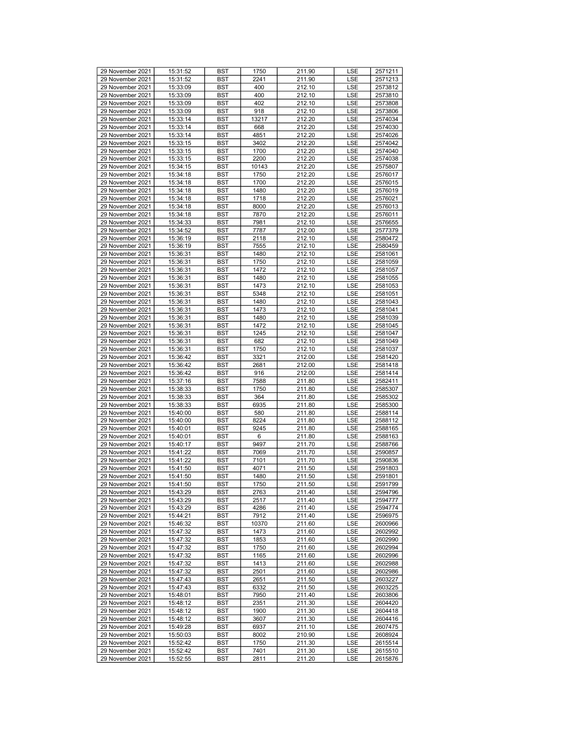| 29 November 2021 | 15:31:52 | BST | 1750 | 211.90 | LSE | 2571211 |
|---|---|---|---|---|---|---|
| 29 November 2021 | 15:31:52 | BST | 2241 | 211.90 | LSE | 2571213 |
| 29 November 2021 | 15:33:09 | BST | 400 | 212.10 | LSE | 2573812 |
| 29 November 2021 | 15:33:09 | BST | 400 | 212.10 | LSE | 2573810 |
| 29 November 2021 | 15:33:09 | BST | 402 | 212.10 | LSE | 2573808 |
| 29 November 2021 | 15:33:09 | BST | 918 | 212.10 | LSE | 2573806 |
| 29 November 2021 | 15:33:14 | BST | 13217 | 212.20 | LSE | 2574034 |
| 29 November 2021 | 15:33:14 | BST | 668 | 212.20 | LSE | 2574030 |
| 29 November 2021 | 15:33:14 | BST | 4851 | 212.20 | LSE | 2574026 |
| 29 November 2021 | 15:33:15 | BST | 3402 | 212.20 | LSE | 2574042 |
| 29 November 2021 | 15:33:15 | BST | 1700 | 212.20 | LSE | 2574040 |
| 29 November 2021 | 15:33:15 | BST | 2200 | 212.20 | LSE | 2574038 |
| 29 November 2021 | 15:34:15 | BST | 10143 | 212.20 | LSE | 2575807 |
| 29 November 2021 | 15:34:18 | BST | 1750 | 212.20 | LSE | 2576017 |
| 29 November 2021 | 15:34:18 | BST | 1700 | 212.20 | LSE | 2576015 |
| 29 November 2021 | 15:34:18 | BST | 1480 | 212.20 | LSE | 2576019 |
| 29 November 2021 | 15:34:18 | BST | 1718 | 212.20 | LSE | 2576021 |
| 29 November 2021 | 15:34:18 | BST | 8000 | 212.20 | LSE | 2576013 |
| 29 November 2021 | 15:34:18 | BST | 7870 | 212.20 | LSE | 2576011 |
| 29 November 2021 | 15:34:33 | BST | 7981 | 212.10 | LSE | 2576655 |
| 29 November 2021 | 15:34:52 | BST | 7787 | 212.00 | LSE | 2577379 |
| 29 November 2021 | 15:36:19 | BST | 2118 | 212.10 | LSE | 2580472 |
| 29 November 2021 | 15:36:19 | BST | 7555 | 212.10 | LSE | 2580459 |
| 29 November 2021 | 15:36:31 | BST | 1480 | 212.10 | LSE | 2581061 |
| 29 November 2021 | 15:36:31 | BST | 1750 | 212.10 | LSE | 2581059 |
| 29 November 2021 | 15:36:31 | BST | 1472 | 212.10 | LSE | 2581057 |
| 29 November 2021 | 15:36:31 | BST | 1480 | 212.10 | LSE | 2581055 |
| 29 November 2021 | 15:36:31 | BST | 1473 | 212.10 | LSE | 2581053 |
| 29 November 2021 | 15:36:31 | BST | 5348 | 212.10 | LSE | 2581051 |
| 29 November 2021 | 15:36:31 | BST | 1480 | 212.10 | LSE | 2581043 |
| 29 November 2021 | 15:36:31 | BST | 1473 | 212.10 | LSE | 2581041 |
| 29 November 2021 | 15:36:31 | BST | 1480 | 212.10 | LSE | 2581039 |
| 29 November 2021 | 15:36:31 | BST | 1472 | 212.10 | LSE | 2581045 |
| 29 November 2021 | 15:36:31 | BST | 1245 | 212.10 | LSE | 2581047 |
| 29 November 2021 | 15:36:31 | BST | 682 | 212.10 | LSE | 2581049 |
| 29 November 2021 | 15:36:31 | BST | 1750 | 212.10 | LSE | 2581037 |
| 29 November 2021 | 15:36:42 | BST | 3321 | 212.00 | LSE | 2581420 |
| 29 November 2021 | 15:36:42 | BST | 2681 | 212.00 | LSE | 2581418 |
| 29 November 2021 | 15:36:42 | BST | 916 | 212.00 | LSE | 2581414 |
| 29 November 2021 | 15:37:16 | BST | 7588 | 211.80 | LSE | 2582411 |
| 29 November 2021 | 15:38:33 | BST | 1750 | 211.80 | LSE | 2585307 |
| 29 November 2021 | 15:38:33 | BST | 364 | 211.80 | LSE | 2585302 |
| 29 November 2021 | 15:38:33 | BST | 6935 | 211.80 | LSE | 2585300 |
| 29 November 2021 | 15:40:00 | BST | 580 | 211.80 | LSE | 2588114 |
| 29 November 2021 | 15:40:00 | BST | 8224 | 211.80 | LSE | 2588112 |
| 29 November 2021 | 15:40:01 | BST | 9245 | 211.80 | LSE | 2588165 |
| 29 November 2021 | 15:40:01 | BST | 6 | 211.80 | LSE | 2588163 |
| 29 November 2021 | 15:40:17 | BST | 9497 | 211.70 | LSE | 2588766 |
| 29 November 2021 | 15:41:22 | BST | 7069 | 211.70 | LSE | 2590857 |
| 29 November 2021 | 15:41:22 | BST | 7101 | 211.70 | LSE | 2590836 |
| 29 November 2021 | 15:41:50 | BST | 4071 | 211.50 | LSE | 2591803 |
| 29 November 2021 | 15:41:50 | BST | 1480 | 211.50 | LSE | 2591801 |
| 29 November 2021 | 15:41:50 | BST | 1750 | 211.50 | LSE | 2591799 |
| 29 November 2021 | 15:43:29 | BST | 2763 | 211.40 | LSE | 2594796 |
| 29 November 2021 | 15:43:29 | BST | 2517 | 211.40 | LSE | 2594777 |
| 29 November 2021 | 15:43:29 | BST | 4286 | 211.40 | LSE | 2594774 |
| 29 November 2021 | 15:44:21 | BST | 7912 | 211.40 | LSE | 2596975 |
| 29 November 2021 | 15:46:32 | BST | 10370 | 211.60 | LSE | 2600966 |
| 29 November 2021 | 15:47:32 | BST | 1473 | 211.60 | LSE | 2602992 |
| 29 November 2021 | 15:47:32 | BST | 1853 | 211.60 | LSE | 2602990 |
| 29 November 2021 | 15:47:32 | BST | 1750 | 211.60 | LSE | 2602994 |
| 29 November 2021 | 15:47:32 | BST | 1165 | 211.60 | LSE | 2602996 |
| 29 November 2021 | 15:47:32 | BST | 1413 | 211.60 | LSE | 2602988 |
| 29 November 2021 | 15:47:32 | BST | 2501 | 211.60 | LSE | 2602986 |
| 29 November 2021 | 15:47:43 | BST | 2651 | 211.50 | LSE | 2603227 |
| 29 November 2021 | 15:47:43 | BST | 6332 | 211.50 | LSE | 2603225 |
| 29 November 2021 | 15:48:01 | BST | 7950 | 211.40 | LSE | 2603806 |
| 29 November 2021 | 15:48:12 | BST | 2351 | 211.30 | LSE | 2604420 |
| 29 November 2021 | 15:48:12 | BST | 1900 | 211.30 | LSE | 2604418 |
| 29 November 2021 | 15:48:12 | BST | 3607 | 211.30 | LSE | 2604416 |
| 29 November 2021 | 15:49:28 | BST | 6937 | 211.10 | LSE | 2607475 |
| 29 November 2021 | 15:50:03 | BST | 8002 | 210.90 | LSE | 2608924 |
| 29 November 2021 | 15:52:42 | BST | 1750 | 211.30 | LSE | 2615514 |
| 29 November 2021 | 15:52:42 | BST | 7401 | 211.30 | LSE | 2615510 |
| 29 November 2021 | 15:52:55 | BST | 2811 | 211.20 | LSE | 2615876 |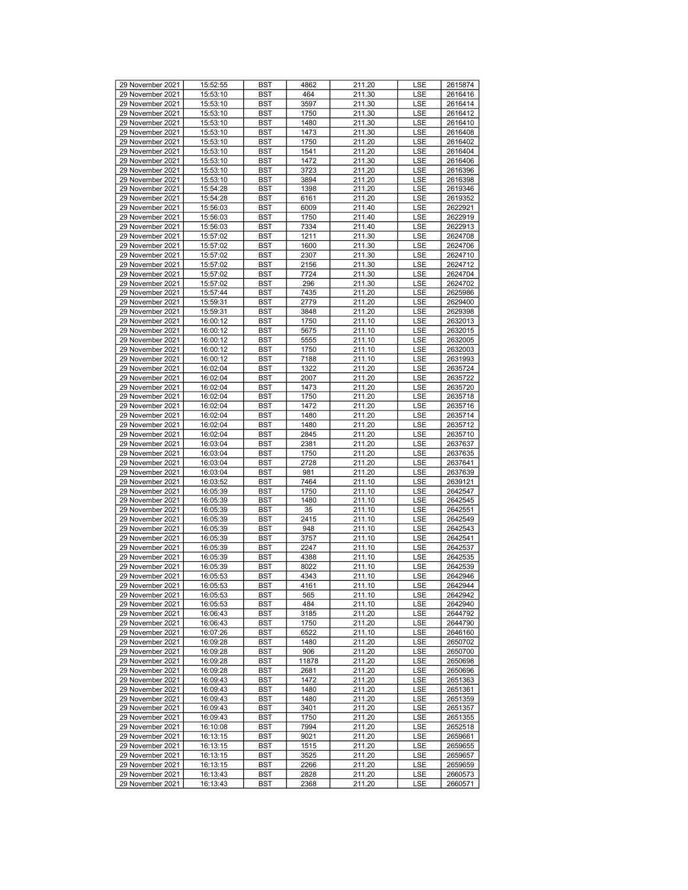| 29 November 2021 | 15:52:55 | BST | 4862 | 211.20 | LSE | 2615874 |
|---|---|---|---|---|---|---|
| 29 November 2021 | 15:53:10 | BST | 464 | 211.30 | LSE | 2616416 |
| 29 November 2021 | 15:53:10 | BST | 3597 | 211.30 | LSE | 2616414 |
| 29 November 2021 | 15:53:10 | BST | 1750 | 211.30 | LSE | 2616412 |
| 29 November 2021 | 15:53:10 | BST | 1480 | 211.30 | LSE | 2616410 |
| 29 November 2021 | 15:53:10 | BST | 1473 | 211.30 | LSE | 2616408 |
| 29 November 2021 | 15:53:10 | BST | 1750 | 211.20 | LSE | 2616402 |
| 29 November 2021 | 15:53:10 | BST | 1541 | 211.20 | LSE | 2616404 |
| 29 November 2021 | 15:53:10 | BST | 1472 | 211.30 | LSE | 2616406 |
| 29 November 2021 | 15:53:10 | BST | 3723 | 211.20 | LSE | 2616396 |
| 29 November 2021 | 15:53:10 | BST | 3894 | 211.20 | LSE | 2616398 |
| 29 November 2021 | 15:54:28 | BST | 1398 | 211.20 | LSE | 2619346 |
| 29 November 2021 | 15:54:28 | BST | 6161 | 211.20 | LSE | 2619352 |
| 29 November 2021 | 15:56:03 | BST | 6009 | 211.40 | LSE | 2622921 |
| 29 November 2021 | 15:56:03 | BST | 1750 | 211.40 | LSE | 2622919 |
| 29 November 2021 | 15:56:03 | BST | 7334 | 211.40 | LSE | 2622913 |
| 29 November 2021 | 15:57:02 | BST | 1211 | 211.30 | LSE | 2624708 |
| 29 November 2021 | 15:57:02 | BST | 1600 | 211.30 | LSE | 2624706 |
| 29 November 2021 | 15:57:02 | BST | 2307 | 211.30 | LSE | 2624710 |
| 29 November 2021 | 15:57:02 | BST | 2156 | 211.30 | LSE | 2624712 |
| 29 November 2021 | 15:57:02 | BST | 7724 | 211.30 | LSE | 2624704 |
| 29 November 2021 | 15:57:02 | BST | 296 | 211.30 | LSE | 2624702 |
| 29 November 2021 | 15:57:44 | BST | 7435 | 211.20 | LSE | 2625986 |
| 29 November 2021 | 15:59:31 | BST | 2779 | 211.20 | LSE | 2629400 |
| 29 November 2021 | 15:59:31 | BST | 3848 | 211.20 | LSE | 2629398 |
| 29 November 2021 | 16:00:12 | BST | 1750 | 211.10 | LSE | 2632013 |
| 29 November 2021 | 16:00:12 | BST | 5675 | 211.10 | LSE | 2632015 |
| 29 November 2021 | 16:00:12 | BST | 5555 | 211.10 | LSE | 2632005 |
| 29 November 2021 | 16:00:12 | BST | 1750 | 211.10 | LSE | 2632003 |
| 29 November 2021 | 16:00:12 | BST | 7188 | 211.10 | LSE | 2631993 |
| 29 November 2021 | 16:02:04 | BST | 1322 | 211.20 | LSE | 2635724 |
| 29 November 2021 | 16:02:04 | BST | 2007 | 211.20 | LSE | 2635722 |
| 29 November 2021 | 16:02:04 | BST | 1473 | 211.20 | LSE | 2635720 |
| 29 November 2021 | 16:02:04 | BST | 1750 | 211.20 | LSE | 2635718 |
| 29 November 2021 | 16:02:04 | BST | 1472 | 211.20 | LSE | 2635716 |
| 29 November 2021 | 16:02:04 | BST | 1480 | 211.20 | LSE | 2635714 |
| 29 November 2021 | 16:02:04 | BST | 1480 | 211.20 | LSE | 2635712 |
| 29 November 2021 | 16:02:04 | BST | 2845 | 211.20 | LSE | 2635710 |
| 29 November 2021 | 16:03:04 | BST | 2381 | 211.20 | LSE | 2637637 |
| 29 November 2021 | 16:03:04 | BST | 1750 | 211.20 | LSE | 2637635 |
| 29 November 2021 | 16:03:04 | BST | 2728 | 211.20 | LSE | 2637641 |
| 29 November 2021 | 16:03:04 | BST | 981 | 211.20 | LSE | 2637639 |
| 29 November 2021 | 16:03:52 | BST | 7464 | 211.10 | LSE | 2639121 |
| 29 November 2021 | 16:05:39 | BST | 1750 | 211.10 | LSE | 2642547 |
| 29 November 2021 | 16:05:39 | BST | 1480 | 211.10 | LSE | 2642545 |
| 29 November 2021 | 16:05:39 | BST | 35 | 211.10 | LSE | 2642551 |
| 29 November 2021 | 16:05:39 | BST | 2415 | 211.10 | LSE | 2642549 |
| 29 November 2021 | 16:05:39 | BST | 948 | 211.10 | LSE | 2642543 |
| 29 November 2021 | 16:05:39 | BST | 3757 | 211.10 | LSE | 2642541 |
| 29 November 2021 | 16:05:39 | BST | 2247 | 211.10 | LSE | 2642537 |
| 29 November 2021 | 16:05:39 | BST | 4388 | 211.10 | LSE | 2642535 |
| 29 November 2021 | 16:05:39 | BST | 8022 | 211.10 | LSE | 2642539 |
| 29 November 2021 | 16:05:53 | BST | 4343 | 211.10 | LSE | 2642946 |
| 29 November 2021 | 16:05:53 | BST | 4161 | 211.10 | LSE | 2642944 |
| 29 November 2021 | 16:05:53 | BST | 565 | 211.10 | LSE | 2642942 |
| 29 November 2021 | 16:05:53 | BST | 484 | 211.10 | LSE | 2642940 |
| 29 November 2021 | 16:06:43 | BST | 3185 | 211.20 | LSE | 2644792 |
| 29 November 2021 | 16:06:43 | BST | 1750 | 211.20 | LSE | 2644790 |
| 29 November 2021 | 16:07:26 | BST | 6522 | 211.10 | LSE | 2646160 |
| 29 November 2021 | 16:09:28 | BST | 1480 | 211.20 | LSE | 2650702 |
| 29 November 2021 | 16:09:28 | BST | 906 | 211.20 | LSE | 2650700 |
| 29 November 2021 | 16:09:28 | BST | 11878 | 211.20 | LSE | 2650698 |
| 29 November 2021 | 16:09:28 | BST | 2681 | 211.20 | LSE | 2650696 |
| 29 November 2021 | 16:09:43 | BST | 1472 | 211.20 | LSE | 2651363 |
| 29 November 2021 | 16:09:43 | BST | 1480 | 211.20 | LSE | 2651361 |
| 29 November 2021 | 16:09:43 | BST | 1480 | 211.20 | LSE | 2651359 |
| 29 November 2021 | 16:09:43 | BST | 3401 | 211.20 | LSE | 2651357 |
| 29 November 2021 | 16:09:43 | BST | 1750 | 211.20 | LSE | 2651355 |
| 29 November 2021 | 16:10:08 | BST | 7994 | 211.20 | LSE | 2652518 |
| 29 November 2021 | 16:13:15 | BST | 9021 | 211.20 | LSE | 2659661 |
| 29 November 2021 | 16:13:15 | BST | 1515 | 211.20 | LSE | 2659655 |
| 29 November 2021 | 16:13:15 | BST | 3525 | 211.20 | LSE | 2659657 |
| 29 November 2021 | 16:13:15 | BST | 2266 | 211.20 | LSE | 2659659 |
| 29 November 2021 | 16:13:43 | BST | 2828 | 211.20 | LSE | 2660573 |
| 29 November 2021 | 16:13:43 | BST | 2368 | 211.20 | LSE | 2660571 |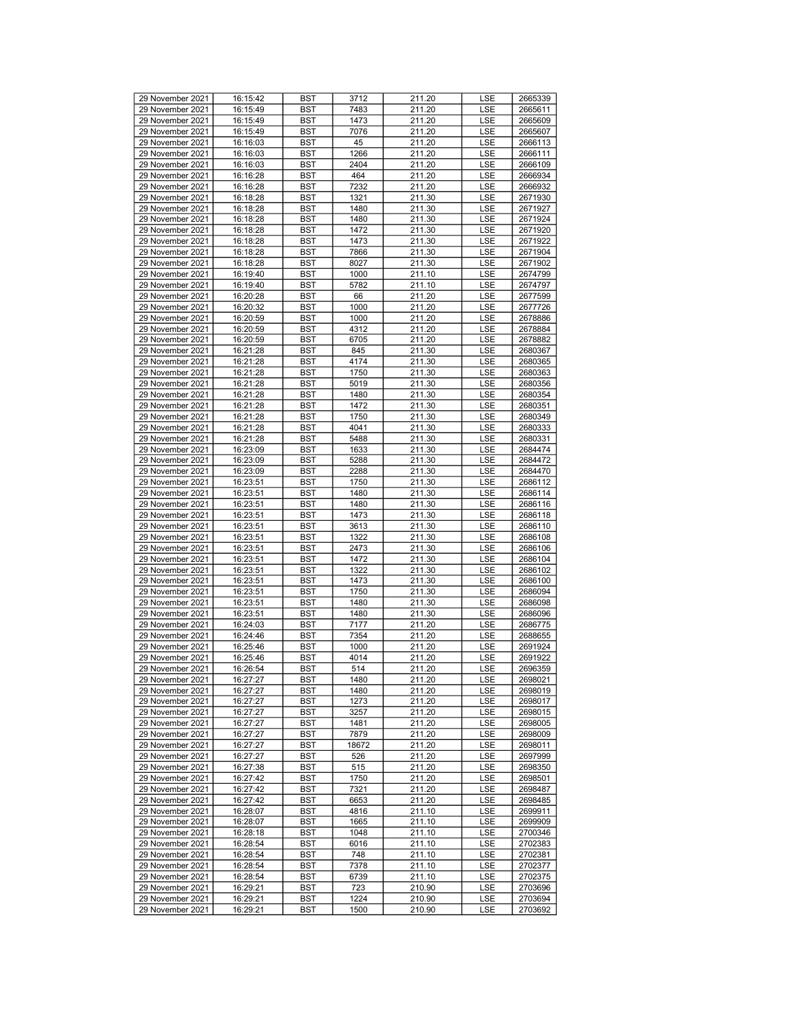| 29 November 2021 | 16:15:42 | BST | 3712 | 211.20 | LSE | 2665339 |
|---|---|---|---|---|---|---|
| 29 November 2021 | 16:15:49 | BST | 7483 | 211.20 | LSE | 2665611 |
| 29 November 2021 | 16:15:49 | BST | 1473 | 211.20 | LSE | 2665609 |
| 29 November 2021 | 16:15:49 | BST | 7076 | 211.20 | LSE | 2665607 |
| 29 November 2021 | 16:16:03 | BST | 45 | 211.20 | LSE | 2666113 |
| 29 November 2021 | 16:16:03 | BST | 1266 | 211.20 | LSE | 2666111 |
| 29 November 2021 | 16:16:03 | BST | 2404 | 211.20 | LSE | 2666109 |
| 29 November 2021 | 16:16:28 | BST | 464 | 211.20 | LSE | 2666934 |
| 29 November 2021 | 16:16:28 | BST | 7232 | 211.20 | LSE | 2666932 |
| 29 November 2021 | 16:18:28 | BST | 1321 | 211.30 | LSE | 2671930 |
| 29 November 2021 | 16:18:28 | BST | 1480 | 211.30 | LSE | 2671927 |
| 29 November 2021 | 16:18:28 | BST | 1480 | 211.30 | LSE | 2671924 |
| 29 November 2021 | 16:18:28 | BST | 1472 | 211.30 | LSE | 2671920 |
| 29 November 2021 | 16:18:28 | BST | 1473 | 211.30 | LSE | 2671922 |
| 29 November 2021 | 16:18:28 | BST | 7866 | 211.30 | LSE | 2671904 |
| 29 November 2021 | 16:18:28 | BST | 8027 | 211.30 | LSE | 2671902 |
| 29 November 2021 | 16:19:40 | BST | 1000 | 211.10 | LSE | 2674799 |
| 29 November 2021 | 16:19:40 | BST | 5782 | 211.10 | LSE | 2674797 |
| 29 November 2021 | 16:20:28 | BST | 66 | 211.20 | LSE | 2677599 |
| 29 November 2021 | 16:20:32 | BST | 1000 | 211.20 | LSE | 2677726 |
| 29 November 2021 | 16:20:59 | BST | 1000 | 211.20 | LSE | 2678886 |
| 29 November 2021 | 16:20:59 | BST | 4312 | 211.20 | LSE | 2678884 |
| 29 November 2021 | 16:20:59 | BST | 6705 | 211.20 | LSE | 2678882 |
| 29 November 2021 | 16:21:28 | BST | 845 | 211.30 | LSE | 2680367 |
| 29 November 2021 | 16:21:28 | BST | 4174 | 211.30 | LSE | 2680365 |
| 29 November 2021 | 16:21:28 | BST | 1750 | 211.30 | LSE | 2680363 |
| 29 November 2021 | 16:21:28 | BST | 5019 | 211.30 | LSE | 2680356 |
| 29 November 2021 | 16:21:28 | BST | 1480 | 211.30 | LSE | 2680354 |
| 29 November 2021 | 16:21:28 | BST | 1472 | 211.30 | LSE | 2680351 |
| 29 November 2021 | 16:21:28 | BST | 1750 | 211.30 | LSE | 2680349 |
| 29 November 2021 | 16:21:28 | BST | 4041 | 211.30 | LSE | 2680333 |
| 29 November 2021 | 16:21:28 | BST | 5488 | 211.30 | LSE | 2680331 |
| 29 November 2021 | 16:23:09 | BST | 1633 | 211.30 | LSE | 2684474 |
| 29 November 2021 | 16:23:09 | BST | 5288 | 211.30 | LSE | 2684472 |
| 29 November 2021 | 16:23:09 | BST | 2288 | 211.30 | LSE | 2684470 |
| 29 November 2021 | 16:23:51 | BST | 1750 | 211.30 | LSE | 2686112 |
| 29 November 2021 | 16:23:51 | BST | 1480 | 211.30 | LSE | 2686114 |
| 29 November 2021 | 16:23:51 | BST | 1480 | 211.30 | LSE | 2686116 |
| 29 November 2021 | 16:23:51 | BST | 1473 | 211.30 | LSE | 2686118 |
| 29 November 2021 | 16:23:51 | BST | 3613 | 211.30 | LSE | 2686110 |
| 29 November 2021 | 16:23:51 | BST | 1322 | 211.30 | LSE | 2686108 |
| 29 November 2021 | 16:23:51 | BST | 2473 | 211.30 | LSE | 2686106 |
| 29 November 2021 | 16:23:51 | BST | 1472 | 211.30 | LSE | 2686104 |
| 29 November 2021 | 16:23:51 | BST | 1322 | 211.30 | LSE | 2686102 |
| 29 November 2021 | 16:23:51 | BST | 1473 | 211.30 | LSE | 2686100 |
| 29 November 2021 | 16:23:51 | BST | 1750 | 211.30 | LSE | 2686094 |
| 29 November 2021 | 16:23:51 | BST | 1480 | 211.30 | LSE | 2686098 |
| 29 November 2021 | 16:23:51 | BST | 1480 | 211.30 | LSE | 2686096 |
| 29 November 2021 | 16:24:03 | BST | 7177 | 211.20 | LSE | 2686775 |
| 29 November 2021 | 16:24:46 | BST | 7354 | 211.20 | LSE | 2688655 |
| 29 November 2021 | 16:25:46 | BST | 1000 | 211.20 | LSE | 2691924 |
| 29 November 2021 | 16:25:46 | BST | 4014 | 211.20 | LSE | 2691922 |
| 29 November 2021 | 16:26:54 | BST | 514 | 211.20 | LSE | 2696359 |
| 29 November 2021 | 16:27:27 | BST | 1480 | 211.20 | LSE | 2698021 |
| 29 November 2021 | 16:27:27 | BST | 1480 | 211.20 | LSE | 2698019 |
| 29 November 2021 | 16:27:27 | BST | 1273 | 211.20 | LSE | 2698017 |
| 29 November 2021 | 16:27:27 | BST | 3257 | 211.20 | LSE | 2698015 |
| 29 November 2021 | 16:27:27 | BST | 1481 | 211.20 | LSE | 2698005 |
| 29 November 2021 | 16:27:27 | BST | 7879 | 211.20 | LSE | 2698009 |
| 29 November 2021 | 16:27:27 | BST | 18672 | 211.20 | LSE | 2698011 |
| 29 November 2021 | 16:27:27 | BST | 526 | 211.20 | LSE | 2697999 |
| 29 November 2021 | 16:27:38 | BST | 515 | 211.20 | LSE | 2698350 |
| 29 November 2021 | 16:27:42 | BST | 1750 | 211.20 | LSE | 2698501 |
| 29 November 2021 | 16:27:42 | BST | 7321 | 211.20 | LSE | 2698487 |
| 29 November 2021 | 16:27:42 | BST | 6653 | 211.20 | LSE | 2698485 |
| 29 November 2021 | 16:28:07 | BST | 4816 | 211.10 | LSE | 2699911 |
| 29 November 2021 | 16:28:07 | BST | 1665 | 211.10 | LSE | 2699909 |
| 29 November 2021 | 16:28:18 | BST | 1048 | 211.10 | LSE | 2700346 |
| 29 November 2021 | 16:28:54 | BST | 6016 | 211.10 | LSE | 2702383 |
| 29 November 2021 | 16:28:54 | BST | 748 | 211.10 | LSE | 2702381 |
| 29 November 2021 | 16:28:54 | BST | 7378 | 211.10 | LSE | 2702377 |
| 29 November 2021 | 16:28:54 | BST | 6739 | 211.10 | LSE | 2702375 |
| 29 November 2021 | 16:29:21 | BST | 723 | 210.90 | LSE | 2703696 |
| 29 November 2021 | 16:29:21 | BST | 1224 | 210.90 | LSE | 2703694 |
| 29 November 2021 | 16:29:21 | BST | 1500 | 210.90 | LSE | 2703692 |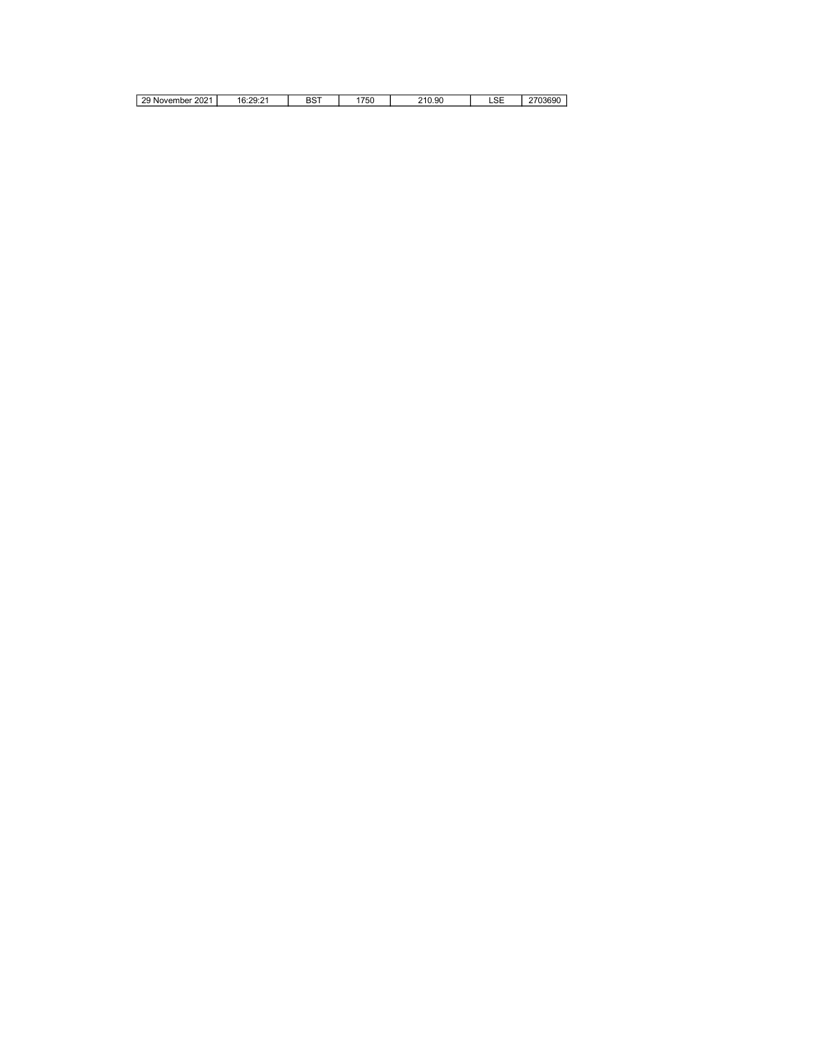| | | | | | | |
|---|---|---|---|---|---|---|
| 29 November 2021 | 16:29:21 | BST | 1750 | 210.90 | LSE | 2703690 |